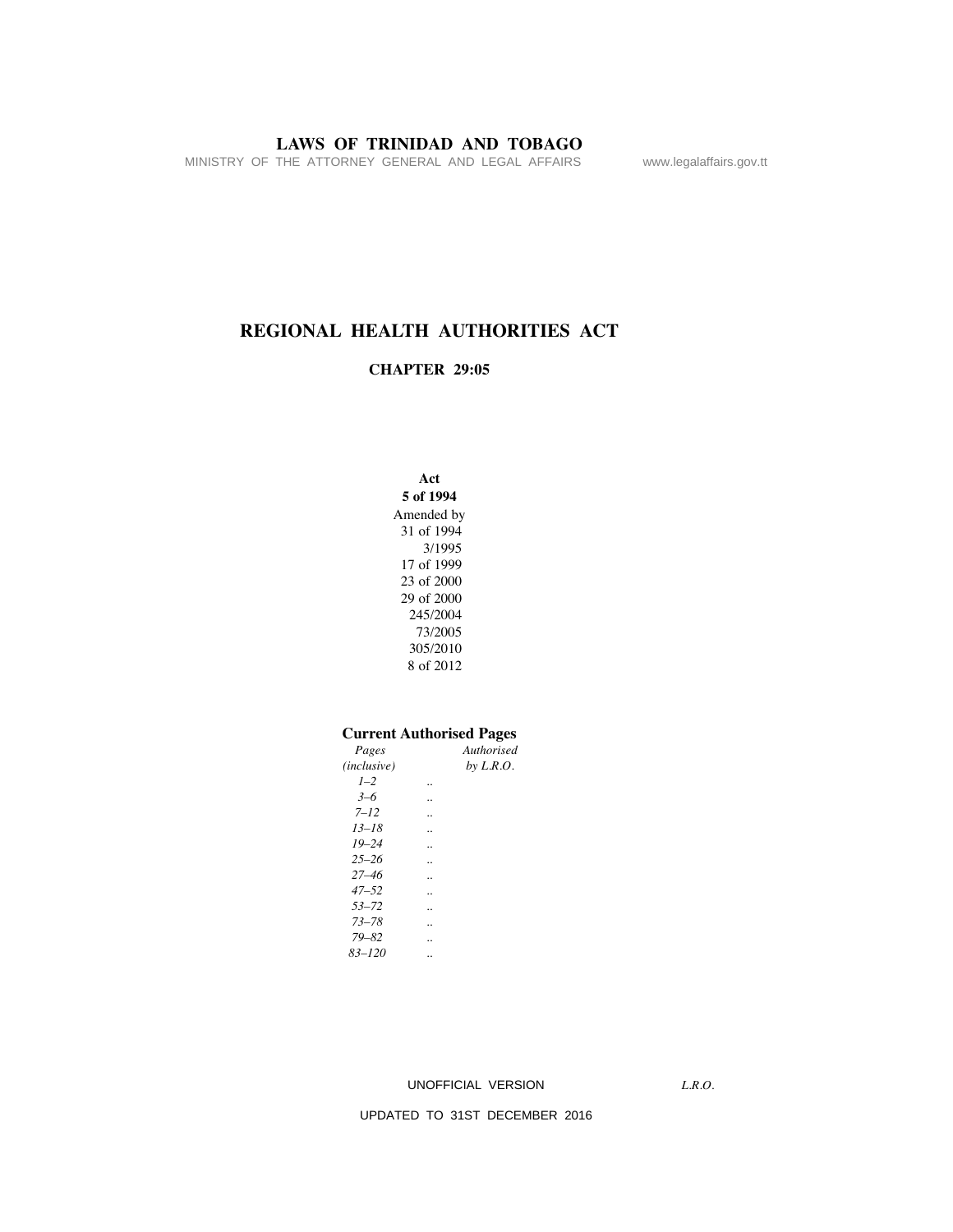# LAWS OF TRINIDAD AND TOBAGO

MINISTRY OF THE ATTORNEY GENERAL AND LEGAL AFFAIRS www.legalaffairs.gov.tt

# REGIONAL HEALTH AUTHORITIES ACT

## CHAPTER 29:05

**Act**
**5 of 1994**
Amended by
31 of 1994
3/1995
17 of 1999
23 of 2000
29 of 2000
245/2004
73/2005
305/2010
8 of 2012

**Current Authorised Pages**

| *Pages (inclusive)* | | *Authorised by L.R.O.* |
|---|---|---|
| *1–2* | .. | |
| *3–6* | .. | |
| *7–12* | .. | |
| *13–18* | .. | |
| *19–24* | .. | |
| *25–26* | .. | |
| *27–46* | .. | |
| *47–52* | .. | |
| *53–72* | .. | |
| *73–78* | .. | |
| *79–82* | .. | |
| *83–120* | .. | |

UNOFFICIAL VERSION *L.R.O.*

UPDATED TO 31ST DECEMBER 2016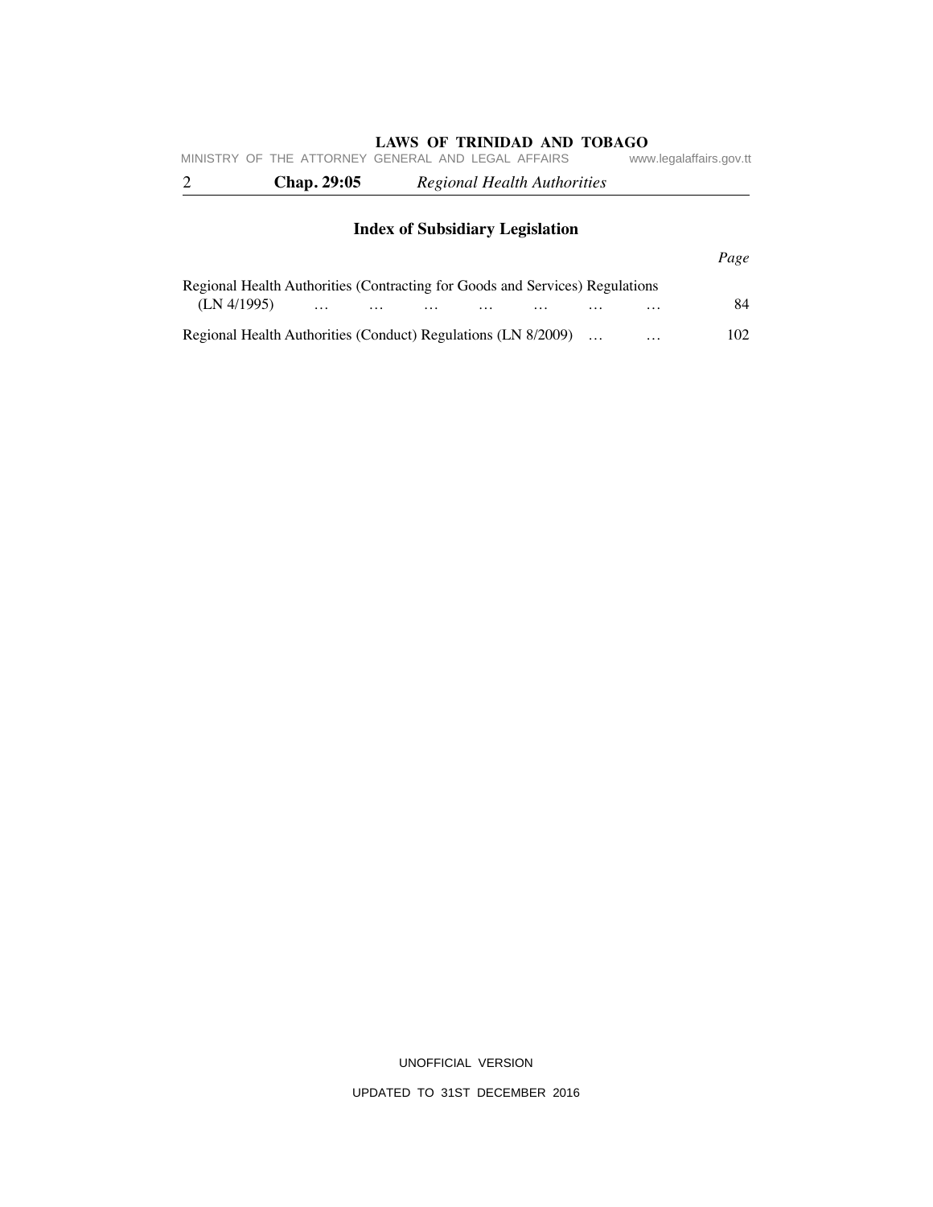## Index of Subsidiary Legislation

| | *Page* |
|---|---|
| Regional Health Authorities (Contracting for Goods and Services) Regulations (LN 4/1995) … … … … … … … | 84 |
| Regional Health Authorities (Conduct) Regulations (LN 8/2009) … … | 102 |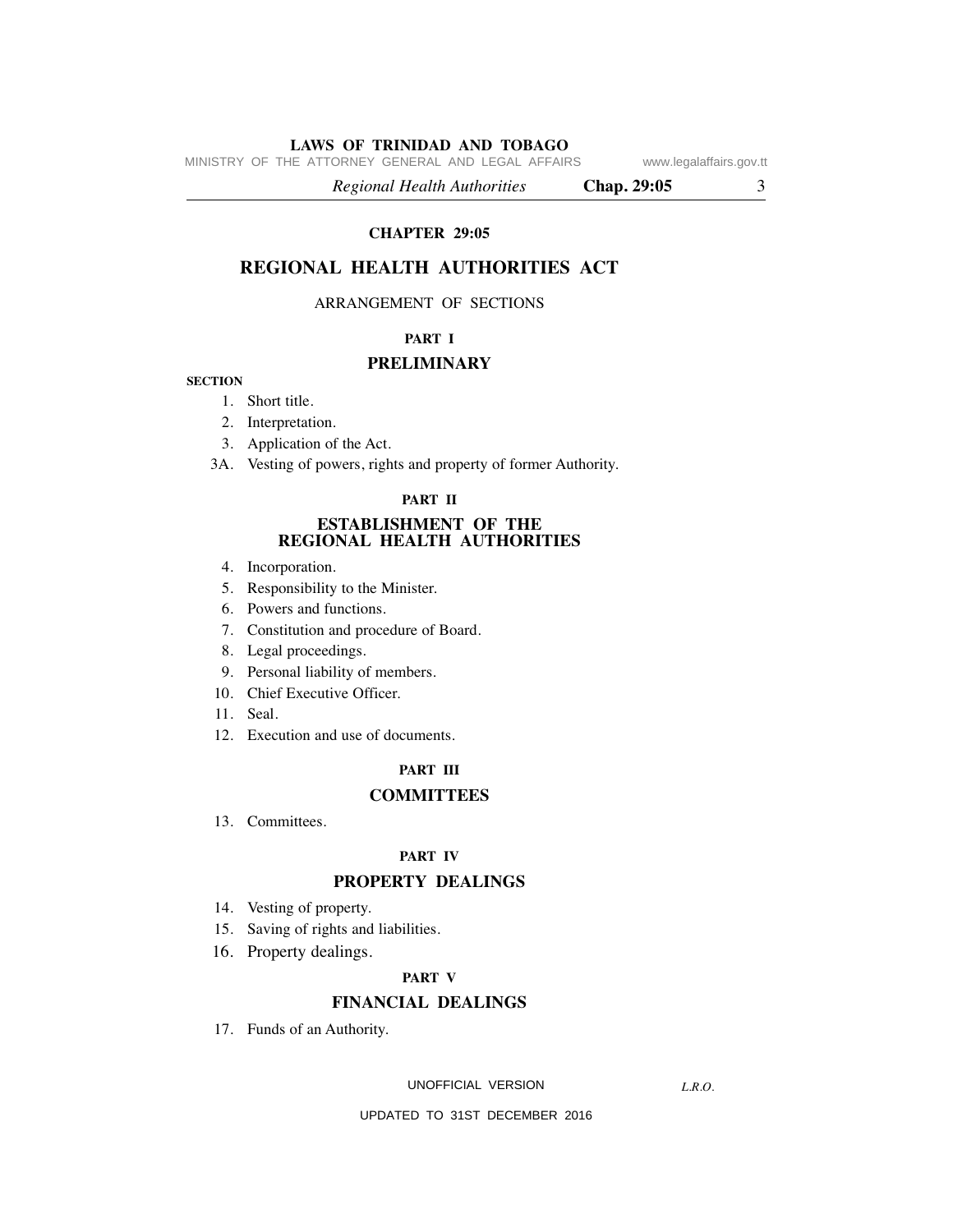# CHAPTER 29:05

# REGIONAL HEALTH AUTHORITIES ACT

ARRANGEMENT OF SECTIONS

## PART I

## PRELIMINARY

SECTION

1. Short title.
2. Interpretation.
3. Application of the Act.

3A. Vesting of powers, rights and property of former Authority.

## PART II

## ESTABLISHMENT OF THE REGIONAL HEALTH AUTHORITIES

4. Incorporation.
5. Responsibility to the Minister.
6. Powers and functions.
7. Constitution and procedure of Board.
8. Legal proceedings.
9. Personal liability of members.
10. Chief Executive Officer.
11. Seal.
12. Execution and use of documents.

## PART III

## COMMITTEES

13. Committees.

## PART IV

## PROPERTY DEALINGS

14. Vesting of property.
15. Saving of rights and liabilities.
16. Property dealings.

## PART V

## FINANCIAL DEALINGS

17. Funds of an Authority.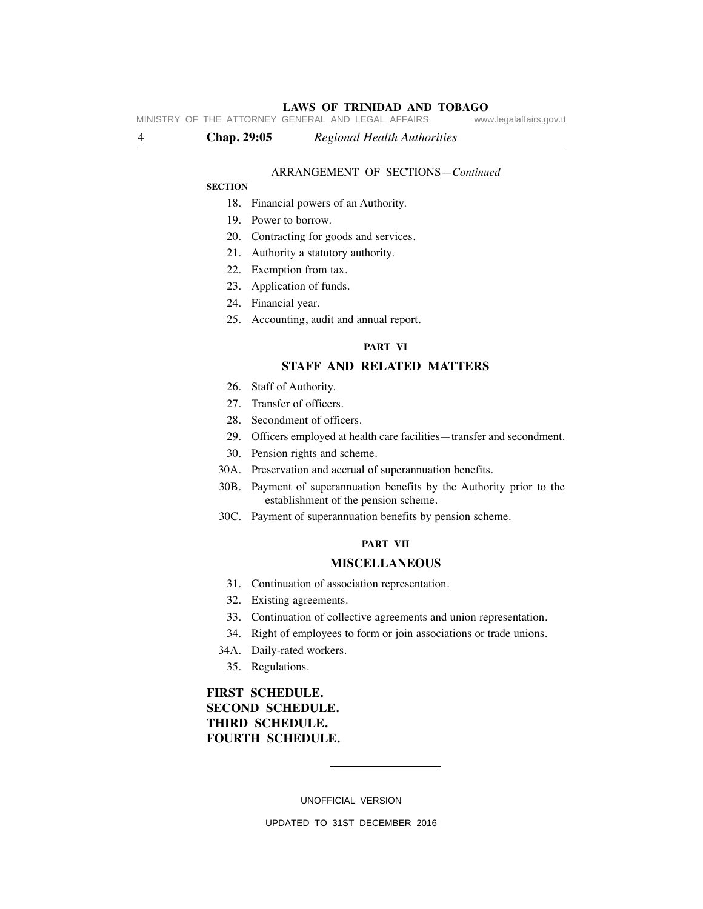ARRANGEMENT OF SECTIONS—*Continued*

**SECTION**

18. Financial powers of an Authority.
19. Power to borrow.
20. Contracting for goods and services.
21. Authority a statutory authority.
22. Exemption from tax.
23. Application of funds.
24. Financial year.
25. Accounting, audit and annual report.

**PART VI**

**STAFF AND RELATED MATTERS**

26. Staff of Authority.
27. Transfer of officers.
28. Secondment of officers.
29. Officers employed at health care facilities—transfer and secondment.
30. Pension rights and scheme.
30A. Preservation and accrual of superannuation benefits.
30B. Payment of superannuation benefits by the Authority prior to the establishment of the pension scheme.
30C. Payment of superannuation benefits by pension scheme.

**PART VII**

**MISCELLANEOUS**

31. Continuation of association representation.
32. Existing agreements.
33. Continuation of collective agreements and union representation.
34. Right of employees to form or join associations or trade unions.
34A. Daily-rated workers.
35. Regulations.

**FIRST SCHEDULE.**
**SECOND SCHEDULE.**
**THIRD SCHEDULE.**
**FOURTH SCHEDULE.**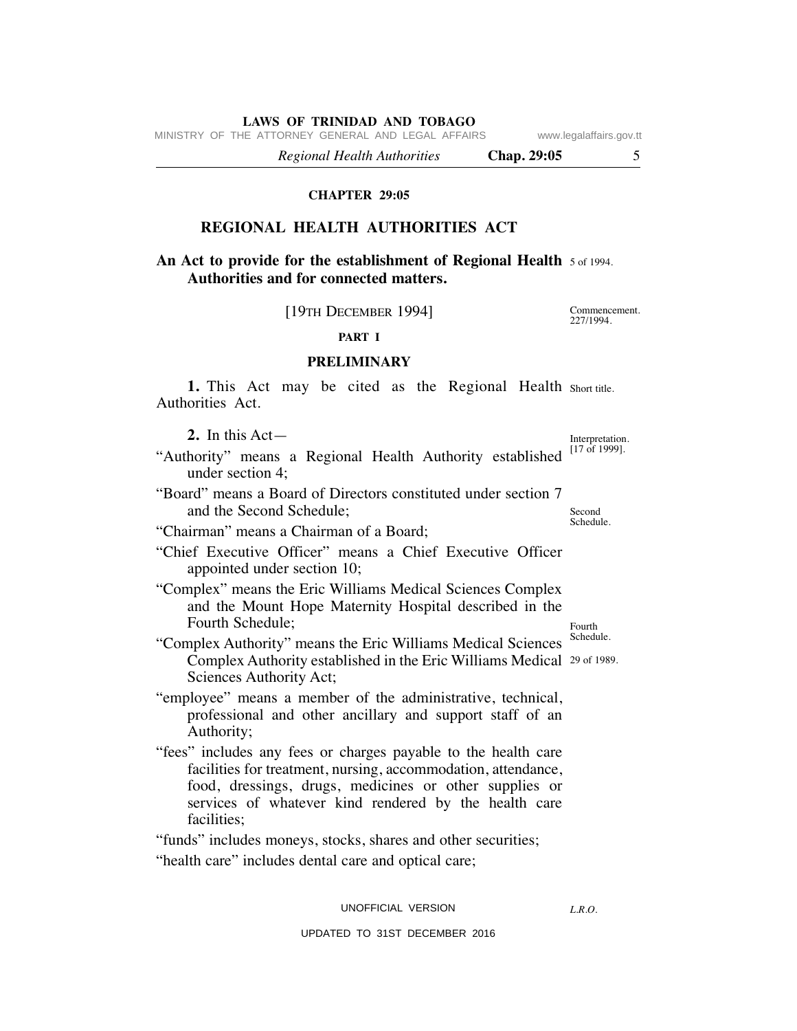# CHAPTER 29:05

## REGIONAL HEALTH AUTHORITIES ACT

**An Act to provide for the establishment of Regional Health Authorities and for connected matters.** 5 of 1994.

[19TH DECEMBER 1994] Commencement. 227/1994.

### PART I

### PRELIMINARY

**1.** This Act may be cited as the Regional Health Authorities Act. Short title.

**2.** In this Act— Interpretation. [17 of 1999].

"Authority" means a Regional Health Authority established under section 4;

"Board" means a Board of Directors constituted under section 7 and the Second Schedule; Second Schedule.

"Chairman" means a Chairman of a Board;

"Chief Executive Officer" means a Chief Executive Officer appointed under section 10;

"Complex" means the Eric Williams Medical Sciences Complex and the Mount Hope Maternity Hospital described in the Fourth Schedule; Fourth Schedule.

"Complex Authority" means the Eric Williams Medical Sciences Complex Authority established in the Eric Williams Medical Sciences Authority Act; 29 of 1989.

"employee" means a member of the administrative, technical, professional and other ancillary and support staff of an Authority;

"fees" includes any fees or charges payable to the health care facilities for treatment, nursing, accommodation, attendance, food, dressings, drugs, medicines or other supplies or services of whatever kind rendered by the health care facilities;

"funds" includes moneys, stocks, shares and other securities;

"health care" includes dental care and optical care;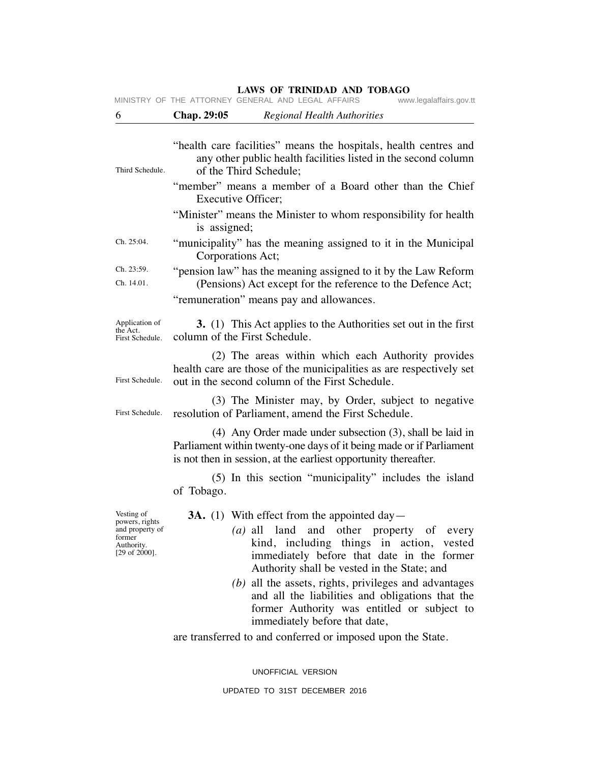"health care facilities" means the hospitals, health centres and any other public health facilities listed in the second column of the Third Schedule;

"member" means a member of a Board other than the Chief Executive Officer;

"Minister" means the Minister to whom responsibility for health is assigned;

"municipality" has the meaning assigned to it in the Municipal Corporations Act;

"pension law" has the meaning assigned to it by the Law Reform (Pensions) Act except for the reference to the Defence Act;

"remuneration" means pay and allowances.

Third Schedule.

Ch. 25:04.

Ch. 23:59.

Ch. 14.01.

Application of the Act. First Schedule.

**3.** (1) This Act applies to the Authorities set out in the first column of the First Schedule.

(2) The areas within which each Authority provides health care are those of the municipalities as are respectively set out in the second column of the First Schedule.

First Schedule.

(3) The Minister may, by Order, subject to negative resolution of Parliament, amend the First Schedule.

First Schedule.

(4) Any Order made under subsection (3), shall be laid in Parliament within twenty-one days of it being made or if Parliament is not then in session, at the earliest opportunity thereafter.

(5) In this section "municipality" includes the island of Tobago.

Vesting of powers, rights and property of former Authority. [29 of 2000].

**3A.** (1) With effect from the appointed day—

*(a)* all land and other property of every kind, including things in action, vested immediately before that date in the former Authority shall be vested in the State; and

*(b)* all the assets, rights, privileges and advantages and all the liabilities and obligations that the former Authority was entitled or subject to immediately before that date,

are transferred to and conferred or imposed upon the State.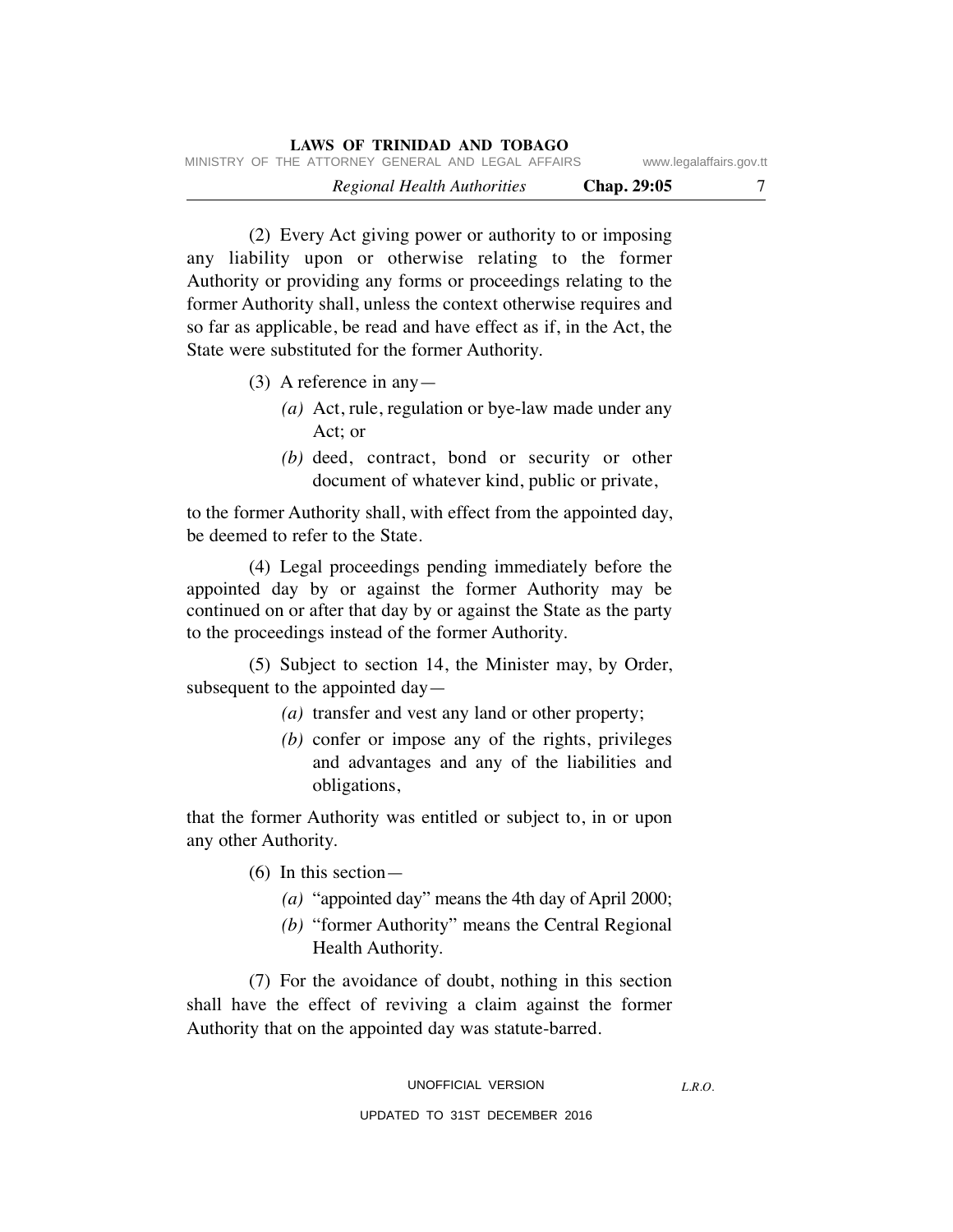(2) Every Act giving power or authority to or imposing any liability upon or otherwise relating to the former Authority or providing any forms or proceedings relating to the former Authority shall, unless the context otherwise requires and so far as applicable, be read and have effect as if, in the Act, the State were substituted for the former Authority.

(3) A reference in any—

*(a)* Act, rule, regulation or bye-law made under any Act; or

*(b)* deed, contract, bond or security or other document of whatever kind, public or private,

to the former Authority shall, with effect from the appointed day, be deemed to refer to the State.

(4) Legal proceedings pending immediately before the appointed day by or against the former Authority may be continued on or after that day by or against the State as the party to the proceedings instead of the former Authority.

(5) Subject to section 14, the Minister may, by Order, subsequent to the appointed day—

*(a)* transfer and vest any land or other property;

*(b)* confer or impose any of the rights, privileges and advantages and any of the liabilities and obligations,

that the former Authority was entitled or subject to, in or upon any other Authority.

(6) In this section—

*(a)* "appointed day" means the 4th day of April 2000;

*(b)* "former Authority" means the Central Regional Health Authority.

(7) For the avoidance of doubt, nothing in this section shall have the effect of reviving a claim against the former Authority that on the appointed day was statute-barred.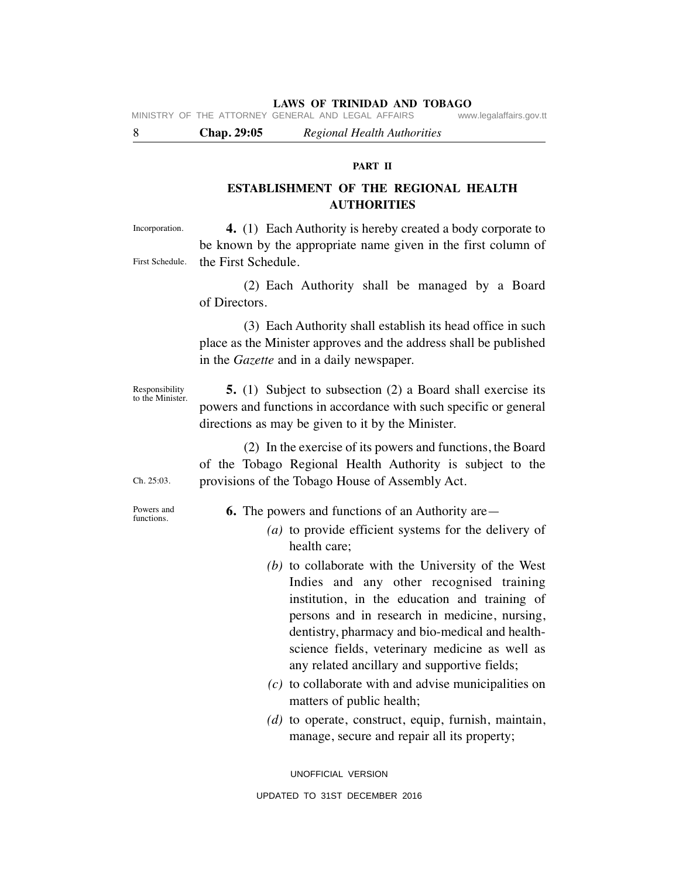## PART II

## ESTABLISHMENT OF THE REGIONAL HEALTH AUTHORITIES

Incorporation.

**4.** (1) Each Authority is hereby created a body corporate to be known by the appropriate name given in the first column of the First Schedule.

First Schedule.

(2) Each Authority shall be managed by a Board of Directors.

(3) Each Authority shall establish its head office in such place as the Minister approves and the address shall be published in the *Gazette* and in a daily newspaper.

Responsibility to the Minister.

**5.** (1) Subject to subsection (2) a Board shall exercise its powers and functions in accordance with such specific or general directions as may be given to it by the Minister.

(2) In the exercise of its powers and functions, the Board of the Tobago Regional Health Authority is subject to the provisions of the Tobago House of Assembly Act.

Ch. 25:03.

Powers and functions.

**6.** The powers and functions of an Authority are—

*(a)* to provide efficient systems for the delivery of health care;

*(b)* to collaborate with the University of the West Indies and any other recognised training institution, in the education and training of persons and in research in medicine, nursing, dentistry, pharmacy and bio-medical and health-science fields, veterinary medicine as well as any related ancillary and supportive fields;

*(c)* to collaborate with and advise municipalities on matters of public health;

*(d)* to operate, construct, equip, furnish, maintain, manage, secure and repair all its property;

UNOFFICIAL VERSION

UPDATED TO 31ST DECEMBER 2016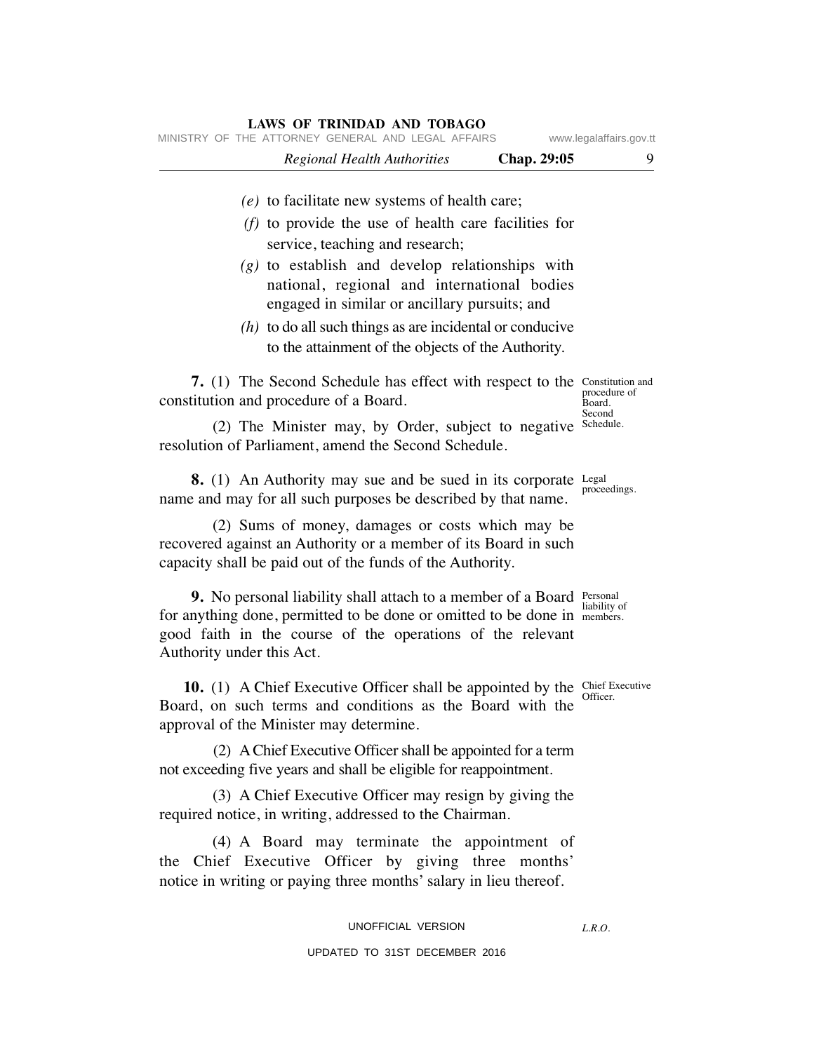*(e)* to facilitate new systems of health care;

*(f)* to provide the use of health care facilities for service, teaching and research;

*(g)* to establish and develop relationships with national, regional and international bodies engaged in similar or ancillary pursuits; and

*(h)* to do all such things as are incidental or conducive to the attainment of the objects of the Authority.

Constitution and procedure of Board. Second Schedule.

**7.** (1) The Second Schedule has effect with respect to the constitution and procedure of a Board.

(2) The Minister may, by Order, subject to negative resolution of Parliament, amend the Second Schedule.

Legal proceedings.

**8.** (1) An Authority may sue and be sued in its corporate name and may for all such purposes be described by that name.

(2) Sums of money, damages or costs which may be recovered against an Authority or a member of its Board in such capacity shall be paid out of the funds of the Authority.

Personal liability of members.

**9.** No personal liability shall attach to a member of a Board for anything done, permitted to be done or omitted to be done in good faith in the course of the operations of the relevant Authority under this Act.

Chief Executive Officer.

**10.** (1) A Chief Executive Officer shall be appointed by the Board, on such terms and conditions as the Board with the approval of the Minister may determine.

(2) A Chief Executive Officer shall be appointed for a term not exceeding five years and shall be eligible for reappointment.

(3) A Chief Executive Officer may resign by giving the required notice, in writing, addressed to the Chairman.

(4) A Board may terminate the appointment of the Chief Executive Officer by giving three months' notice in writing or paying three months' salary in lieu thereof.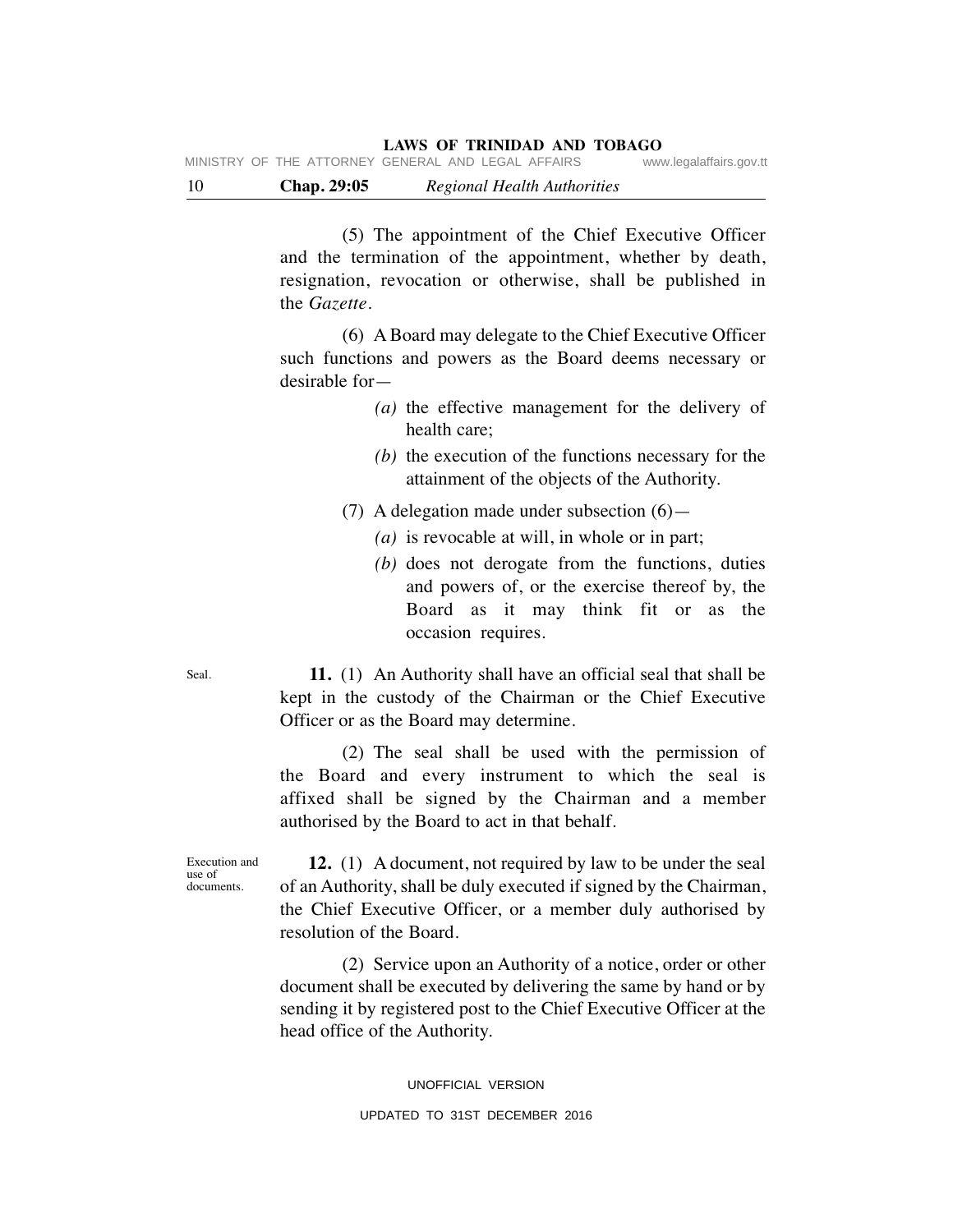(5) The appointment of the Chief Executive Officer and the termination of the appointment, whether by death, resignation, revocation or otherwise, shall be published in the *Gazette*.

(6) A Board may delegate to the Chief Executive Officer such functions and powers as the Board deems necessary or desirable for—

*(a)* the effective management for the delivery of health care;

*(b)* the execution of the functions necessary for the attainment of the objects of the Authority.

(7) A delegation made under subsection (6)—

*(a)* is revocable at will, in whole or in part;

*(b)* does not derogate from the functions, duties and powers of, or the exercise thereof by, the Board as it may think fit or as the occasion requires.

Seal.

**11.** (1) An Authority shall have an official seal that shall be kept in the custody of the Chairman or the Chief Executive Officer or as the Board may determine.

(2) The seal shall be used with the permission of the Board and every instrument to which the seal is affixed shall be signed by the Chairman and a member authorised by the Board to act in that behalf.

Execution and use of documents.

**12.** (1) A document, not required by law to be under the seal of an Authority, shall be duly executed if signed by the Chairman, the Chief Executive Officer, or a member duly authorised by resolution of the Board.

(2) Service upon an Authority of a notice, order or other document shall be executed by delivering the same by hand or by sending it by registered post to the Chief Executive Officer at the head office of the Authority.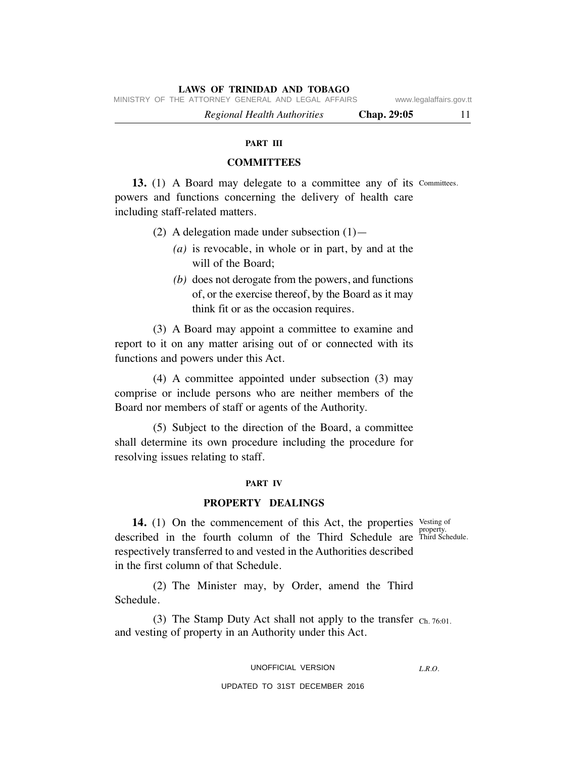## PART III

## COMMITTEES

**13.** (1) A Board may delegate to a committee any of its powers and functions concerning the delivery of health care including staff-related matters.

Committees.

(2) A delegation made under subsection (1)—

*(a)* is revocable, in whole or in part, by and at the will of the Board;

*(b)* does not derogate from the powers, and functions of, or the exercise thereof, by the Board as it may think fit or as the occasion requires.

(3) A Board may appoint a committee to examine and report to it on any matter arising out of or connected with its functions and powers under this Act.

(4) A committee appointed under subsection (3) may comprise or include persons who are neither members of the Board nor members of staff or agents of the Authority.

(5) Subject to the direction of the Board, a committee shall determine its own procedure including the procedure for resolving issues relating to staff.

## PART IV

## PROPERTY DEALINGS

**14.** (1) On the commencement of this Act, the properties described in the fourth column of the Third Schedule are respectively transferred to and vested in the Authorities described in the first column of that Schedule.

Vesting of property. Third Schedule.

(2) The Minister may, by Order, amend the Third Schedule.

(3) The Stamp Duty Act shall not apply to the transfer and vesting of property in an Authority under this Act.

Ch. 76:01.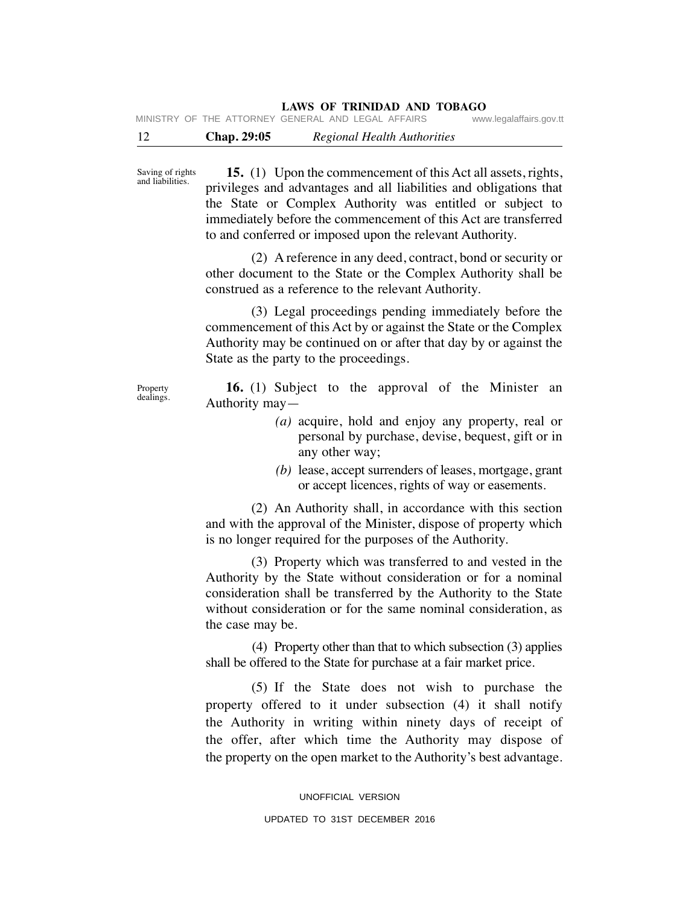Saving of rights and liabilities.

**15.** (1) Upon the commencement of this Act all assets, rights, privileges and advantages and all liabilities and obligations that the State or Complex Authority was entitled or subject to immediately before the commencement of this Act are transferred to and conferred or imposed upon the relevant Authority.

(2) A reference in any deed, contract, bond or security or other document to the State or the Complex Authority shall be construed as a reference to the relevant Authority.

(3) Legal proceedings pending immediately before the commencement of this Act by or against the State or the Complex Authority may be continued on or after that day by or against the State as the party to the proceedings.

Property dealings.

**16.** (1) Subject to the approval of the Minister an Authority may—

*(a)* acquire, hold and enjoy any property, real or personal by purchase, devise, bequest, gift or in any other way;

*(b)* lease, accept surrenders of leases, mortgage, grant or accept licences, rights of way or easements.

(2) An Authority shall, in accordance with this section and with the approval of the Minister, dispose of property which is no longer required for the purposes of the Authority.

(3) Property which was transferred to and vested in the Authority by the State without consideration or for a nominal consideration shall be transferred by the Authority to the State without consideration or for the same nominal consideration, as the case may be.

(4) Property other than that to which subsection (3) applies shall be offered to the State for purchase at a fair market price.

(5) If the State does not wish to purchase the property offered to it under subsection (4) it shall notify the Authority in writing within ninety days of receipt of the offer, after which time the Authority may dispose of the property on the open market to the Authority's best advantage.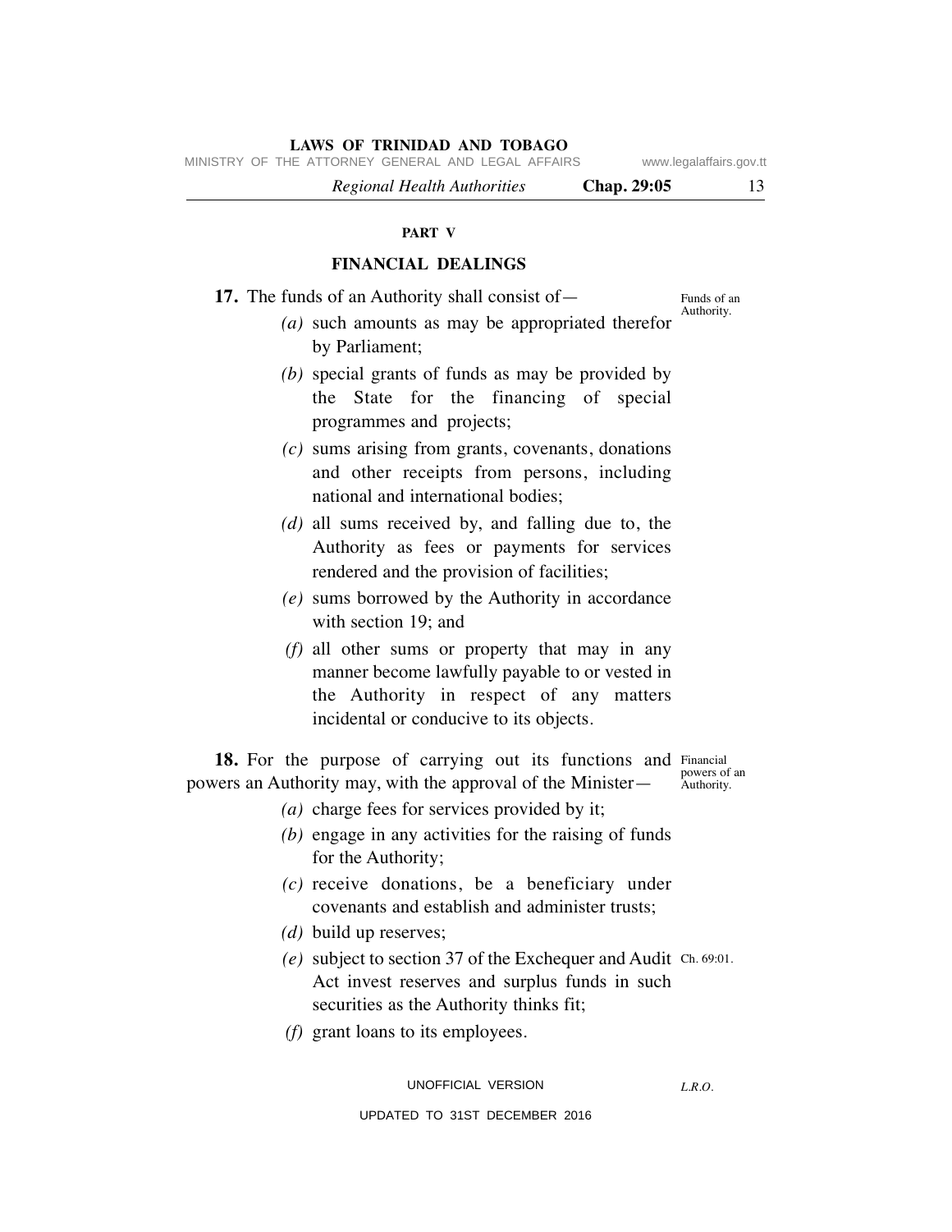## PART V

## FINANCIAL DEALINGS

Funds of an Authority.

**17.** The funds of an Authority shall consist of—

*(a)* such amounts as may be appropriated therefor by Parliament;

*(b)* special grants of funds as may be provided by the State for the financing of special programmes and projects;

*(c)* sums arising from grants, covenants, donations and other receipts from persons, including national and international bodies;

*(d)* all sums received by, and falling due to, the Authority as fees or payments for services rendered and the provision of facilities;

*(e)* sums borrowed by the Authority in accordance with section 19; and

*(f)* all other sums or property that may in any manner become lawfully payable to or vested in the Authority in respect of any matters incidental or conducive to its objects.

Financial powers of an Authority.

**18.** For the purpose of carrying out its functions and powers an Authority may, with the approval of the Minister—

*(a)* charge fees for services provided by it;

*(b)* engage in any activities for the raising of funds for the Authority;

*(c)* receive donations, be a beneficiary under covenants and establish and administer trusts;

*(d)* build up reserves;

*(e)* subject to section 37 of the Exchequer and Audit Act invest reserves and surplus funds in such securities as the Authority thinks fit; (Ch. 69:01.)

*(f)* grant loans to its employees.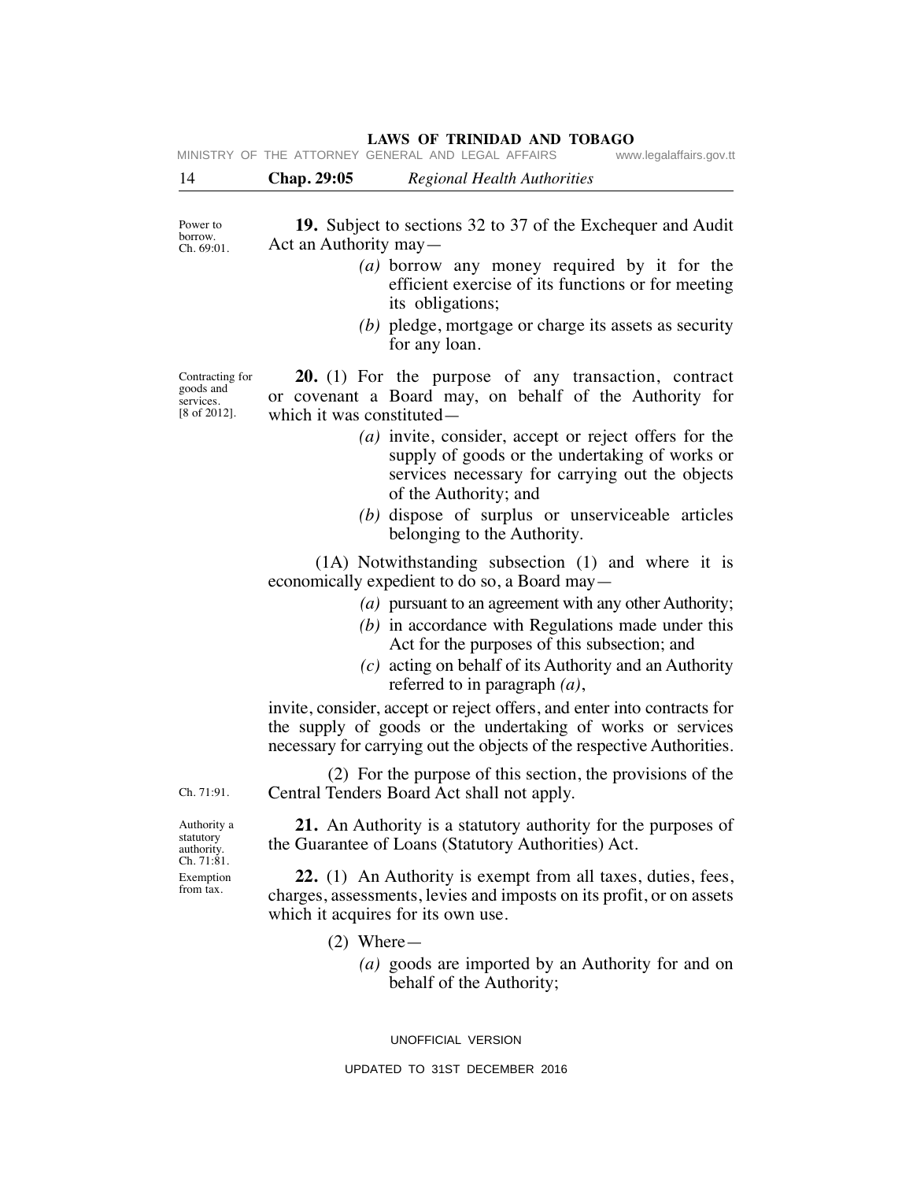Power to borrow. Ch. 69:01.

**19.** Subject to sections 32 to 37 of the Exchequer and Audit Act an Authority may—

*(a)* borrow any money required by it for the efficient exercise of its functions or for meeting its obligations;

*(b)* pledge, mortgage or charge its assets as security for any loan.

Contracting for goods and services. [8 of 2012].

**20.** (1) For the purpose of any transaction, contract or covenant a Board may, on behalf of the Authority for which it was constituted—

*(a)* invite, consider, accept or reject offers for the supply of goods or the undertaking of works or services necessary for carrying out the objects of the Authority; and

*(b)* dispose of surplus or unserviceable articles belonging to the Authority.

(1A) Notwithstanding subsection (1) and where it is economically expedient to do so, a Board may—

*(a)* pursuant to an agreement with any other Authority;

*(b)* in accordance with Regulations made under this Act for the purposes of this subsection; and

*(c)* acting on behalf of its Authority and an Authority referred to in paragraph *(a)*,

invite, consider, accept or reject offers, and enter into contracts for the supply of goods or the undertaking of works or services necessary for carrying out the objects of the respective Authorities.

Ch. 71:91.

(2) For the purpose of this section, the provisions of the Central Tenders Board Act shall not apply.

Authority a statutory authority. Ch. 71:81.

**21.** An Authority is a statutory authority for the purposes of the Guarantee of Loans (Statutory Authorities) Act.

Exemption from tax.

**22.** (1) An Authority is exempt from all taxes, duties, fees, charges, assessments, levies and imposts on its profit, or on assets which it acquires for its own use.

(2) Where—

*(a)* goods are imported by an Authority for and on behalf of the Authority;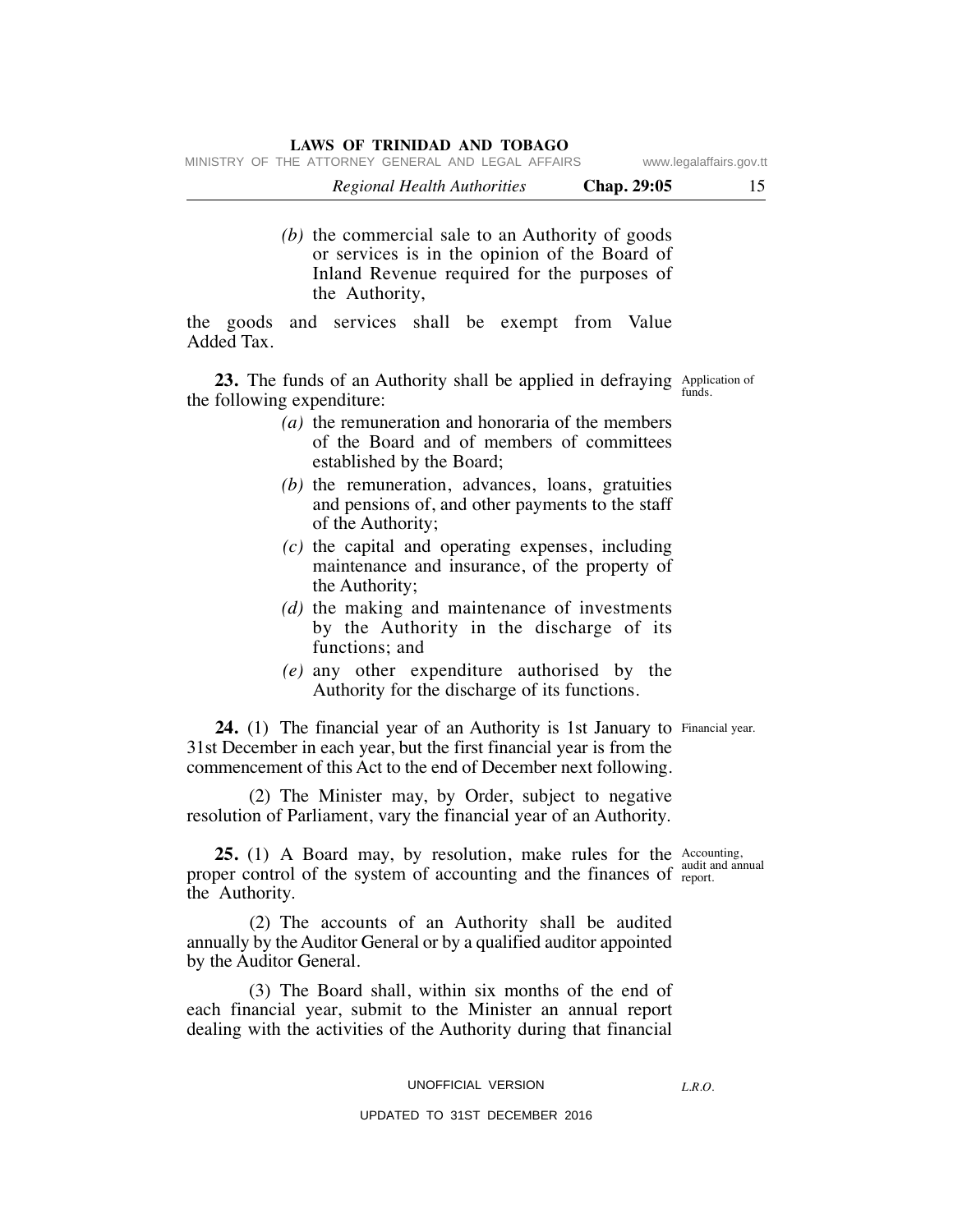*(b)* the commercial sale to an Authority of goods or services is in the opinion of the Board of Inland Revenue required for the purposes of the Authority,

the goods and services shall be exempt from Value Added Tax.

Application of funds.

**23.** The funds of an Authority shall be applied in defraying the following expenditure:

*(a)* the remuneration and honoraria of the members of the Board and of members of committees established by the Board;

*(b)* the remuneration, advances, loans, gratuities and pensions of, and other payments to the staff of the Authority;

*(c)* the capital and operating expenses, including maintenance and insurance, of the property of the Authority;

*(d)* the making and maintenance of investments by the Authority in the discharge of its functions; and

*(e)* any other expenditure authorised by the Authority for the discharge of its functions.

Financial year.

**24.** (1) The financial year of an Authority is 1st January to 31st December in each year, but the first financial year is from the commencement of this Act to the end of December next following.

(2) The Minister may, by Order, subject to negative resolution of Parliament, vary the financial year of an Authority.

Accounting, audit and annual report.

**25.** (1) A Board may, by resolution, make rules for the proper control of the system of accounting and the finances of the Authority.

(2) The accounts of an Authority shall be audited annually by the Auditor General or by a qualified auditor appointed by the Auditor General.

(3) The Board shall, within six months of the end of each financial year, submit to the Minister an annual report dealing with the activities of the Authority during that financial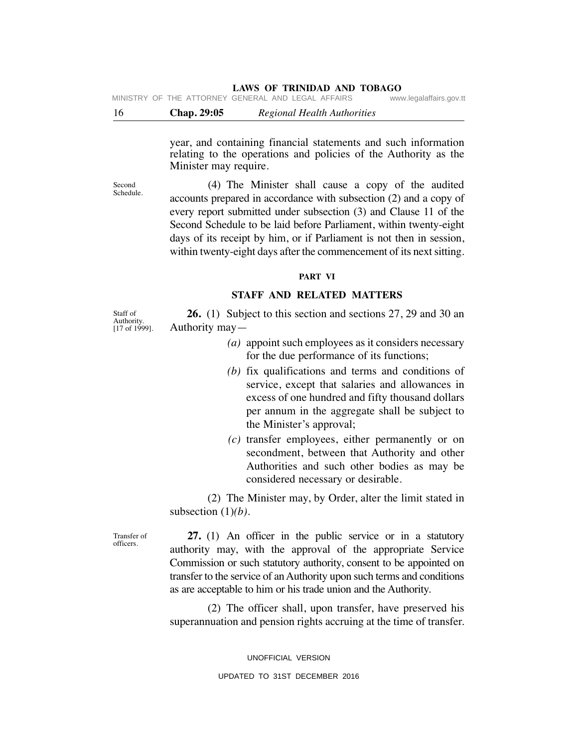year, and containing financial statements and such information relating to the operations and policies of the Authority as the Minister may require.

Second Schedule.

(4) The Minister shall cause a copy of the audited accounts prepared in accordance with subsection (2) and a copy of every report submitted under subsection (3) and Clause 11 of the Second Schedule to be laid before Parliament, within twenty-eight days of its receipt by him, or if Parliament is not then in session, within twenty-eight days after the commencement of its next sitting.

## PART VI

## STAFF AND RELATED MATTERS

Staff of Authority. [17 of 1999].

**26.** (1) Subject to this section and sections 27, 29 and 30 an Authority may—

*(a)* appoint such employees as it considers necessary for the due performance of its functions;

*(b)* fix qualifications and terms and conditions of service, except that salaries and allowances in excess of one hundred and fifty thousand dollars per annum in the aggregate shall be subject to the Minister's approval;

*(c)* transfer employees, either permanently or on secondment, between that Authority and other Authorities and such other bodies as may be considered necessary or desirable.

(2) The Minister may, by Order, alter the limit stated in subsection (1)*(b)*.

Transfer of officers.

**27.** (1) An officer in the public service or in a statutory authority may, with the approval of the appropriate Service Commission or such statutory authority, consent to be appointed on transfer to the service of an Authority upon such terms and conditions as are acceptable to him or his trade union and the Authority.

(2) The officer shall, upon transfer, have preserved his superannuation and pension rights accruing at the time of transfer.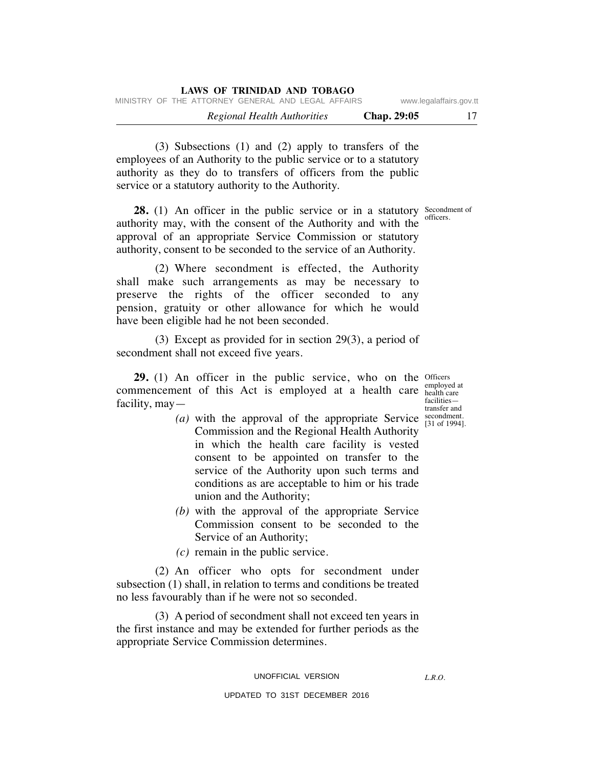(3) Subsections (1) and (2) apply to transfers of the employees of an Authority to the public service or to a statutory authority as they do to transfers of officers from the public service or a statutory authority to the Authority.

Secondment of officers.

**28.** (1) An officer in the public service or in a statutory authority may, with the consent of the Authority and with the approval of an appropriate Service Commission or statutory authority, consent to be seconded to the service of an Authority.

(2) Where secondment is effected, the Authority shall make such arrangements as may be necessary to preserve the rights of the officer seconded to any pension, gratuity or other allowance for which he would have been eligible had he not been seconded.

(3) Except as provided for in section 29(3), a period of secondment shall not exceed five years.

Officers employed at health care facilities—transfer and secondment. [31 of 1994].

**29.** (1) An officer in the public service, who on the commencement of this Act is employed at a health care facility, may—

*(a)* with the approval of the appropriate Service Commission and the Regional Health Authority in which the health care facility is vested consent to be appointed on transfer to the service of the Authority upon such terms and conditions as are acceptable to him or his trade union and the Authority;

*(b)* with the approval of the appropriate Service Commission consent to be seconded to the Service of an Authority;

*(c)* remain in the public service.

(2) An officer who opts for secondment under subsection (1) shall, in relation to terms and conditions be treated no less favourably than if he were not so seconded.

(3) A period of secondment shall not exceed ten years in the first instance and may be extended for further periods as the appropriate Service Commission determines.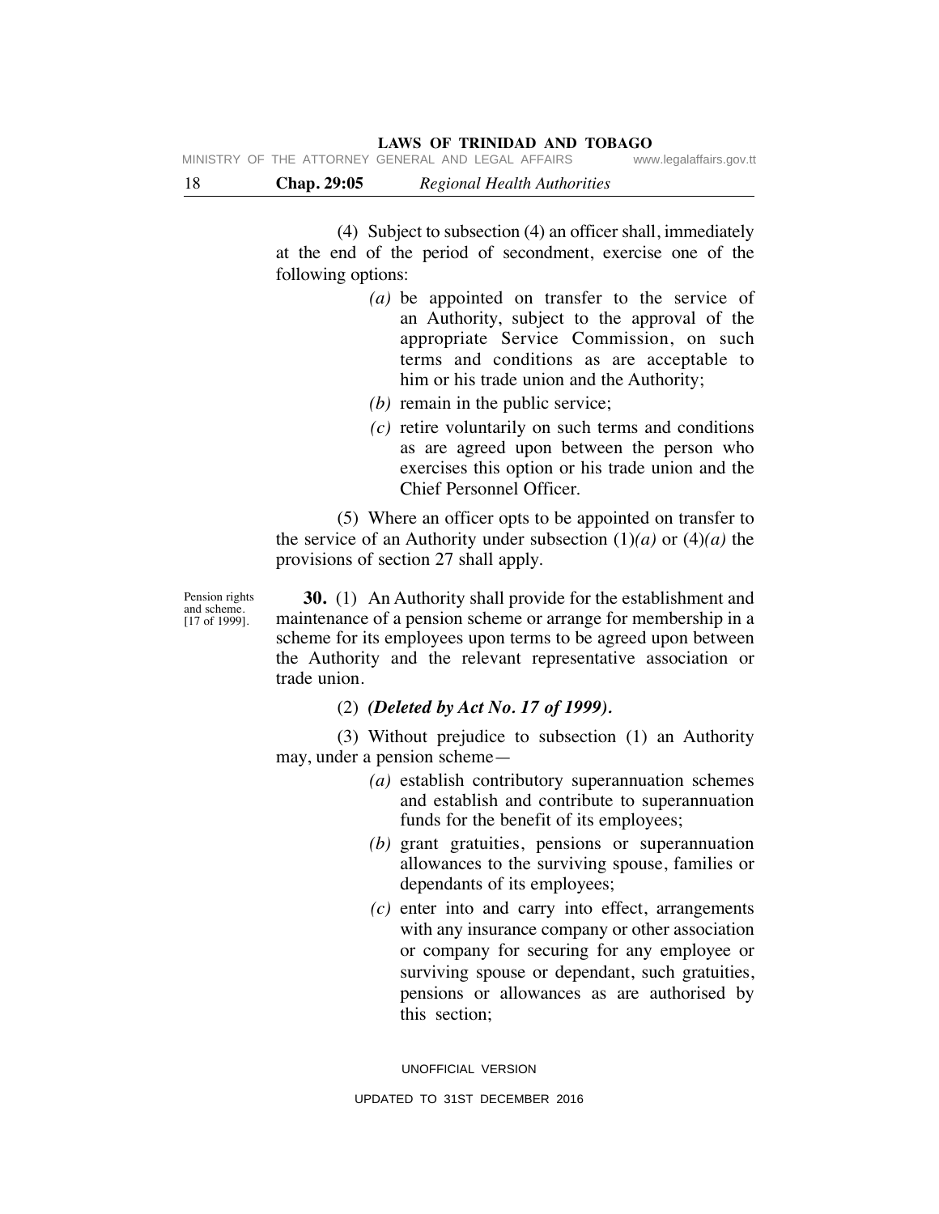(4) Subject to subsection (4) an officer shall, immediately at the end of the period of secondment, exercise one of the following options:

*(a)* be appointed on transfer to the service of an Authority, subject to the approval of the appropriate Service Commission, on such terms and conditions as are acceptable to him or his trade union and the Authority;

*(b)* remain in the public service;

*(c)* retire voluntarily on such terms and conditions as are agreed upon between the person who exercises this option or his trade union and the Chief Personnel Officer.

(5) Where an officer opts to be appointed on transfer to the service of an Authority under subsection (1)*(a)* or (4)*(a)* the provisions of section 27 shall apply.

Pension rights and scheme. [17 of 1999].

**30.** (1) An Authority shall provide for the establishment and maintenance of a pension scheme or arrange for membership in a scheme for its employees upon terms to be agreed upon between the Authority and the relevant representative association or trade union.

(2) ***(Deleted by Act No. 17 of 1999).***

(3) Without prejudice to subsection (1) an Authority may, under a pension scheme—

*(a)* establish contributory superannuation schemes and establish and contribute to superannuation funds for the benefit of its employees;

*(b)* grant gratuities, pensions or superannuation allowances to the surviving spouse, families or dependants of its employees;

*(c)* enter into and carry into effect, arrangements with any insurance company or other association or company for securing for any employee or surviving spouse or dependant, such gratuities, pensions or allowances as are authorised by this section;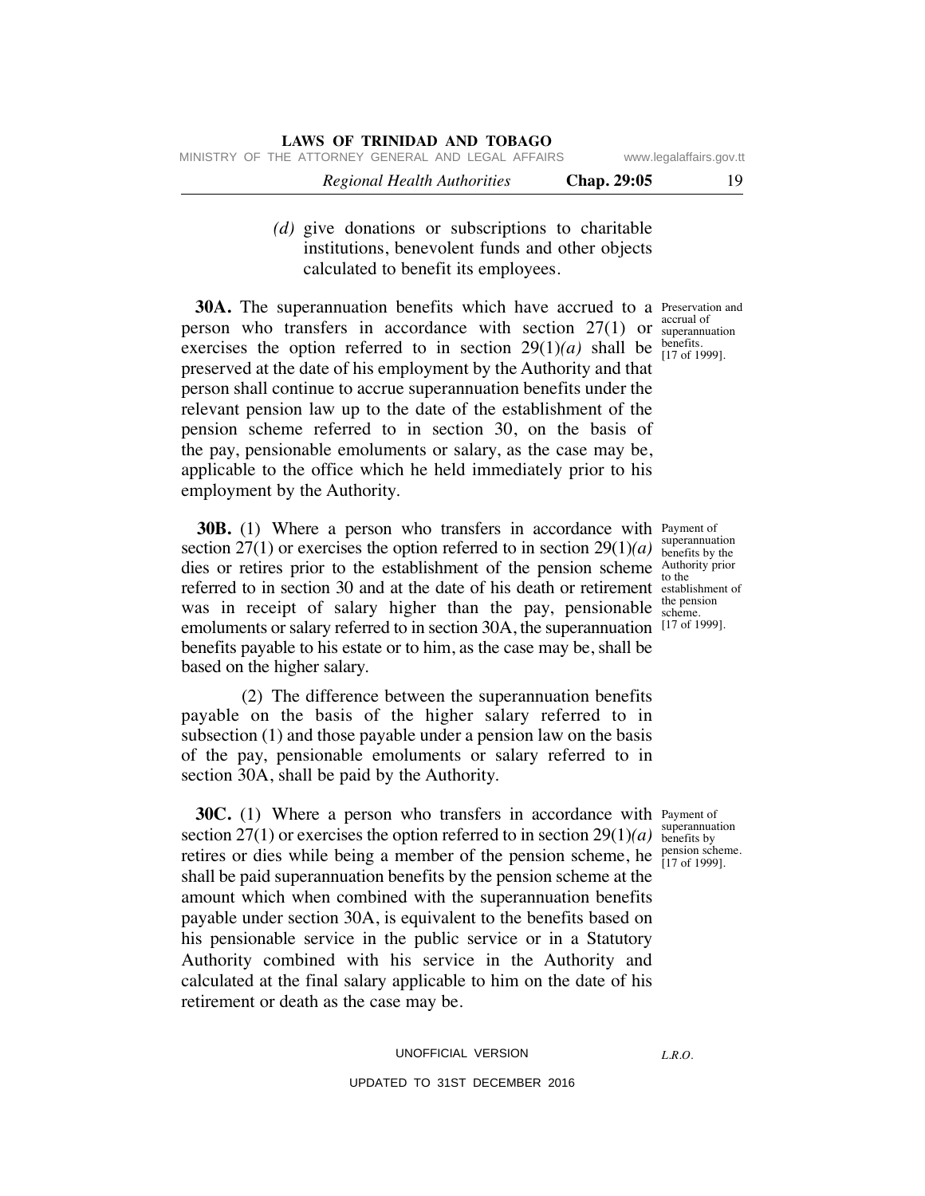*(d)* give donations or subscriptions to charitable institutions, benevolent funds and other objects calculated to benefit its employees.

Preservation and accrual of superannuation benefits. [17 of 1999].

**30A.** The superannuation benefits which have accrued to a person who transfers in accordance with section 27(1) or exercises the option referred to in section 29(1)*(a)* shall be preserved at the date of his employment by the Authority and that person shall continue to accrue superannuation benefits under the relevant pension law up to the date of the establishment of the pension scheme referred to in section 30, on the basis of the pay, pensionable emoluments or salary, as the case may be, applicable to the office which he held immediately prior to his employment by the Authority.

Payment of superannuation benefits by the Authority prior to the establishment of the pension scheme. [17 of 1999].

**30B.** (1) Where a person who transfers in accordance with section 27(1) or exercises the option referred to in section 29(1)*(a)* dies or retires prior to the establishment of the pension scheme referred to in section 30 and at the date of his death or retirement was in receipt of salary higher than the pay, pensionable emoluments or salary referred to in section 30A, the superannuation benefits payable to his estate or to him, as the case may be, shall be based on the higher salary.

(2) The difference between the superannuation benefits payable on the basis of the higher salary referred to in subsection (1) and those payable under a pension law on the basis of the pay, pensionable emoluments or salary referred to in section 30A, shall be paid by the Authority.

Payment of superannuation benefits by pension scheme. [17 of 1999].

**30C.** (1) Where a person who transfers in accordance with section 27(1) or exercises the option referred to in section 29(1)*(a)* retires or dies while being a member of the pension scheme, he shall be paid superannuation benefits by the pension scheme at the amount which when combined with the superannuation benefits payable under section 30A, is equivalent to the benefits based on his pensionable service in the public service or in a Statutory Authority combined with his service in the Authority and calculated at the final salary applicable to him on the date of his retirement or death as the case may be.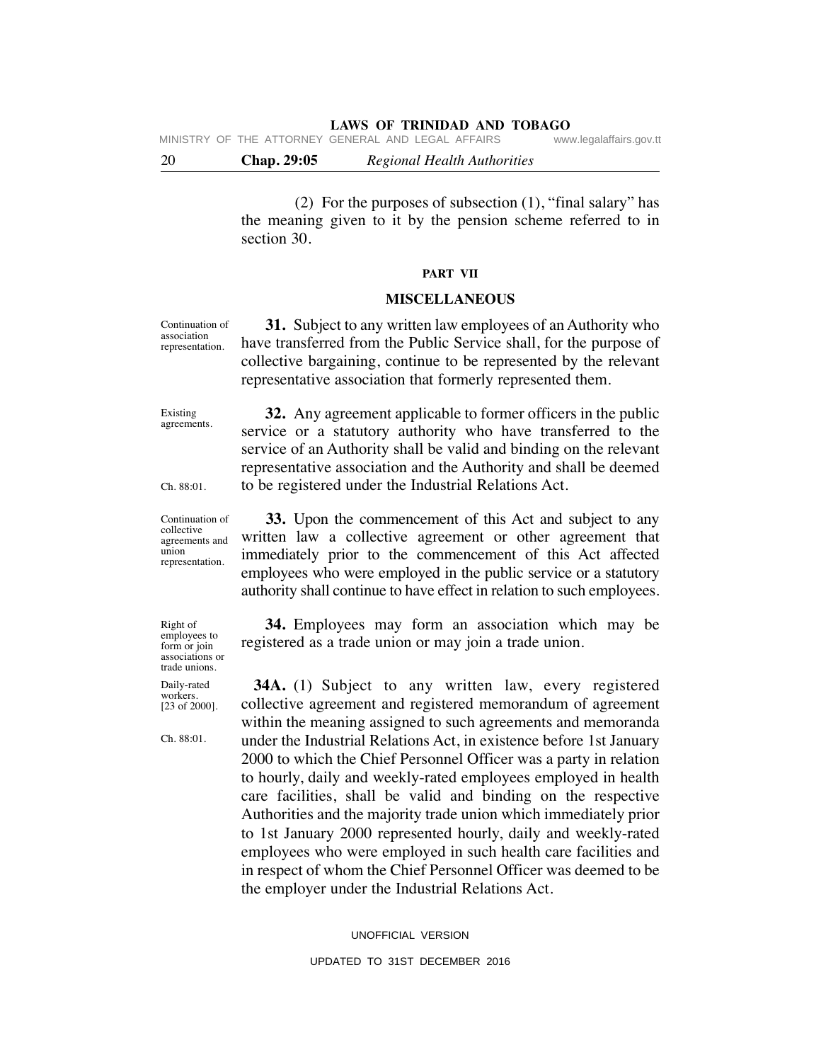(2) For the purposes of subsection (1), "final salary" has the meaning given to it by the pension scheme referred to in section 30.

## PART VII

## MISCELLANEOUS

Continuation of association representation.

**31.** Subject to any written law employees of an Authority who have transferred from the Public Service shall, for the purpose of collective bargaining, continue to be represented by the relevant representative association that formerly represented them.

Existing agreements.

**32.** Any agreement applicable to former officers in the public service or a statutory authority who have transferred to the service of an Authority shall be valid and binding on the relevant representative association and the Authority and shall be deemed to be registered under the Industrial Relations Act.

Ch. 88:01.

Continuation of collective agreements and union representation.

**33.** Upon the commencement of this Act and subject to any written law a collective agreement or other agreement that immediately prior to the commencement of this Act affected employees who were employed in the public service or a statutory authority shall continue to have effect in relation to such employees.

Right of employees to form or join associations or trade unions.

**34.** Employees may form an association which may be registered as a trade union or may join a trade union.

Daily-rated workers. [23 of 2000].

Ch. 88:01.

**34A.** (1) Subject to any written law, every registered collective agreement and registered memorandum of agreement within the meaning assigned to such agreements and memoranda under the Industrial Relations Act, in existence before 1st January 2000 to which the Chief Personnel Officer was a party in relation to hourly, daily and weekly-rated employees employed in health care facilities, shall be valid and binding on the respective Authorities and the majority trade union which immediately prior to 1st January 2000 represented hourly, daily and weekly-rated employees who were employed in such health care facilities and in respect of whom the Chief Personnel Officer was deemed to be the employer under the Industrial Relations Act.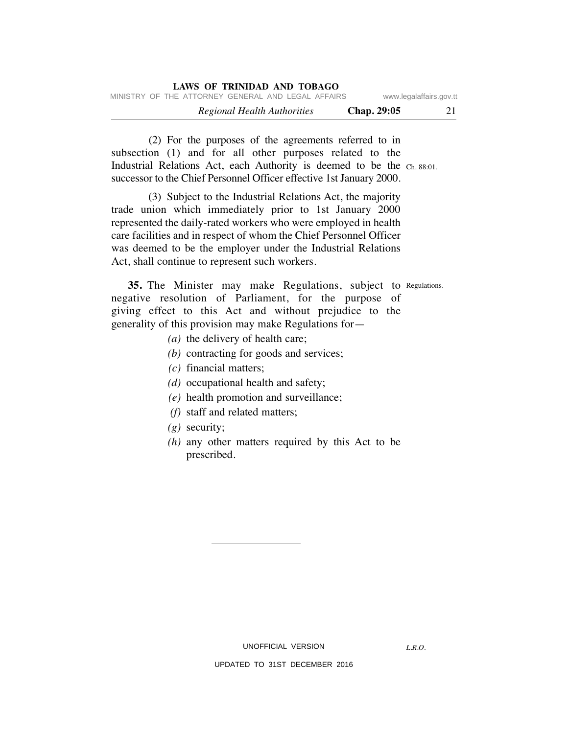(2) For the purposes of the agreements referred to in subsection (1) and for all other purposes related to the Industrial Relations Act, each Authority is deemed to be the successor to the Chief Personnel Officer effective 1st January 2000.

Ch. 88:01.

(3) Subject to the Industrial Relations Act, the majority trade union which immediately prior to 1st January 2000 represented the daily-rated workers who were employed in health care facilities and in respect of whom the Chief Personnel Officer was deemed to be the employer under the Industrial Relations Act, shall continue to represent such workers.

Regulations.

**35.** The Minister may make Regulations, subject to negative resolution of Parliament, for the purpose of giving effect to this Act and without prejudice to the generality of this provision may make Regulations for—

*(a)* the delivery of health care;

*(b)* contracting for goods and services;

*(c)* financial matters;

*(d)* occupational health and safety;

*(e)* health promotion and surveillance;

*(f)* staff and related matters;

*(g)* security;

*(h)* any other matters required by this Act to be prescribed.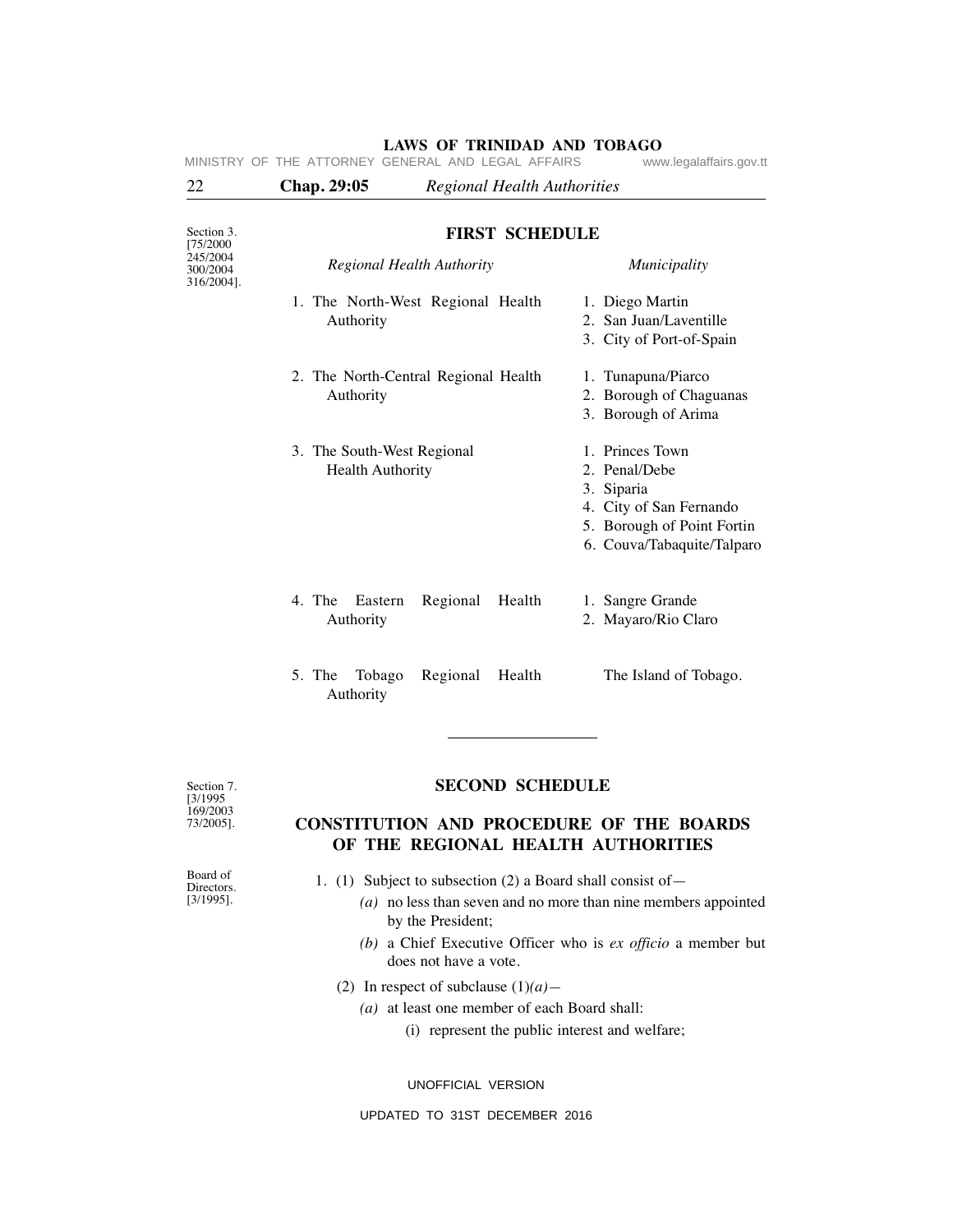Section 3. [75/2000 245/2004 300/2004 316/2004].

## FIRST SCHEDULE

| *Regional Health Authority* | *Municipality* |
|---|---|
| 1. The North-West Regional Health Authority | 1. Diego Martin<br>2. San Juan/Laventille<br>3. City of Port-of-Spain |
| 2. The North-Central Regional Health Authority | 1. Tunapuna/Piarco<br>2. Borough of Chaguanas<br>3. Borough of Arima |
| 3. The South-West Regional Health Authority | 1. Princes Town<br>2. Penal/Debe<br>3. Siparia<br>4. City of San Fernando<br>5. Borough of Point Fortin<br>6. Couva/Tabaquite/Talparo |
| 4. The Eastern Regional Health Authority | 1. Sangre Grande<br>2. Mayaro/Rio Claro |
| 5. The Tobago Regional Health Authority | The Island of Tobago. |

---

Section 7. [3/1995 169/2003 73/2005].

## SECOND SCHEDULE

## CONSTITUTION AND PROCEDURE OF THE BOARDS OF THE REGIONAL HEALTH AUTHORITIES

Board of Directors. [3/1995].

1. (1) Subject to subsection (2) a Board shall consist of—

   *(a)* no less than seven and no more than nine members appointed by the President;

   *(b)* a Chief Executive Officer who is *ex officio* a member but does not have a vote.

   (2) In respect of subclause (1)*(a)*—

   *(a)* at least one member of each Board shall:

   (i) represent the public interest and welfare;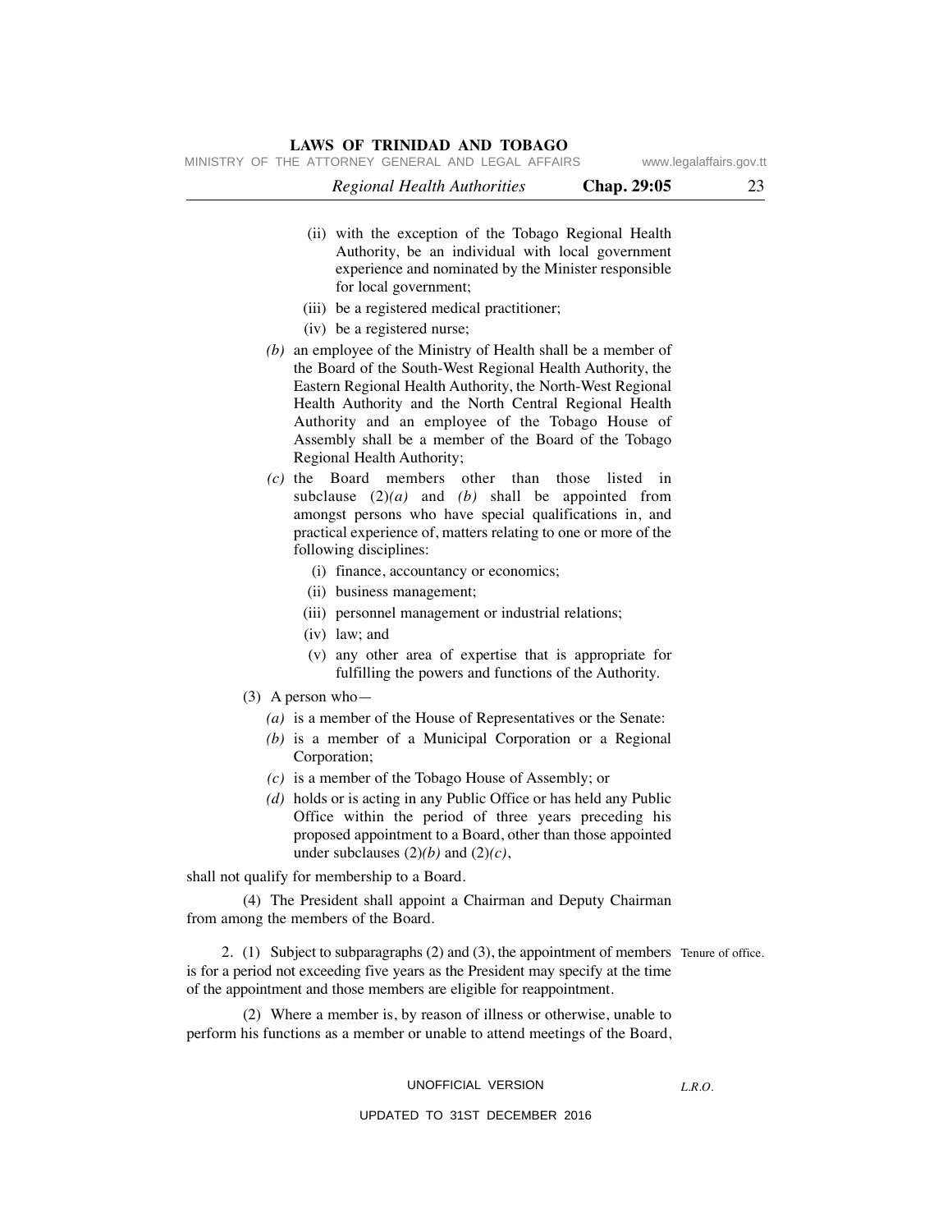(ii) with the exception of the Tobago Regional Health Authority, be an individual with local government experience and nominated by the Minister responsible for local government;

(iii) be a registered medical practitioner;

(iv) be a registered nurse;

*(b)* an employee of the Ministry of Health shall be a member of the Board of the South-West Regional Health Authority, the Eastern Regional Health Authority, the North-West Regional Health Authority and the North Central Regional Health Authority and an employee of the Tobago House of Assembly shall be a member of the Board of the Tobago Regional Health Authority;

*(c)* the Board members other than those listed in subclause (2)*(a)* and *(b)* shall be appointed from amongst persons who have special qualifications in, and practical experience of, matters relating to one or more of the following disciplines:

(i) finance, accountancy or economics;

(ii) business management;

(iii) personnel management or industrial relations;

(iv) law; and

(v) any other area of expertise that is appropriate for fulfilling the powers and functions of the Authority.

(3) A person who—

*(a)* is a member of the House of Representatives or the Senate:

*(b)* is a member of a Municipal Corporation or a Regional Corporation;

*(c)* is a member of the Tobago House of Assembly; or

*(d)* holds or is acting in any Public Office or has held any Public Office within the period of three years preceding his proposed appointment to a Board, other than those appointed under subclauses (2)*(b)* and (2)*(c)*,

shall not qualify for membership to a Board.

(4) The President shall appoint a Chairman and Deputy Chairman from among the members of the Board.

Tenure of office.

2. (1) Subject to subparagraphs (2) and (3), the appointment of members is for a period not exceeding five years as the President may specify at the time of the appointment and those members are eligible for reappointment.

(2) Where a member is, by reason of illness or otherwise, unable to perform his functions as a member or unable to attend meetings of the Board,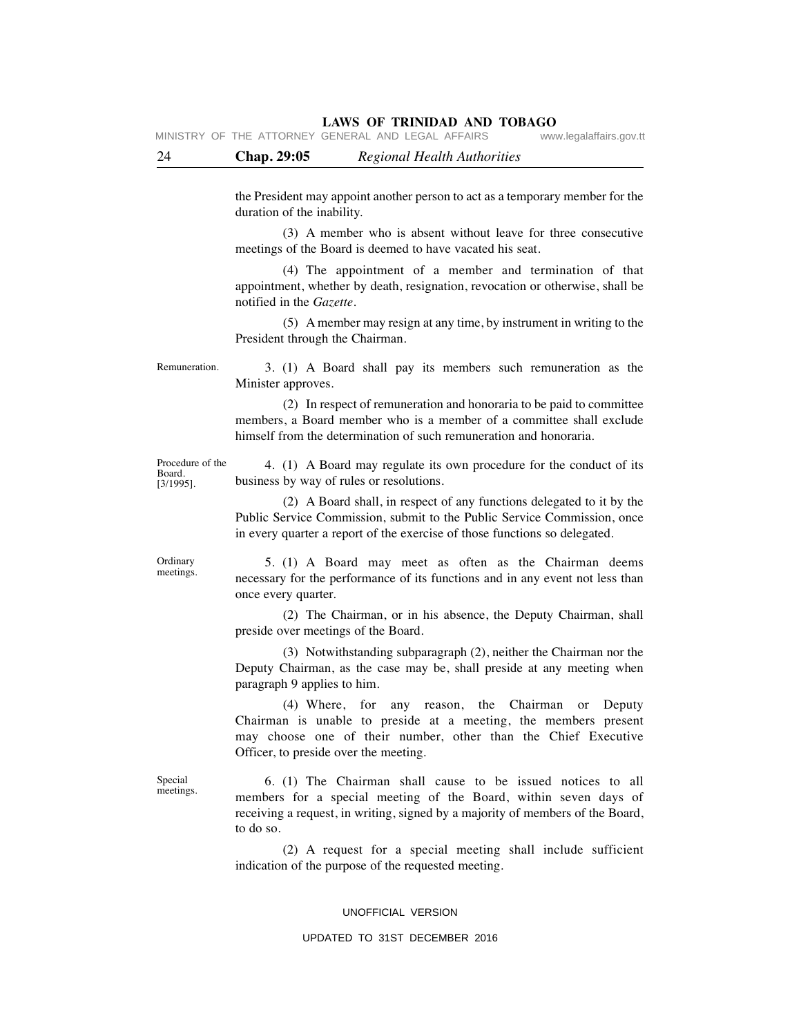the President may appoint another person to act as a temporary member for the duration of the inability.

(3) A member who is absent without leave for three consecutive meetings of the Board is deemed to have vacated his seat.

(4) The appointment of a member and termination of that appointment, whether by death, resignation, revocation or otherwise, shall be notified in the *Gazette*.

(5) A member may resign at any time, by instrument in writing to the President through the Chairman.

Remuneration.

3. (1) A Board shall pay its members such remuneration as the Minister approves.

(2) In respect of remuneration and honoraria to be paid to committee members, a Board member who is a member of a committee shall exclude himself from the determination of such remuneration and honoraria.

Procedure of the Board. [3/1995].

4. (1) A Board may regulate its own procedure for the conduct of its business by way of rules or resolutions.

(2) A Board shall, in respect of any functions delegated to it by the Public Service Commission, submit to the Public Service Commission, once in every quarter a report of the exercise of those functions so delegated.

Ordinary meetings.

5. (1) A Board may meet as often as the Chairman deems necessary for the performance of its functions and in any event not less than once every quarter.

(2) The Chairman, or in his absence, the Deputy Chairman, shall preside over meetings of the Board.

(3) Notwithstanding subparagraph (2), neither the Chairman nor the Deputy Chairman, as the case may be, shall preside at any meeting when paragraph 9 applies to him.

(4) Where, for any reason, the Chairman or Deputy Chairman is unable to preside at a meeting, the members present may choose one of their number, other than the Chief Executive Officer, to preside over the meeting.

Special meetings.

6. (1) The Chairman shall cause to be issued notices to all members for a special meeting of the Board, within seven days of receiving a request, in writing, signed by a majority of members of the Board, to do so.

(2) A request for a special meeting shall include sufficient indication of the purpose of the requested meeting.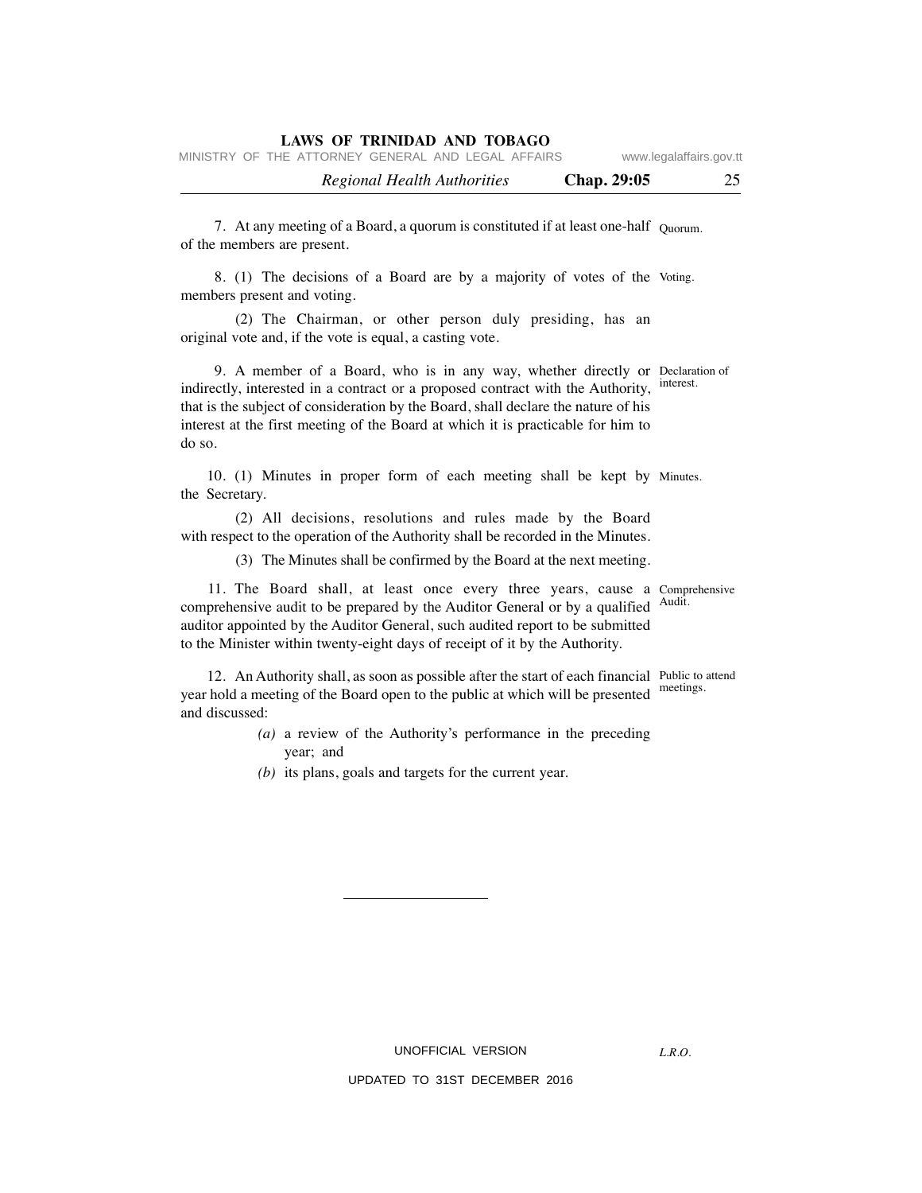7. At any meeting of a Board, a quorum is constituted if at least one-half of the members are present.

Quorum.

8. (1) The decisions of a Board are by a majority of votes of the members present and voting.

Voting.

(2) The Chairman, or other person duly presiding, has an original vote and, if the vote is equal, a casting vote.

9. A member of a Board, who is in any way, whether directly or indirectly, interested in a contract or a proposed contract with the Authority, that is the subject of consideration by the Board, shall declare the nature of his interest at the first meeting of the Board at which it is practicable for him to do so.

Declaration of interest.

10. (1) Minutes in proper form of each meeting shall be kept by the Secretary.

Minutes.

(2) All decisions, resolutions and rules made by the Board with respect to the operation of the Authority shall be recorded in the Minutes.

(3) The Minutes shall be confirmed by the Board at the next meeting.

11. The Board shall, at least once every three years, cause a comprehensive audit to be prepared by the Auditor General or by a qualified auditor appointed by the Auditor General, such audited report to be submitted to the Minister within twenty-eight days of receipt of it by the Authority.

Comprehensive Audit.

12. An Authority shall, as soon as possible after the start of each financial year hold a meeting of the Board open to the public at which will be presented and discussed:

Public to attend meetings.

*(a)* a review of the Authority's performance in the preceding year; and

*(b)* its plans, goals and targets for the current year.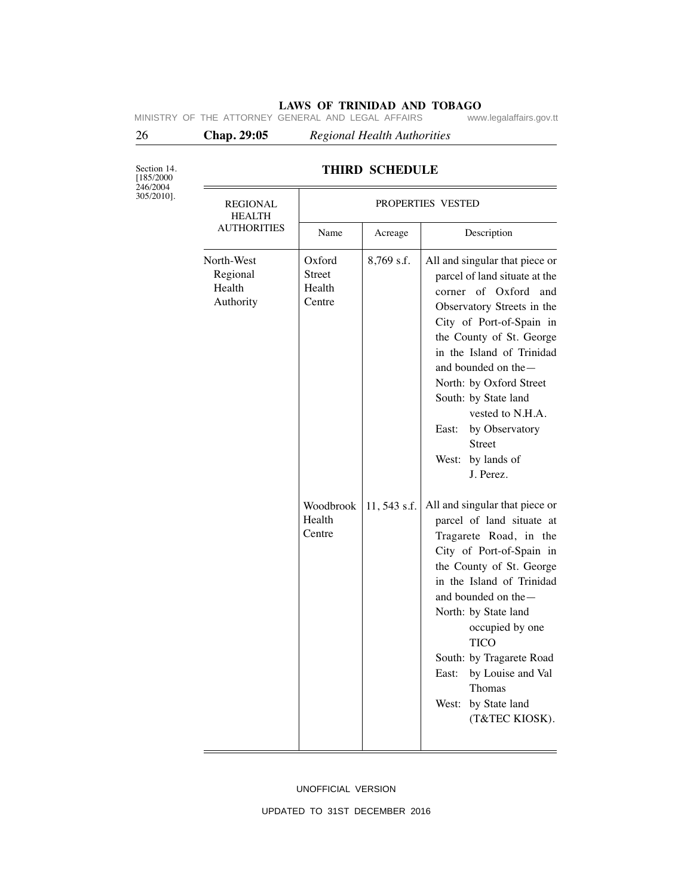Section 14. [185/2000 246/2004 305/2010].

## THIRD SCHEDULE

| REGIONAL HEALTH AUTHORITIES | PROPERTIES VESTED | | |
|---|---|---|---|
| | Name | Acreage | Description |
| North-West Regional Health Authority | Oxford Street Health Centre | 8,769 s.f. | All and singular that piece or parcel of land situate at the corner of Oxford and Observatory Streets in the City of Port-of-Spain in the County of St. George in the Island of Trinidad and bounded on the— North: by Oxford Street South: by State land vested to N.H.A. East: by Observatory Street West: by lands of J. Perez. |
| | Woodbrook Health Centre | 11, 543 s.f. | All and singular that piece or parcel of land situate at Tragarete Road, in the City of Port-of-Spain in the County of St. George in the Island of Trinidad and bounded on the— North: by State land occupied by one TICO South: by Tragarete Road East: by Louise and Val Thomas West: by State land (T&TEC KIOSK). |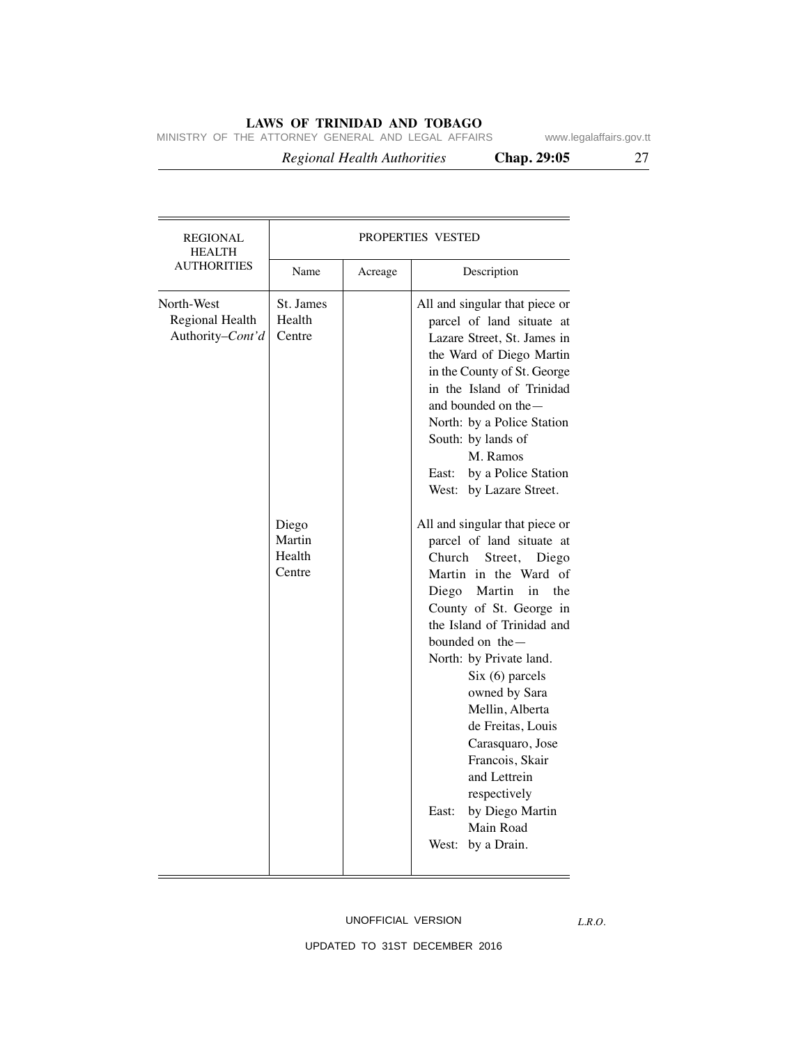| REGIONAL HEALTH AUTHORITIES | PROPERTIES VESTED | | |
|---|---|---|---|
| | Name | Acreage | Description |
| North-West Regional Health Authority–*Cont'd* | St. James Health Centre | | All and singular that piece or parcel of land situate at Lazare Street, St. James in the Ward of Diego Martin in the County of St. George in the Island of Trinidad and bounded on the— North: by a Police Station South: by lands of M. Ramos East: by a Police Station West: by Lazare Street. |
| | Diego Martin Health Centre | | All and singular that piece or parcel of land situate at Church Street, Diego Martin in the Ward of Diego Martin in the County of St. George in the Island of Trinidad and bounded on the— North: by Private land. Six (6) parcels owned by Sara Mellin, Alberta de Freitas, Louis Carasquaro, Jose Francois, Skair and Lettrein respectively East: by Diego Martin Main Road West: by a Drain. |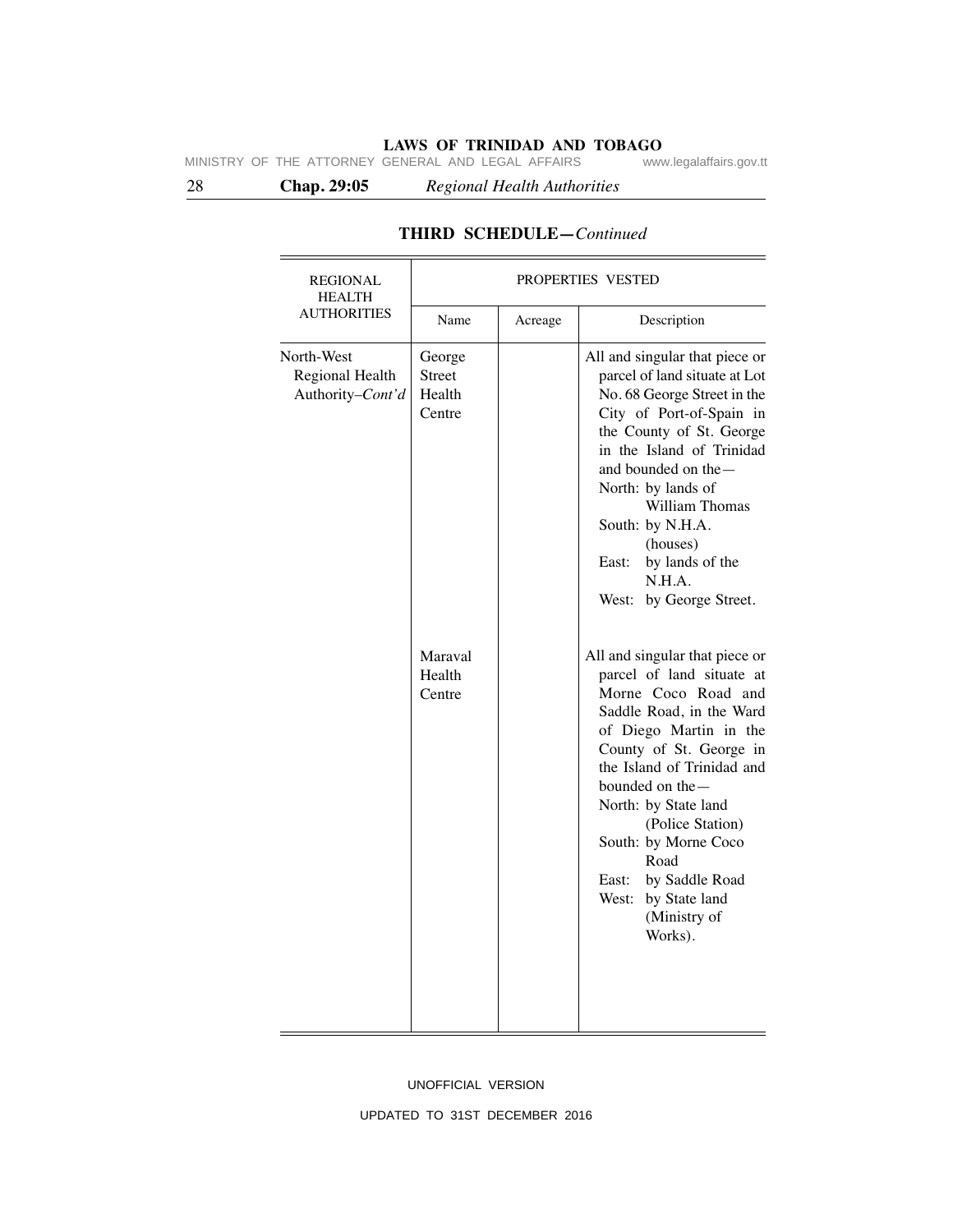## THIRD SCHEDULE—*Continued*

| REGIONAL HEALTH AUTHORITIES | PROPERTIES VESTED | | |
|---|---|---|---|
| | Name | Acreage | Description |
| North-West Regional Health Authority–*Cont'd* | George Street Health Centre | | All and singular that piece or parcel of land situate at Lot No. 68 George Street in the City of Port-of-Spain in the County of St. George in the Island of Trinidad and bounded on the— North: by lands of William Thomas South: by N.H.A. (houses) East: by lands of the N.H.A. West: by George Street. |
| | Maraval Health Centre | | All and singular that piece or parcel of land situate at Morne Coco Road and Saddle Road, in the Ward of Diego Martin in the County of St. George in the Island of Trinidad and bounded on the— North: by State land (Police Station) South: by Morne Coco Road East: by Saddle Road West: by State land (Ministry of Works). |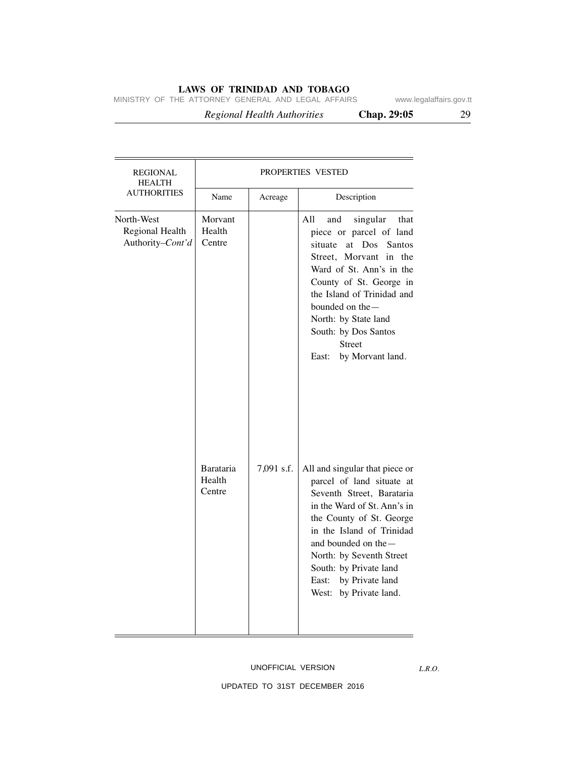| REGIONAL HEALTH AUTHORITIES | PROPERTIES VESTED | | |
|---|---|---|---|
| | Name | Acreage | Description |
| North-West Regional Health Authority–*Cont'd* | Morvant Health Centre | | All and singular that piece or parcel of land situate at Dos Santos Street, Morvant in the Ward of St. Ann's in the County of St. George in the Island of Trinidad and bounded on the—<br>North: by State land<br>South: by Dos Santos Street<br>East: by Morvant land. |
| | Barataria Health Centre | 7,091 s.f. | All and singular that piece or parcel of land situate at Seventh Street, Barataria in the Ward of St. Ann's in the County of St. George in the Island of Trinidad and bounded on the—<br>North: by Seventh Street<br>South: by Private land<br>East: by Private land<br>West: by Private land. |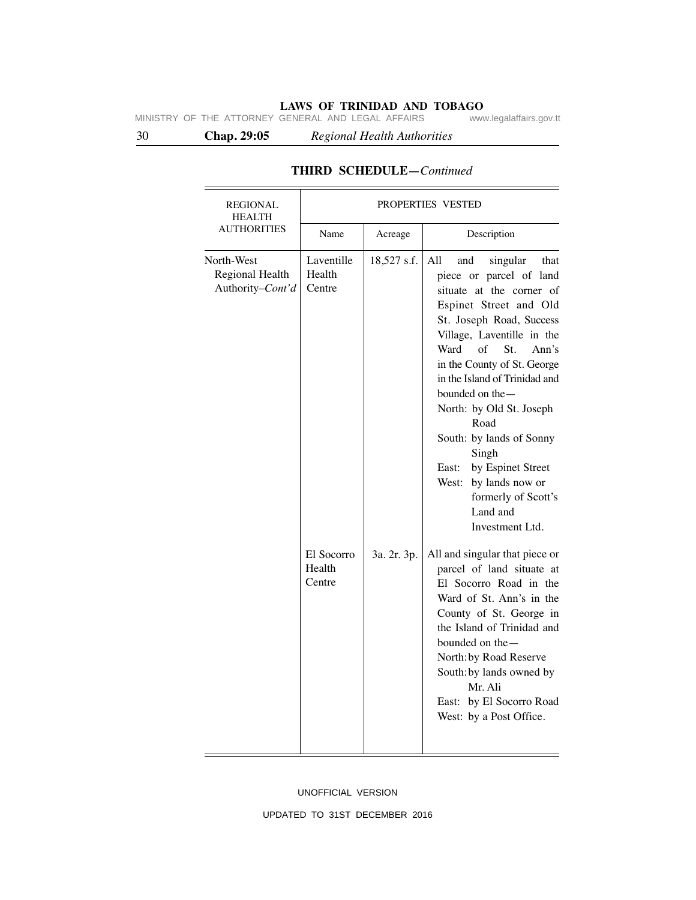## THIRD SCHEDULE—*Continued*

| REGIONAL HEALTH AUTHORITIES | PROPERTIES VESTED | | |
|---|---|---|---|
| | Name | Acreage | Description |
| North-West Regional Health Authority–*Cont'd* | Laventille Health Centre | 18,527 s.f. | All and singular that piece or parcel of land situate at the corner of Espinet Street and Old St. Joseph Road, Success Village, Laventille in the Ward of St. Ann's in the County of St. George in the Island of Trinidad and bounded on the— North: by Old St. Joseph Road South: by lands of Sonny Singh East: by Espinet Street West: by lands now or formerly of Scott's Land and Investment Ltd. |
| | El Socorro Health Centre | 3a. 2r. 3p. | All and singular that piece or parcel of land situate at El Socorro Road in the Ward of St. Ann's in the County of St. George in the Island of Trinidad and bounded on the— North: by Road Reserve South: by lands owned by Mr. Ali East: by El Socorro Road West: by a Post Office. |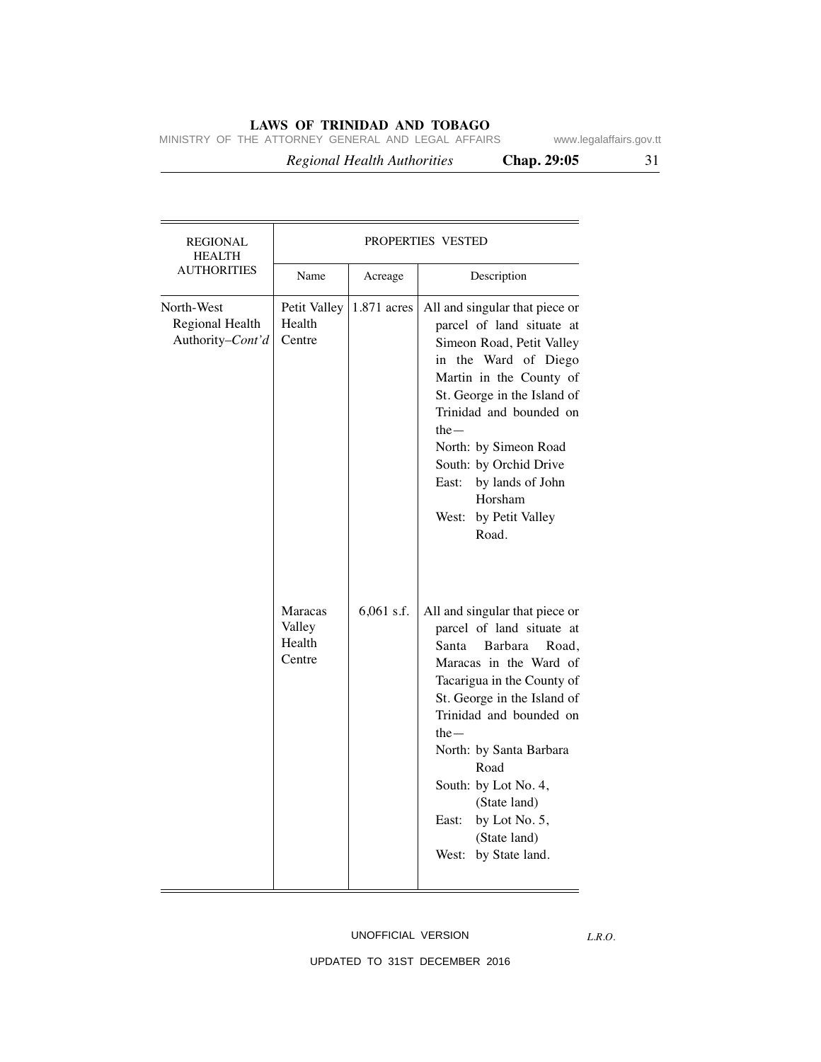| REGIONAL HEALTH AUTHORITIES | PROPERTIES VESTED | | |
|---|---|---|---|
| | Name | Acreage | Description |
| North-West Regional Health Authority–*Cont'd* | Petit Valley Health Centre | 1.871 acres | All and singular that piece or parcel of land situate at Simeon Road, Petit Valley in the Ward of Diego Martin in the County of St. George in the Island of Trinidad and bounded on the— North: by Simeon Road South: by Orchid Drive East: by lands of John Horsham West: by Petit Valley Road. |
| | Maracas Valley Health Centre | 6,061 s.f. | All and singular that piece or parcel of land situate at Santa Barbara Road, Maracas in the Ward of Tacarigua in the County of St. George in the Island of Trinidad and bounded on the— North: by Santa Barbara Road South: by Lot No. 4, (State land) East: by Lot No. 5, (State land) West: by State land. |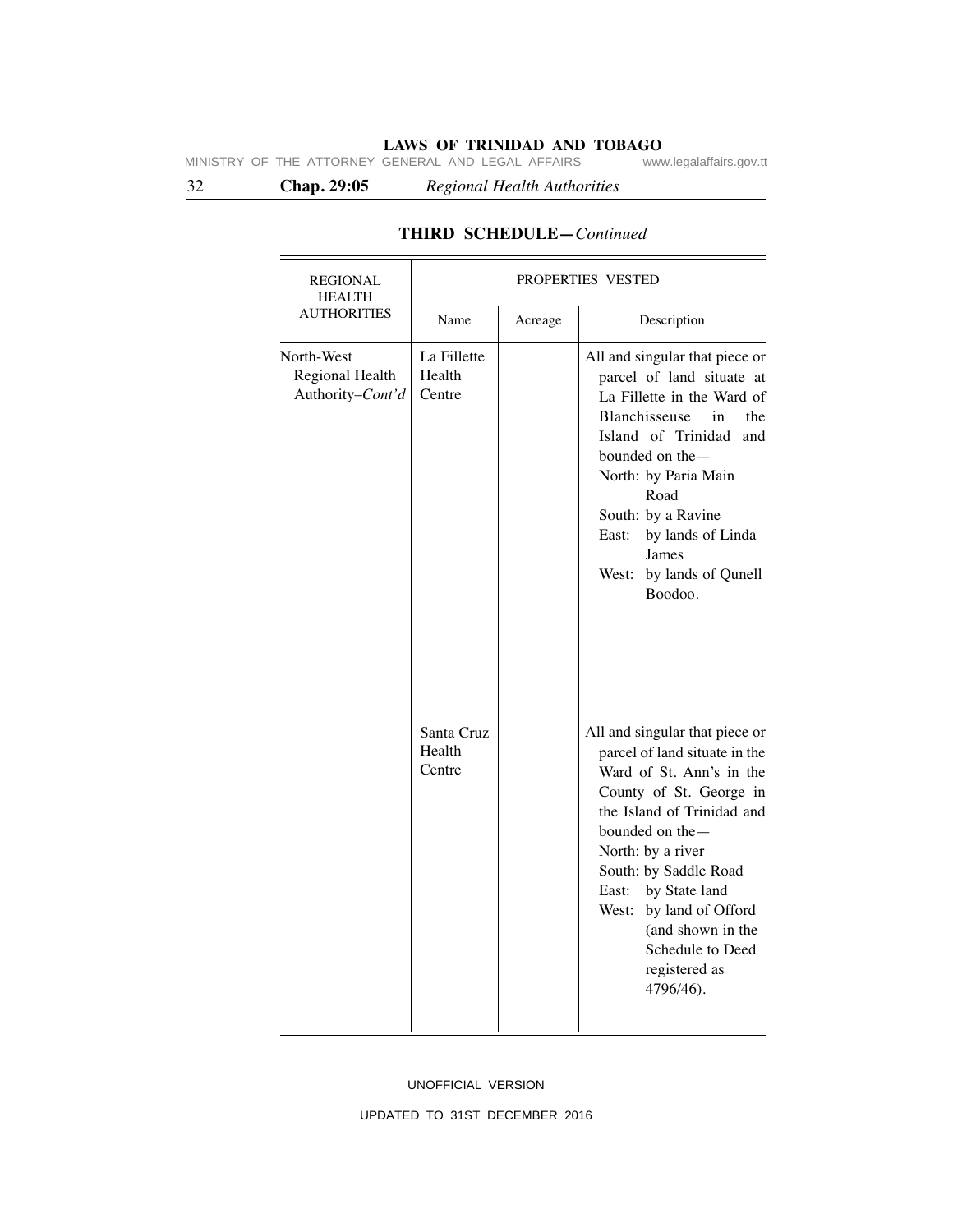## THIRD SCHEDULE—*Continued*

| REGIONAL HEALTH AUTHORITIES | PROPERTIES VESTED | | |
|---|---|---|---|
| | Name | Acreage | Description |
| North-West Regional Health Authority–*Cont'd* | La Fillette Health Centre | | All and singular that piece or parcel of land situate at La Fillette in the Ward of Blanchisseuse in the Island of Trinidad and bounded on the— North: by Paria Main Road South: by a Ravine East: by lands of Linda James West: by lands of Qunell Boodoo. |
| | Santa Cruz Health Centre | | All and singular that piece or parcel of land situate in the Ward of St. Ann's in the County of St. George in the Island of Trinidad and bounded on the— North: by a river South: by Saddle Road East: by State land West: by land of Offord (and shown in the Schedule to Deed registered as 4796/46). |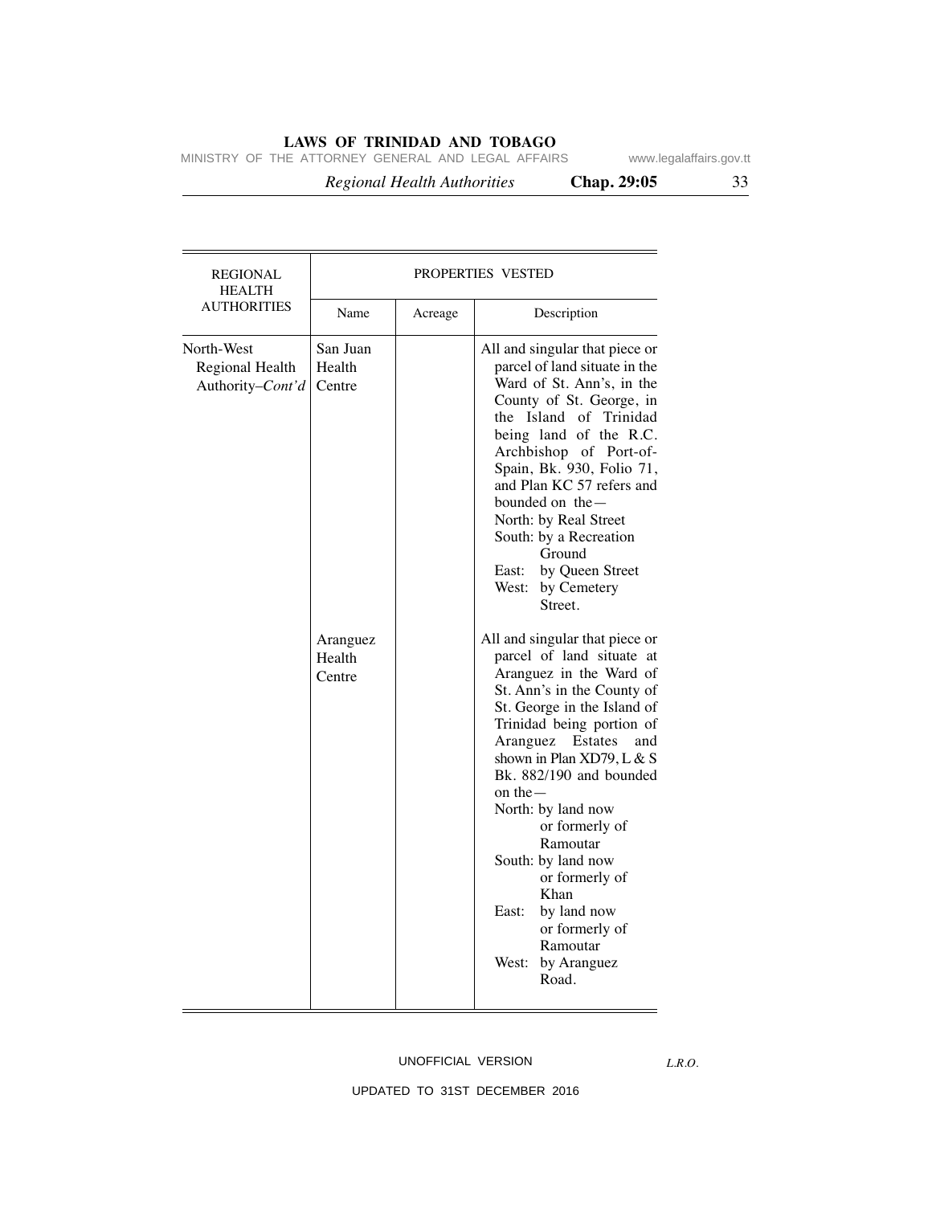| REGIONAL HEALTH AUTHORITIES | PROPERTIES VESTED | | |
|---|---|---|---|
| | Name | Acreage | Description |
| North-West Regional Health Authority–*Cont'd* | San Juan Health Centre | | All and singular that piece or parcel of land situate in the Ward of St. Ann's, in the County of St. George, in the Island of Trinidad being land of the R.C. Archbishop of Port-of-Spain, Bk. 930, Folio 71, and Plan KC 57 refers and bounded on the— North: by Real Street South: by a Recreation Ground East: by Queen Street West: by Cemetery Street. |
| | Aranguez Health Centre | | All and singular that piece or parcel of land situate at Aranguez in the Ward of St. Ann's in the County of St. George in the Island of Trinidad being portion of Aranguez Estates and shown in Plan XD79, L & S Bk. 882/190 and bounded on the— North: by land now or formerly of Ramoutar South: by land now or formerly of Khan East: by land now or formerly of Ramoutar West: by Aranguez Road. |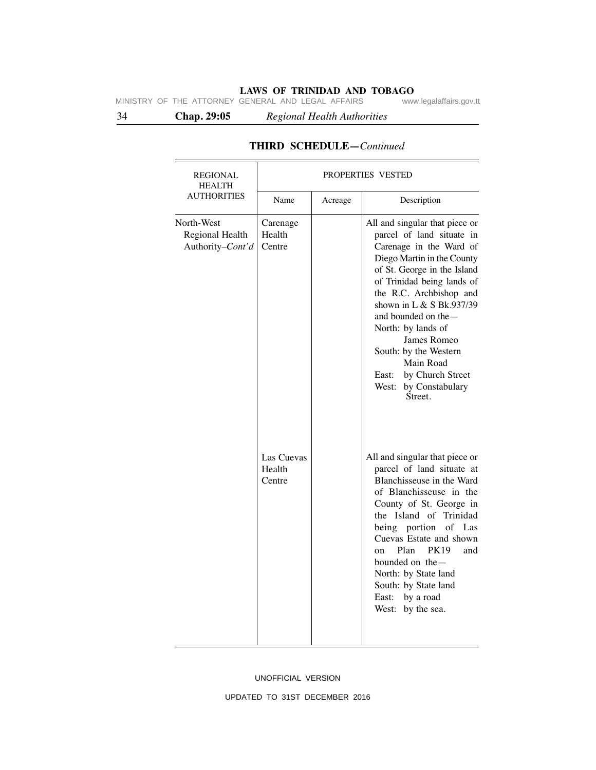## THIRD SCHEDULE—*Continued*

| REGIONAL HEALTH AUTHORITIES | PROPERTIES VESTED | | |
|---|---|---|---|
| | Name | Acreage | Description |
| North-West Regional Health Authority–*Cont'd* | Carenage Health Centre | | All and singular that piece or parcel of land situate in Carenage in the Ward of Diego Martin in the County of St. George in the Island of Trinidad being lands of the R.C. Archbishop and shown in L & S Bk.937/39 and bounded on the— North: by lands of James Romeo South: by the Western Main Road East: by Church Street West: by Constabulary Street. |
| | Las Cuevas Health Centre | | All and singular that piece or parcel of land situate at Blanchisseuse in the Ward of Blanchisseuse in the County of St. George in the Island of Trinidad being portion of Las Cuevas Estate and shown on Plan PK19 and bounded on the— North: by State land South: by State land East: by a road West: by the sea. |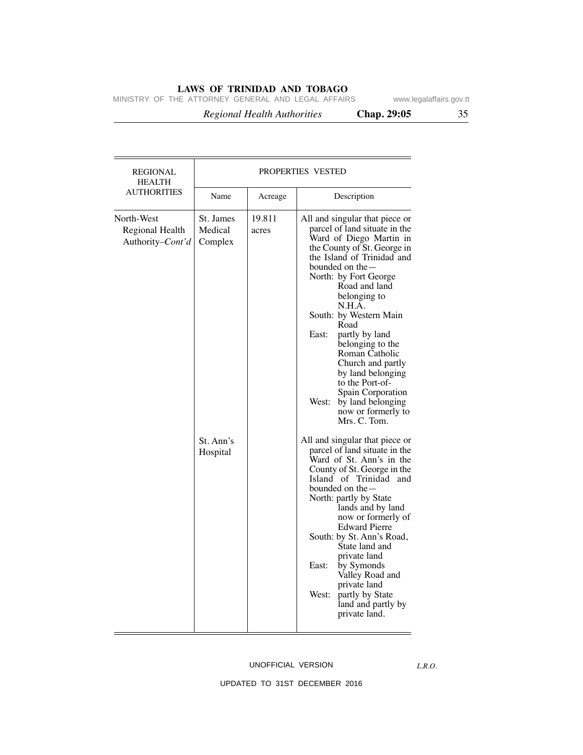| REGIONAL HEALTH AUTHORITIES | PROPERTIES VESTED | | |
|---|---|---|---|
| | Name | Acreage | Description |
| North-West Regional Health Authority–*Cont'd* | St. James Medical Complex | 19.811 acres | All and singular that piece or parcel of land situate in the Ward of Diego Martin in the County of St. George in the Island of Trinidad and bounded on the— North: by Fort George Road and land belonging to N.H.A. South: by Western Main Road East: partly by land belonging to the Roman Catholic Church and partly by land belonging to the Port-of-Spain Corporation West: by land belonging now or formerly to Mrs. C. Tom. |
| | St. Ann's Hospital | | All and singular that piece or parcel of land situate in the Ward of St. Ann's in the County of St. George in the Island of Trinidad and bounded on the— North: partly by State lands and by land now or formerly of Edward Pierre South: by St. Ann's Road, State land and private land East: by Symonds Valley Road and private land West: partly by State land and partly by private land. |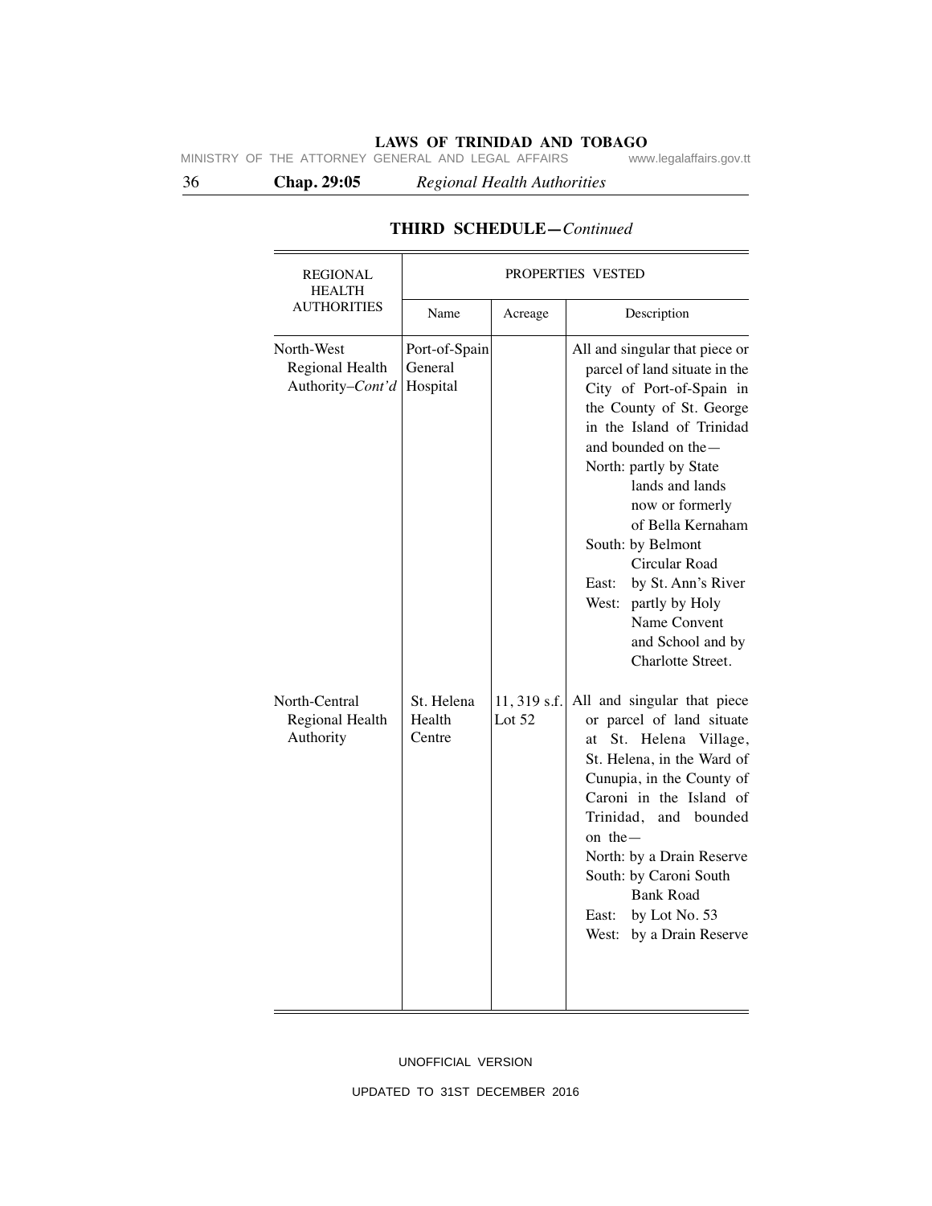## THIRD SCHEDULE—*Continued*

| REGIONAL HEALTH AUTHORITIES | PROPERTIES VESTED | | |
|---|---|---|---|
| | Name | Acreage | Description |
| North-West Regional Health Authority–*Cont'd* | Port-of-Spain General Hospital | | All and singular that piece or parcel of land situate in the City of Port-of-Spain in the County of St. George in the Island of Trinidad and bounded on the— North: partly by State lands and lands now or formerly of Bella Kernaham South: by Belmont Circular Road East: by St. Ann's River West: partly by Holy Name Convent and School and by Charlotte Street. |
| North-Central Regional Health Authority | St. Helena Health Centre | 11, 319 s.f. Lot 52 | All and singular that piece or parcel of land situate at St. Helena Village, St. Helena, in the Ward of Cunupia, in the County of Caroni in the Island of Trinidad, and bounded on the— North: by a Drain Reserve South: by Caroni South Bank Road East: by Lot No. 53 West: by a Drain Reserve |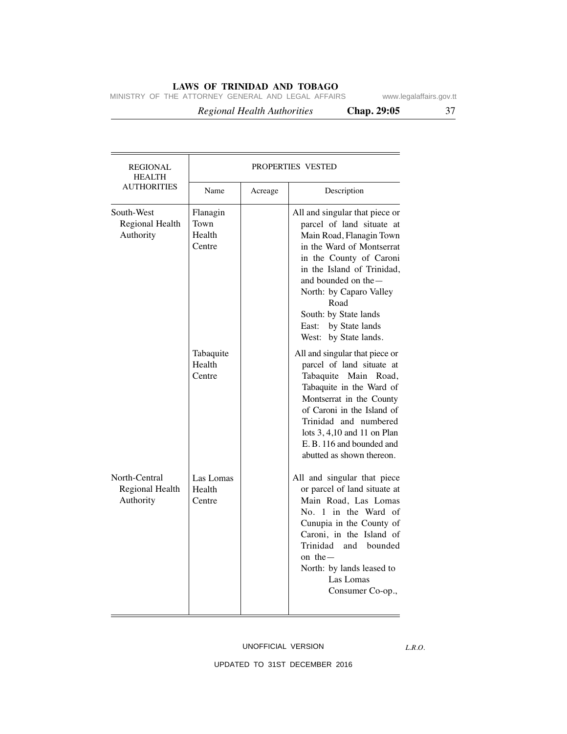| REGIONAL HEALTH AUTHORITIES | PROPERTIES VESTED | | |
|---|---|---|---|
| | Name | Acreage | Description |
| South-West Regional Health Authority | Flanagin Town Health Centre | | All and singular that piece or parcel of land situate at Main Road, Flanagin Town in the Ward of Montserrat in the County of Caroni in the Island of Trinidad, and bounded on the— North: by Caparo Valley Road South: by State lands East: by State lands West: by State lands. |
| | Tabaquite Health Centre | | All and singular that piece or parcel of land situate at Tabaquite Main Road, Tabaquite in the Ward of Montserrat in the County of Caroni in the Island of Trinidad and numbered lots 3, 4,10 and 11 on Plan E. B. 116 and bounded and abutted as shown thereon. |
| North-Central Regional Health Authority | Las Lomas Health Centre | | All and singular that piece or parcel of land situate at Main Road, Las Lomas No. 1 in the Ward of Cunupia in the County of Caroni, in the Island of Trinidad and bounded on the— North: by lands leased to Las Lomas Consumer Co-op., |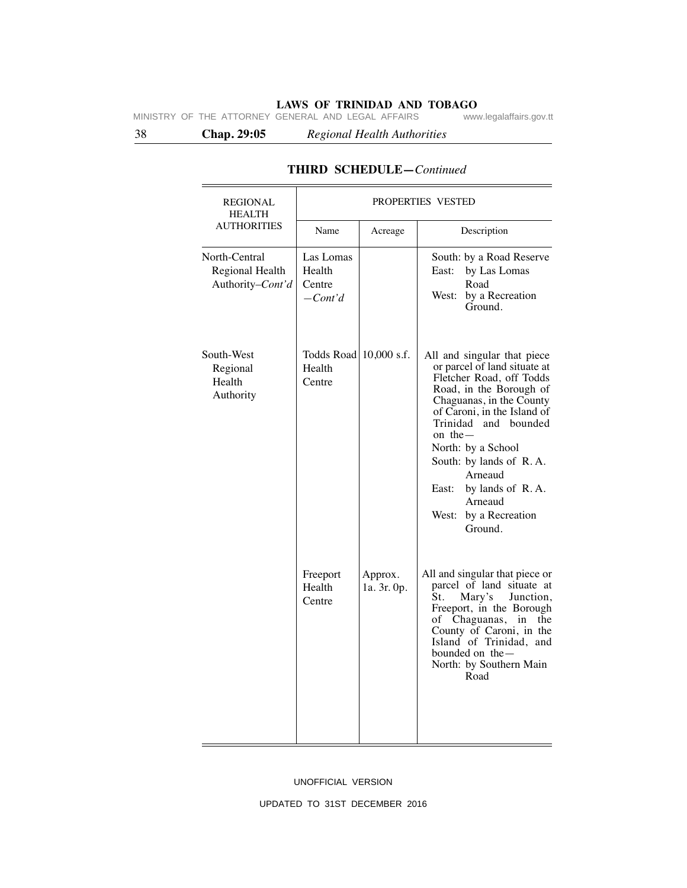## THIRD SCHEDULE—*Continued*

| REGIONAL HEALTH AUTHORITIES | PROPERTIES VESTED | | |
|---|---|---|---|
| | Name | Acreage | Description |
| North-Central Regional Health Authority–*Cont'd* | Las Lomas Health Centre —*Cont'd* | | South: by a Road Reserve<br>East: by Las Lomas Road<br>West: by a Recreation Ground. |
| South-West Regional Health Authority | Todds Road Health Centre | 10,000 s.f. | All and singular that piece or parcel of land situate at Fletcher Road, off Todds Road, in the Borough of Chaguanas, in the County of Caroni, in the Island of Trinidad and bounded on the—<br>North: by a School<br>South: by lands of R. A. Arneaud<br>East: by lands of R. A. Arneaud<br>West: by a Recreation Ground. |
| | Freeport Health Centre | Approx. 1a. 3r. 0p. | All and singular that piece or parcel of land situate at St. Mary's Junction, Freeport, in the Borough of Chaguanas, in the County of Caroni, in the Island of Trinidad, and bounded on the—<br>North: by Southern Main Road |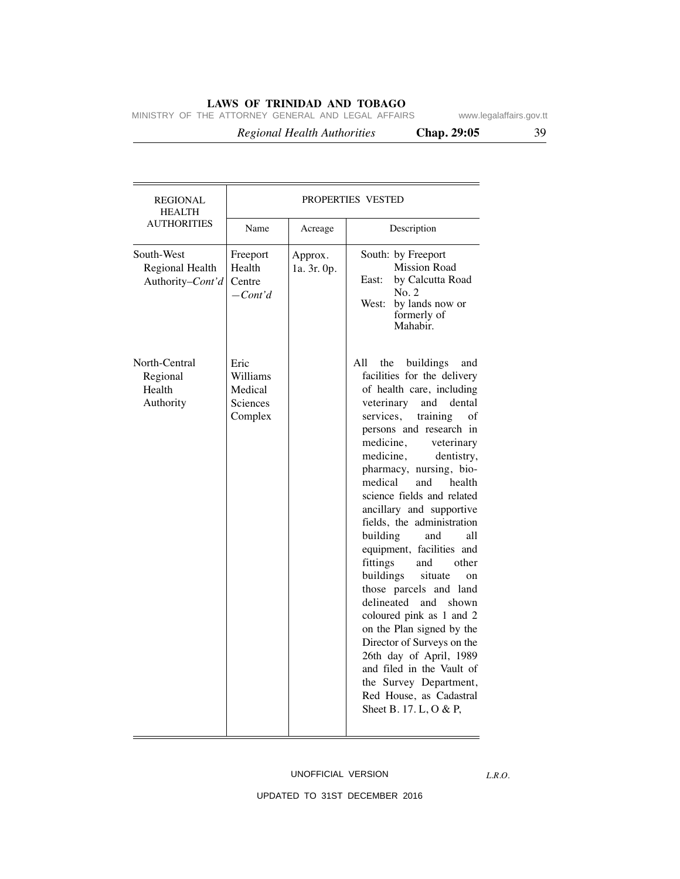| REGIONAL HEALTH AUTHORITIES | PROPERTIES VESTED | | |
|---|---|---|---|
| | Name | Acreage | Description |
| South-West Regional Health Authority–*Cont'd* | Freeport Health Centre —*Cont'd* | Approx. 1a. 3r. 0p. | South: by Freeport Mission Road<br>East: by Calcutta Road No. 2<br>West: by lands now or formerly of Mahabir. |
| North-Central Regional Health Authority | Eric Williams Medical Sciences Complex | | All the buildings and facilities for the delivery of health care, including veterinary and dental services, training of persons and research in medicine, veterinary medicine, dentistry, pharmacy, nursing, bio-medical and health science fields and related ancillary and supportive fields, the administration building and all equipment, facilities and fittings and other buildings situate on those parcels and land delineated and shown coloured pink as 1 and 2 on the Plan signed by the Director of Surveys on the 26th day of April, 1989 and filed in the Vault of the Survey Department, Red House, as Cadastral Sheet B. 17. L, O & P, |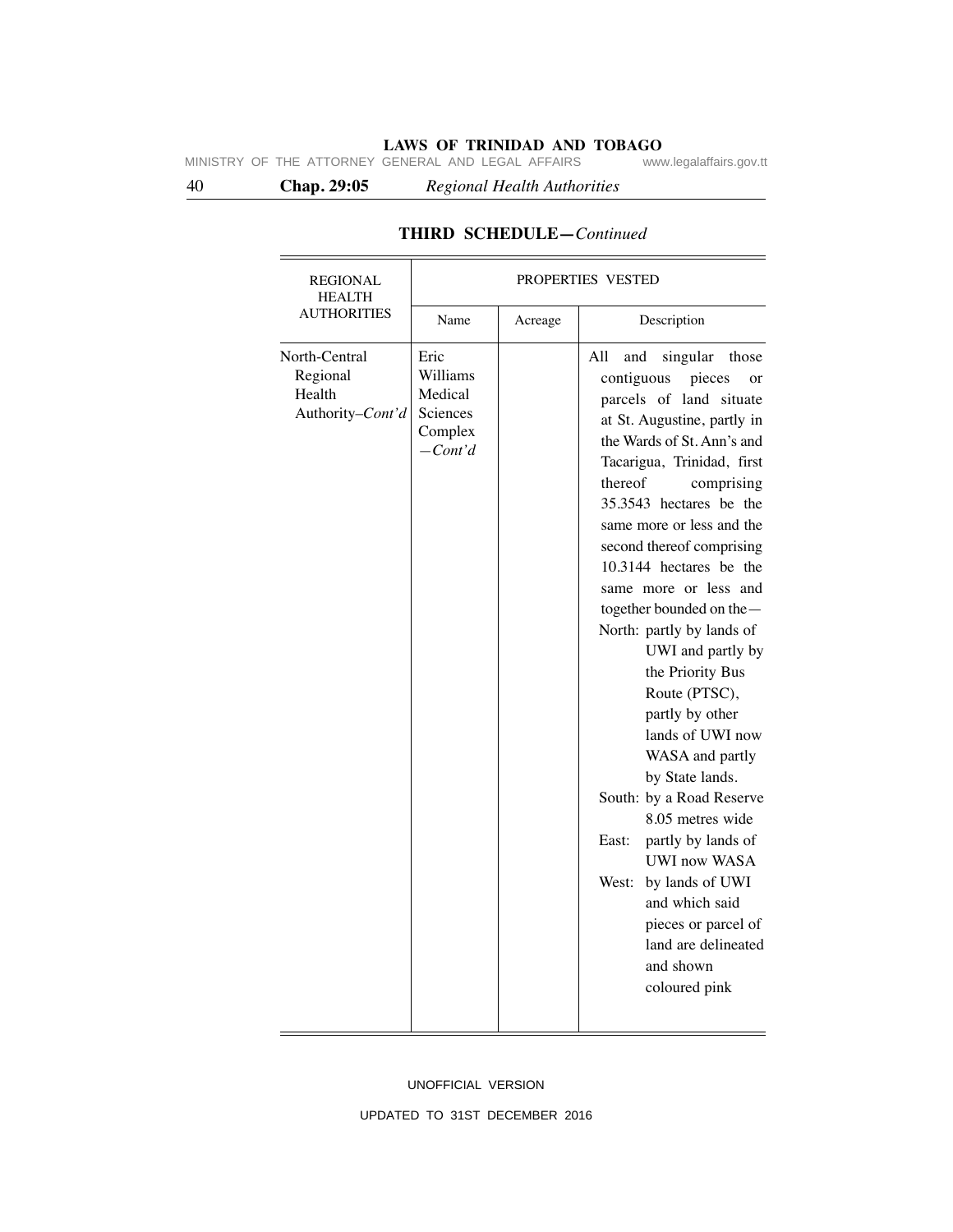**THIRD SCHEDULE—*Continued***

| REGIONAL HEALTH AUTHORITIES | PROPERTIES VESTED | | |
|---|---|---|---|
| | Name | Acreage | Description |
| North-Central Regional Health Authority–*Cont'd* | Eric Williams Medical Sciences Complex —*Cont'd* | | All and singular those contiguous pieces or parcels of land situate at St. Augustine, partly in the Wards of St. Ann's and Tacarigua, Trinidad, first thereof comprising 35.3543 hectares be the same more or less and the second thereof comprising 10.3144 hectares be the same more or less and together bounded on the— North: partly by lands of UWI and partly by the Priority Bus Route (PTSC), partly by other lands of UWI now WASA and partly by State lands. South: by a Road Reserve 8.05 metres wide East: partly by lands of UWI now WASA West: by lands of UWI and which said pieces or parcel of land are delineated and shown coloured pink |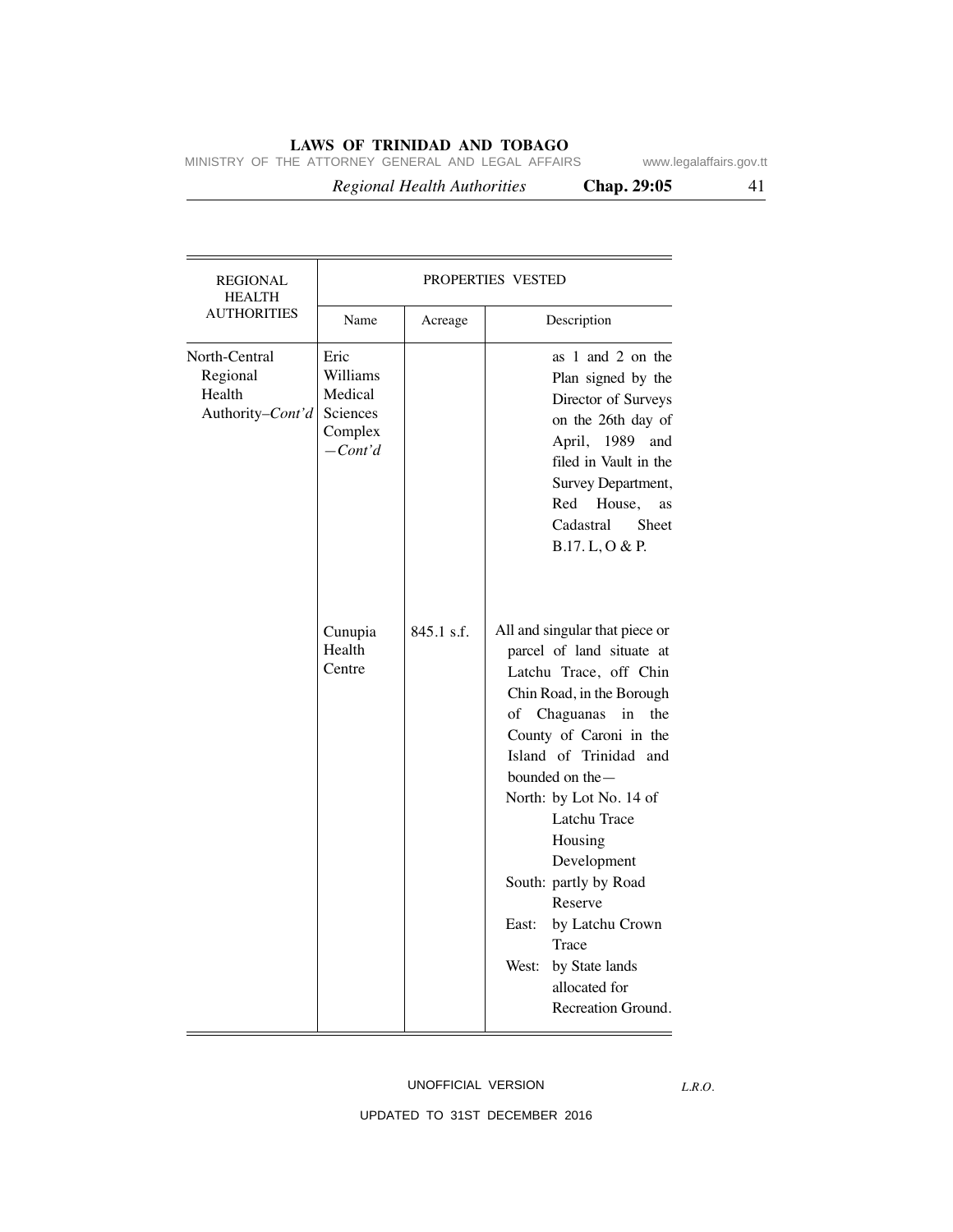| REGIONAL HEALTH AUTHORITIES | PROPERTIES VESTED | | |
|---|---|---|---|
| | Name | Acreage | Description |
| North-Central Regional Health Authority–*Cont'd* | Eric Williams Medical Sciences Complex —*Cont'd* | | as 1 and 2 on the Plan signed by the Director of Surveys on the 26th day of April, 1989 and filed in Vault in the Survey Department, Red House, as Cadastral Sheet B.17. L, O & P. |
| | Cunupia Health Centre | 845.1 s.f. | All and singular that piece or parcel of land situate at Latchu Trace, off Chin Chin Road, in the Borough of Chaguanas in the County of Caroni in the Island of Trinidad and bounded on the— North: by Lot No. 14 of Latchu Trace Housing Development South: partly by Road Reserve East: by Latchu Crown Trace West: by State lands allocated for Recreation Ground. |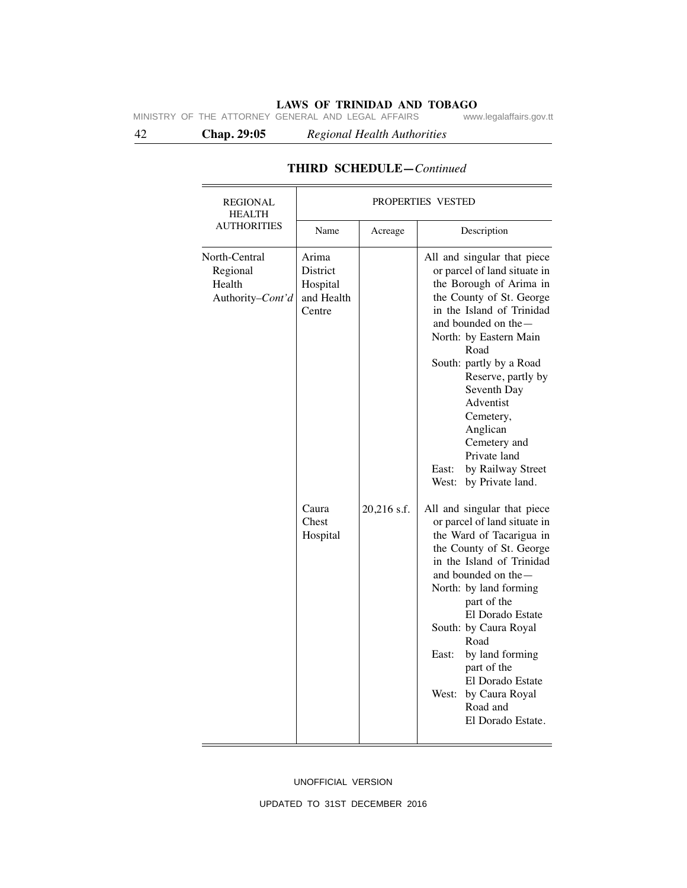## THIRD SCHEDULE—*Continued*

| REGIONAL HEALTH AUTHORITIES | PROPERTIES VESTED | | |
|---|---|---|---|
| | Name | Acreage | Description |
| North-Central Regional Health Authority–*Cont'd* | Arima District Hospital and Health Centre | | All and singular that piece or parcel of land situate in the Borough of Arima in the County of St. George in the Island of Trinidad and bounded on the— North: by Eastern Main Road South: partly by a Road Reserve, partly by Seventh Day Adventist Cemetery, Anglican Cemetery and Private land East: by Railway Street West: by Private land. |
| | Caura Chest Hospital | 20,216 s.f. | All and singular that piece or parcel of land situate in the Ward of Tacarigua in the County of St. George in the Island of Trinidad and bounded on the— North: by land forming part of the El Dorado Estate South: by Caura Royal Road East: by land forming part of the El Dorado Estate West: by Caura Royal Road and El Dorado Estate. |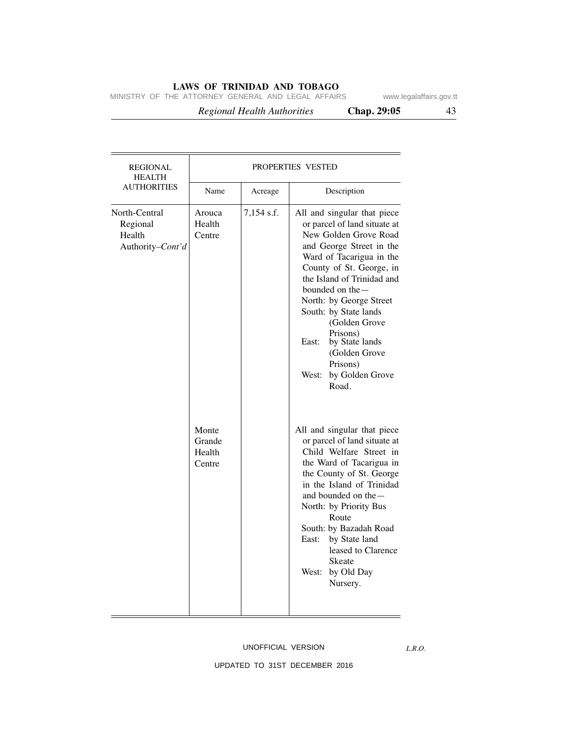| REGIONAL HEALTH AUTHORITIES | PROPERTIES VESTED | | |
|---|---|---|---|
| | Name | Acreage | Description |
| North-Central Regional Health Authority–*Cont'd* | Arouca Health Centre | 7,154 s.f. | All and singular that piece or parcel of land situate at New Golden Grove Road and George Street in the Ward of Tacarigua in the County of St. George, in the Island of Trinidad and bounded on the— North: by George Street South: by State lands (Golden Grove Prisons) East: by State lands (Golden Grove Prisons) West: by Golden Grove Road. |
| | Monte Grande Health Centre | | All and singular that piece or parcel of land situate at Child Welfare Street in the Ward of Tacarigua in the County of St. George in the Island of Trinidad and bounded on the— North: by Priority Bus Route South: by Bazadah Road East: by State land leased to Clarence Skeate West: by Old Day Nursery. |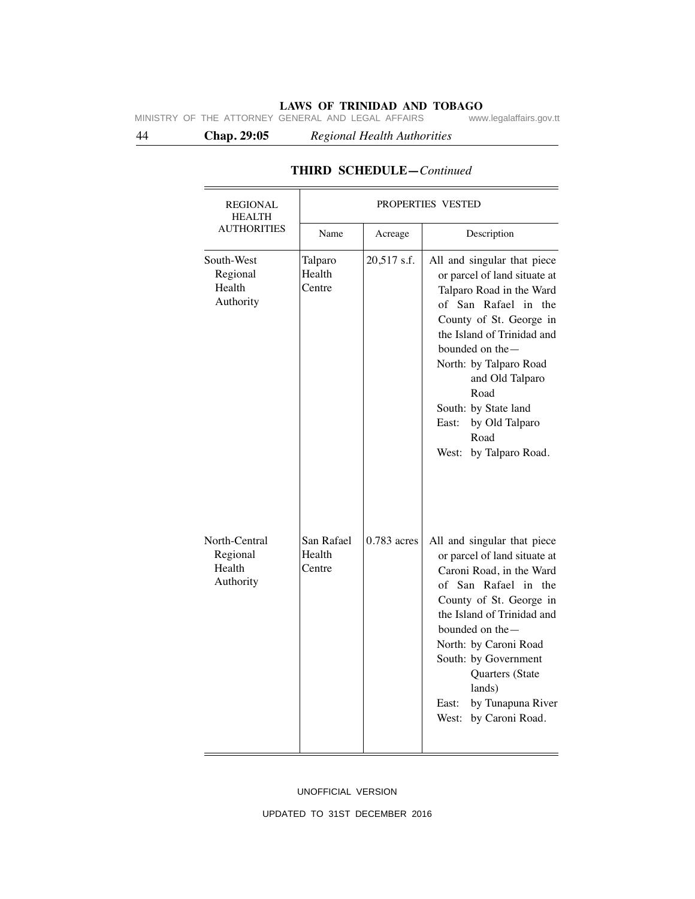## THIRD SCHEDULE—*Continued*

| REGIONAL HEALTH AUTHORITIES | PROPERTIES VESTED | | |
|---|---|---|---|
| | Name | Acreage | Description |
| South-West Regional Health Authority | Talparo Health Centre | 20,517 s.f. | All and singular that piece or parcel of land situate at Talparo Road in the Ward of San Rafael in the County of St. George in the Island of Trinidad and bounded on the— North: by Talparo Road and Old Talparo Road South: by State land East: by Old Talparo Road West: by Talparo Road. |
| North-Central Regional Health Authority | San Rafael Health Centre | 0.783 acres | All and singular that piece or parcel of land situate at Caroni Road, in the Ward of San Rafael in the County of St. George in the Island of Trinidad and bounded on the— North: by Caroni Road South: by Government Quarters (State lands) East: by Tunapuna River West: by Caroni Road. |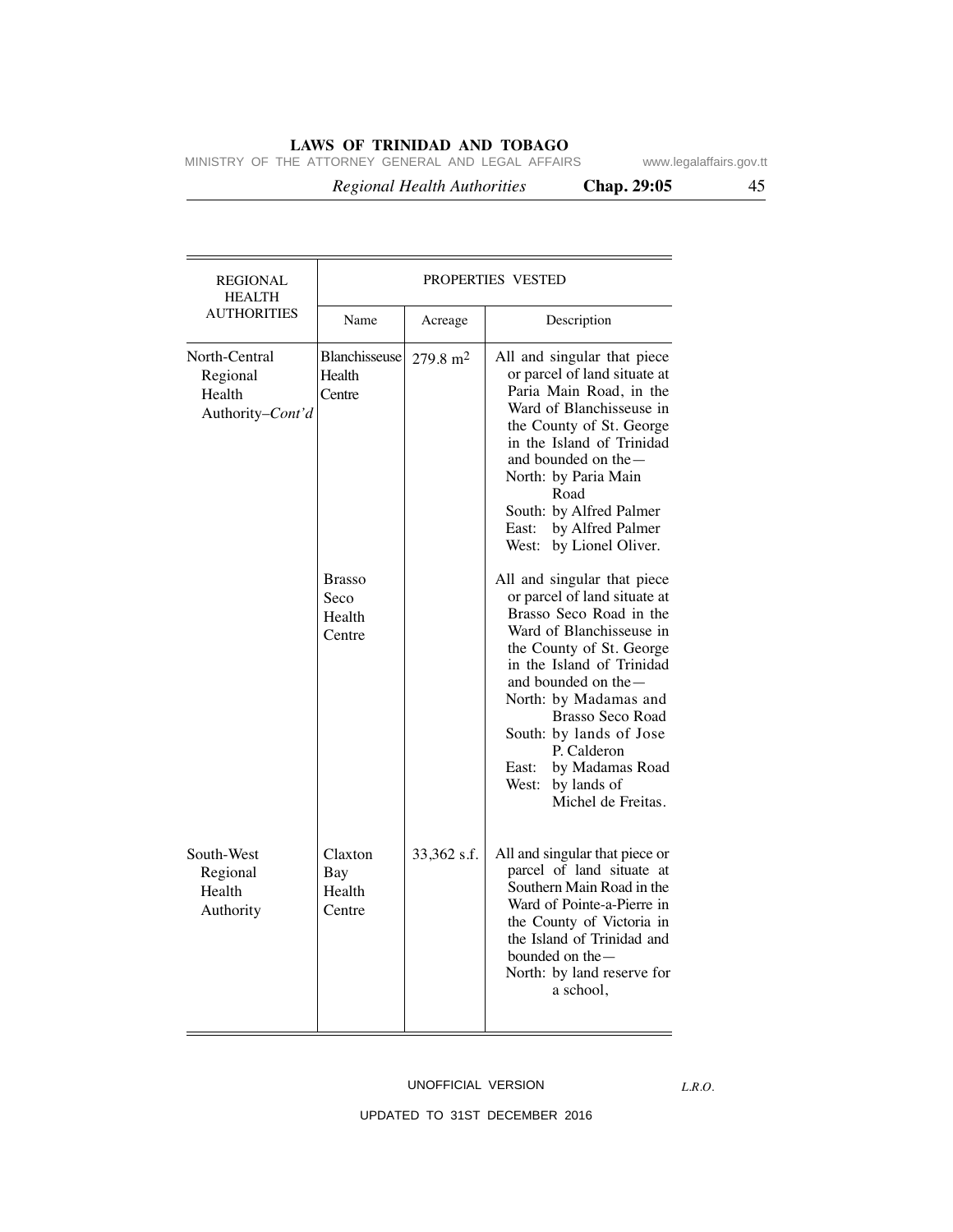| REGIONAL HEALTH AUTHORITIES | PROPERTIES VESTED | | |
|---|---|---|---|
| | Name | Acreage | Description |
| North-Central Regional Health Authority–*Cont'd* | Blanchisseuse Health Centre | $279.8\ m^2$ | All and singular that piece or parcel of land situate at Paria Main Road, in the Ward of Blanchisseuse in the County of St. George in the Island of Trinidad and bounded on the— North: by Paria Main Road South: by Alfred Palmer East: by Alfred Palmer West: by Lionel Oliver. |
| | Brasso Seco Health Centre | | All and singular that piece or parcel of land situate at Brasso Seco Road in the Ward of Blanchisseuse in the County of St. George in the Island of Trinidad and bounded on the— North: by Madamas and Brasso Seco Road South: by lands of Jose P. Calderon East: by Madamas Road West: by lands of Michel de Freitas. |
| South-West Regional Health Authority | Claxton Bay Health Centre | 33,362 s.f. | All and singular that piece or parcel of land situate at Southern Main Road in the Ward of Pointe-a-Pierre in the County of Victoria in the Island of Trinidad and bounded on the— North: by land reserve for a school, |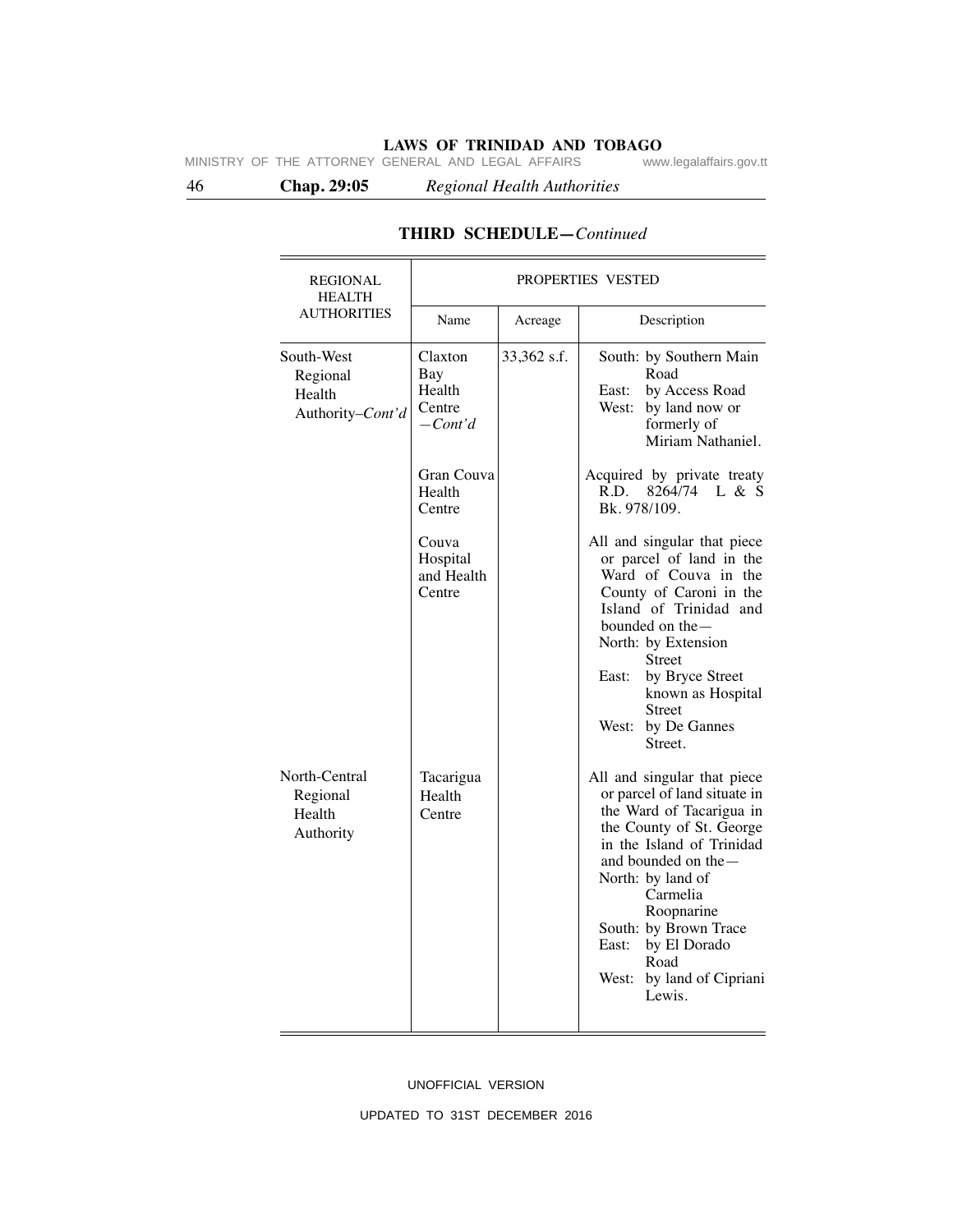## THIRD SCHEDULE—*Continued*

| REGIONAL HEALTH AUTHORITIES | PROPERTIES VESTED | | |
|---|---|---|---|
| | Name | Acreage | Description |
| South-West Regional Health Authority–*Cont'd* | Claxton Bay Health Centre —*Cont'd* | 33,362 s.f. | South: by Southern Main Road<br>East: by Access Road<br>West: by land now or formerly of Miriam Nathaniel. |
| | Gran Couva Health Centre | | Acquired by private treaty R.D. 8264/74 L & S Bk. 978/109. |
| | Couva Hospital and Health Centre | | All and singular that piece or parcel of land in the Ward of Couva in the County of Caroni in the Island of Trinidad and bounded on the—<br>North: by Extension Street<br>East: by Bryce Street known as Hospital Street<br>West: by De Gannes Street. |
| North-Central Regional Health Authority | Tacarigua Health Centre | | All and singular that piece or parcel of land situate in the Ward of Tacarigua in the County of St. George in the Island of Trinidad and bounded on the—<br>North: by land of Carmelia Roopnarine<br>South: by Brown Trace<br>East: by El Dorado Road<br>West: by land of Cipriani Lewis. |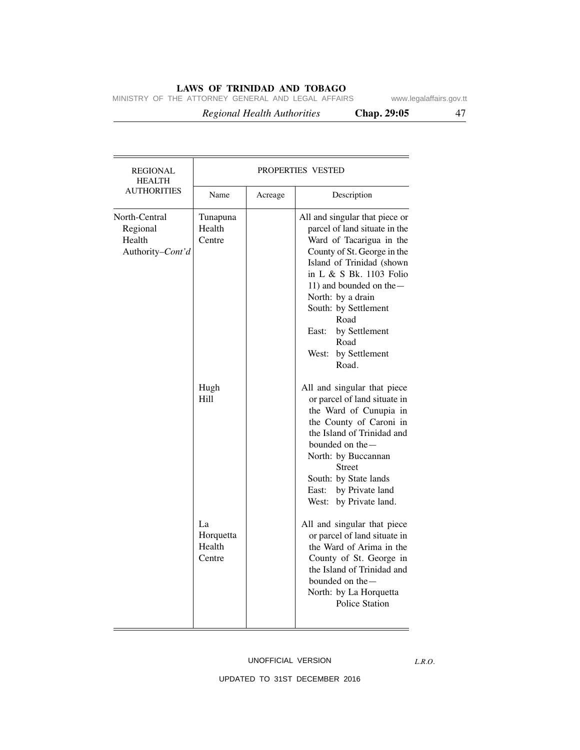| REGIONAL HEALTH AUTHORITIES | PROPERTIES VESTED | | |
|---|---|---|---|
| | Name | Acreage | Description |
| North-Central Regional Health Authority–*Cont'd* | Tunapuna Health Centre | | All and singular that piece or parcel of land situate in the Ward of Tacarigua in the County of St. George in the Island of Trinidad (shown in L & S Bk. 1103 Folio 11) and bounded on the— North: by a drain South: by Settlement Road East: by Settlement Road West: by Settlement Road. |
| | Hugh Hill | | All and singular that piece or parcel of land situate in the Ward of Cunupia in the County of Caroni in the Island of Trinidad and bounded on the— North: by Buccannan Street South: by State lands East: by Private land West: by Private land. |
| | La Horquetta Health Centre | | All and singular that piece or parcel of land situate in the Ward of Arima in the County of St. George in the Island of Trinidad and bounded on the— North: by La Horquetta Police Station |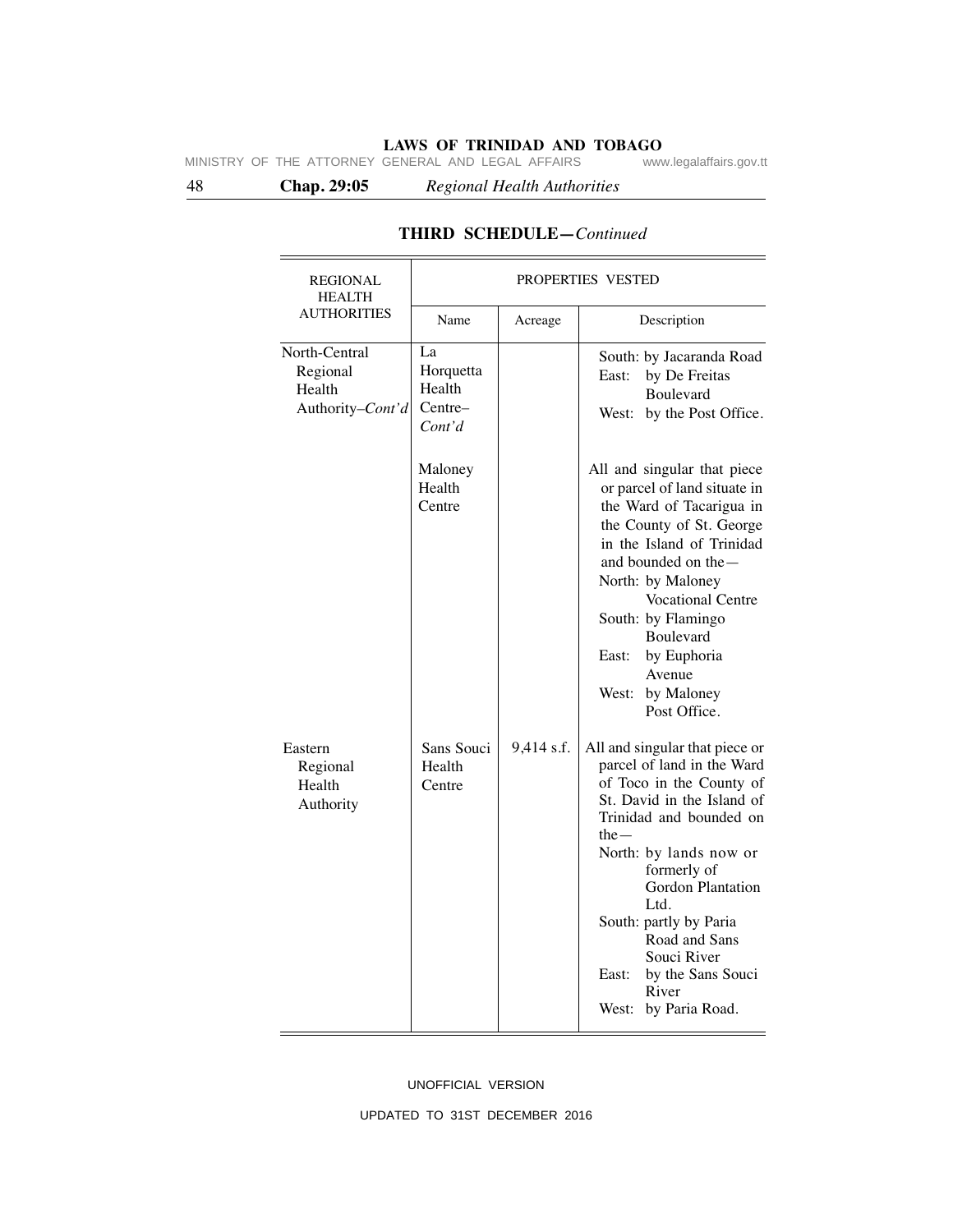## THIRD SCHEDULE—*Continued*

| REGIONAL HEALTH AUTHORITIES | PROPERTIES VESTED | | |
|---|---|---|---|
| | Name | Acreage | Description |
| North-Central Regional Health Authority–*Cont'd* | La Horquetta Health Centre–*Cont'd* | | South: by Jacaranda Road<br>East: by De Freitas Boulevard<br>West: by the Post Office. |
| | Maloney Health Centre | | All and singular that piece or parcel of land situate in the Ward of Tacarigua in the County of St. George in the Island of Trinidad and bounded on the—<br>North: by Maloney Vocational Centre<br>South: by Flamingo Boulevard<br>East: by Euphoria Avenue<br>West: by Maloney Post Office. |
| Eastern Regional Health Authority | Sans Souci Health Centre | 9,414 s.f. | All and singular that piece or parcel of land in the Ward of Toco in the County of St. David in the Island of Trinidad and bounded on the—<br>North: by lands now or formerly of Gordon Plantation Ltd.<br>South: partly by Paria Road and Sans Souci River<br>East: by the Sans Souci River<br>West: by Paria Road. |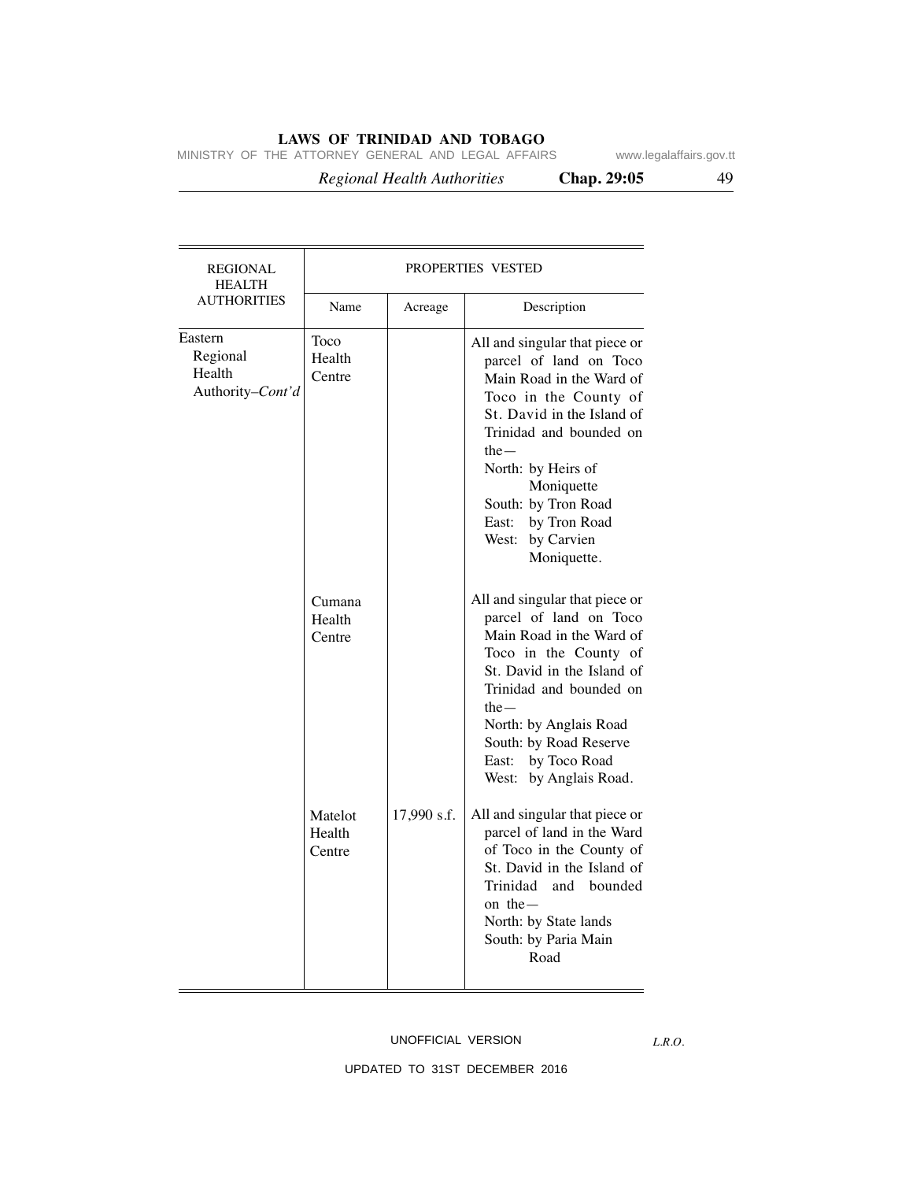| REGIONAL HEALTH AUTHORITIES | PROPERTIES VESTED | | |
|---|---|---|---|
| | Name | Acreage | Description |
| Eastern Regional Health Authority–*Cont'd* | Toco Health Centre | | All and singular that piece or parcel of land on Toco Main Road in the Ward of Toco in the County of St. David in the Island of Trinidad and bounded on the— North: by Heirs of Moniquette South: by Tron Road East: by Tron Road West: by Carvien Moniquette. |
| | Cumana Health Centre | | All and singular that piece or parcel of land on Toco Main Road in the Ward of Toco in the County of St. David in the Island of Trinidad and bounded on the— North: by Anglais Road South: by Road Reserve East: by Toco Road West: by Anglais Road. |
| | Matelot Health Centre | 17,990 s.f. | All and singular that piece or parcel of land in the Ward of Toco in the County of St. David in the Island of Trinidad and bounded on the— North: by State lands South: by Paria Main Road |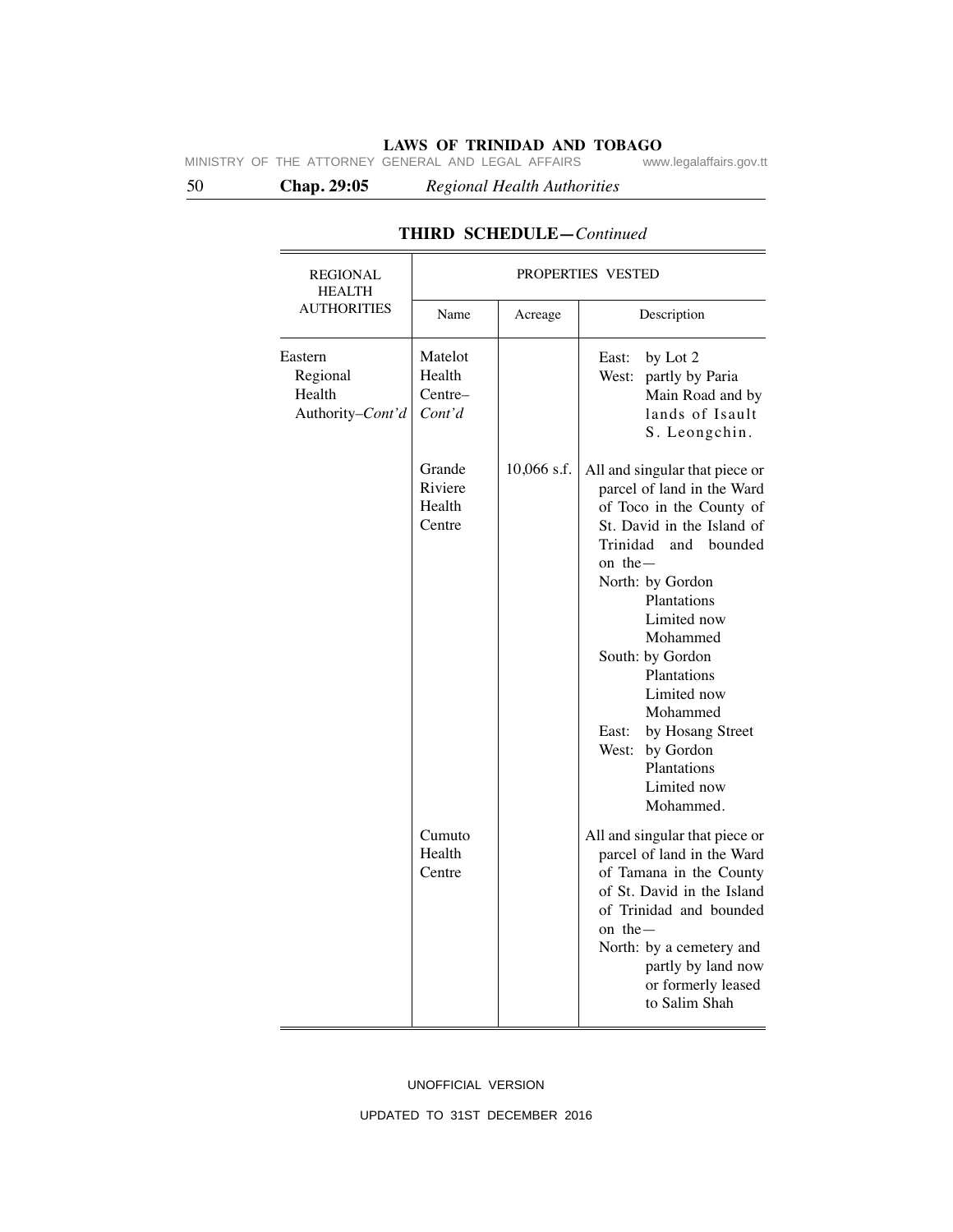**THIRD SCHEDULE**—*Continued*

| REGIONAL HEALTH AUTHORITIES | PROPERTIES VESTED | | |
|---|---|---|---|
| | Name | Acreage | Description |
| Eastern Regional Health Authority–*Cont'd* | Matelot Health Centre–*Cont'd* | | East: by Lot 2<br>West: partly by Paria Main Road and by lands of Isault S. Leongchin. |
| | Grande Riviere Health Centre | 10,066 s.f. | All and singular that piece or parcel of land in the Ward of Toco in the County of St. David in the Island of Trinidad and bounded on the—<br>North: by Gordon Plantations Limited now Mohammed<br>South: by Gordon Plantations Limited now Mohammed<br>East: by Hosang Street<br>West: by Gordon Plantations Limited now Mohammed. |
| | Cumuto Health Centre | | All and singular that piece or parcel of land in the Ward of Tamana in the County of St. David in the Island of Trinidad and bounded on the—<br>North: by a cemetery and partly by land now or formerly leased to Salim Shah |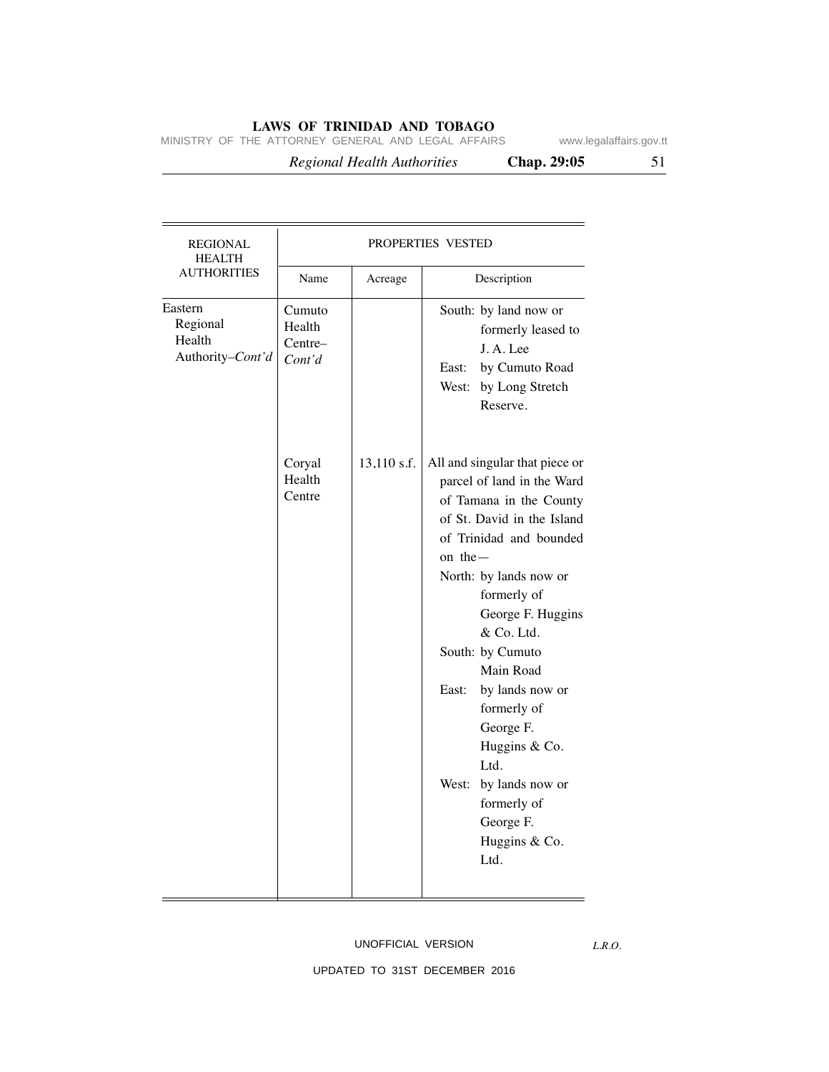| REGIONAL HEALTH AUTHORITIES | PROPERTIES VESTED | | |
|---|---|---|---|
| | Name | Acreage | Description |
| Eastern Regional Health Authority–*Cont'd* | Cumuto Health Centre–*Cont'd* | | South: by land now or formerly leased to J. A. Lee<br>East: by Cumuto Road<br>West: by Long Stretch Reserve. |
| | Coryal Health Centre | 13,110 s.f. | All and singular that piece or parcel of land in the Ward of Tamana in the County of St. David in the Island of Trinidad and bounded on the—<br>North: by lands now or formerly of George F. Huggins & Co. Ltd.<br>South: by Cumuto Main Road<br>East: by lands now or formerly of George F. Huggins & Co. Ltd.<br>West: by lands now or formerly of George F. Huggins & Co. Ltd. |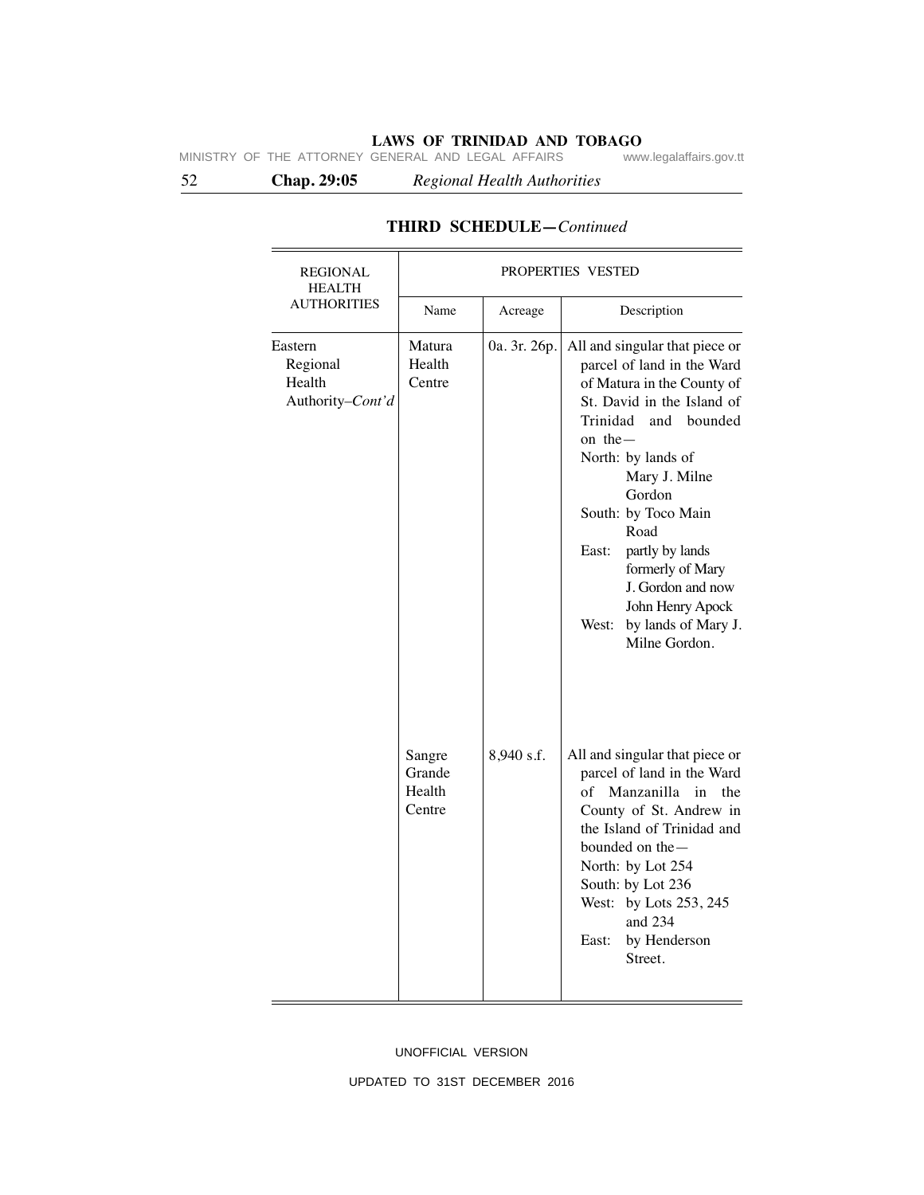## THIRD SCHEDULE—*Continued*

| REGIONAL HEALTH AUTHORITIES | PROPERTIES VESTED | | |
|---|---|---|---|
| | Name | Acreage | Description |
| Eastern Regional Health Authority–*Cont'd* | Matura Health Centre | 0a. 3r. 26p. | All and singular that piece or parcel of land in the Ward of Matura in the County of St. David in the Island of Trinidad and bounded on the— North: by lands of Mary J. Milne Gordon South: by Toco Main Road East: partly by lands formerly of Mary J. Gordon and now John Henry Apock West: by lands of Mary J. Milne Gordon. |
| | Sangre Grande Health Centre | 8,940 s.f. | All and singular that piece or parcel of land in the Ward of Manzanilla in the County of St. Andrew in the Island of Trinidad and bounded on the— North: by Lot 254 South: by Lot 236 West: by Lots 253, 245 and 234 East: by Henderson Street. |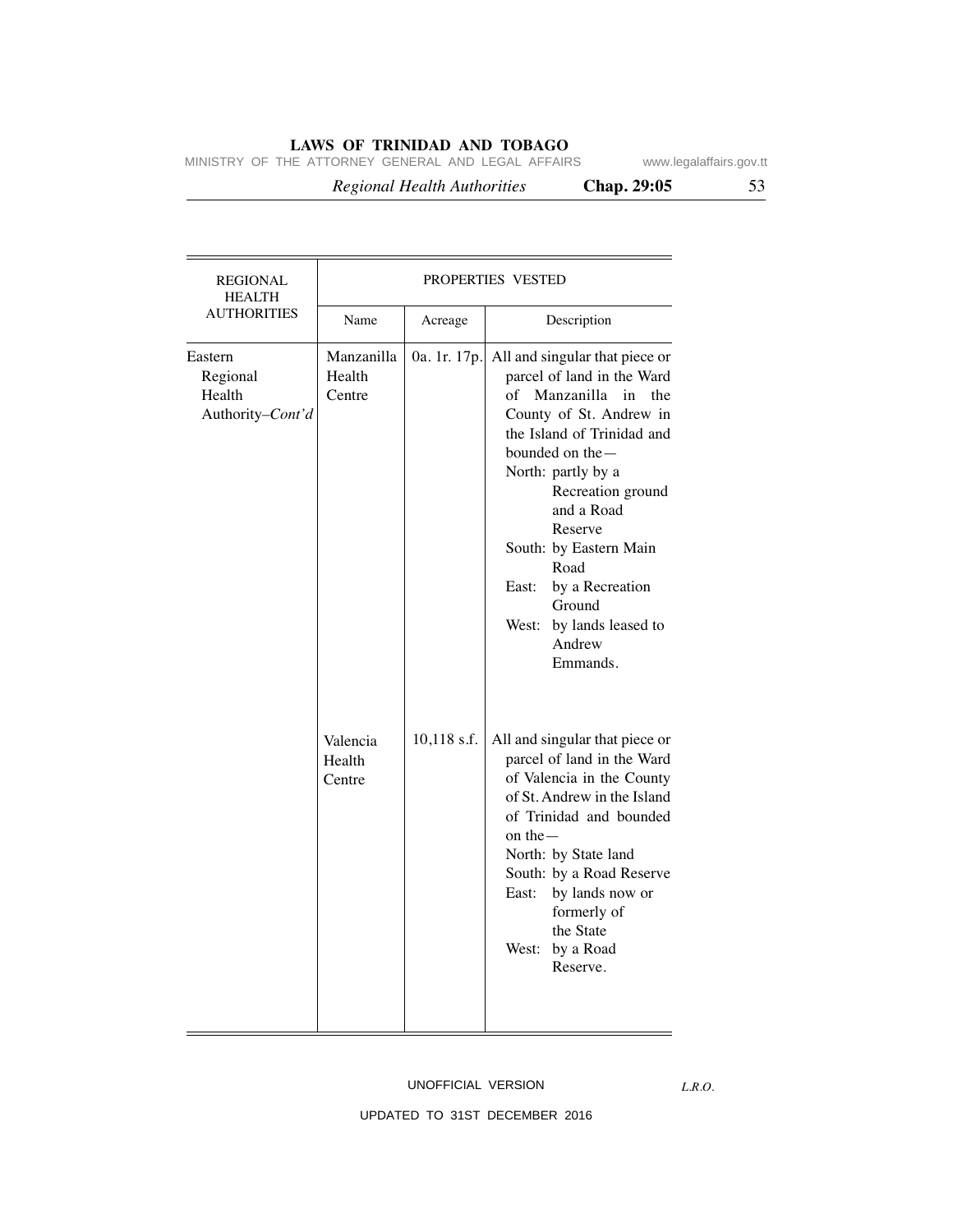| REGIONAL HEALTH AUTHORITIES | PROPERTIES VESTED | | |
|---|---|---|---|
| | Name | Acreage | Description |
| Eastern Regional Health Authority–*Cont'd* | Manzanilla Health Centre | 0a. 1r. 17p. | All and singular that piece or parcel of land in the Ward of Manzanilla in the County of St. Andrew in the Island of Trinidad and bounded on the— North: partly by a Recreation ground and a Road Reserve South: by Eastern Main Road East: by a Recreation Ground West: by lands leased to Andrew Emmands. |
| | Valencia Health Centre | 10,118 s.f. | All and singular that piece or parcel of land in the Ward of Valencia in the County of St. Andrew in the Island of Trinidad and bounded on the— North: by State land South: by a Road Reserve East: by lands now or formerly of the State West: by a Road Reserve. |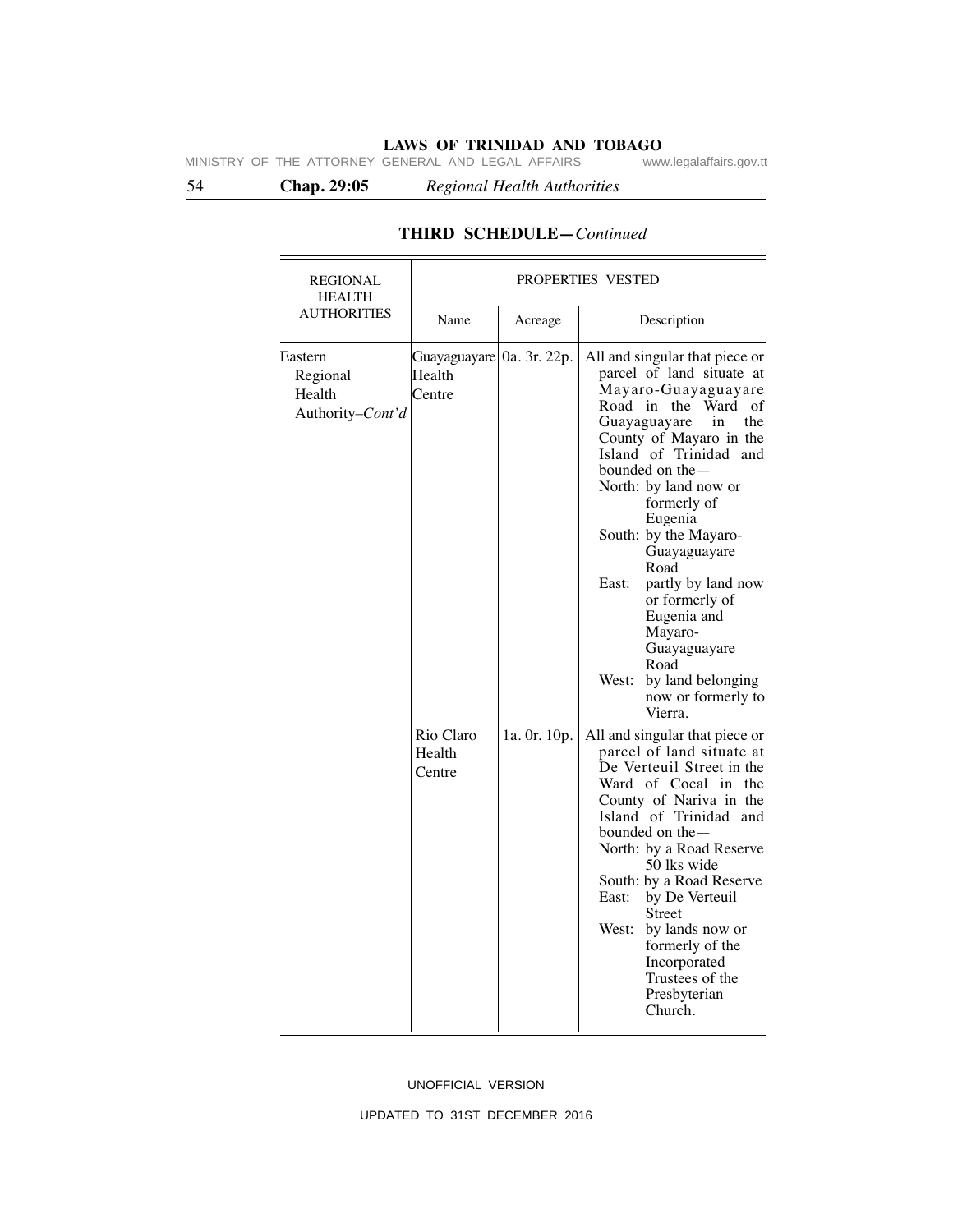## THIRD SCHEDULE—*Continued*

| REGIONAL HEALTH AUTHORITIES | PROPERTIES VESTED | | |
|---|---|---|---|
| | Name | Acreage | Description |
| Eastern Regional Health Authority–*Cont'd* | Guayaguayare Health Centre | 0a. 3r. 22p. | All and singular that piece or parcel of land situate at Mayaro-Guayaguayare Road in the Ward of Guayaguayare in the County of Mayaro in the Island of Trinidad and bounded on the—<br>North: by land now or formerly of Eugenia<br>South: by the Mayaro-Guayaguayare Road<br>East: partly by land now or formerly of Eugenia and Mayaro-Guayaguayare Road<br>West: by land belonging now or formerly to Vierra. |
| | Rio Claro Health Centre | 1a. 0r. 10p. | All and singular that piece or parcel of land situate at De Verteuil Street in the Ward of Cocal in the County of Nariva in the Island of Trinidad and bounded on the—<br>North: by a Road Reserve 50 lks wide<br>South: by a Road Reserve<br>East: by De Verteuil Street<br>West: by lands now or formerly of the Incorporated Trustees of the Presbyterian Church. |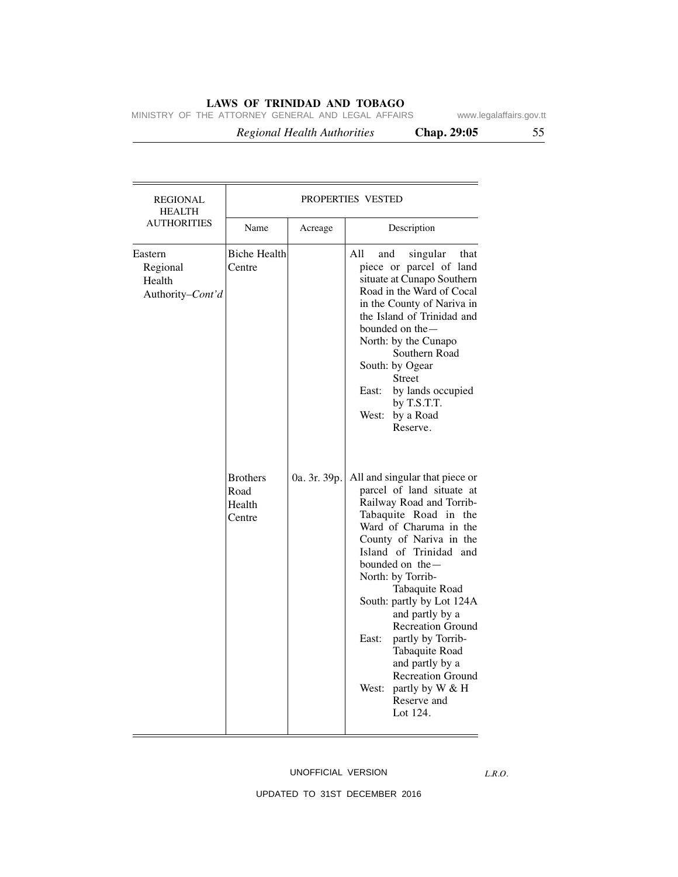| REGIONAL HEALTH AUTHORITIES | PROPERTIES VESTED | | |
|---|---|---|---|
| | Name | Acreage | Description |
| Eastern Regional Health Authority–*Cont'd* | Biche Health Centre | | All and singular that piece or parcel of land situate at Cunapo Southern Road in the Ward of Cocal in the County of Nariva in the Island of Trinidad and bounded on the— North: by the Cunapo Southern Road South: by Ogear Street East: by lands occupied by T.S.T.T. West: by a Road Reserve. |
| | Brothers Road Health Centre | 0a. 3r. 39p. | All and singular that piece or parcel of land situate at Railway Road and Torrib-Tabaquite Road in the Ward of Charuma in the County of Nariva in the Island of Trinidad and bounded on the— North: by Torrib-Tabaquite Road South: partly by Lot 124A and partly by a Recreation Ground East: partly by Torrib-Tabaquite Road and partly by a Recreation Ground West: partly by W & H Reserve and Lot 124. |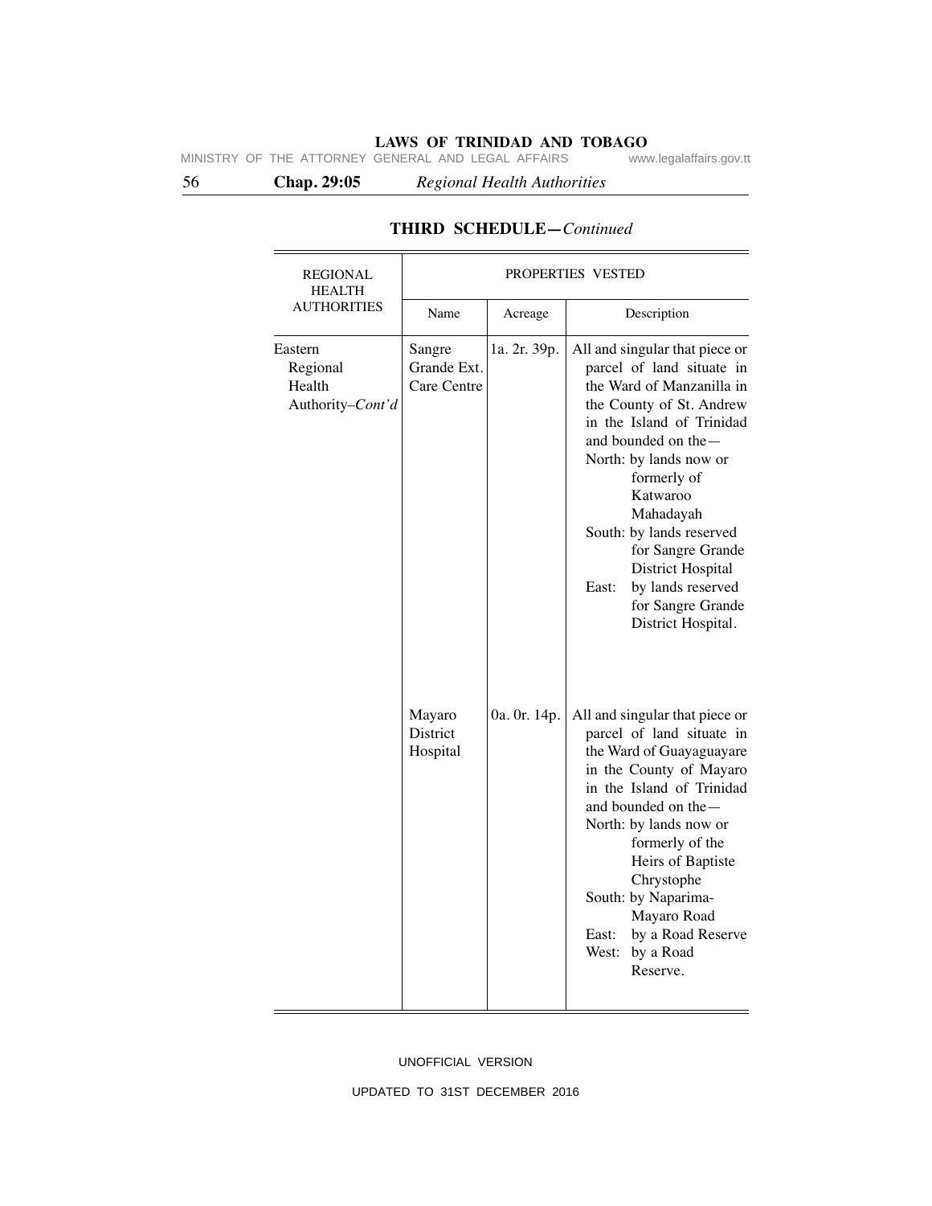## THIRD SCHEDULE—*Continued*

| REGIONAL HEALTH AUTHORITIES | PROPERTIES VESTED | | |
|---|---|---|---|
| | Name | Acreage | Description |
| Eastern Regional Health Authority–*Cont'd* | Sangre Grande Ext. Care Centre | 1a. 2r. 39p. | All and singular that piece or parcel of land situate in the Ward of Manzanilla in the County of St. Andrew in the Island of Trinidad and bounded on the— North: by lands now or formerly of Katwaroo Mahadayah South: by lands reserved for Sangre Grande District Hospital East: by lands reserved for Sangre Grande District Hospital. |
| | Mayaro District Hospital | 0a. 0r. 14p. | All and singular that piece or parcel of land situate in the Ward of Guayaguayare in the County of Mayaro in the Island of Trinidad and bounded on the— North: by lands now or formerly of the Heirs of Baptiste Chrystophe South: by Naparima-Mayaro Road East: by a Road Reserve West: by a Road Reserve. |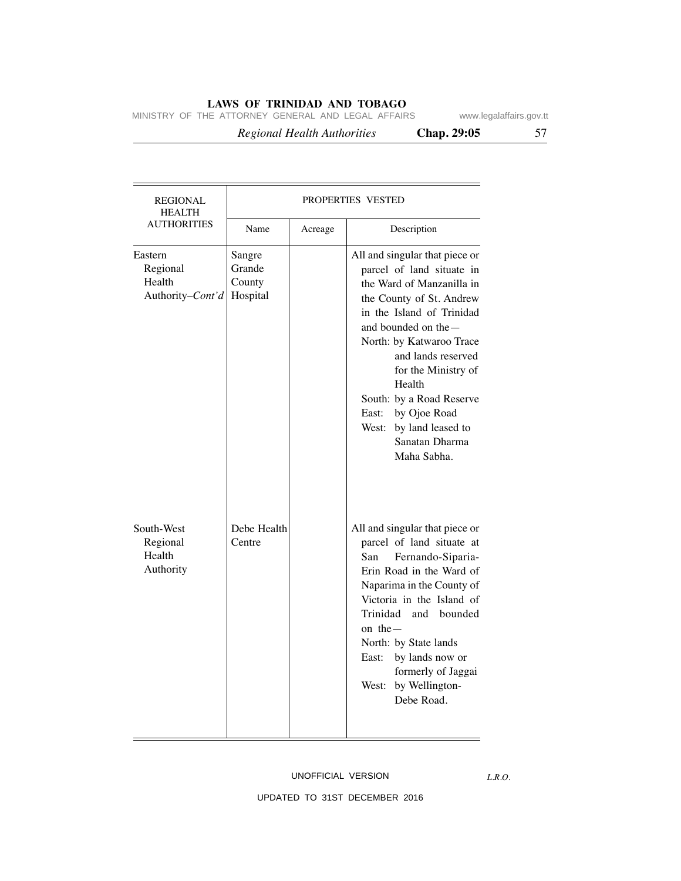| REGIONAL HEALTH AUTHORITIES | PROPERTIES VESTED | | |
|---|---|---|---|
| | Name | Acreage | Description |
| Eastern Regional Health Authority–*Cont'd* | Sangre Grande County Hospital | | All and singular that piece or parcel of land situate in the Ward of Manzanilla in the County of St. Andrew in the Island of Trinidad and bounded on the— North: by Katwaroo Trace and lands reserved for the Ministry of Health South: by a Road Reserve East: by Ojoe Road West: by land leased to Sanatan Dharma Maha Sabha. |
| South-West Regional Health Authority | Debe Health Centre | | All and singular that piece or parcel of land situate at San Fernando-Siparia-Erin Road in the Ward of Naparima in the County of Victoria in the Island of Trinidad and bounded on the— North: by State lands East: by lands now or formerly of Jaggai West: by Wellington-Debe Road. |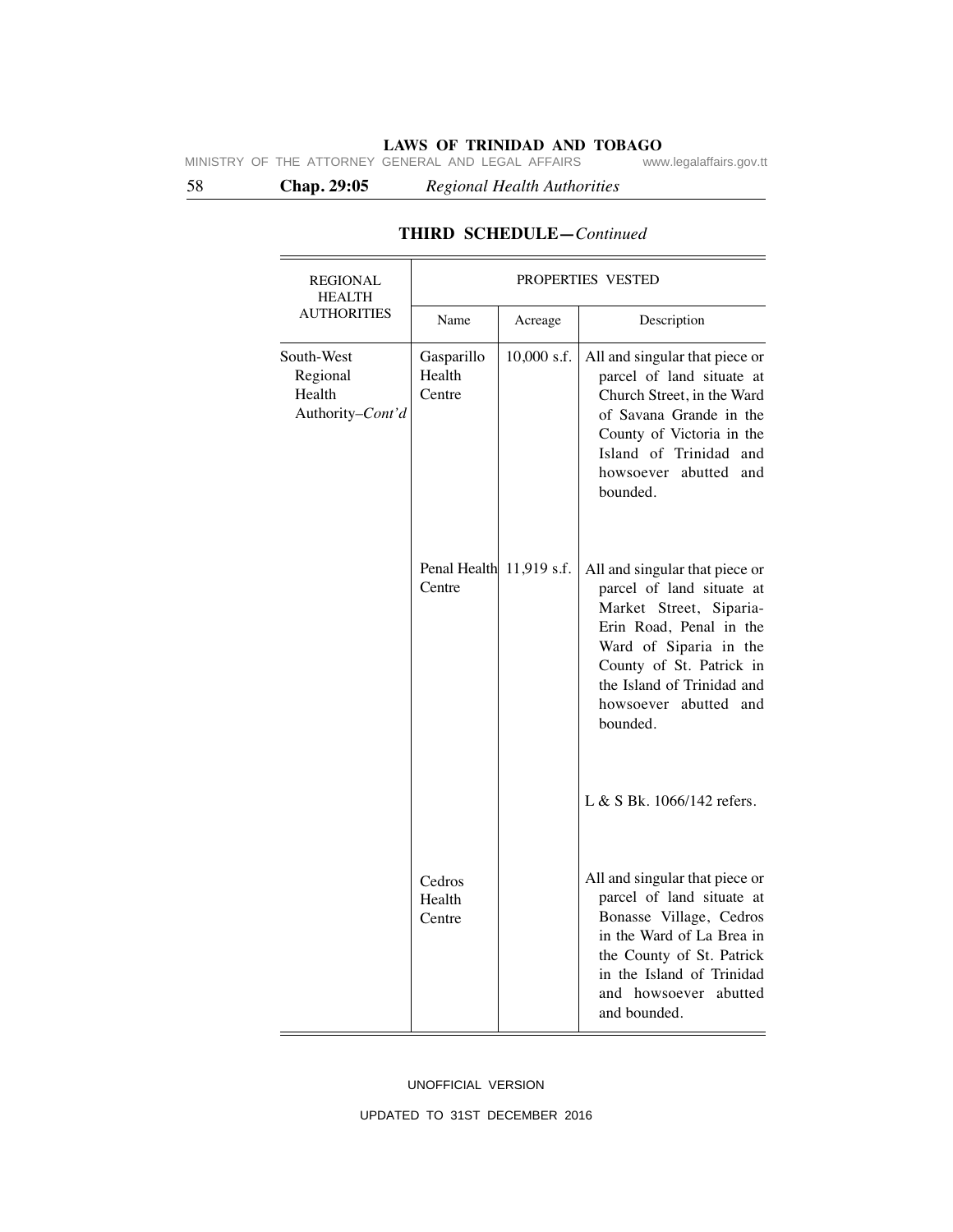## THIRD SCHEDULE—*Continued*

| REGIONAL HEALTH AUTHORITIES | PROPERTIES VESTED | | |
|---|---|---|---|
| | Name | Acreage | Description |
| South-West Regional Health Authority–*Cont'd* | Gasparillo Health Centre | 10,000 s.f. | All and singular that piece or parcel of land situate at Church Street, in the Ward of Savana Grande in the County of Victoria in the Island of Trinidad and howsoever abutted and bounded. |
| | Penal Health Centre | 11,919 s.f. | All and singular that piece or parcel of land situate at Market Street, Siparia-Erin Road, Penal in the Ward of Siparia in the County of St. Patrick in the Island of Trinidad and howsoever abutted and bounded. L & S Bk. 1066/142 refers. |
| | Cedros Health Centre | | All and singular that piece or parcel of land situate at Bonasse Village, Cedros in the Ward of La Brea in the County of St. Patrick in the Island of Trinidad and howsoever abutted and bounded. |

UNOFFICIAL VERSION

UPDATED TO 31ST DECEMBER 2016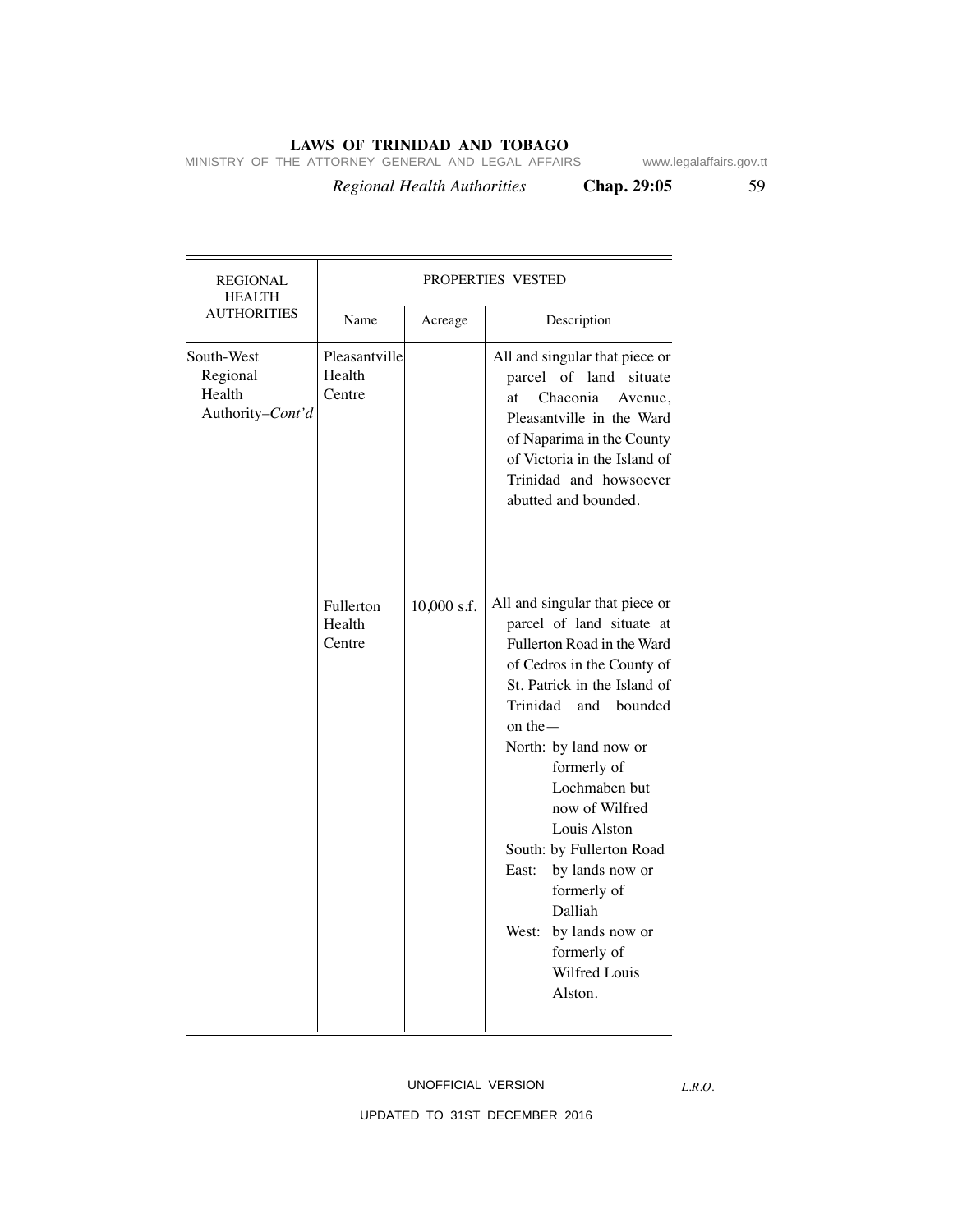| REGIONAL HEALTH AUTHORITIES | PROPERTIES VESTED | | |
|---|---|---|---|
| | Name | Acreage | Description |
| South-West Regional Health Authority–*Cont'd* | Pleasantville Health Centre | | All and singular that piece or parcel of land situate at Chaconia Avenue, Pleasantville in the Ward of Naparima in the County of Victoria in the Island of Trinidad and howsoever abutted and bounded. |
| | Fullerton Health Centre | 10,000 s.f. | All and singular that piece or parcel of land situate at Fullerton Road in the Ward of Cedros in the County of St. Patrick in the Island of Trinidad and bounded on the— North: by land now or formerly of Lochmaben but now of Wilfred Louis Alston South: by Fullerton Road East: by lands now or formerly of Dalliah West: by lands now or formerly of Wilfred Louis Alston. |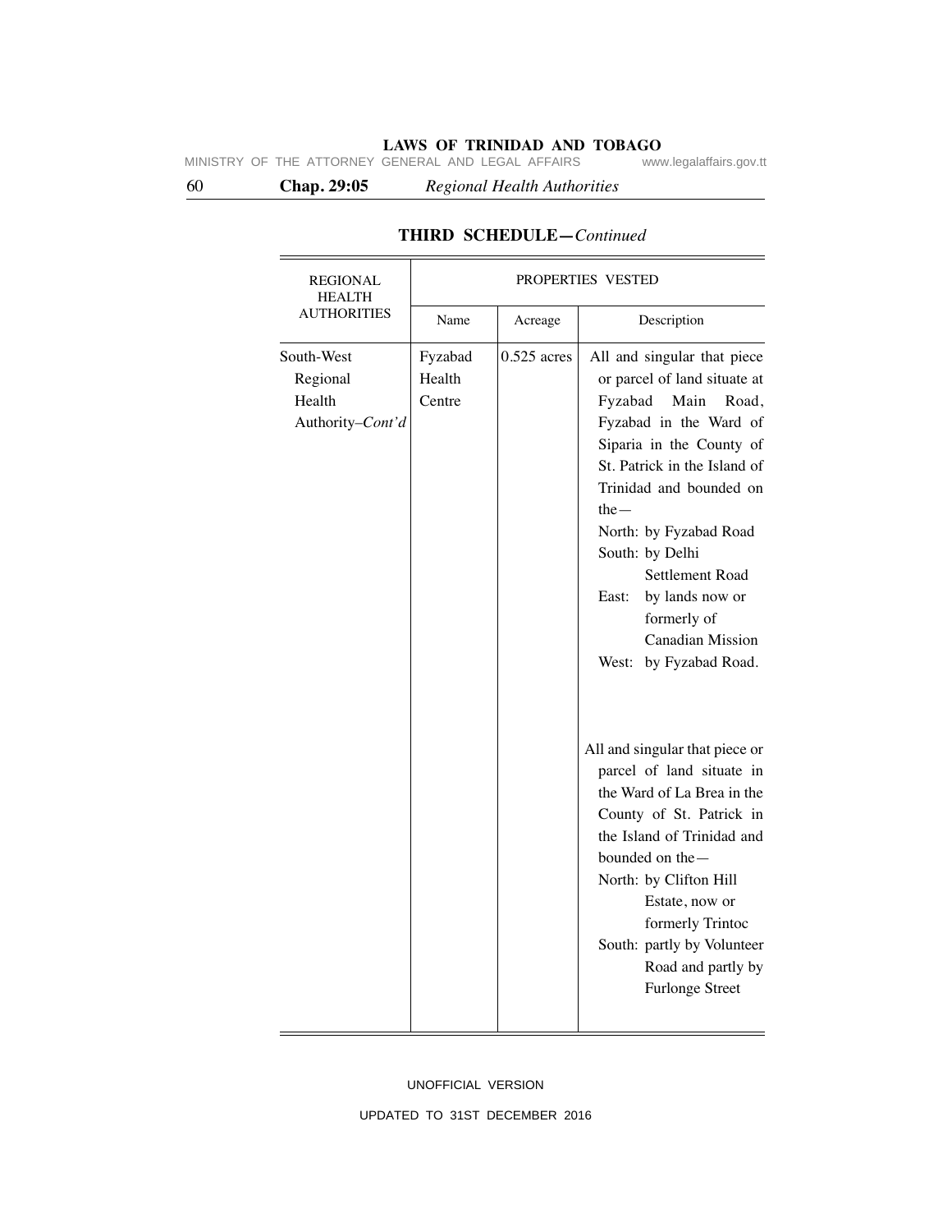## THIRD SCHEDULE—*Continued*

| REGIONAL HEALTH AUTHORITIES | PROPERTIES VESTED | | |
|---|---|---|---|
| | Name | Acreage | Description |
| South-West Regional Health Authority–*Cont'd* | Fyzabad Health Centre | 0.525 acres | All and singular that piece or parcel of land situate at Fyzabad Main Road, Fyzabad in the Ward of Siparia in the County of St. Patrick in the Island of Trinidad and bounded on the— North: by Fyzabad Road South: by Delhi Settlement Road East: by lands now or formerly of Canadian Mission West: by Fyzabad Road. |
| | | | All and singular that piece or parcel of land situate in the Ward of La Brea in the County of St. Patrick in the Island of Trinidad and bounded on the— North: by Clifton Hill Estate, now or formerly Trintoc South: partly by Volunteer Road and partly by Furlonge Street |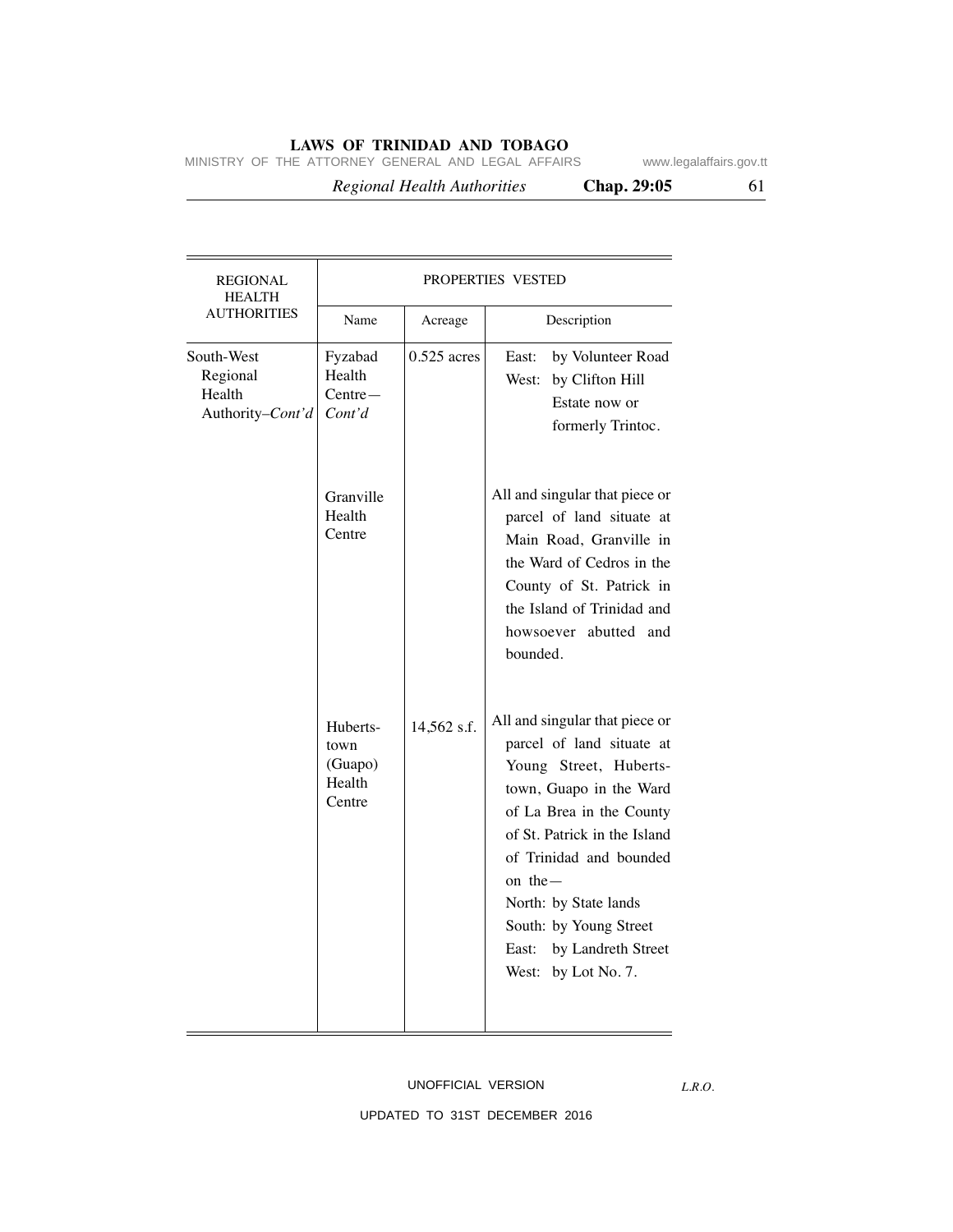| REGIONAL HEALTH AUTHORITIES | PROPERTIES VESTED | | |
|---|---|---|---|
| | Name | Acreage | Description |
| South-West Regional Health Authority–*Cont'd* | Fyzabad Health Centre—*Cont'd* | 0.525 acres | East: by Volunteer Road<br>West: by Clifton Hill Estate now or formerly Trintoc. |
| | Granville Health Centre | | All and singular that piece or parcel of land situate at Main Road, Granville in the Ward of Cedros in the County of St. Patrick in the Island of Trinidad and howsoever abutted and bounded. |
| | Hubertstown (Guapo) Health Centre | 14,562 s.f. | All and singular that piece or parcel of land situate at Young Street, Hubertstown, Guapo in the Ward of La Brea in the County of St. Patrick in the Island of Trinidad and bounded on the—<br>North: by State lands<br>South: by Young Street<br>East: by Landreth Street<br>West: by Lot No. 7. |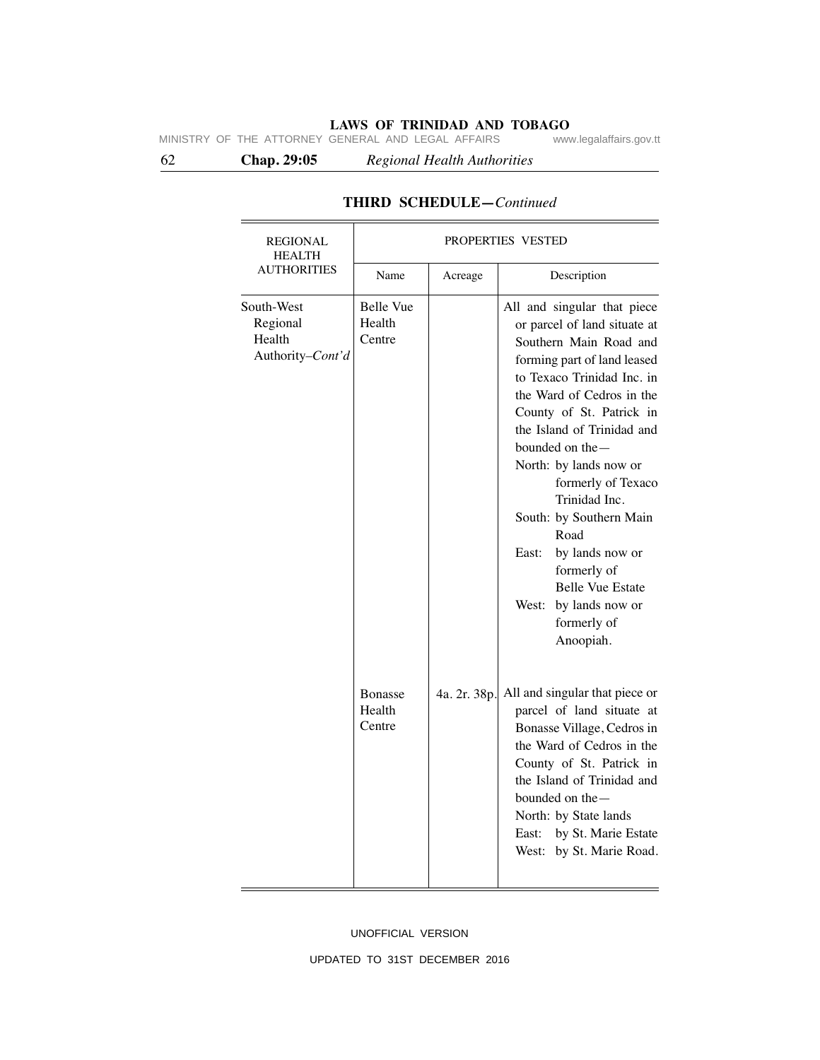## THIRD SCHEDULE—*Continued*

| REGIONAL HEALTH AUTHORITIES | PROPERTIES VESTED | | |
|---|---|---|---|
| | Name | Acreage | Description |
| South-West Regional Health Authority–*Cont'd* | Belle Vue Health Centre | | All and singular that piece or parcel of land situate at Southern Main Road and forming part of land leased to Texaco Trinidad Inc. in the Ward of Cedros in the County of St. Patrick in the Island of Trinidad and bounded on the— North: by lands now or formerly of Texaco Trinidad Inc. South: by Southern Main Road East: by lands now or formerly of Belle Vue Estate West: by lands now or formerly of Anoopiah. |
| | Bonasse Health Centre | 4a. 2r. 38p. | All and singular that piece or parcel of land situate at Bonasse Village, Cedros in the Ward of Cedros in the County of St. Patrick in the Island of Trinidad and bounded on the— North: by State lands East: by St. Marie Estate West: by St. Marie Road. |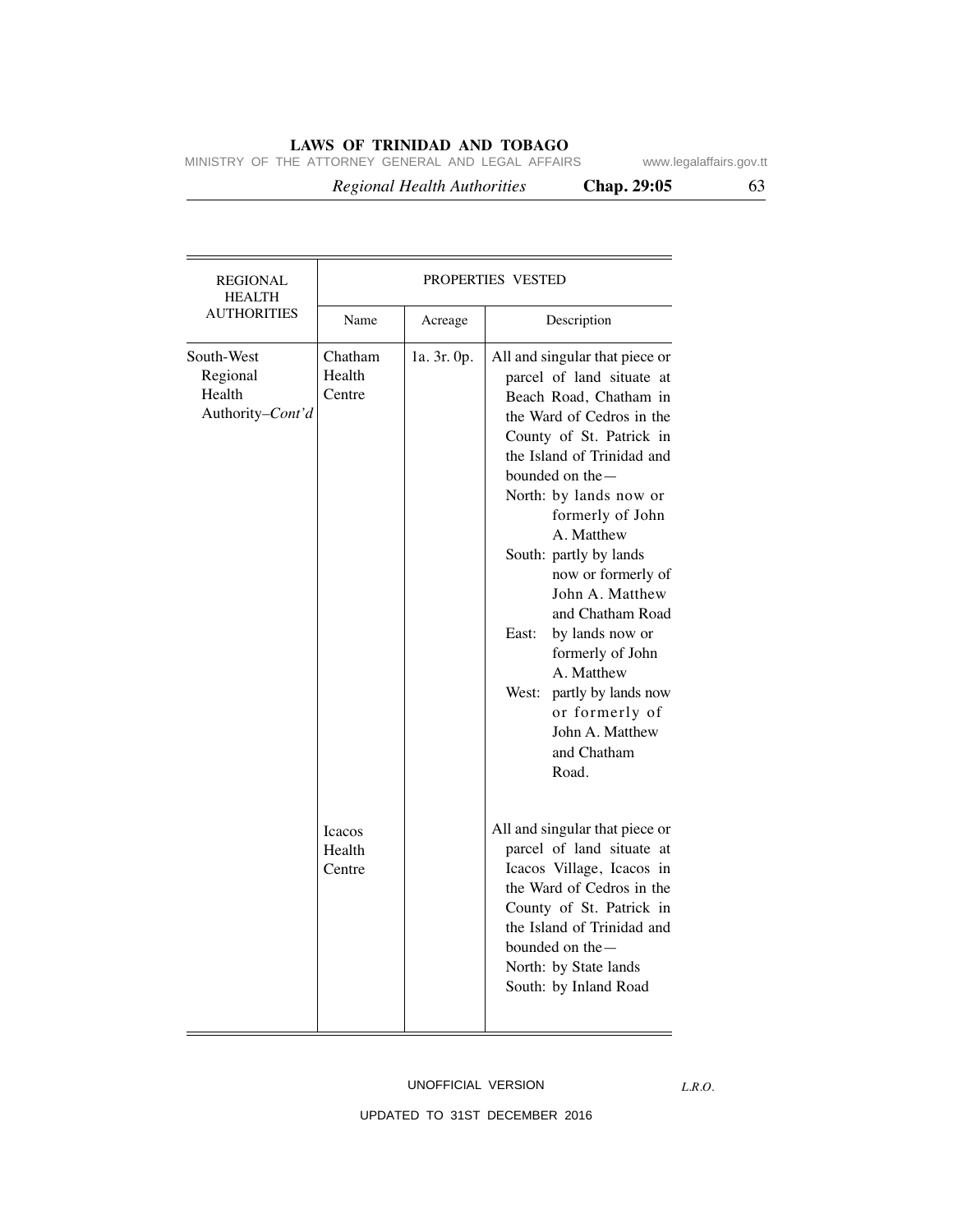| REGIONAL HEALTH AUTHORITIES | PROPERTIES VESTED | | |
|---|---|---|---|
| | Name | Acreage | Description |
| South-West Regional Health Authority–*Cont'd* | Chatham Health Centre | 1a. 3r. 0p. | All and singular that piece or parcel of land situate at Beach Road, Chatham in the Ward of Cedros in the County of St. Patrick in the Island of Trinidad and bounded on the— North: by lands now or formerly of John A. Matthew South: partly by lands now or formerly of John A. Matthew and Chatham Road East: by lands now or formerly of John A. Matthew West: partly by lands now or formerly of John A. Matthew and Chatham Road. |
| | Icacos Health Centre | | All and singular that piece or parcel of land situate at Icacos Village, Icacos in the Ward of Cedros in the County of St. Patrick in the Island of Trinidad and bounded on the— North: by State lands South: by Inland Road |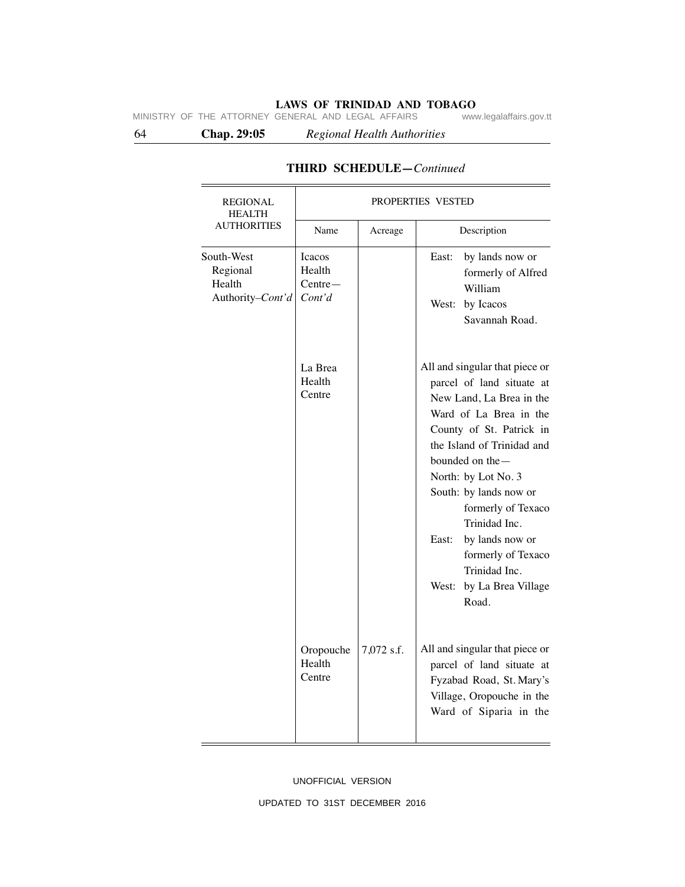## THIRD SCHEDULE—*Continued*

| REGIONAL HEALTH AUTHORITIES | PROPERTIES VESTED | | |
|---|---|---|---|
| | Name | Acreage | Description |
| South-West Regional Health Authority–*Cont'd* | Icacos Health Centre—*Cont'd* | | East: by lands now or formerly of Alfred William<br>West: by Icacos Savannah Road. |
| | La Brea Health Centre | | All and singular that piece or parcel of land situate at New Land, La Brea in the Ward of La Brea in the County of St. Patrick in the Island of Trinidad and bounded on the—<br>North: by Lot No. 3<br>South: by lands now or formerly of Texaco Trinidad Inc.<br>East: by lands now or formerly of Texaco Trinidad Inc.<br>West: by La Brea Village Road. |
| | Oropouche Health Centre | 7,072 s.f. | All and singular that piece or parcel of land situate at Fyzabad Road, St. Mary's Village, Oropouche in the Ward of Siparia in the |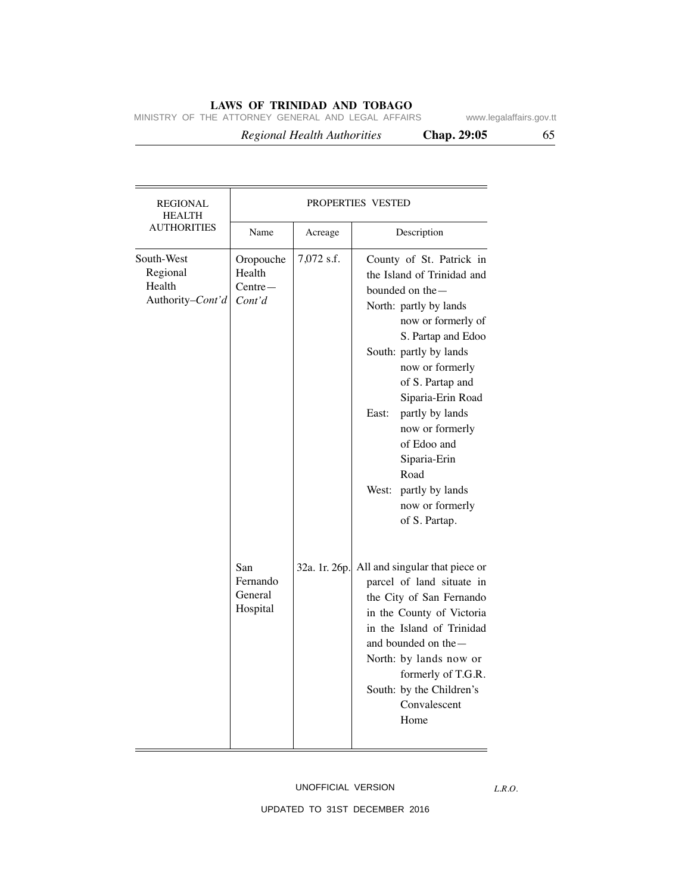| REGIONAL HEALTH AUTHORITIES | PROPERTIES VESTED | | |
|---|---|---|---|
| | Name | Acreage | Description |
| South-West Regional Health Authority–*Cont'd* | Oropouche Health Centre—*Cont'd* | 7,072 s.f. | County of St. Patrick in the Island of Trinidad and bounded on the—<br>North: partly by lands now or formerly of S. Partap and Edoo<br>South: partly by lands now or formerly of S. Partap and Siparia-Erin Road<br>East: partly by lands now or formerly of Edoo and Siparia-Erin Road<br>West: partly by lands now or formerly of S. Partap. |
| | San Fernando General Hospital | 32a. 1r. 26p. | All and singular that piece or parcel of land situate in the City of San Fernando in the County of Victoria in the Island of Trinidad and bounded on the—<br>North: by lands now or formerly of T.G.R.<br>South: by the Children's Convalescent Home |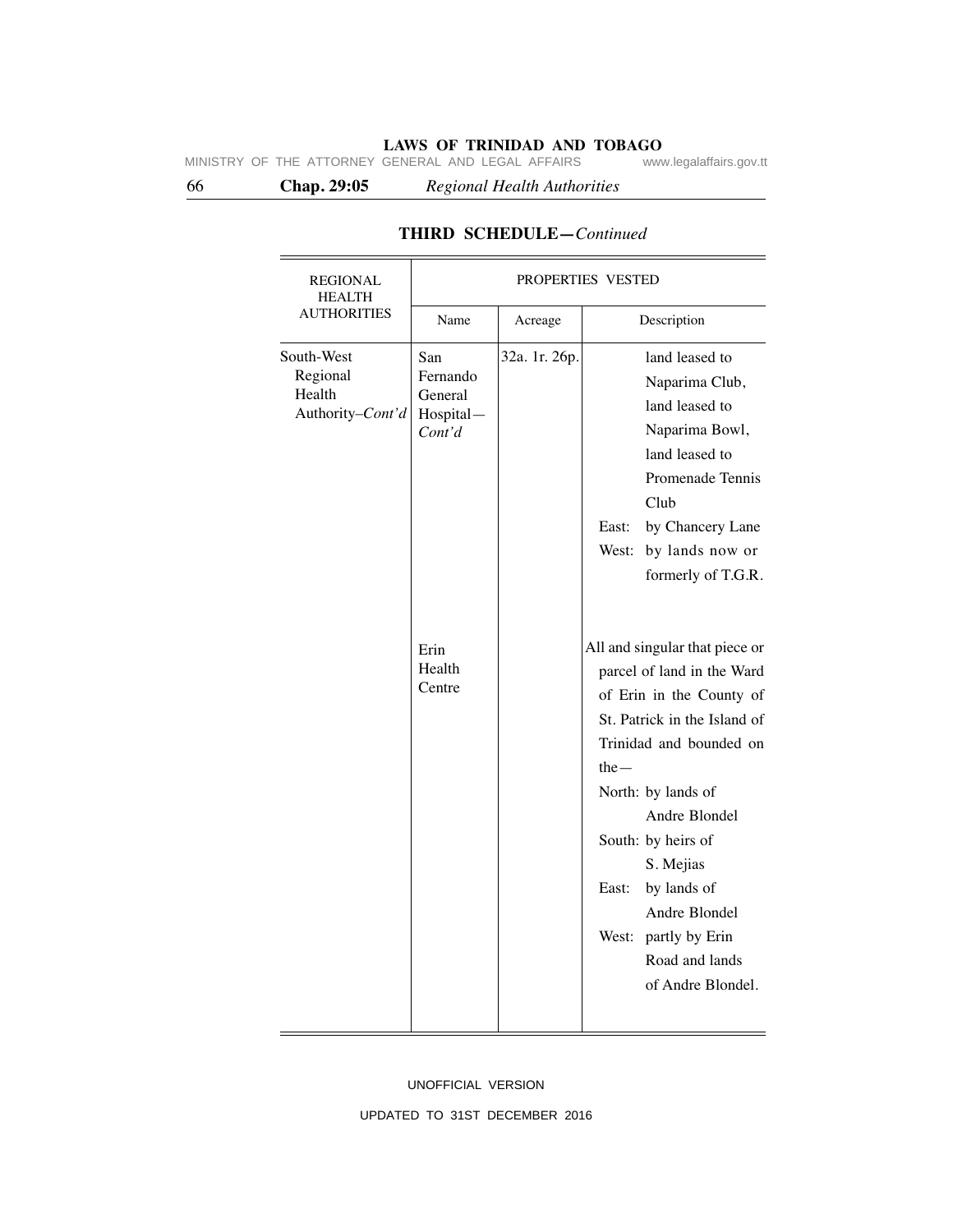## THIRD SCHEDULE—*Continued*

| REGIONAL HEALTH AUTHORITIES | PROPERTIES VESTED | | |
|---|---|---|---|
| | Name | Acreage | Description |
| South-West Regional Health Authority–*Cont'd* | San Fernando General Hospital—*Cont'd* | 32a. 1r. 26p. | land leased to Naparima Club, land leased to Naparima Bowl, land leased to Promenade Tennis Club<br>East: by Chancery Lane<br>West: by lands now or formerly of T.G.R. |
| | Erin Health Centre | | All and singular that piece or parcel of land in the Ward of Erin in the County of St. Patrick in the Island of Trinidad and bounded on the—<br>North: by lands of Andre Blondel<br>South: by heirs of S. Mejias<br>East: by lands of Andre Blondel<br>West: partly by Erin Road and lands of Andre Blondel. |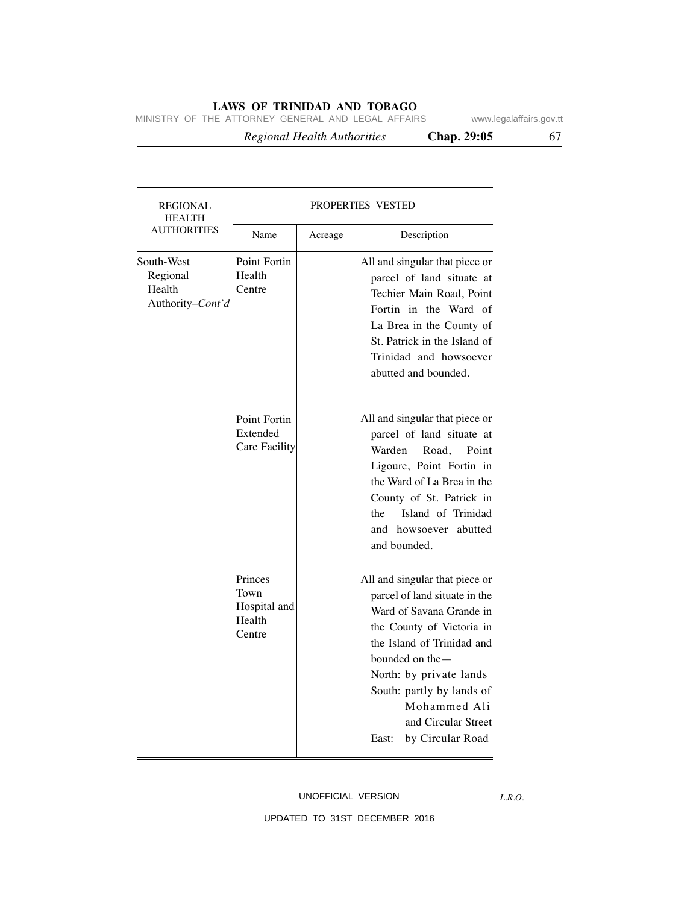| REGIONAL HEALTH AUTHORITIES | PROPERTIES VESTED | | |
|---|---|---|---|
| | Name | Acreage | Description |
| South-West Regional Health Authority–*Cont'd* | Point Fortin Health Centre | | All and singular that piece or parcel of land situate at Techier Main Road, Point Fortin in the Ward of La Brea in the County of St. Patrick in the Island of Trinidad and howsoever abutted and bounded. |
| | Point Fortin Extended Care Facility | | All and singular that piece or parcel of land situate at Warden Road, Point Ligoure, Point Fortin in the Ward of La Brea in the County of St. Patrick in the Island of Trinidad and howsoever abutted and bounded. |
| | Princes Town Hospital and Health Centre | | All and singular that piece or parcel of land situate in the Ward of Savana Grande in the County of Victoria in the Island of Trinidad and bounded on the— North: by private lands South: partly by lands of Mohammed Ali and Circular Street East: by Circular Road |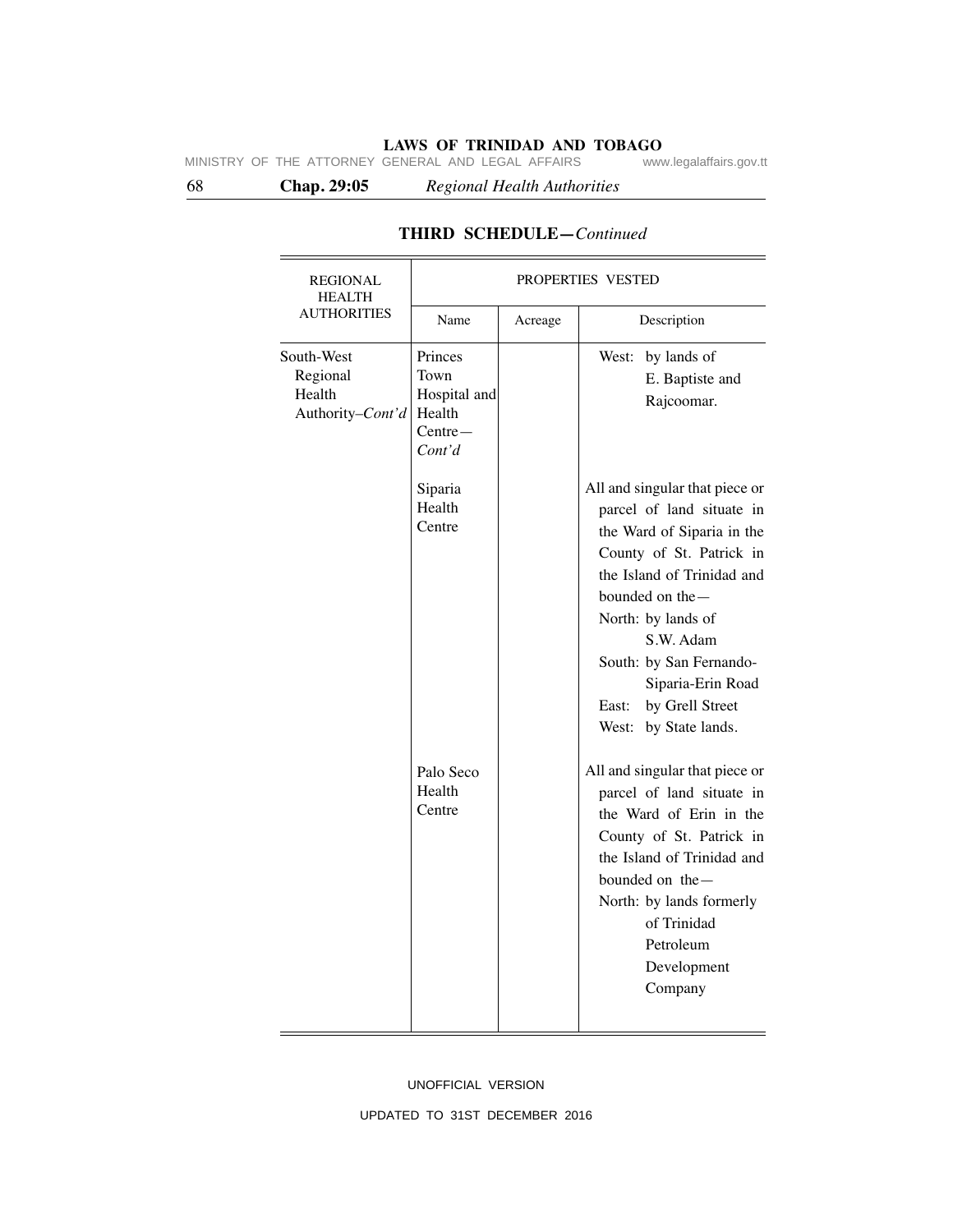## THIRD SCHEDULE—*Continued*

| REGIONAL HEALTH AUTHORITIES | PROPERTIES VESTED | | |
|---|---|---|---|
| | Name | Acreage | Description |
| South-West Regional Health Authority–*Cont'd* | Princes Town Hospital and Health Centre—*Cont'd* | | West: by lands of E. Baptiste and Rajcoomar. |
| | Siparia Health Centre | | All and singular that piece or parcel of land situate in the Ward of Siparia in the County of St. Patrick in the Island of Trinidad and bounded on the— North: by lands of S.W. Adam South: by San Fernando-Siparia-Erin Road East: by Grell Street West: by State lands. |
| | Palo Seco Health Centre | | All and singular that piece or parcel of land situate in the Ward of Erin in the County of St. Patrick in the Island of Trinidad and bounded on the— North: by lands formerly of Trinidad Petroleum Development Company |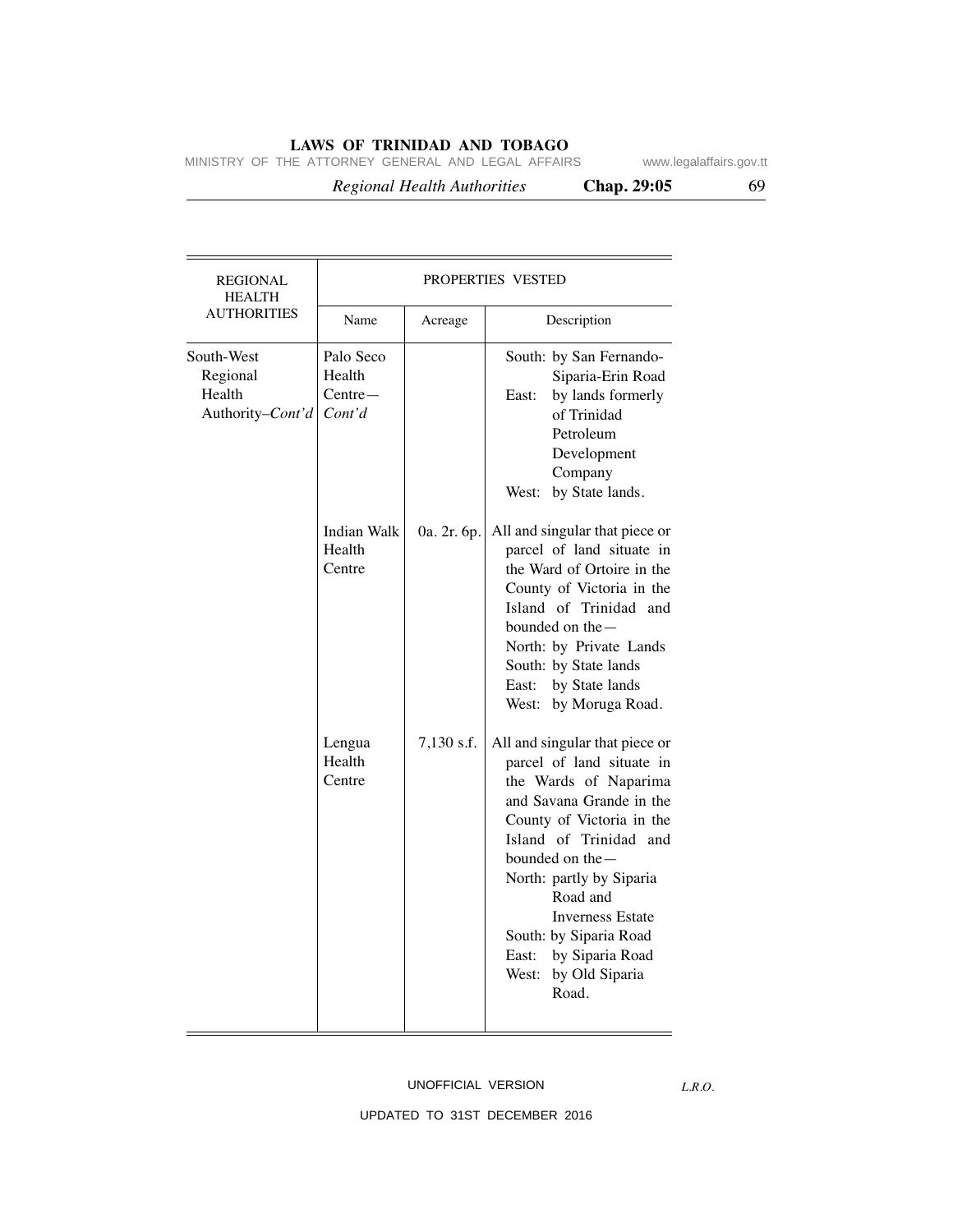| REGIONAL HEALTH AUTHORITIES | PROPERTIES VESTED | | |
|---|---|---|---|
| | Name | Acreage | Description |
| South-West Regional Health Authority–*Cont'd* | Palo Seco Health Centre—*Cont'd* | | South: by San Fernando-Siparia-Erin Road<br>East: by lands formerly of Trinidad Petroleum Development Company<br>West: by State lands. |
| | Indian Walk Health Centre | 0a. 2r. 6p. | All and singular that piece or parcel of land situate in the Ward of Ortoire in the County of Victoria in the Island of Trinidad and bounded on the—<br>North: by Private Lands<br>South: by State lands<br>East: by State lands<br>West: by Moruga Road. |
| | Lengua Health Centre | 7,130 s.f. | All and singular that piece or parcel of land situate in the Wards of Naparima and Savana Grande in the County of Victoria in the Island of Trinidad and bounded on the—<br>North: partly by Siparia Road and Inverness Estate<br>South: by Siparia Road<br>East: by Siparia Road<br>West: by Old Siparia Road. |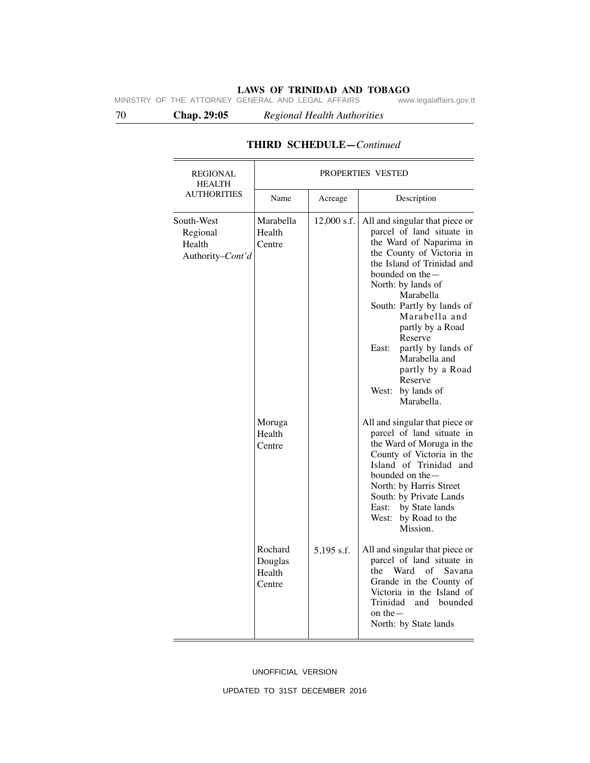## THIRD SCHEDULE—*Continued*

| REGIONAL HEALTH AUTHORITIES | PROPERTIES VESTED | | |
|---|---|---|---|
| | Name | Acreage | Description |
| South-West Regional Health Authority–*Cont'd* | Marabella Health Centre | 12,000 s.f. | All and singular that piece or parcel of land situate in the Ward of Naparima in the County of Victoria in the Island of Trinidad and bounded on the— North: by lands of Marabella South: Partly by lands of Marabella and partly by a Road Reserve East: partly by lands of Marabella and partly by a Road Reserve West: by lands of Marabella. |
| | Moruga Health Centre | | All and singular that piece or parcel of land situate in the Ward of Moruga in the County of Victoria in the Island of Trinidad and bounded on the— North: by Harris Street South: by Private Lands East: by State lands West: by Road to the Mission. |
| | Rochard Douglas Health Centre | 5,195 s.f. | All and singular that piece or parcel of land situate in the Ward of Savana Grande in the County of Victoria in the Island of Trinidad and bounded on the— North: by State lands |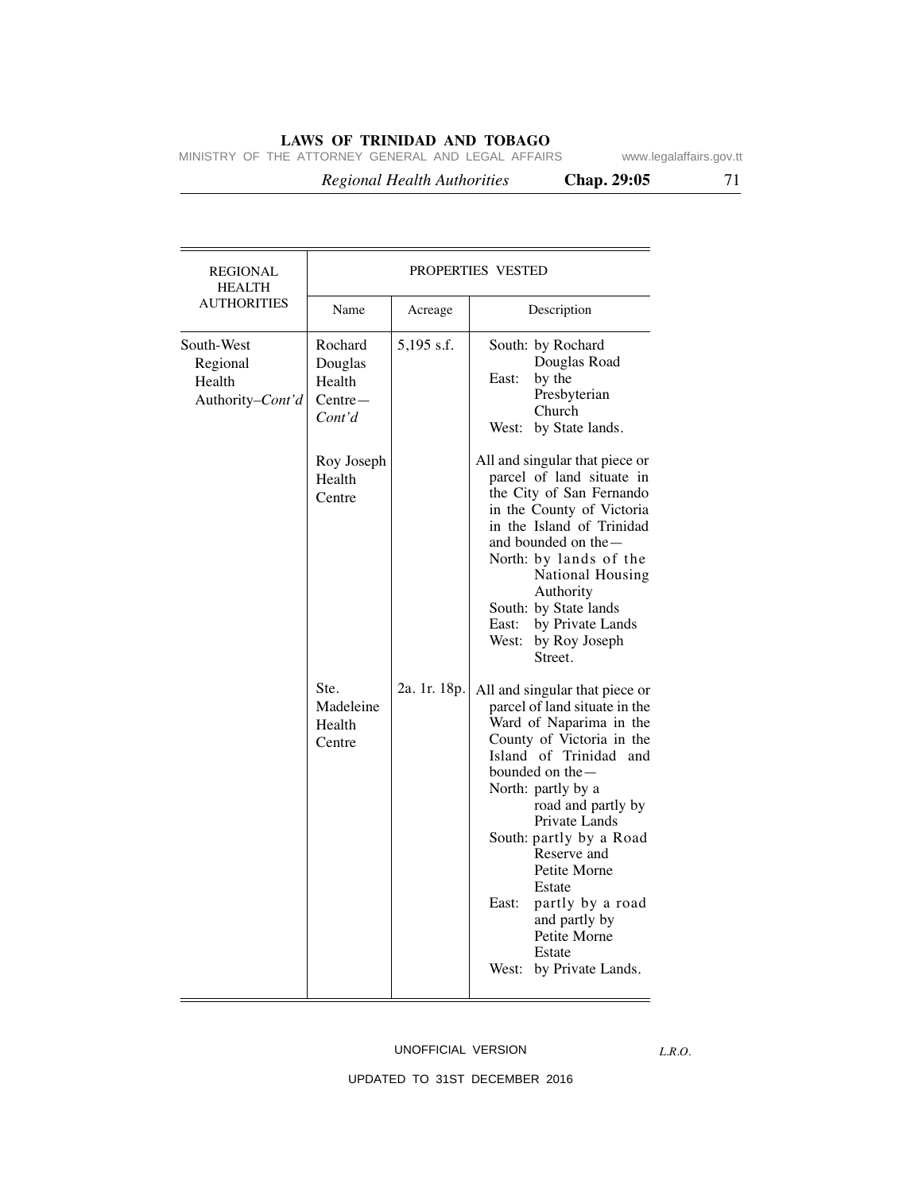| REGIONAL HEALTH AUTHORITIES | PROPERTIES VESTED | | |
|---|---|---|---|
| | Name | Acreage | Description |
| South-West Regional Health Authority–*Cont'd* | Rochard Douglas Health Centre—*Cont'd* | 5,195 s.f. | South: by Rochard Douglas Road<br>East: by the Presbyterian Church<br>West: by State lands. |
| | Roy Joseph Health Centre | | All and singular that piece or parcel of land situate in the City of San Fernando in the County of Victoria in the Island of Trinidad and bounded on the—<br>North: by lands of the National Housing Authority<br>South: by State lands<br>East: by Private Lands<br>West: by Roy Joseph Street. |
| | Ste. Madeleine Health Centre | 2a. 1r. 18p. | All and singular that piece or parcel of land situate in the Ward of Naparima in the County of Victoria in the Island of Trinidad and bounded on the—<br>North: partly by a road and partly by Private Lands<br>South: partly by a Road Reserve and Petite Morne Estate<br>East: partly by a road and partly by Petite Morne Estate<br>West: by Private Lands. |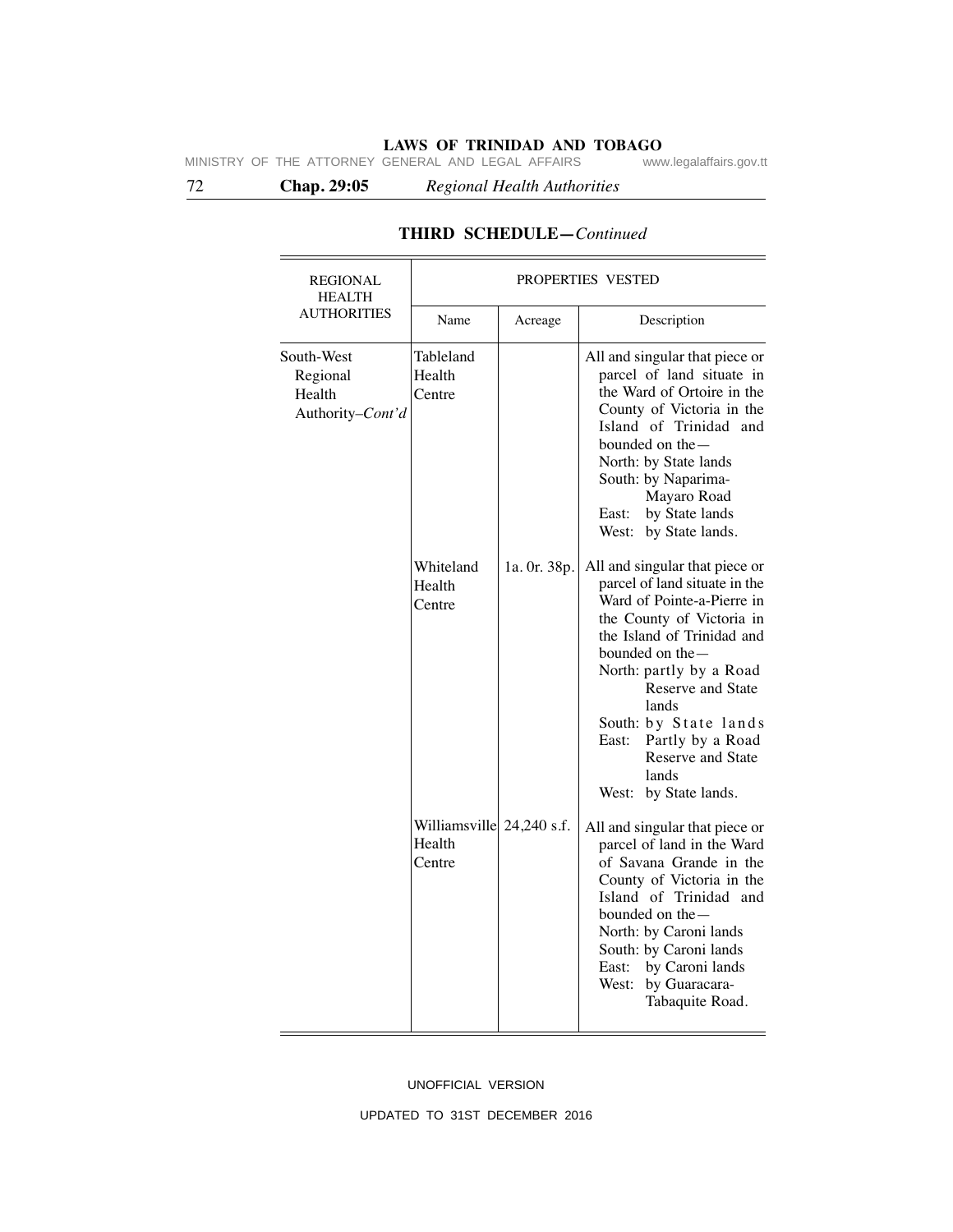## THIRD SCHEDULE—*Continued*

| REGIONAL HEALTH AUTHORITIES | PROPERTIES VESTED | | |
|---|---|---|---|
| | Name | Acreage | Description |
| South-West Regional Health Authority–*Cont'd* | Tableland Health Centre | | All and singular that piece or parcel of land situate in the Ward of Ortoire in the County of Victoria in the Island of Trinidad and bounded on the—<br>North: by State lands<br>South: by Naparima-Mayaro Road<br>East: by State lands<br>West: by State lands. |
| | Whiteland Health Centre | 1a. 0r. 38p. | All and singular that piece or parcel of land situate in the Ward of Pointe-a-Pierre in the County of Victoria in the Island of Trinidad and bounded on the—<br>North: partly by a Road Reserve and State lands<br>South: by State lands<br>East: Partly by a Road Reserve and State lands<br>West: by State lands. |
| | Williamsville Health Centre | 24,240 s.f. | All and singular that piece or parcel of land in the Ward of Savana Grande in the County of Victoria in the Island of Trinidad and bounded on the—<br>North: by Caroni lands<br>South: by Caroni lands<br>East: by Caroni lands<br>West: by Guaracara-Tabaquite Road. |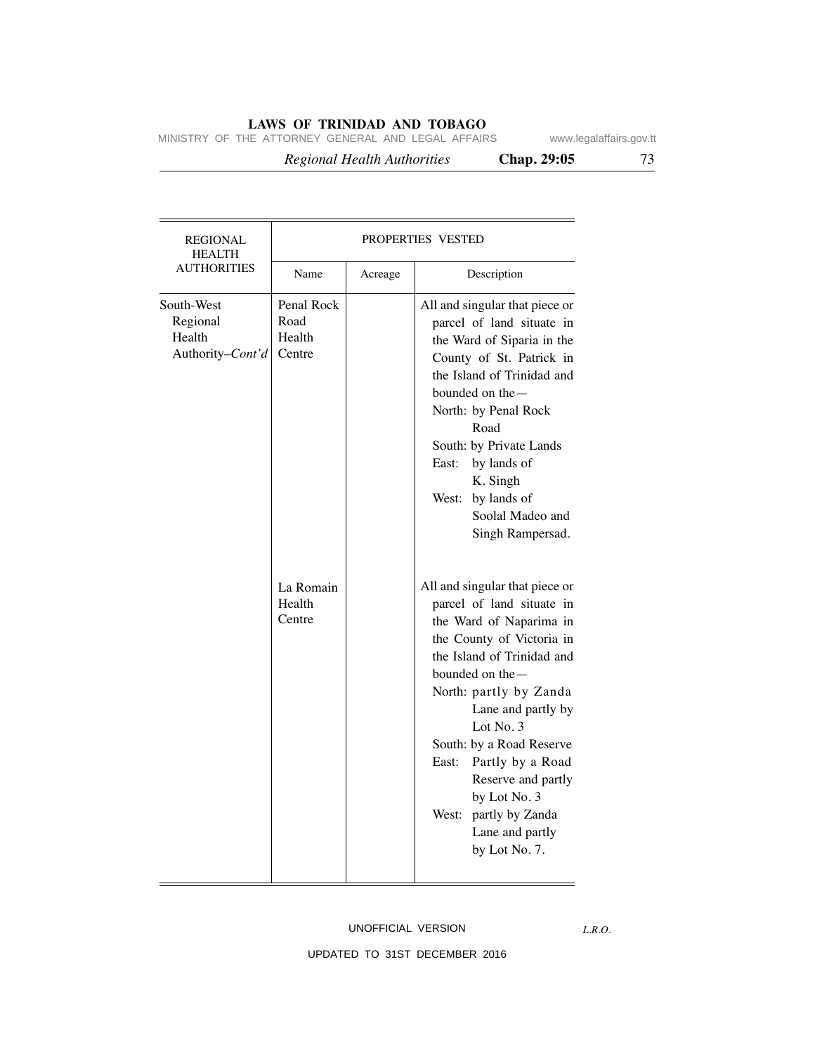| REGIONAL HEALTH AUTHORITIES | PROPERTIES VESTED | | |
|---|---|---|---|
| | Name | Acreage | Description |
| South-West Regional Health Authority–*Cont'd* | Penal Rock Road Health Centre | | All and singular that piece or parcel of land situate in the Ward of Siparia in the County of St. Patrick in the Island of Trinidad and bounded on the— North: by Penal Rock Road South: by Private Lands East: by lands of K. Singh West: by lands of Soolal Madeo and Singh Rampersad. |
| | La Romain Health Centre | | All and singular that piece or parcel of land situate in the Ward of Naparima in the County of Victoria in the Island of Trinidad and bounded on the— North: partly by Zanda Lane and partly by Lot No. 3 South: by a Road Reserve East: Partly by a Road Reserve and partly by Lot No. 3 West: partly by Zanda Lane and partly by Lot No. 7. |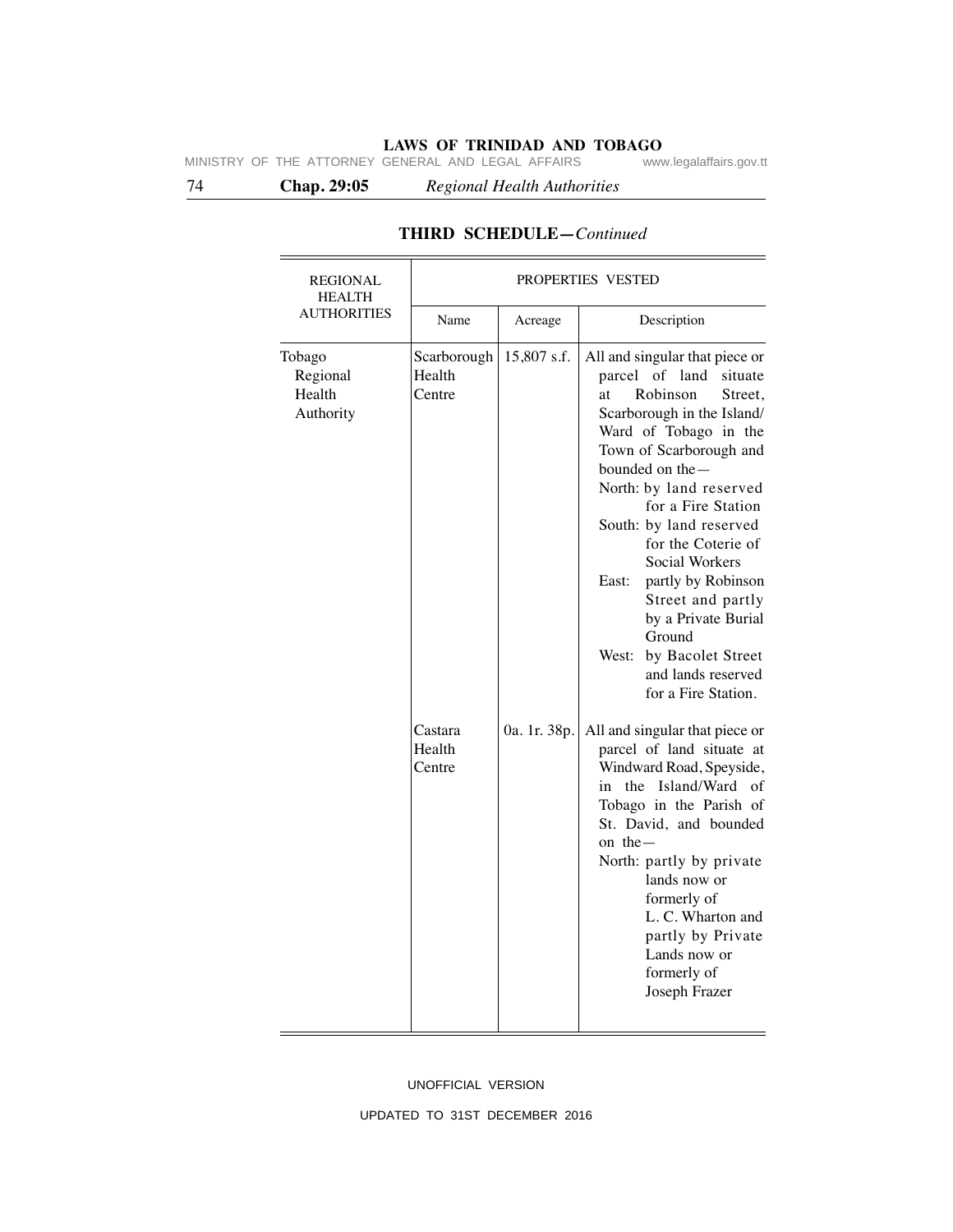## THIRD SCHEDULE—*Continued*

| REGIONAL HEALTH AUTHORITIES | PROPERTIES VESTED | | |
|---|---|---|---|
| | Name | Acreage | Description |
| Tobago Regional Health Authority | Scarborough Health Centre | 15,807 s.f. | All and singular that piece or parcel of land situate at Robinson Street, Scarborough in the Island/Ward of Tobago in the Town of Scarborough and bounded on the— North: by land reserved for a Fire Station South: by land reserved for the Coterie of Social Workers East: partly by Robinson Street and partly by a Private Burial Ground West: by Bacolet Street and lands reserved for a Fire Station. |
| | Castara Health Centre | 0a. 1r. 38p. | All and singular that piece or parcel of land situate at Windward Road, Speyside, in the Island/Ward of Tobago in the Parish of St. David, and bounded on the— North: partly by private lands now or formerly of L. C. Wharton and partly by Private Lands now or formerly of Joseph Frazer |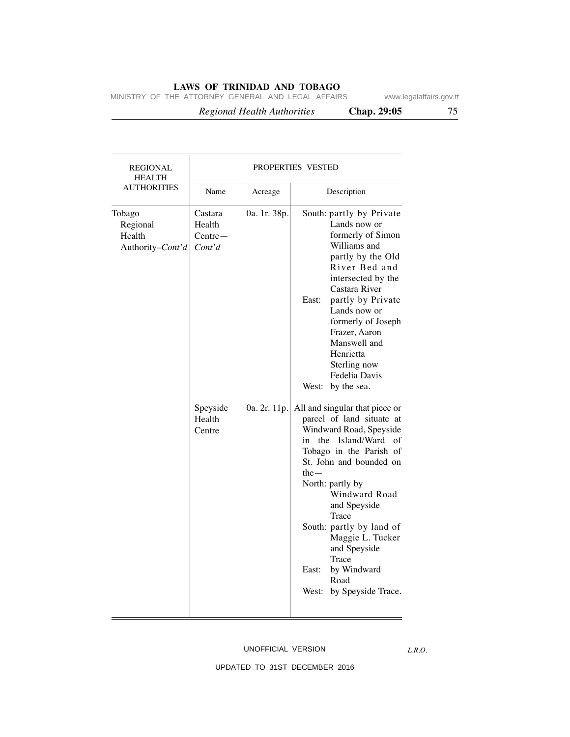| REGIONAL HEALTH AUTHORITIES | PROPERTIES VESTED | | |
|---|---|---|---|
| | Name | Acreage | Description |
| Tobago Regional Health Authority–*Cont'd* | Castara Health Centre—*Cont'd* | 0a. 1r. 38p. | South: partly by Private Lands now or formerly of Simon Williams and partly by the Old River Bed and intersected by the Castara River<br>East: partly by Private Lands now or formerly of Joseph Frazer, Aaron Manswell and Henrietta Sterling now Fedelia Davis<br>West: by the sea. |
| | Speyside Health Centre | 0a. 2r. 11p. | All and singular that piece or parcel of land situate at Windward Road, Speyside in the Island/Ward of Tobago in the Parish of St. John and bounded on the—<br>North: partly by Windward Road and Speyside Trace<br>South: partly by land of Maggie L. Tucker and Speyside Trace<br>East: by Windward Road<br>West: by Speyside Trace. |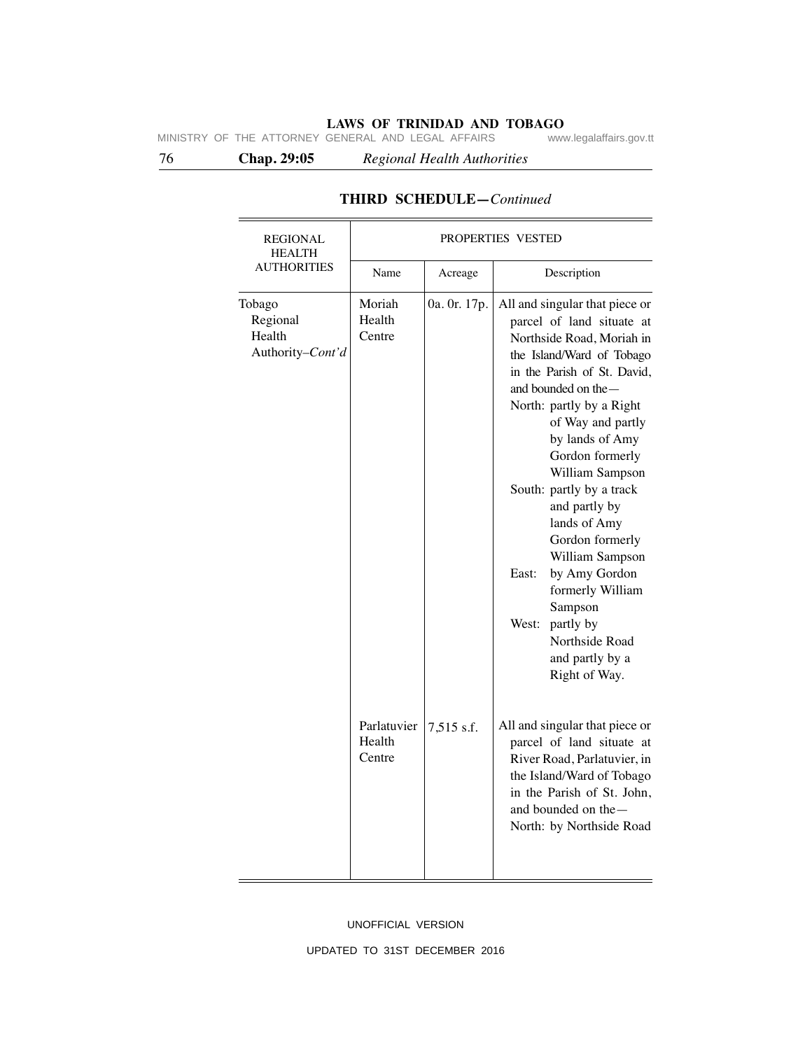## THIRD SCHEDULE—*Continued*

| REGIONAL HEALTH AUTHORITIES | PROPERTIES VESTED | | |
|---|---|---|---|
| | Name | Acreage | Description |
| Tobago Regional Health Authority–*Cont'd* | Moriah Health Centre | 0a. 0r. 17p. | All and singular that piece or parcel of land situate at Northside Road, Moriah in the Island/Ward of Tobago in the Parish of St. David, and bounded on the— North: partly by a Right of Way and partly by lands of Amy Gordon formerly William Sampson South: partly by a track and partly by lands of Amy Gordon formerly William Sampson East: by Amy Gordon formerly William Sampson West: partly by Northside Road and partly by a Right of Way. |
| | Parlatuvier Health Centre | 7,515 s.f. | All and singular that piece or parcel of land situate at River Road, Parlatuvier, in the Island/Ward of Tobago in the Parish of St. John, and bounded on the— North: by Northside Road |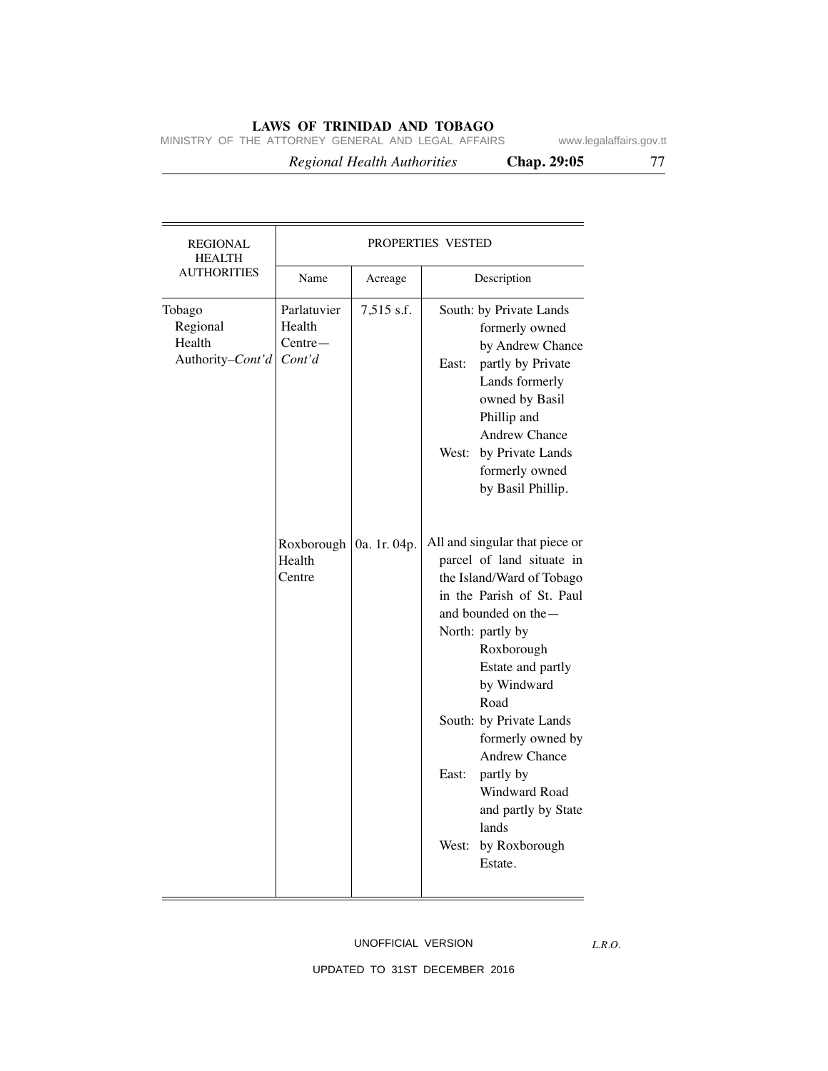| REGIONAL HEALTH AUTHORITIES | PROPERTIES VESTED | | |
|---|---|---|---|
| | Name | Acreage | Description |
| Tobago Regional Health Authority–*Cont'd* | Parlatuvier Health Centre—*Cont'd* | 7,515 s.f. | South: by Private Lands formerly owned by Andrew Chance<br>East: partly by Private Lands formerly owned by Basil Phillip and Andrew Chance<br>West: by Private Lands formerly owned by Basil Phillip. |
| | Roxborough Health Centre | 0a. 1r. 04p. | All and singular that piece or parcel of land situate in the Island/Ward of Tobago in the Parish of St. Paul and bounded on the—<br>North: partly by Roxborough Estate and partly by Windward Road<br>South: by Private Lands formerly owned by Andrew Chance<br>East: partly by Windward Road and partly by State lands<br>West: by Roxborough Estate. |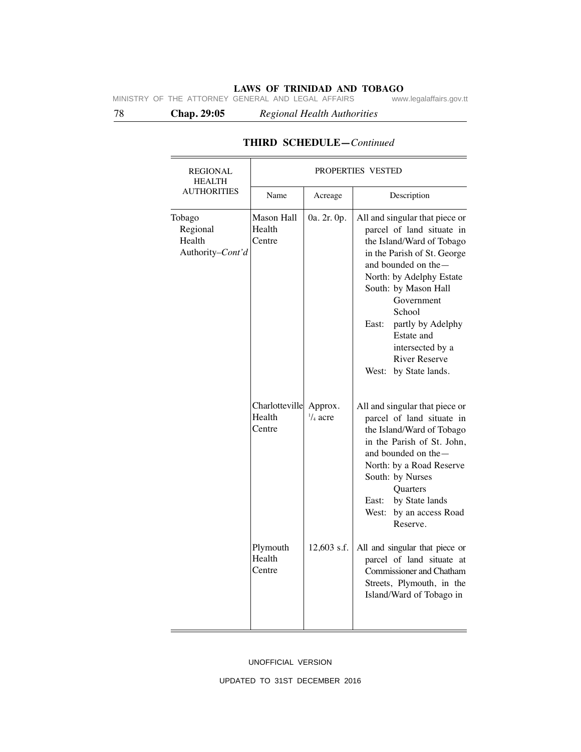## THIRD SCHEDULE—*Continued*

| REGIONAL HEALTH AUTHORITIES | PROPERTIES VESTED | | |
|---|---|---|---|
| | Name | Acreage | Description |
| Tobago Regional Health Authority–*Cont'd* | Mason Hall Health Centre | 0a. 2r. 0p. | All and singular that piece or parcel of land situate in the Island/Ward of Tobago in the Parish of St. George and bounded on the— North: by Adelphy Estate South: by Mason Hall Government School East: partly by Adelphy Estate and intersected by a River Reserve West: by State lands. |
| | Charlotteville Health Centre | Approx. $^{1}/_{4}$ acre | All and singular that piece or parcel of land situate in the Island/Ward of Tobago in the Parish of St. John, and bounded on the— North: by a Road Reserve South: by Nurses Quarters East: by State lands West: by an access Road Reserve. |
| | Plymouth Health Centre | 12,603 s.f. | All and singular that piece or parcel of land situate at Commissioner and Chatham Streets, Plymouth, in the Island/Ward of Tobago in |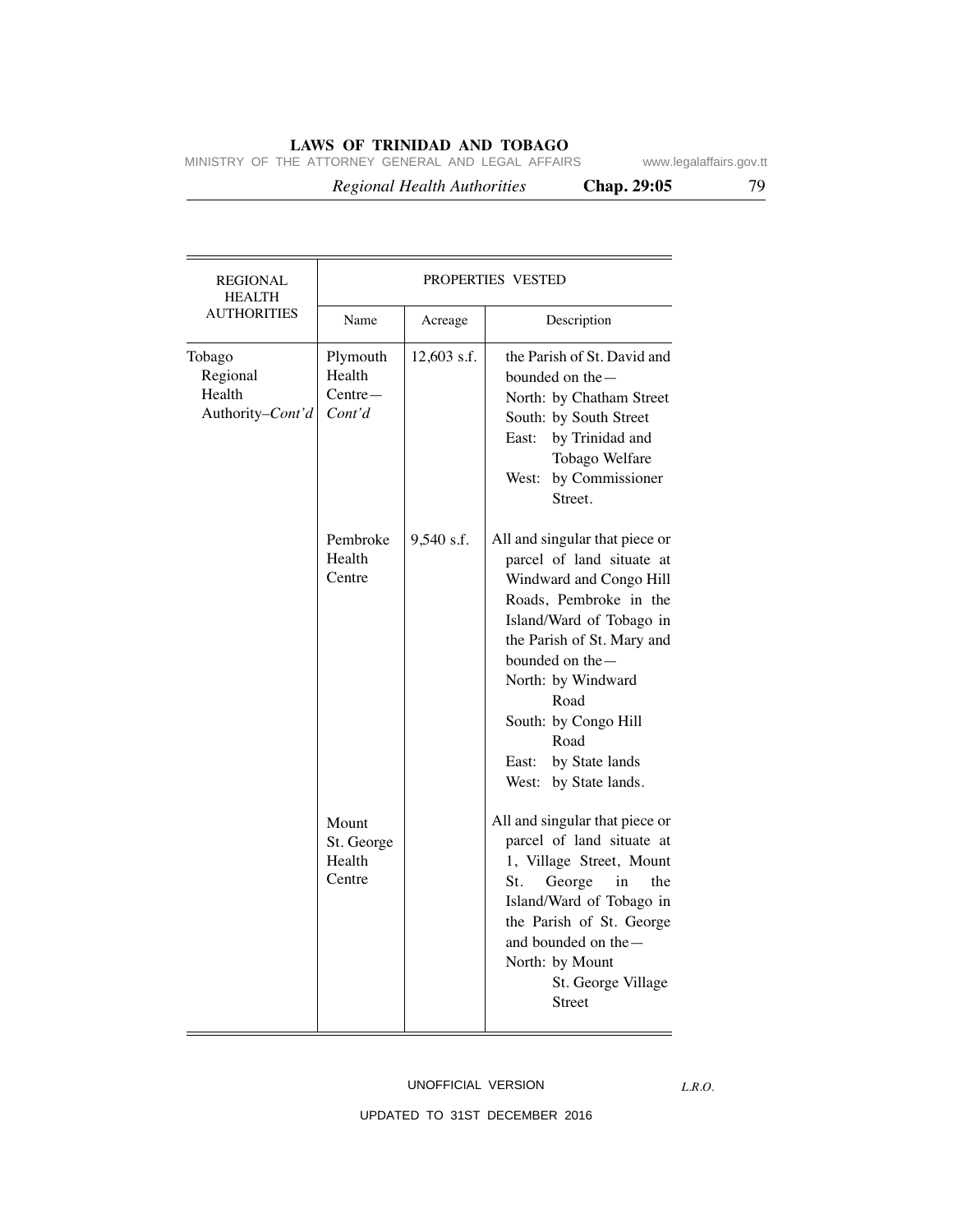| REGIONAL HEALTH AUTHORITIES | PROPERTIES VESTED | | |
|---|---|---|---|
| | Name | Acreage | Description |
| Tobago Regional Health Authority–*Cont'd* | Plymouth Health Centre—*Cont'd* | 12,603 s.f. | the Parish of St. David and bounded on the— North: by Chatham Street South: by South Street East: by Trinidad and Tobago Welfare West: by Commissioner Street. |
| | Pembroke Health Centre | 9,540 s.f. | All and singular that piece or parcel of land situate at Windward and Congo Hill Roads, Pembroke in the Island/Ward of Tobago in the Parish of St. Mary and bounded on the— North: by Windward Road South: by Congo Hill Road East: by State lands West: by State lands. |
| | Mount St. George Health Centre | | All and singular that piece or parcel of land situate at 1, Village Street, Mount St. George in the Island/Ward of Tobago in the Parish of St. George and bounded on the— North: by Mount St. George Village Street |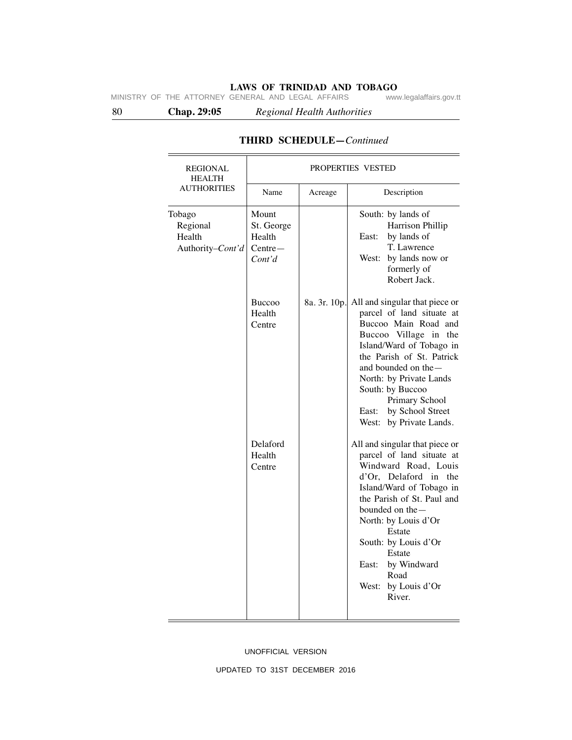## THIRD SCHEDULE—*Continued*

| REGIONAL HEALTH AUTHORITIES | PROPERTIES VESTED | | |
|---|---|---|---|
| | Name | Acreage | Description |
| Tobago Regional Health Authority–*Cont'd* | Mount St. George Health Centre—*Cont'd* | | South: by lands of Harrison Phillip<br>East: by lands of T. Lawrence<br>West: by lands now or formerly of Robert Jack. |
| | Buccoo Health Centre | 8a. 3r. 10p. | All and singular that piece or parcel of land situate at Buccoo Main Road and Buccoo Village in the Island/Ward of Tobago in the Parish of St. Patrick and bounded on the—<br>North: by Private Lands<br>South: by Buccoo Primary School<br>East: by School Street<br>West: by Private Lands. |
| | Delaford Health Centre | | All and singular that piece or parcel of land situate at Windward Road, Louis d'Or, Delaford in the Island/Ward of Tobago in the Parish of St. Paul and bounded on the—<br>North: by Louis d'Or Estate<br>South: by Louis d'Or Estate<br>East: by Windward Road<br>West: by Louis d'Or River. |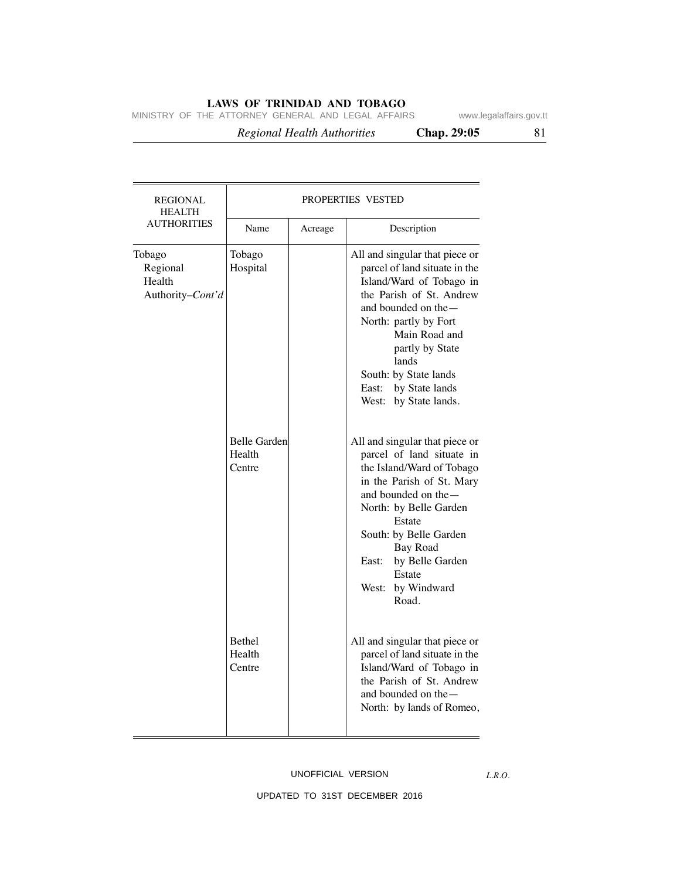| REGIONAL HEALTH AUTHORITIES | PROPERTIES VESTED | | |
|---|---|---|---|
| | Name | Acreage | Description |
| Tobago Regional Health Authority–*Cont'd* | Tobago Hospital | | All and singular that piece or parcel of land situate in the Island/Ward of Tobago in the Parish of St. Andrew and bounded on the— North: partly by Fort Main Road and partly by State lands South: by State lands East: by State lands West: by State lands. |
| | Belle Garden Health Centre | | All and singular that piece or parcel of land situate in the Island/Ward of Tobago in the Parish of St. Mary and bounded on the— North: by Belle Garden Estate South: by Belle Garden Bay Road East: by Belle Garden Estate West: by Windward Road. |
| | Bethel Health Centre | | All and singular that piece or parcel of land situate in the Island/Ward of Tobago in the Parish of St. Andrew and bounded on the— North: by lands of Romeo, |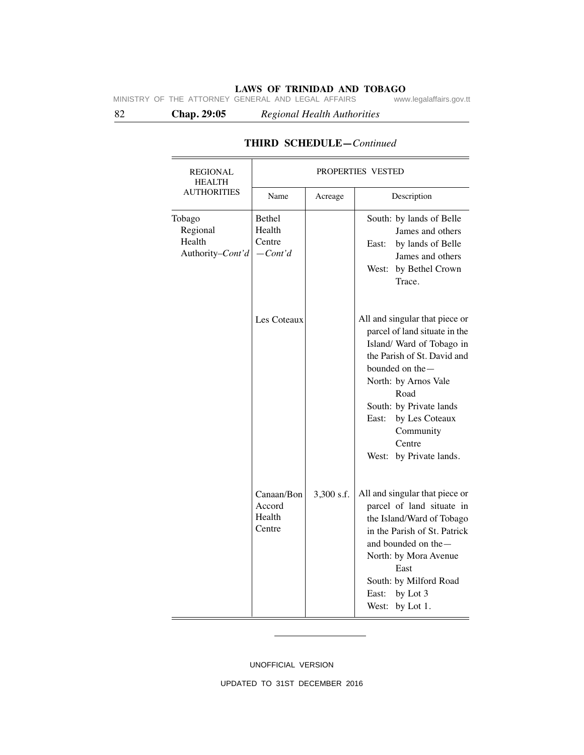## THIRD SCHEDULE—*Continued*

| REGIONAL HEALTH AUTHORITIES | PROPERTIES VESTED | | |
|---|---|---|---|
| | Name | Acreage | Description |
| Tobago Regional Health Authority–*Cont'd* | Bethel Health Centre —*Cont'd* | | South: by lands of Belle James and others<br>East: by lands of Belle James and others<br>West: by Bethel Crown Trace. |
| | Les Coteaux | | All and singular that piece or parcel of land situate in the Island/ Ward of Tobago in the Parish of St. David and bounded on the—<br>North: by Arnos Vale Road<br>South: by Private lands<br>East: by Les Coteaux Community Centre<br>West: by Private lands. |
| | Canaan/Bon Accord Health Centre | 3,300 s.f. | All and singular that piece or parcel of land situate in the Island/Ward of Tobago in the Parish of St. Patrick and bounded on the—<br>North: by Mora Avenue East<br>South: by Milford Road<br>East: by Lot 3<br>West: by Lot 1. |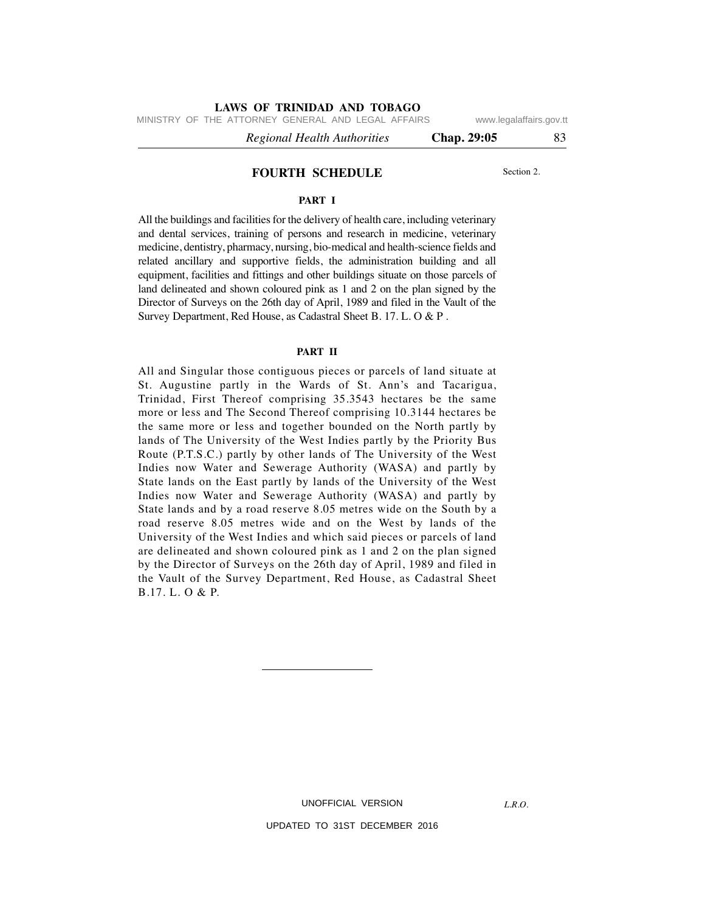## FOURTH SCHEDULE

Section 2.

### PART I

All the buildings and facilities for the delivery of health care, including veterinary and dental services, training of persons and research in medicine, veterinary medicine, dentistry, pharmacy, nursing, bio-medical and health-science fields and related ancillary and supportive fields, the administration building and all equipment, facilities and fittings and other buildings situate on those parcels of land delineated and shown coloured pink as 1 and 2 on the plan signed by the Director of Surveys on the 26th day of April, 1989 and filed in the Vault of the Survey Department, Red House, as Cadastral Sheet B. 17. L. O & P .

### PART II

All and Singular those contiguous pieces or parcels of land situate at St. Augustine partly in the Wards of St. Ann's and Tacarigua, Trinidad, First Thereof comprising 35.3543 hectares be the same more or less and The Second Thereof comprising 10.3144 hectares be the same more or less and together bounded on the North partly by lands of The University of the West Indies partly by the Priority Bus Route (P.T.S.C.) partly by other lands of The University of the West Indies now Water and Sewerage Authority (WASA) and partly by State lands on the East partly by lands of the University of the West Indies now Water and Sewerage Authority (WASA) and partly by State lands and by a road reserve 8.05 metres wide on the South by a road reserve 8.05 metres wide and on the West by lands of the University of the West Indies and which said pieces or parcels of land are delineated and shown coloured pink as 1 and 2 on the plan signed by the Director of Surveys on the 26th day of April, 1989 and filed in the Vault of the Survey Department, Red House, as Cadastral Sheet B.17. L. O & P.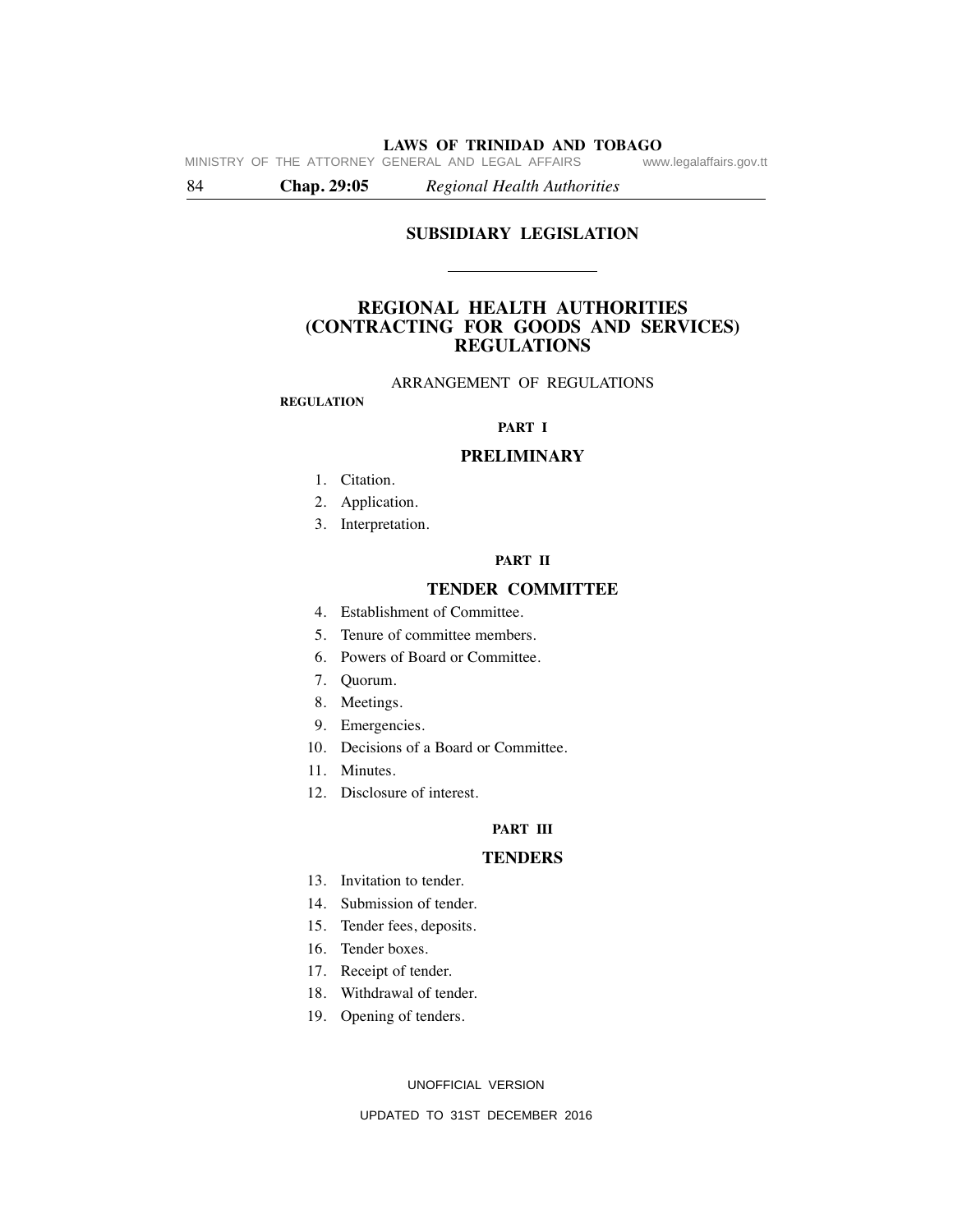## SUBSIDIARY LEGISLATION

# REGIONAL HEALTH AUTHORITIES (CONTRACTING FOR GOODS AND SERVICES) REGULATIONS

ARRANGEMENT OF REGULATIONS

**REGULATION**

**PART I**

### PRELIMINARY

1. Citation.
2. Application.
3. Interpretation.

**PART II**

### TENDER COMMITTEE

4. Establishment of Committee.
5. Tenure of committee members.
6. Powers of Board or Committee.
7. Quorum.
8. Meetings.
9. Emergencies.
10. Decisions of a Board or Committee.
11. Minutes.
12. Disclosure of interest.

**PART III**

### TENDERS

13. Invitation to tender.
14. Submission of tender.
15. Tender fees, deposits.
16. Tender boxes.
17. Receipt of tender.
18. Withdrawal of tender.
19. Opening of tenders.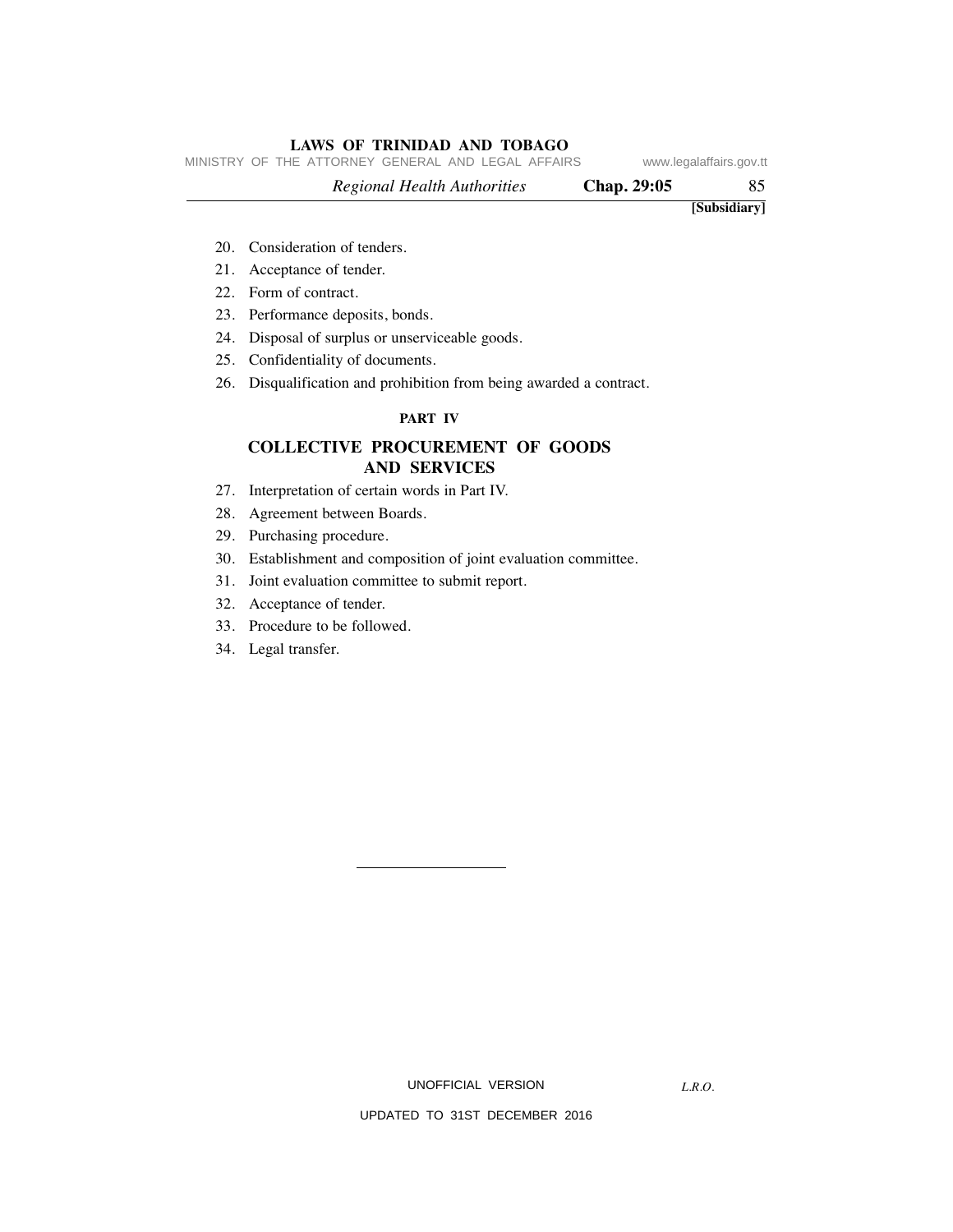20. Consideration of tenders.
21. Acceptance of tender.
22. Form of contract.
23. Performance deposits, bonds.
24. Disposal of surplus or unserviceable goods.
25. Confidentiality of documents.
26. Disqualification and prohibition from being awarded a contract.

## PART IV

## COLLECTIVE PROCUREMENT OF GOODS AND SERVICES

27. Interpretation of certain words in Part IV.
28. Agreement between Boards.
29. Purchasing procedure.
30. Establishment and composition of joint evaluation committee.
31. Joint evaluation committee to submit report.
32. Acceptance of tender.
33. Procedure to be followed.
34. Legal transfer.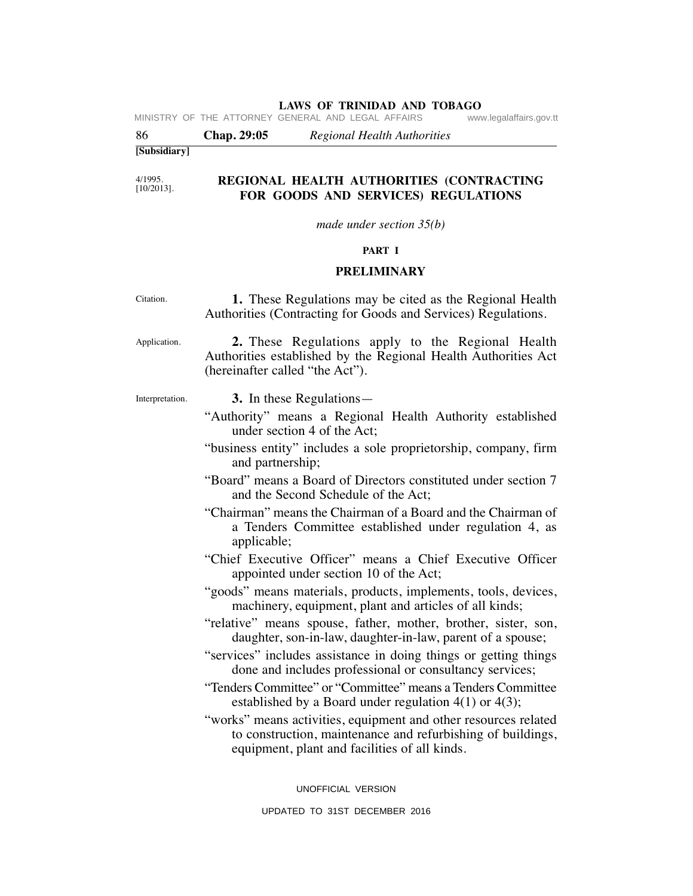4/1995.
[10/2013].

# REGIONAL HEALTH AUTHORITIES (CONTRACTING FOR GOODS AND SERVICES) REGULATIONS

*made under section 35(b)*

## PART I

## PRELIMINARY

Citation.

**1.** These Regulations may be cited as the Regional Health Authorities (Contracting for Goods and Services) Regulations.

Application.

**2.** These Regulations apply to the Regional Health Authorities established by the Regional Health Authorities Act (hereinafter called "the Act").

Interpretation.

**3.** In these Regulations—

"Authority" means a Regional Health Authority established under section 4 of the Act;

"business entity" includes a sole proprietorship, company, firm and partnership;

"Board" means a Board of Directors constituted under section 7 and the Second Schedule of the Act;

"Chairman" means the Chairman of a Board and the Chairman of a Tenders Committee established under regulation 4, as applicable;

"Chief Executive Officer" means a Chief Executive Officer appointed under section 10 of the Act;

"goods" means materials, products, implements, tools, devices, machinery, equipment, plant and articles of all kinds;

"relative" means spouse, father, mother, brother, sister, son, daughter, son-in-law, daughter-in-law, parent of a spouse;

"services" includes assistance in doing things or getting things done and includes professional or consultancy services;

"Tenders Committee" or "Committee" means a Tenders Committee established by a Board under regulation 4(1) or 4(3);

"works" means activities, equipment and other resources related to construction, maintenance and refurbishing of buildings, equipment, plant and facilities of all kinds.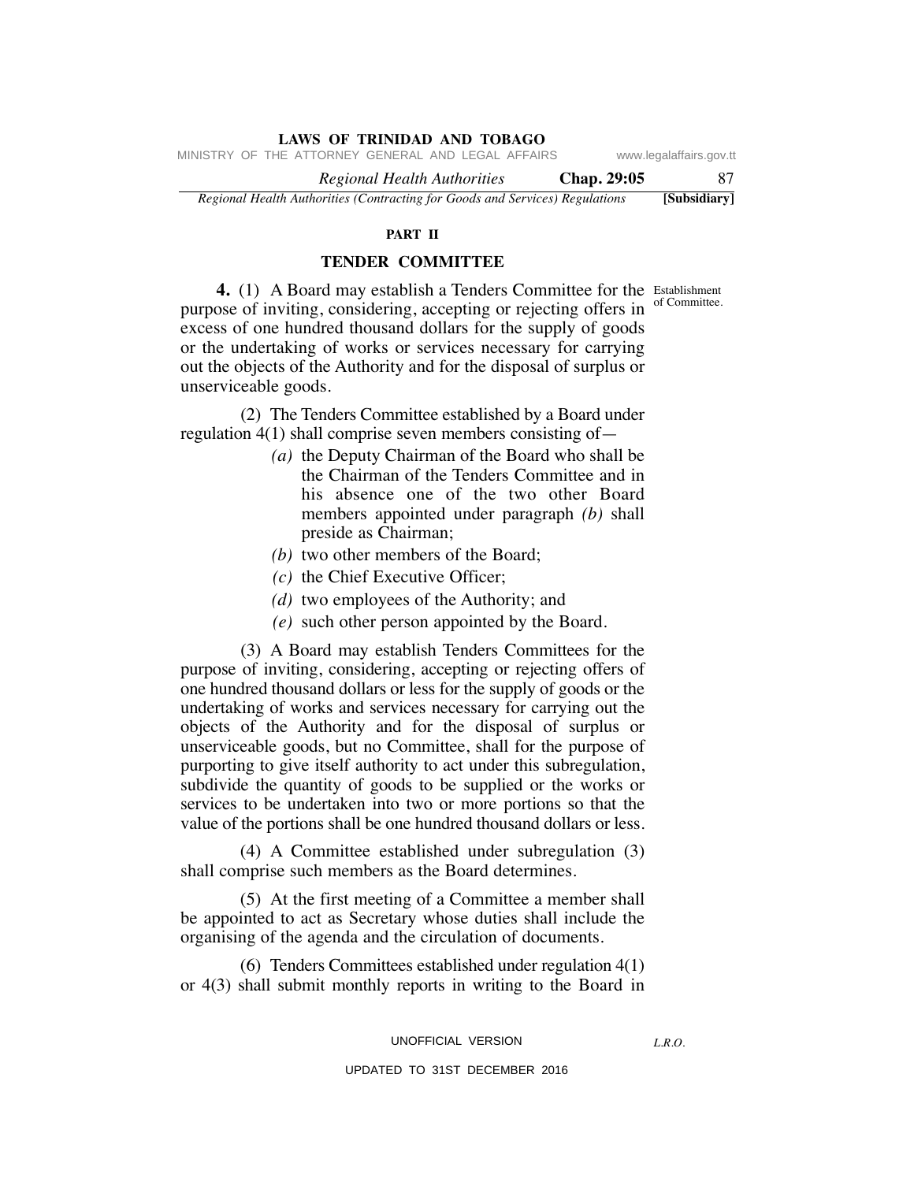## PART II

## TENDER COMMITTEE

Establishment of Committee.

**4.** (1) A Board may establish a Tenders Committee for the purpose of inviting, considering, accepting or rejecting offers in excess of one hundred thousand dollars for the supply of goods or the undertaking of works or services necessary for carrying out the objects of the Authority and for the disposal of surplus or unserviceable goods.

(2) The Tenders Committee established by a Board under regulation 4(1) shall comprise seven members consisting of—

*(a)* the Deputy Chairman of the Board who shall be the Chairman of the Tenders Committee and in his absence one of the two other Board members appointed under paragraph *(b)* shall preside as Chairman;

*(b)* two other members of the Board;

*(c)* the Chief Executive Officer;

*(d)* two employees of the Authority; and

*(e)* such other person appointed by the Board.

(3) A Board may establish Tenders Committees for the purpose of inviting, considering, accepting or rejecting offers of one hundred thousand dollars or less for the supply of goods or the undertaking of works and services necessary for carrying out the objects of the Authority and for the disposal of surplus or unserviceable goods, but no Committee, shall for the purpose of purporting to give itself authority to act under this subregulation, subdivide the quantity of goods to be supplied or the works or services to be undertaken into two or more portions so that the value of the portions shall be one hundred thousand dollars or less.

(4) A Committee established under subregulation (3) shall comprise such members as the Board determines.

(5) At the first meeting of a Committee a member shall be appointed to act as Secretary whose duties shall include the organising of the agenda and the circulation of documents.

(6) Tenders Committees established under regulation 4(1) or 4(3) shall submit monthly reports in writing to the Board in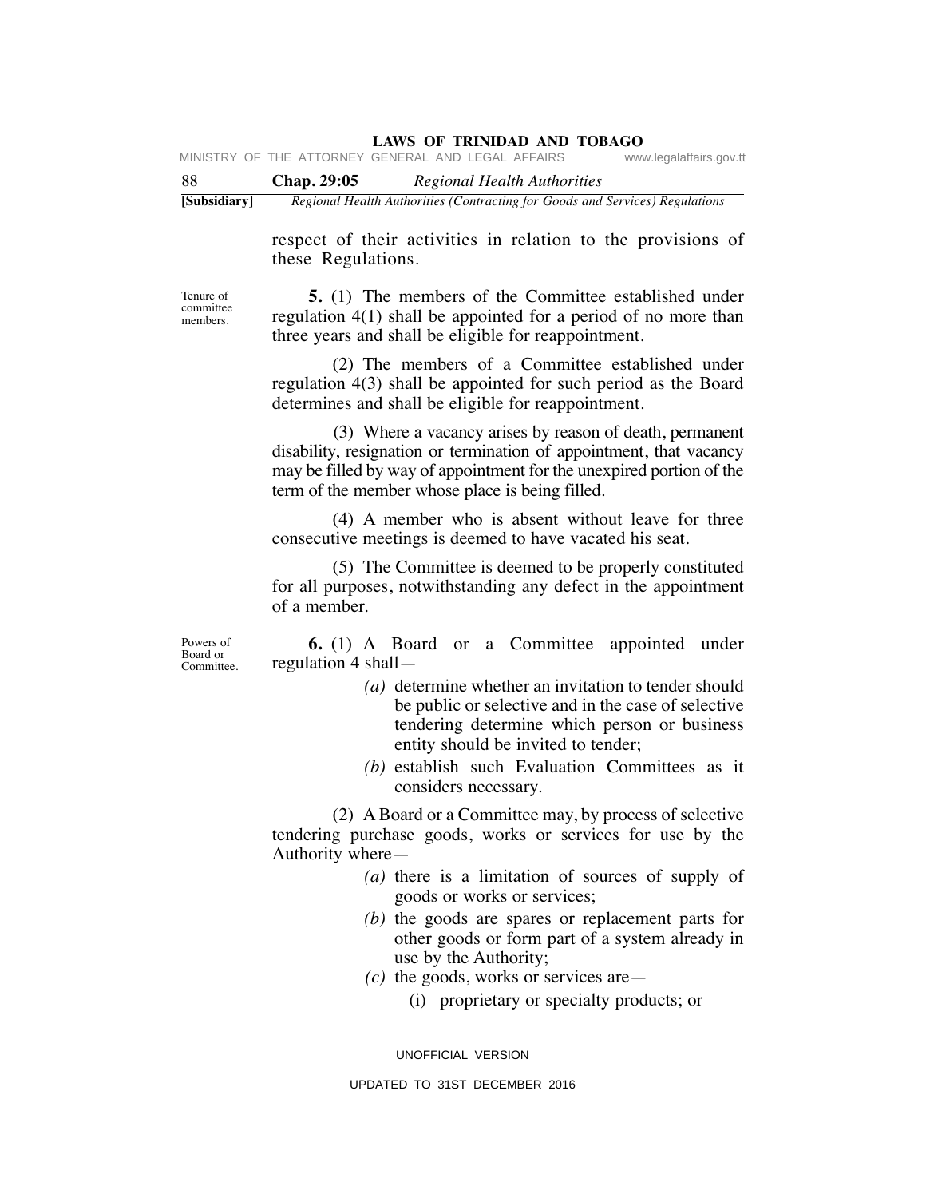respect of their activities in relation to the provisions of these Regulations.

Tenure of committee members.

**5.** (1) The members of the Committee established under regulation 4(1) shall be appointed for a period of no more than three years and shall be eligible for reappointment.

(2) The members of a Committee established under regulation 4(3) shall be appointed for such period as the Board determines and shall be eligible for reappointment.

(3) Where a vacancy arises by reason of death, permanent disability, resignation or termination of appointment, that vacancy may be filled by way of appointment for the unexpired portion of the term of the member whose place is being filled.

(4) A member who is absent without leave for three consecutive meetings is deemed to have vacated his seat.

(5) The Committee is deemed to be properly constituted for all purposes, notwithstanding any defect in the appointment of a member.

Powers of Board or Committee.

**6.** (1) A Board or a Committee appointed under regulation 4 shall—

*(a)* determine whether an invitation to tender should be public or selective and in the case of selective tendering determine which person or business entity should be invited to tender;

*(b)* establish such Evaluation Committees as it considers necessary.

(2) A Board or a Committee may, by process of selective tendering purchase goods, works or services for use by the Authority where—

*(a)* there is a limitation of sources of supply of goods or works or services;

*(b)* the goods are spares or replacement parts for other goods or form part of a system already in use by the Authority;

*(c)* the goods, works or services are—

(i) proprietary or specialty products; or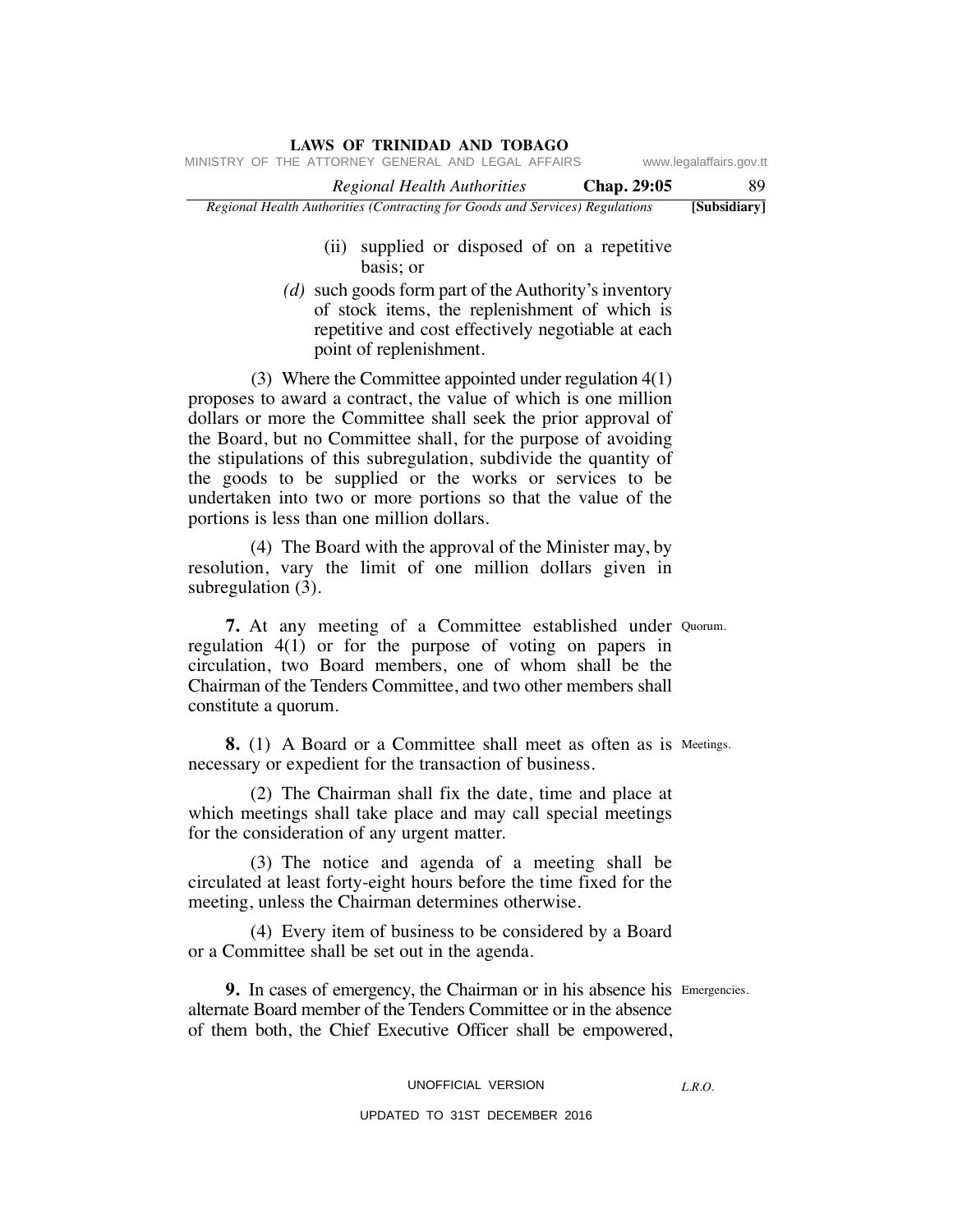(ii) supplied or disposed of on a repetitive basis; or

*(d)* such goods form part of the Authority's inventory of stock items, the replenishment of which is repetitive and cost effectively negotiable at each point of replenishment.

(3) Where the Committee appointed under regulation 4(1) proposes to award a contract, the value of which is one million dollars or more the Committee shall seek the prior approval of the Board, but no Committee shall, for the purpose of avoiding the stipulations of this subregulation, subdivide the quantity of the goods to be supplied or the works or services to be undertaken into two or more portions so that the value of the portions is less than one million dollars.

(4) The Board with the approval of the Minister may, by resolution, vary the limit of one million dollars given in subregulation (3).

Quorum.

**7.** At any meeting of a Committee established under regulation 4(1) or for the purpose of voting on papers in circulation, two Board members, one of whom shall be the Chairman of the Tenders Committee, and two other members shall constitute a quorum.

Meetings.

**8.** (1) A Board or a Committee shall meet as often as is necessary or expedient for the transaction of business.

(2) The Chairman shall fix the date, time and place at which meetings shall take place and may call special meetings for the consideration of any urgent matter.

(3) The notice and agenda of a meeting shall be circulated at least forty-eight hours before the time fixed for the meeting, unless the Chairman determines otherwise.

(4) Every item of business to be considered by a Board or a Committee shall be set out in the agenda.

Emergencies.

**9.** In cases of emergency, the Chairman or in his absence his alternate Board member of the Tenders Committee or in the absence of them both, the Chief Executive Officer shall be empowered,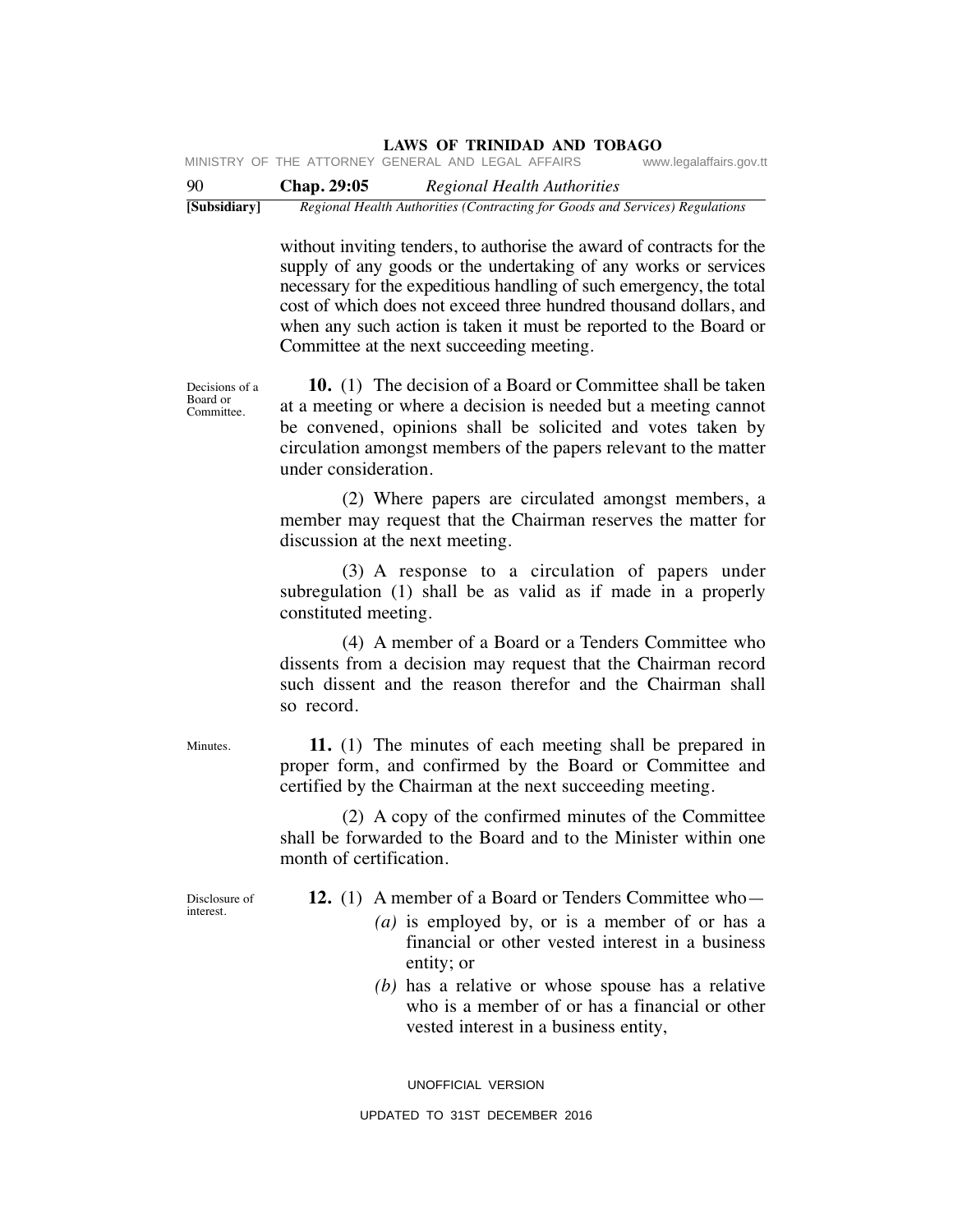without inviting tenders, to authorise the award of contracts for the supply of any goods or the undertaking of any works or services necessary for the expeditious handling of such emergency, the total cost of which does not exceed three hundred thousand dollars, and when any such action is taken it must be reported to the Board or Committee at the next succeeding meeting.

Decisions of a Board or Committee.

**10.** (1) The decision of a Board or Committee shall be taken at a meeting or where a decision is needed but a meeting cannot be convened, opinions shall be solicited and votes taken by circulation amongst members of the papers relevant to the matter under consideration.

(2) Where papers are circulated amongst members, a member may request that the Chairman reserves the matter for discussion at the next meeting.

(3) A response to a circulation of papers under subregulation (1) shall be as valid as if made in a properly constituted meeting.

(4) A member of a Board or a Tenders Committee who dissents from a decision may request that the Chairman record such dissent and the reason therefor and the Chairman shall so record.

Minutes.

**11.** (1) The minutes of each meeting shall be prepared in proper form, and confirmed by the Board or Committee and certified by the Chairman at the next succeeding meeting.

(2) A copy of the confirmed minutes of the Committee shall be forwarded to the Board and to the Minister within one month of certification.

Disclosure of interest.

**12.** (1) A member of a Board or Tenders Committee who—

*(a)* is employed by, or is a member of or has a financial or other vested interest in a business entity; or

*(b)* has a relative or whose spouse has a relative who is a member of or has a financial or other vested interest in a business entity,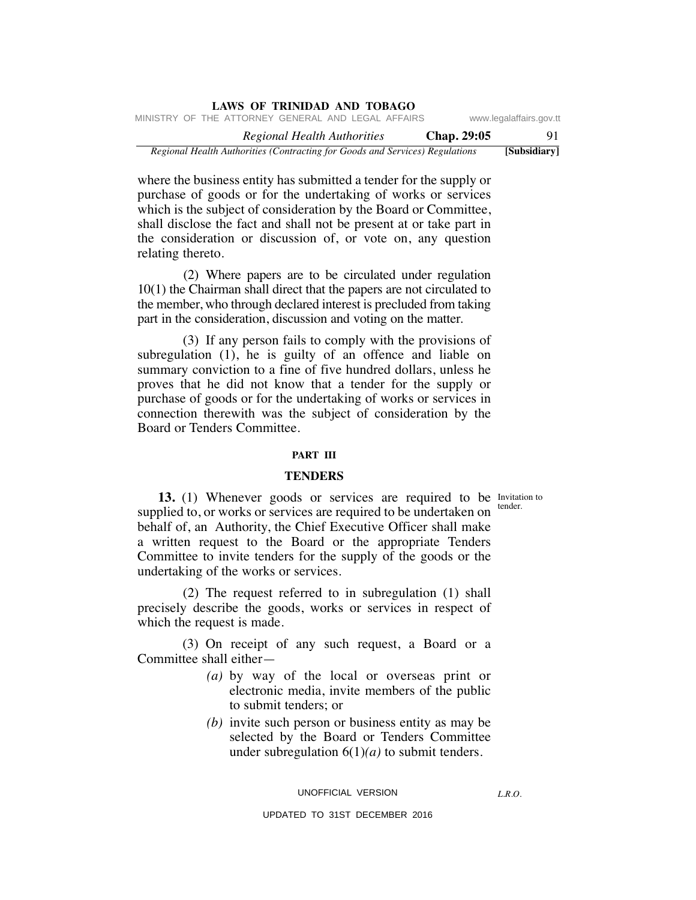where the business entity has submitted a tender for the supply or purchase of goods or for the undertaking of works or services which is the subject of consideration by the Board or Committee, shall disclose the fact and shall not be present at or take part in the consideration or discussion of, or vote on, any question relating thereto.

(2) Where papers are to be circulated under regulation 10(1) the Chairman shall direct that the papers are not circulated to the member, who through declared interest is precluded from taking part in the consideration, discussion and voting on the matter.

(3) If any person fails to comply with the provisions of subregulation (1), he is guilty of an offence and liable on summary conviction to a fine of five hundred dollars, unless he proves that he did not know that a tender for the supply or purchase of goods or for the undertaking of works or services in connection therewith was the subject of consideration by the Board or Tenders Committee.

## PART III

## TENDERS

Invitation to tender.

**13.** (1) Whenever goods or services are required to be supplied to, or works or services are required to be undertaken on behalf of, an Authority, the Chief Executive Officer shall make a written request to the Board or the appropriate Tenders Committee to invite tenders for the supply of the goods or the undertaking of the works or services.

(2) The request referred to in subregulation (1) shall precisely describe the goods, works or services in respect of which the request is made.

(3) On receipt of any such request, a Board or a Committee shall either—

*(a)* by way of the local or overseas print or electronic media, invite members of the public to submit tenders; or

*(b)* invite such person or business entity as may be selected by the Board or Tenders Committee under subregulation 6(1)*(a)* to submit tenders.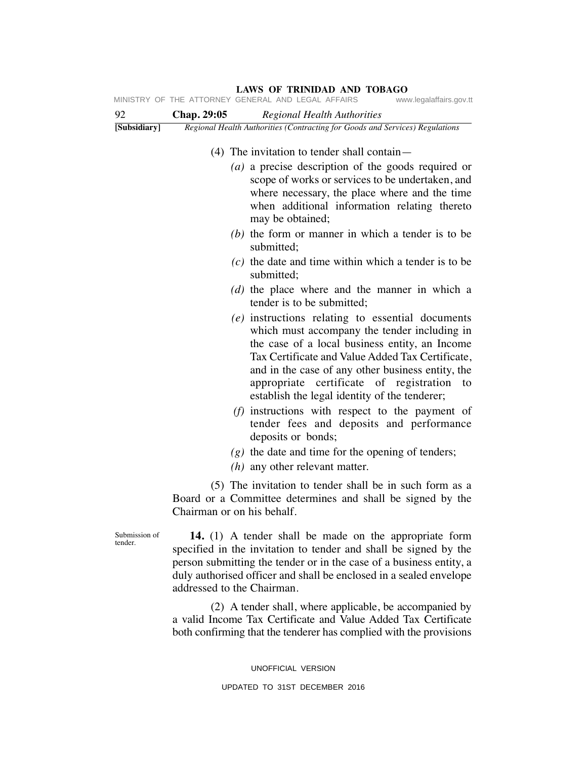(4) The invitation to tender shall contain—

*(a)* a precise description of the goods required or scope of works or services to be undertaken, and where necessary, the place where and the time when additional information relating thereto may be obtained;

*(b)* the form or manner in which a tender is to be submitted;

*(c)* the date and time within which a tender is to be submitted;

*(d)* the place where and the manner in which a tender is to be submitted;

*(e)* instructions relating to essential documents which must accompany the tender including in the case of a local business entity, an Income Tax Certificate and Value Added Tax Certificate, and in the case of any other business entity, the appropriate certificate of registration to establish the legal identity of the tenderer;

*(f)* instructions with respect to the payment of tender fees and deposits and performance deposits or bonds;

*(g)* the date and time for the opening of tenders;

*(h)* any other relevant matter.

(5) The invitation to tender shall be in such form as a Board or a Committee determines and shall be signed by the Chairman or on his behalf.

Submission of tender.

**14.** (1) A tender shall be made on the appropriate form specified in the invitation to tender and shall be signed by the person submitting the tender or in the case of a business entity, a duly authorised officer and shall be enclosed in a sealed envelope addressed to the Chairman.

(2) A tender shall, where applicable, be accompanied by a valid Income Tax Certificate and Value Added Tax Certificate both confirming that the tenderer has complied with the provisions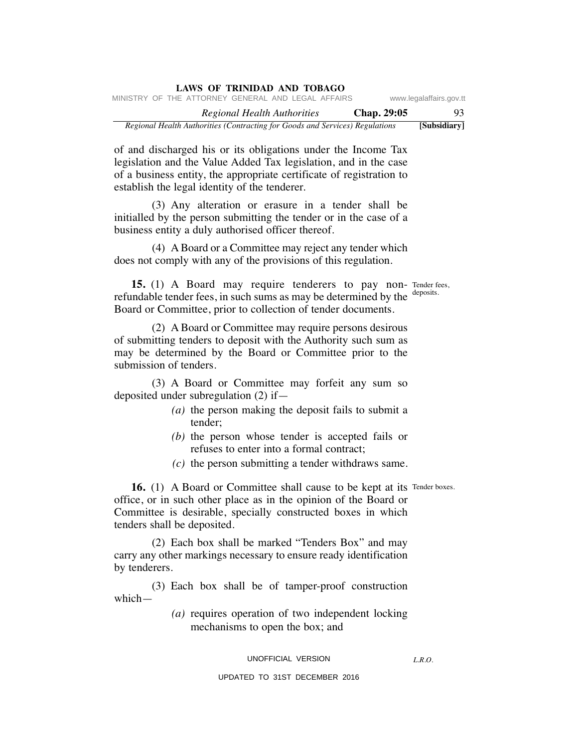of and discharged his or its obligations under the Income Tax legislation and the Value Added Tax legislation, and in the case of a business entity, the appropriate certificate of registration to establish the legal identity of the tenderer.

(3) Any alteration or erasure in a tender shall be initialled by the person submitting the tender or in the case of a business entity a duly authorised officer thereof.

(4) A Board or a Committee may reject any tender which does not comply with any of the provisions of this regulation.

Tender fees, deposits.

**15.** (1) A Board may require tenderers to pay non-refundable tender fees, in such sums as may be determined by the Board or Committee, prior to collection of tender documents.

(2) A Board or Committee may require persons desirous of submitting tenders to deposit with the Authority such sum as may be determined by the Board or Committee prior to the submission of tenders.

(3) A Board or Committee may forfeit any sum so deposited under subregulation (2) if—

*(a)* the person making the deposit fails to submit a tender;

*(b)* the person whose tender is accepted fails or refuses to enter into a formal contract;

*(c)* the person submitting a tender withdraws same.

Tender boxes.

**16.** (1) A Board or Committee shall cause to be kept at its office, or in such other place as in the opinion of the Board or Committee is desirable, specially constructed boxes in which tenders shall be deposited.

(2) Each box shall be marked "Tenders Box" and may carry any other markings necessary to ensure ready identification by tenderers.

(3) Each box shall be of tamper-proof construction which—

*(a)* requires operation of two independent locking mechanisms to open the box; and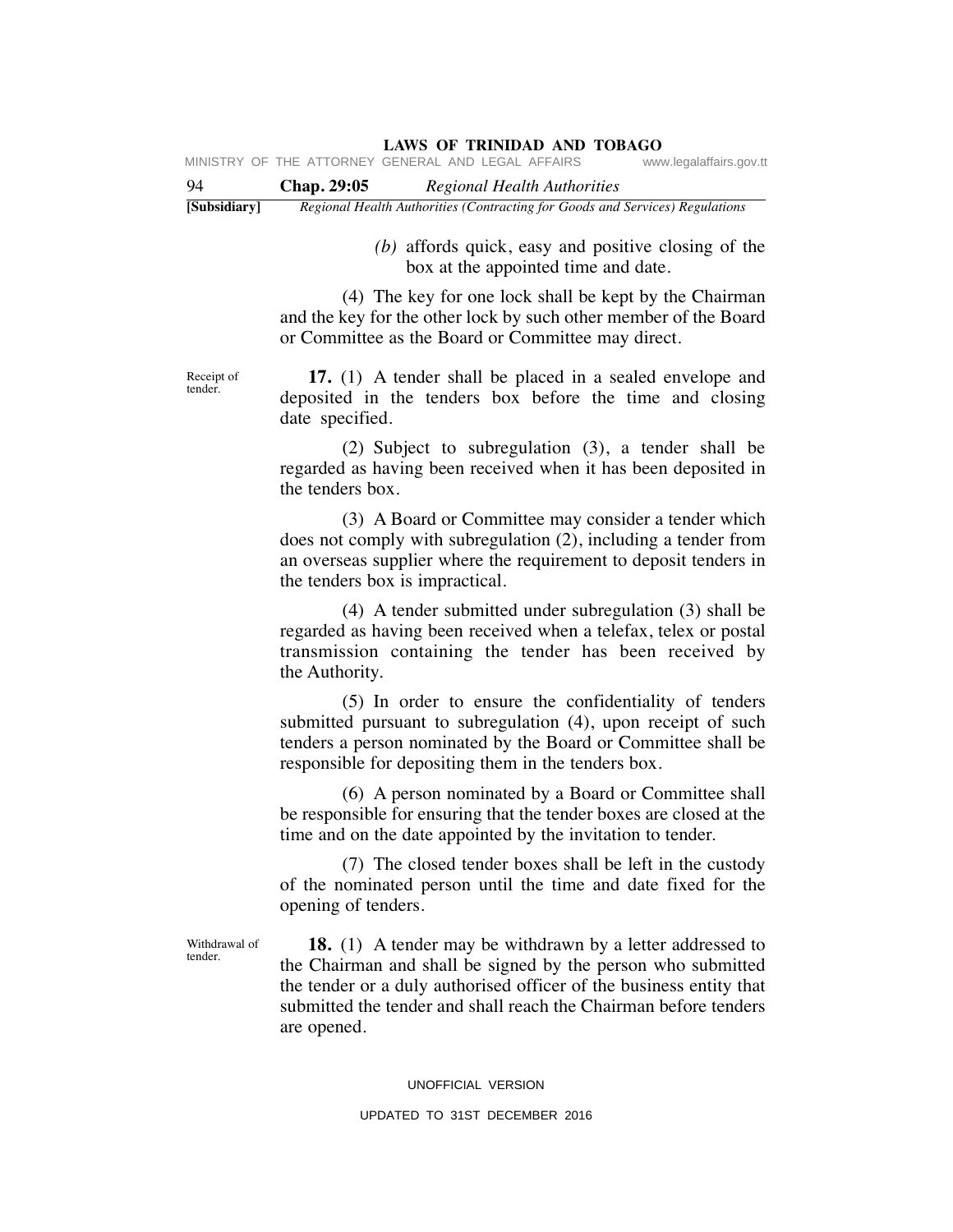*(b)* affords quick, easy and positive closing of the box at the appointed time and date.

(4) The key for one lock shall be kept by the Chairman and the key for the other lock by such other member of the Board or Committee as the Board or Committee may direct.

Receipt of tender.

**17.** (1) A tender shall be placed in a sealed envelope and deposited in the tenders box before the time and closing date specified.

(2) Subject to subregulation (3), a tender shall be regarded as having been received when it has been deposited in the tenders box.

(3) A Board or Committee may consider a tender which does not comply with subregulation (2), including a tender from an overseas supplier where the requirement to deposit tenders in the tenders box is impractical.

(4) A tender submitted under subregulation (3) shall be regarded as having been received when a telefax, telex or postal transmission containing the tender has been received by the Authority.

(5) In order to ensure the confidentiality of tenders submitted pursuant to subregulation (4), upon receipt of such tenders a person nominated by the Board or Committee shall be responsible for depositing them in the tenders box.

(6) A person nominated by a Board or Committee shall be responsible for ensuring that the tender boxes are closed at the time and on the date appointed by the invitation to tender.

(7) The closed tender boxes shall be left in the custody of the nominated person until the time and date fixed for the opening of tenders.

Withdrawal of tender.

**18.** (1) A tender may be withdrawn by a letter addressed to the Chairman and shall be signed by the person who submitted the tender or a duly authorised officer of the business entity that submitted the tender and shall reach the Chairman before tenders are opened.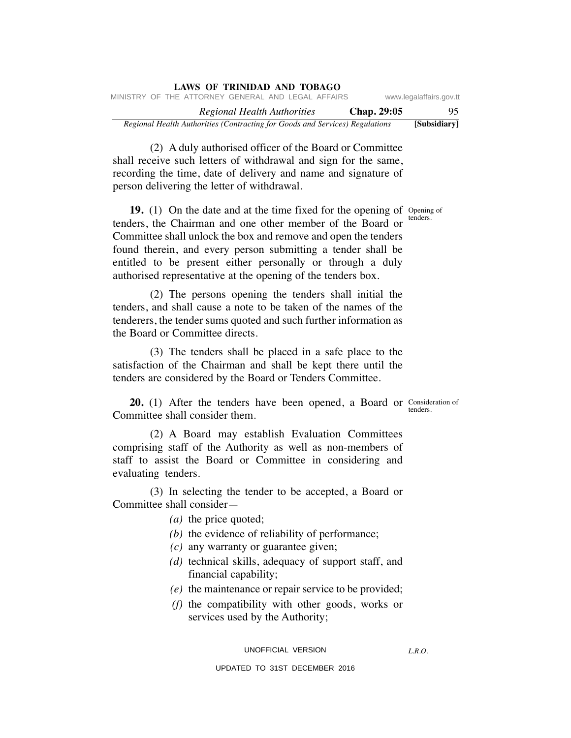(2) A duly authorised officer of the Board or Committee shall receive such letters of withdrawal and sign for the same, recording the time, date of delivery and name and signature of person delivering the letter of withdrawal.

Opening of tenders.

**19.** (1) On the date and at the time fixed for the opening of tenders, the Chairman and one other member of the Board or Committee shall unlock the box and remove and open the tenders found therein, and every person submitting a tender shall be entitled to be present either personally or through a duly authorised representative at the opening of the tenders box.

(2) The persons opening the tenders shall initial the tenders, and shall cause a note to be taken of the names of the tenderers, the tender sums quoted and such further information as the Board or Committee directs.

(3) The tenders shall be placed in a safe place to the satisfaction of the Chairman and shall be kept there until the tenders are considered by the Board or Tenders Committee.

Consideration of tenders.

**20.** (1) After the tenders have been opened, a Board or Committee shall consider them.

(2) A Board may establish Evaluation Committees comprising staff of the Authority as well as non-members of staff to assist the Board or Committee in considering and evaluating tenders.

(3) In selecting the tender to be accepted, a Board or Committee shall consider—

*(a)* the price quoted;

*(b)* the evidence of reliability of performance;

*(c)* any warranty or guarantee given;

*(d)* technical skills, adequacy of support staff, and financial capability;

*(e)* the maintenance or repair service to be provided;

*(f)* the compatibility with other goods, works or services used by the Authority;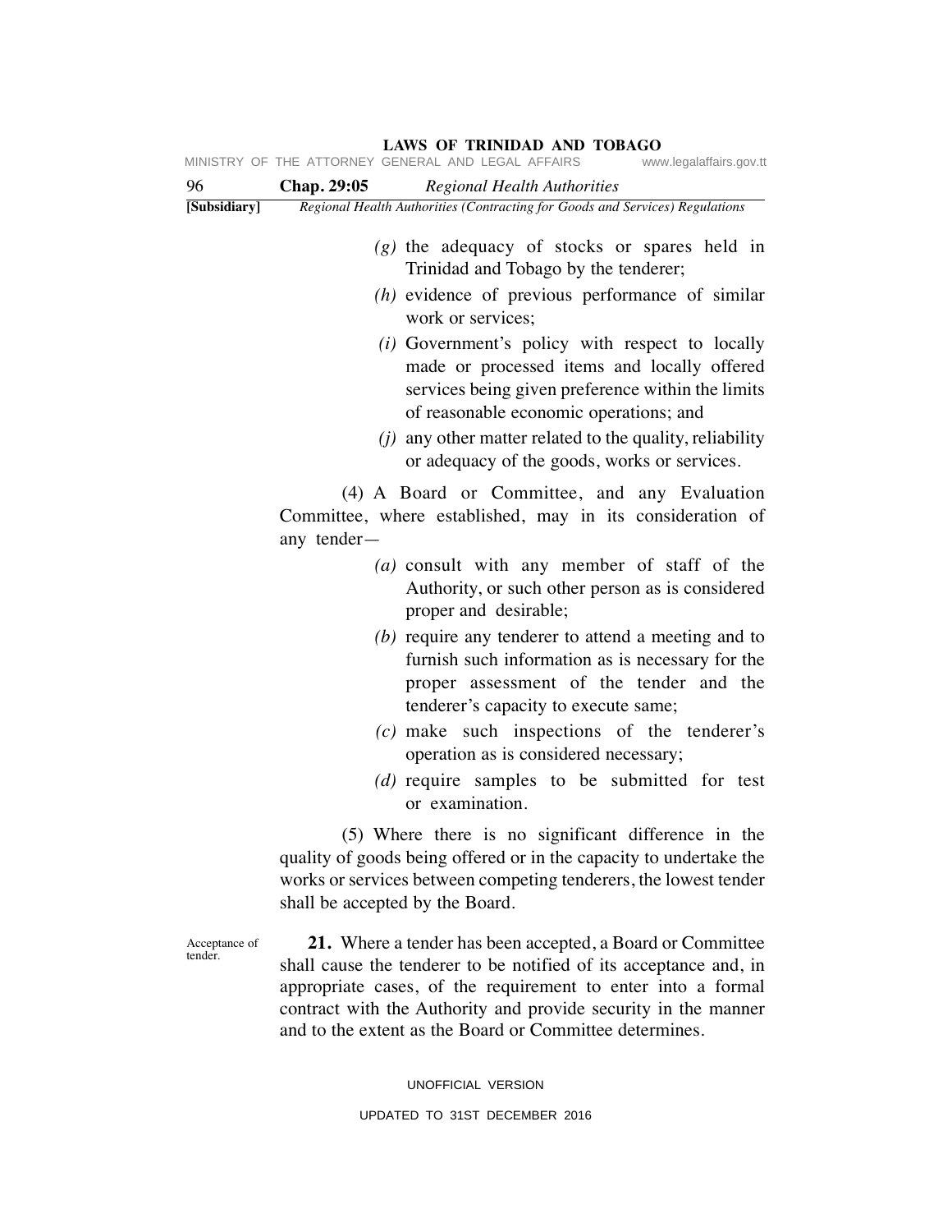(g) the adequacy of stocks or spares held in Trinidad and Tobago by the tenderer;

(h) evidence of previous performance of similar work or services;

(i) Government's policy with respect to locally made or processed items and locally offered services being given preference within the limits of reasonable economic operations; and

(j) any other matter related to the quality, reliability or adequacy of the goods, works or services.

(4) A Board or Committee, and any Evaluation Committee, where established, may in its consideration of any tender—

(a) consult with any member of staff of the Authority, or such other person as is considered proper and desirable;

(b) require any tenderer to attend a meeting and to furnish such information as is necessary for the proper assessment of the tender and the tenderer's capacity to execute same;

(c) make such inspections of the tenderer's operation as is considered necessary;

(d) require samples to be submitted for test or examination.

(5) Where there is no significant difference in the quality of goods being offered or in the capacity to undertake the works or services between competing tenderers, the lowest tender shall be accepted by the Board.

Acceptance of tender.

**21.** Where a tender has been accepted, a Board or Committee shall cause the tenderer to be notified of its acceptance and, in appropriate cases, of the requirement to enter into a formal contract with the Authority and provide security in the manner and to the extent as the Board or Committee determines.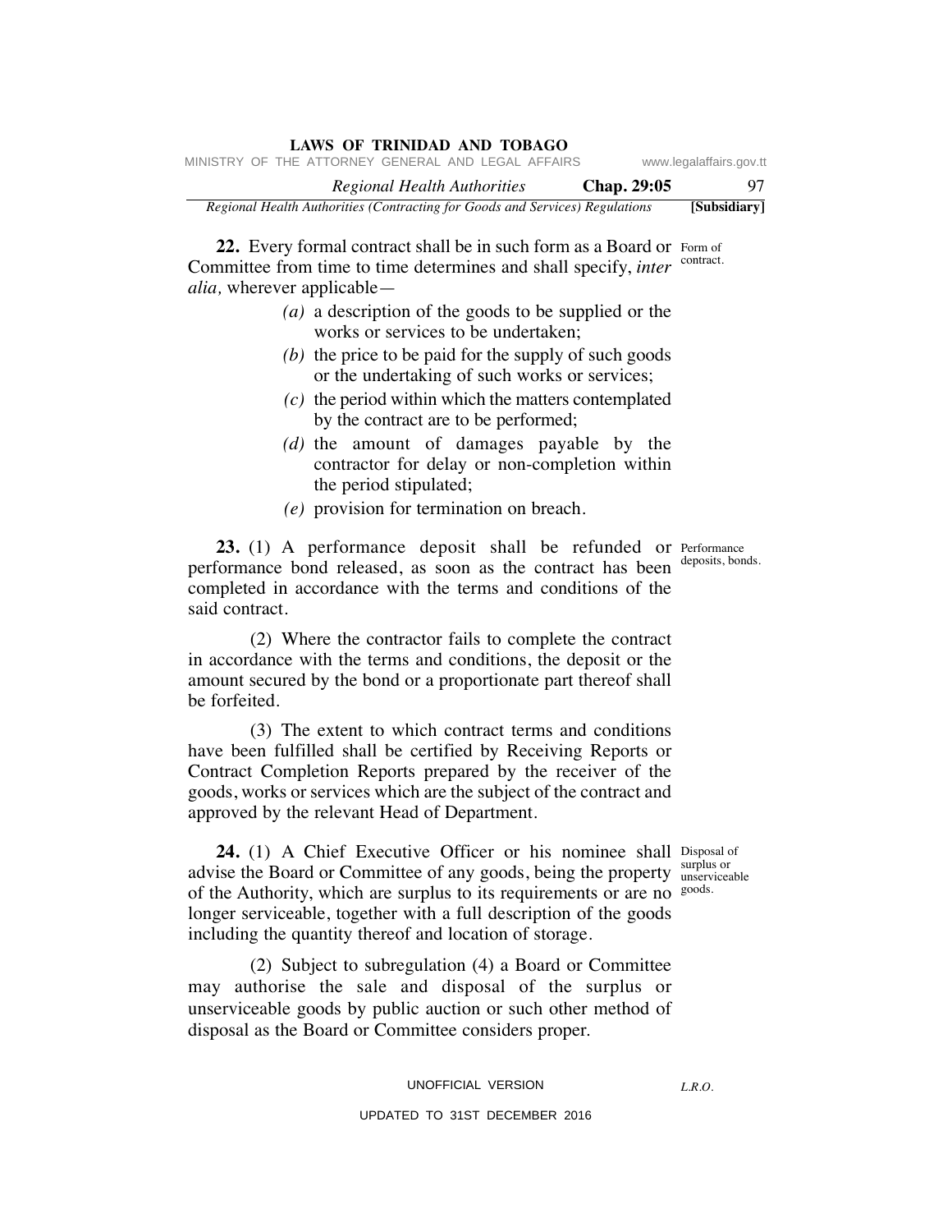**22.** Every formal contract shall be in such form as a Board or Committee from time to time determines and shall specify, *inter alia,* wherever applicable—

Form of contract.

- *(a)* a description of the goods to be supplied or the works or services to be undertaken;
- *(b)* the price to be paid for the supply of such goods or the undertaking of such works or services;
- *(c)* the period within which the matters contemplated by the contract are to be performed;
- *(d)* the amount of damages payable by the contractor for delay or non-completion within the period stipulated;
- *(e)* provision for termination on breach.

**23.** (1) A performance deposit shall be refunded or performance bond released, as soon as the contract has been completed in accordance with the terms and conditions of the said contract.

Performance deposits, bonds.

(2) Where the contractor fails to complete the contract in accordance with the terms and conditions, the deposit or the amount secured by the bond or a proportionate part thereof shall be forfeited.

(3) The extent to which contract terms and conditions have been fulfilled shall be certified by Receiving Reports or Contract Completion Reports prepared by the receiver of the goods, works or services which are the subject of the contract and approved by the relevant Head of Department.

**24.** (1) A Chief Executive Officer or his nominee shall advise the Board or Committee of any goods, being the property of the Authority, which are surplus to its requirements or are no longer serviceable, together with a full description of the goods including the quantity thereof and location of storage.

Disposal of surplus or unserviceable goods.

(2) Subject to subregulation (4) a Board or Committee may authorise the sale and disposal of the surplus or unserviceable goods by public auction or such other method of disposal as the Board or Committee considers proper.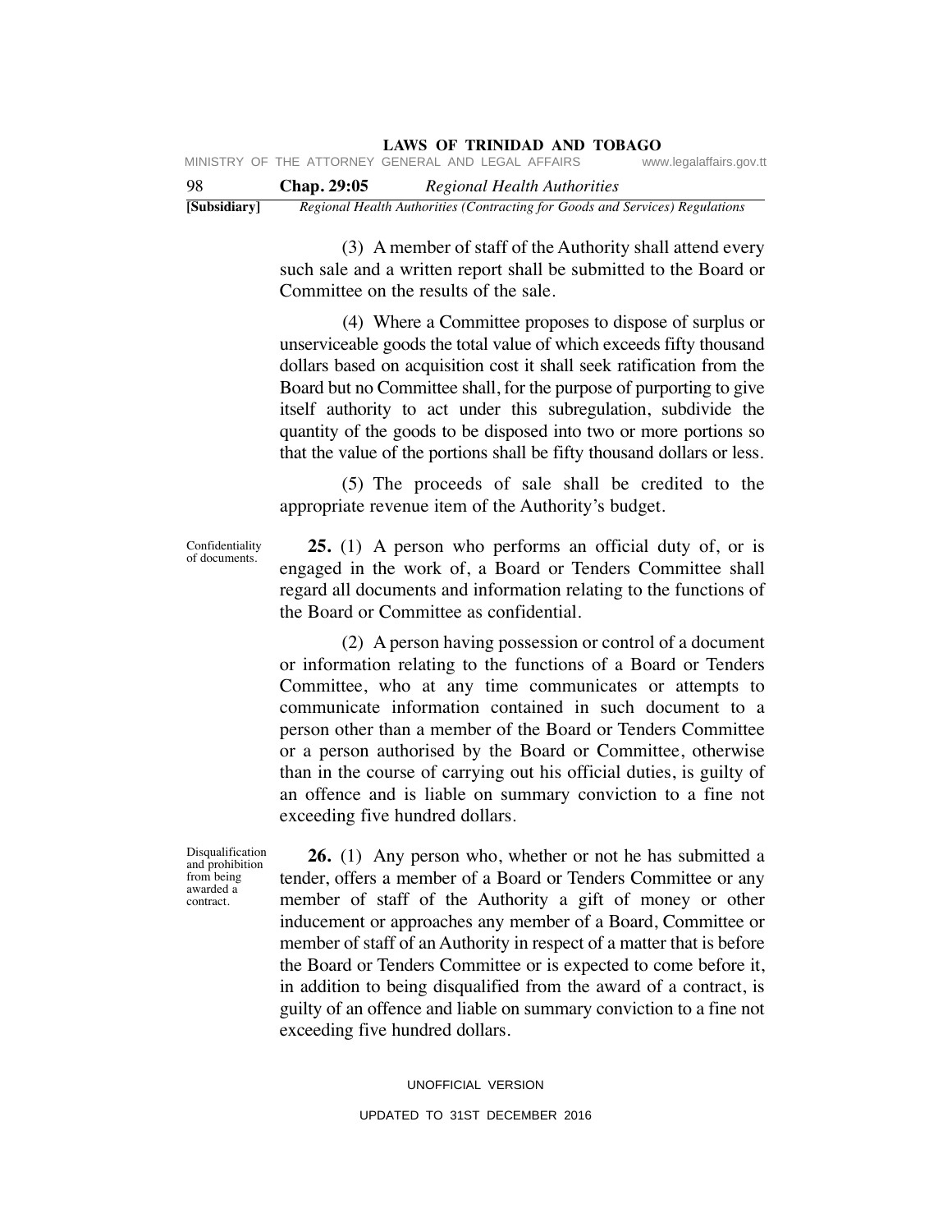(3) A member of staff of the Authority shall attend every such sale and a written report shall be submitted to the Board or Committee on the results of the sale.

(4) Where a Committee proposes to dispose of surplus or unserviceable goods the total value of which exceeds fifty thousand dollars based on acquisition cost it shall seek ratification from the Board but no Committee shall, for the purpose of purporting to give itself authority to act under this subregulation, subdivide the quantity of the goods to be disposed into two or more portions so that the value of the portions shall be fifty thousand dollars or less.

(5) The proceeds of sale shall be credited to the appropriate revenue item of the Authority's budget.

Confidentiality of documents.

**25.** (1) A person who performs an official duty of, or is engaged in the work of, a Board or Tenders Committee shall regard all documents and information relating to the functions of the Board or Committee as confidential.

(2) A person having possession or control of a document or information relating to the functions of a Board or Tenders Committee, who at any time communicates or attempts to communicate information contained in such document to a person other than a member of the Board or Tenders Committee or a person authorised by the Board or Committee, otherwise than in the course of carrying out his official duties, is guilty of an offence and is liable on summary conviction to a fine not exceeding five hundred dollars.

Disqualification and prohibition from being awarded a contract.

**26.** (1) Any person who, whether or not he has submitted a tender, offers a member of a Board or Tenders Committee or any member of staff of the Authority a gift of money or other inducement or approaches any member of a Board, Committee or member of staff of an Authority in respect of a matter that is before the Board or Tenders Committee or is expected to come before it, in addition to being disqualified from the award of a contract, is guilty of an offence and liable on summary conviction to a fine not exceeding five hundred dollars.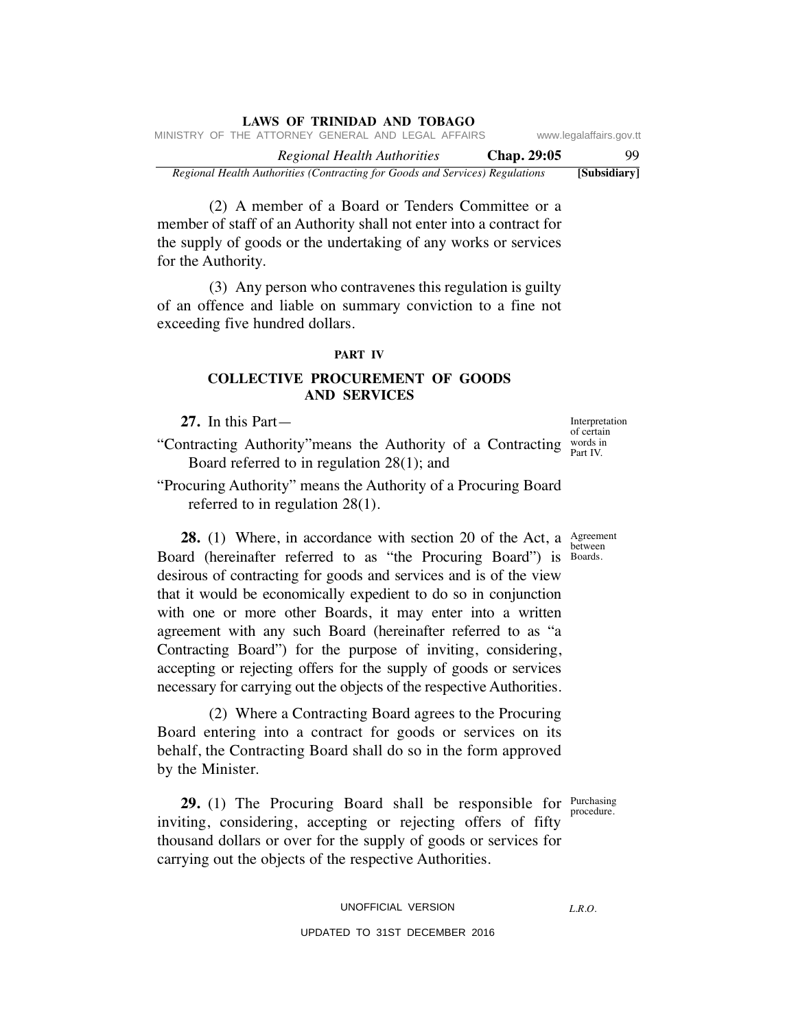(2) A member of a Board or Tenders Committee or a member of staff of an Authority shall not enter into a contract for the supply of goods or the undertaking of any works or services for the Authority.

(3) Any person who contravenes this regulation is guilty of an offence and liable on summary conviction to a fine not exceeding five hundred dollars.

## PART IV

## COLLECTIVE PROCUREMENT OF GOODS AND SERVICES

Interpretation of certain words in Part IV.

**27.** In this Part—

"Contracting Authority"means the Authority of a Contracting Board referred to in regulation 28(1); and

"Procuring Authority" means the Authority of a Procuring Board referred to in regulation 28(1).

Agreement between Boards.

**28.** (1) Where, in accordance with section 20 of the Act, a Board (hereinafter referred to as "the Procuring Board") is desirous of contracting for goods and services and is of the view that it would be economically expedient to do so in conjunction with one or more other Boards, it may enter into a written agreement with any such Board (hereinafter referred to as "a Contracting Board") for the purpose of inviting, considering, accepting or rejecting offers for the supply of goods or services necessary for carrying out the objects of the respective Authorities.

(2) Where a Contracting Board agrees to the Procuring Board entering into a contract for goods or services on its behalf, the Contracting Board shall do so in the form approved by the Minister.

Purchasing procedure.

**29.** (1) The Procuring Board shall be responsible for inviting, considering, accepting or rejecting offers of fifty thousand dollars or over for the supply of goods or services for carrying out the objects of the respective Authorities.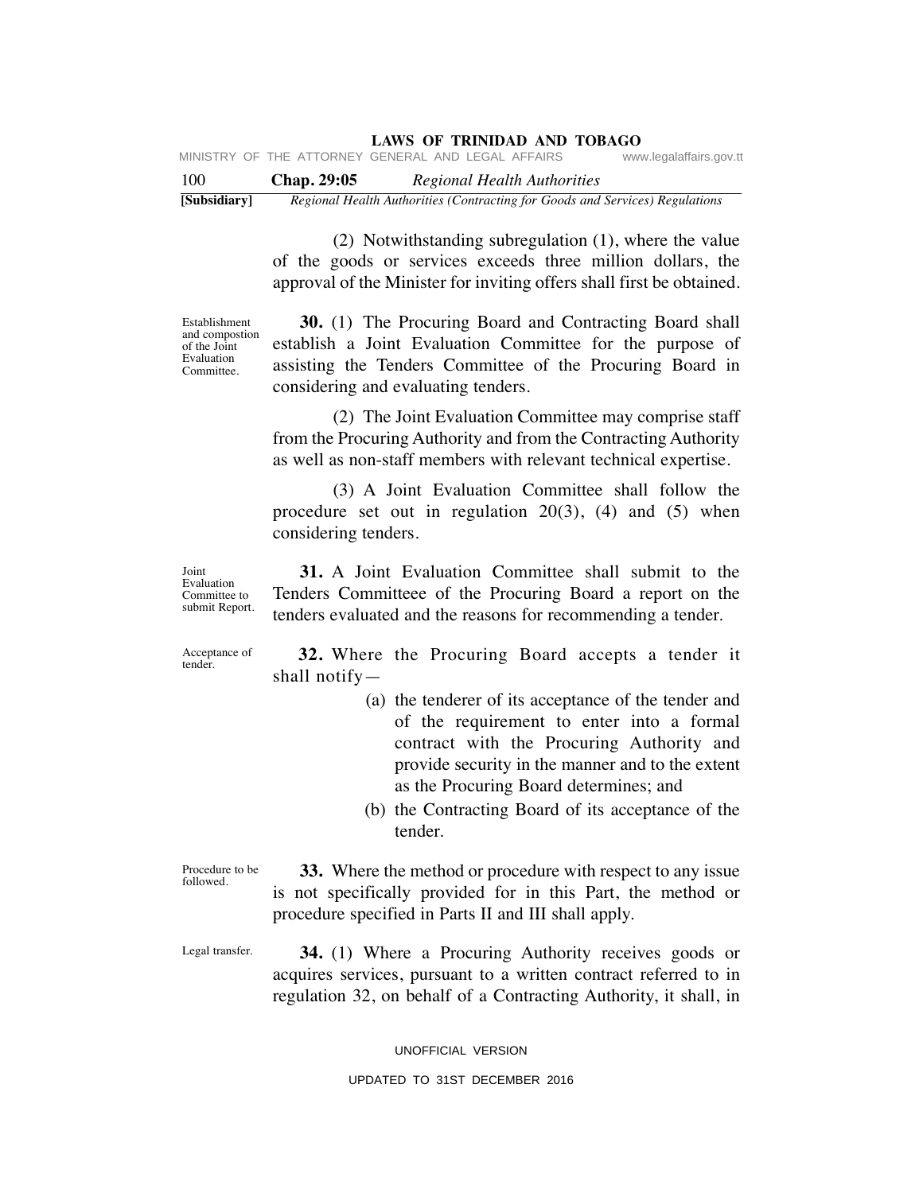(2) Notwithstanding subregulation (1), where the value of the goods or services exceeds three million dollars, the approval of the Minister for inviting offers shall first be obtained.

Establishment and compostion of the Joint Evaluation Committee.

**30.** (1) The Procuring Board and Contracting Board shall establish a Joint Evaluation Committee for the purpose of assisting the Tenders Committee of the Procuring Board in considering and evaluating tenders.

(2) The Joint Evaluation Committee may comprise staff from the Procuring Authority and from the Contracting Authority as well as non-staff members with relevant technical expertise.

(3) A Joint Evaluation Committee shall follow the procedure set out in regulation 20(3), (4) and (5) when considering tenders.

Joint Evaluation Committee to submit Report.

**31.** A Joint Evaluation Committee shall submit to the Tenders Committeee of the Procuring Board a report on the tenders evaluated and the reasons for recommending a tender.

Acceptance of tender.

**32.** Where the Procuring Board accepts a tender it shall notify—

(a) the tenderer of its acceptance of the tender and of the requirement to enter into a formal contract with the Procuring Authority and provide security in the manner and to the extent as the Procuring Board determines; and

(b) the Contracting Board of its acceptance of the tender.

Procedure to be followed.

**33.** Where the method or procedure with respect to any issue is not specifically provided for in this Part, the method or procedure specified in Parts II and III shall apply.

Legal transfer.

**34.** (1) Where a Procuring Authority receives goods or acquires services, pursuant to a written contract referred to in regulation 32, on behalf of a Contracting Authority, it shall, in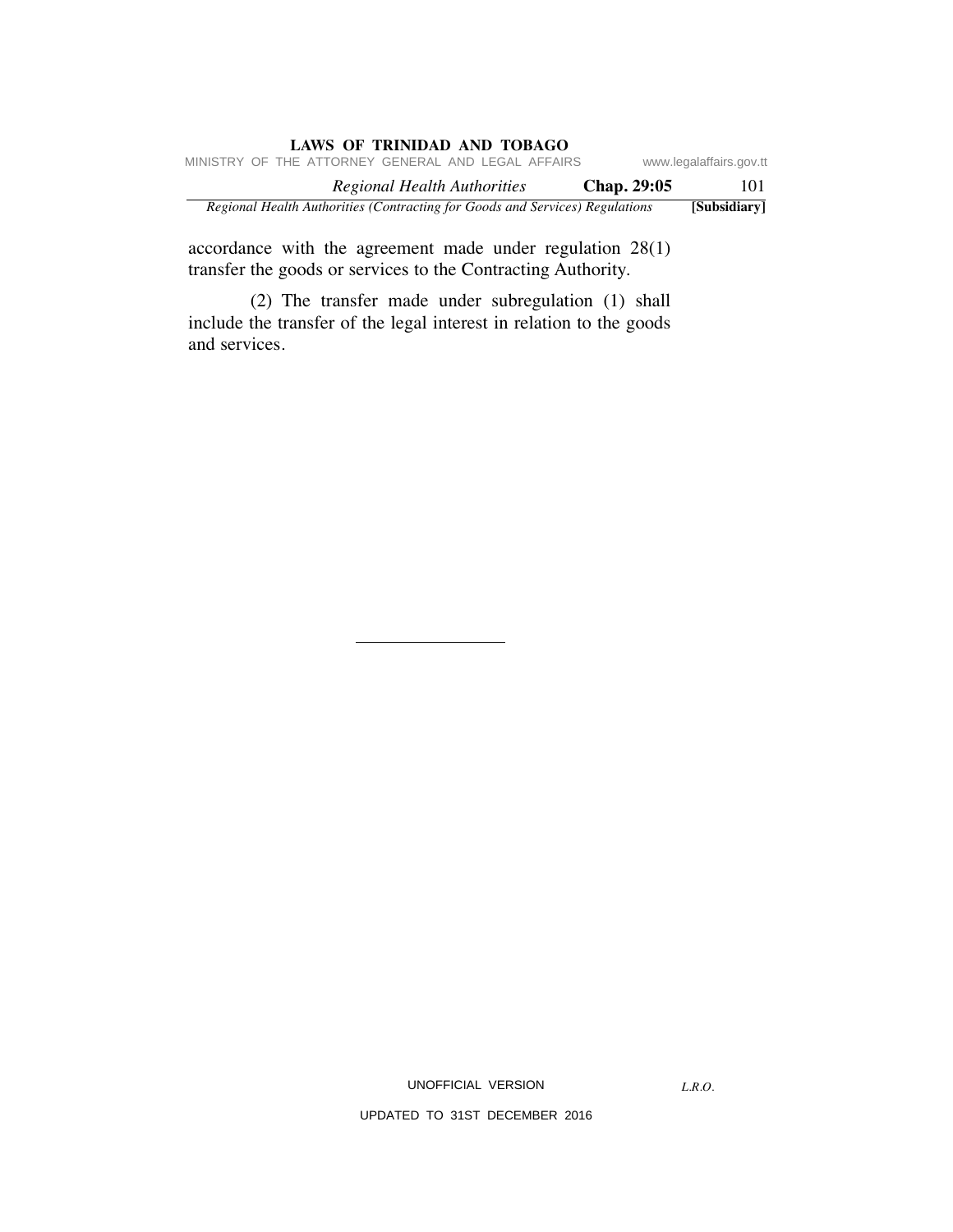accordance with the agreement made under regulation 28(1) transfer the goods or services to the Contracting Authority.

(2) The transfer made under subregulation (1) shall include the transfer of the legal interest in relation to the goods and services.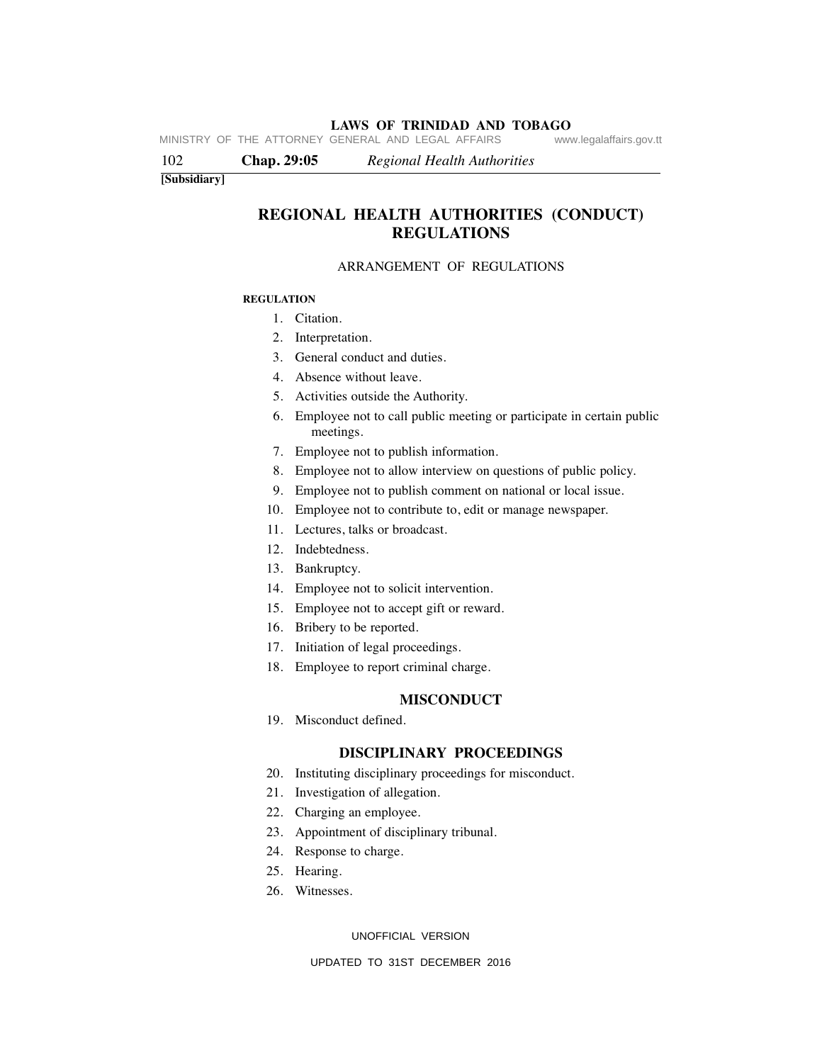**[Subsidiary]**

# REGIONAL HEALTH AUTHORITIES (CONDUCT) REGULATIONS

ARRANGEMENT OF REGULATIONS

**REGULATION**

1. Citation.
2. Interpretation.
3. General conduct and duties.
4. Absence without leave.
5. Activities outside the Authority.
6. Employee not to call public meeting or participate in certain public meetings.
7. Employee not to publish information.
8. Employee not to allow interview on questions of public policy.
9. Employee not to publish comment on national or local issue.
10. Employee not to contribute to, edit or manage newspaper.
11. Lectures, talks or broadcast.
12. Indebtedness.
13. Bankruptcy.
14. Employee not to solicit intervention.
15. Employee not to accept gift or reward.
16. Bribery to be reported.
17. Initiation of legal proceedings.
18. Employee to report criminal charge.

## MISCONDUCT

19. Misconduct defined.

## DISCIPLINARY PROCEEDINGS

20. Instituting disciplinary proceedings for misconduct.
21. Investigation of allegation.
22. Charging an employee.
23. Appointment of disciplinary tribunal.
24. Response to charge.
25. Hearing.
26. Witnesses.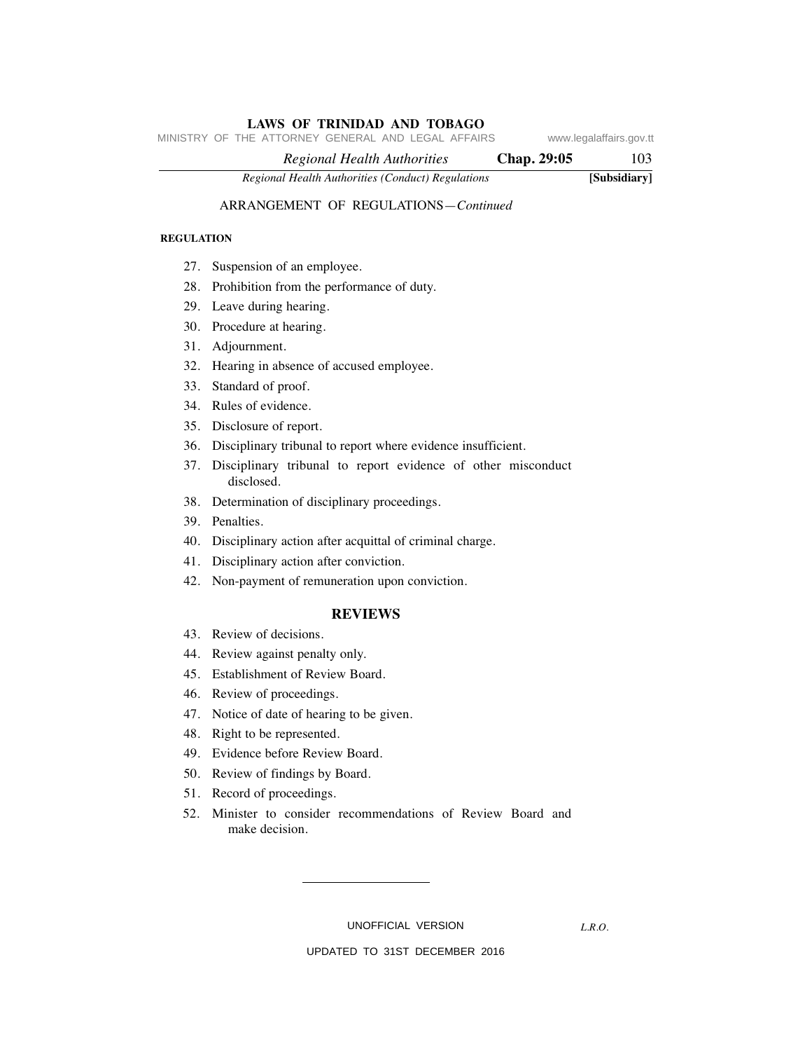ARRANGEMENT OF REGULATIONS—*Continued*

**REGULATION**

27. Suspension of an employee.
28. Prohibition from the performance of duty.
29. Leave during hearing.
30. Procedure at hearing.
31. Adjournment.
32. Hearing in absence of accused employee.
33. Standard of proof.
34. Rules of evidence.
35. Disclosure of report.
36. Disciplinary tribunal to report where evidence insufficient.
37. Disciplinary tribunal to report evidence of other misconduct disclosed.
38. Determination of disciplinary proceedings.
39. Penalties.
40. Disciplinary action after acquittal of criminal charge.
41. Disciplinary action after conviction.
42. Non-payment of remuneration upon conviction.

## REVIEWS

43. Review of decisions.
44. Review against penalty only.
45. Establishment of Review Board.
46. Review of proceedings.
47. Notice of date of hearing to be given.
48. Right to be represented.
49. Evidence before Review Board.
50. Review of findings by Board.
51. Record of proceedings.
52. Minister to consider recommendations of Review Board and make decision.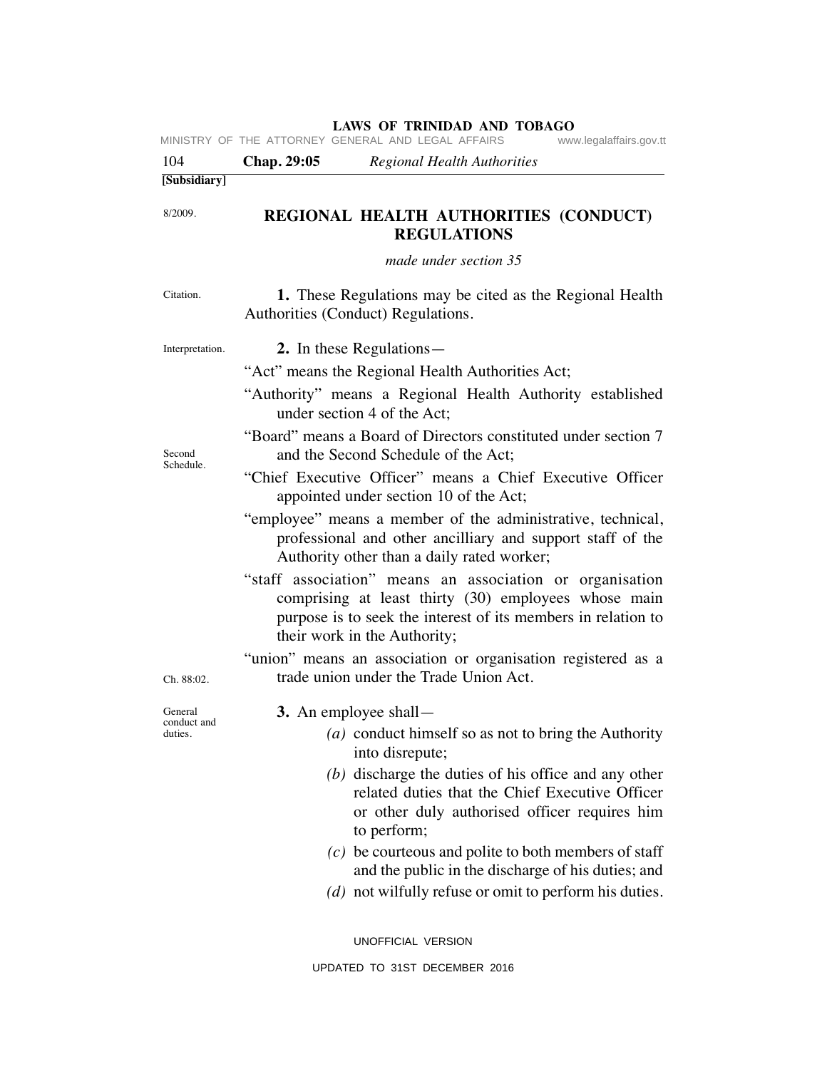[Subsidiary]

8/2009.

# REGIONAL HEALTH AUTHORITIES (CONDUCT) REGULATIONS

*made under section 35*

Citation.

**1.** These Regulations may be cited as the Regional Health Authorities (Conduct) Regulations.

Interpretation.

**2.** In these Regulations—

"Act" means the Regional Health Authorities Act;

"Authority" means a Regional Health Authority established under section 4 of the Act;

"Board" means a Board of Directors constituted under section 7 and the Second Schedule of the Act;

Second Schedule.

"Chief Executive Officer" means a Chief Executive Officer appointed under section 10 of the Act;

"employee" means a member of the administrative, technical, professional and other ancilliary and support staff of the Authority other than a daily rated worker;

"staff association" means an association or organisation comprising at least thirty (30) employees whose main purpose is to seek the interest of its members in relation to their work in the Authority;

"union" means an association or organisation registered as a trade union under the Trade Union Act.

Ch. 88:02.

General conduct and duties.

**3.** An employee shall—

*(a)* conduct himself so as not to bring the Authority into disrepute;

*(b)* discharge the duties of his office and any other related duties that the Chief Executive Officer or other duly authorised officer requires him to perform;

*(c)* be courteous and polite to both members of staff and the public in the discharge of his duties; and

*(d)* not wilfully refuse or omit to perform his duties.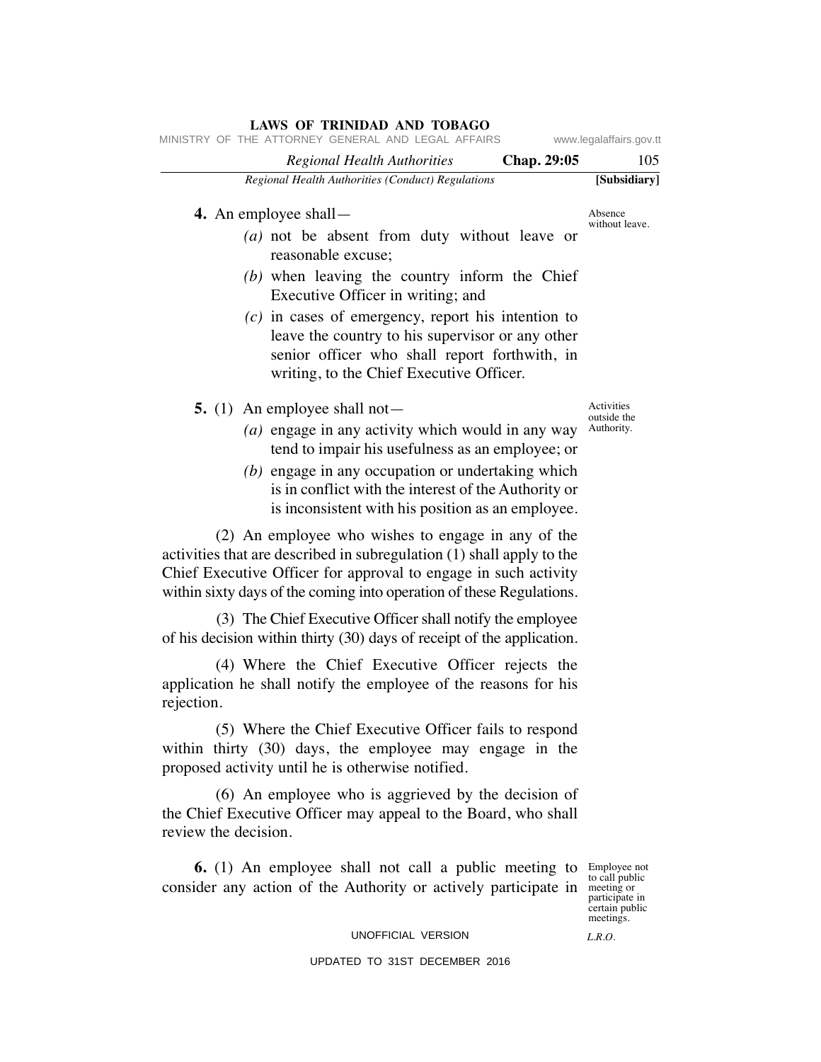**4.** An employee shall—

*Absence without leave.*

*(a)* not be absent from duty without leave or reasonable excuse;

*(b)* when leaving the country inform the Chief Executive Officer in writing; and

*(c)* in cases of emergency, report his intention to leave the country to his supervisor or any other senior officer who shall report forthwith, in writing, to the Chief Executive Officer.

**5.** (1) An employee shall not—

*Activities outside the Authority.*

*(a)* engage in any activity which would in any way tend to impair his usefulness as an employee; or

*(b)* engage in any occupation or undertaking which is in conflict with the interest of the Authority or is inconsistent with his position as an employee.

(2) An employee who wishes to engage in any of the activities that are described in subregulation (1) shall apply to the Chief Executive Officer for approval to engage in such activity within sixty days of the coming into operation of these Regulations.

(3) The Chief Executive Officer shall notify the employee of his decision within thirty (30) days of receipt of the application.

(4) Where the Chief Executive Officer rejects the application he shall notify the employee of the reasons for his rejection.

(5) Where the Chief Executive Officer fails to respond within thirty (30) days, the employee may engage in the proposed activity until he is otherwise notified.

(6) An employee who is aggrieved by the decision of the Chief Executive Officer may appeal to the Board, who shall review the decision.

**6.** (1) An employee shall not call a public meeting to consider any action of the Authority or actively participate in

*Employee not to call public meeting or participate in certain public meetings.*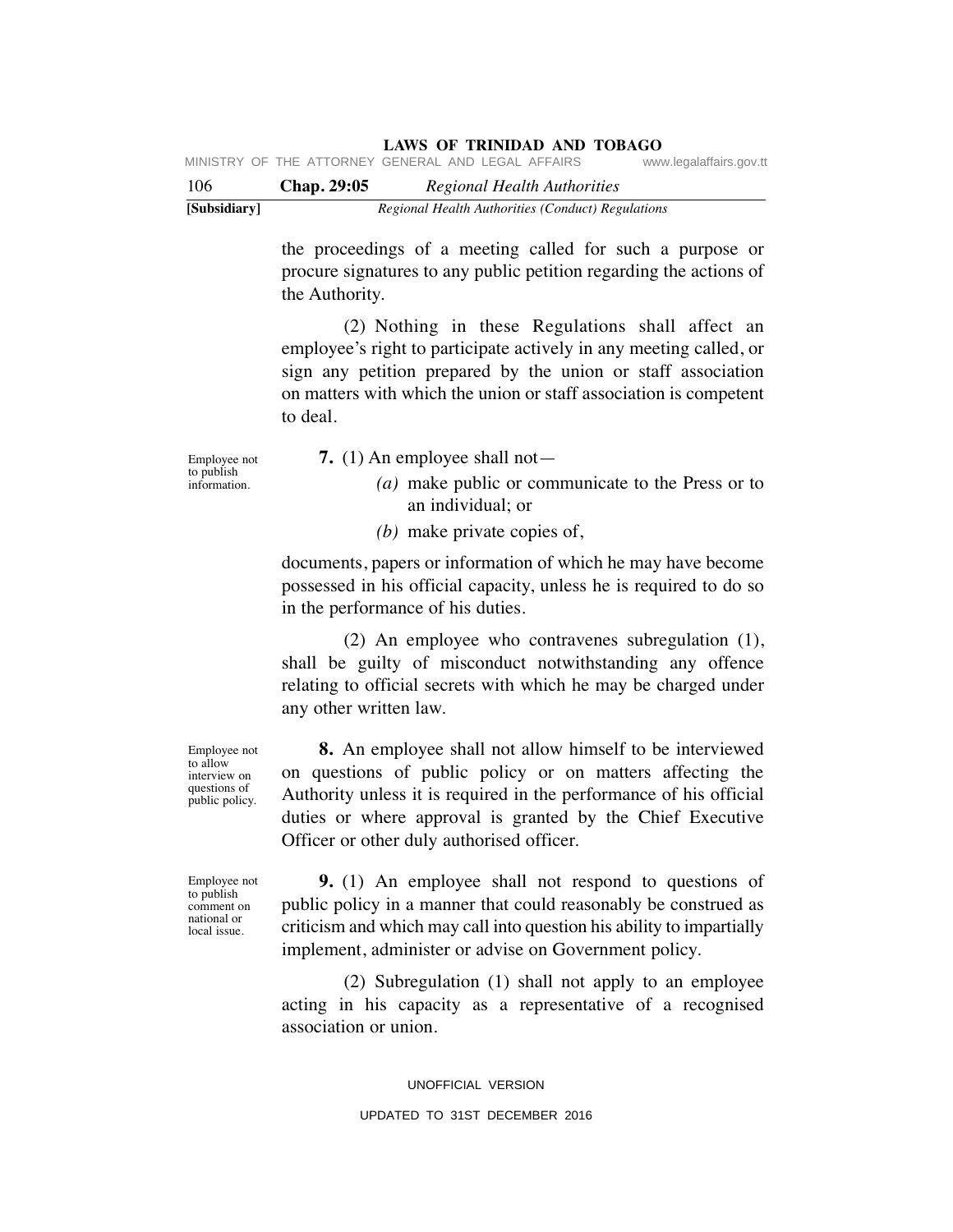the proceedings of a meeting called for such a purpose or procure signatures to any public petition regarding the actions of the Authority.

(2) Nothing in these Regulations shall affect an employee's right to participate actively in any meeting called, or sign any petition prepared by the union or staff association on matters with which the union or staff association is competent to deal.

Employee not to publish information.

**7.** (1) An employee shall not—

*(a)* make public or communicate to the Press or to an individual; or

*(b)* make private copies of,

documents, papers or information of which he may have become possessed in his official capacity, unless he is required to do so in the performance of his duties.

(2) An employee who contravenes subregulation (1), shall be guilty of misconduct notwithstanding any offence relating to official secrets with which he may be charged under any other written law.

Employee not to allow interview on questions of public policy.

**8.** An employee shall not allow himself to be interviewed on questions of public policy or on matters affecting the Authority unless it is required in the performance of his official duties or where approval is granted by the Chief Executive Officer or other duly authorised officer.

Employee not to publish comment on national or local issue.

**9.** (1) An employee shall not respond to questions of public policy in a manner that could reasonably be construed as criticism and which may call into question his ability to impartially implement, administer or advise on Government policy.

(2) Subregulation (1) shall not apply to an employee acting in his capacity as a representative of a recognised association or union.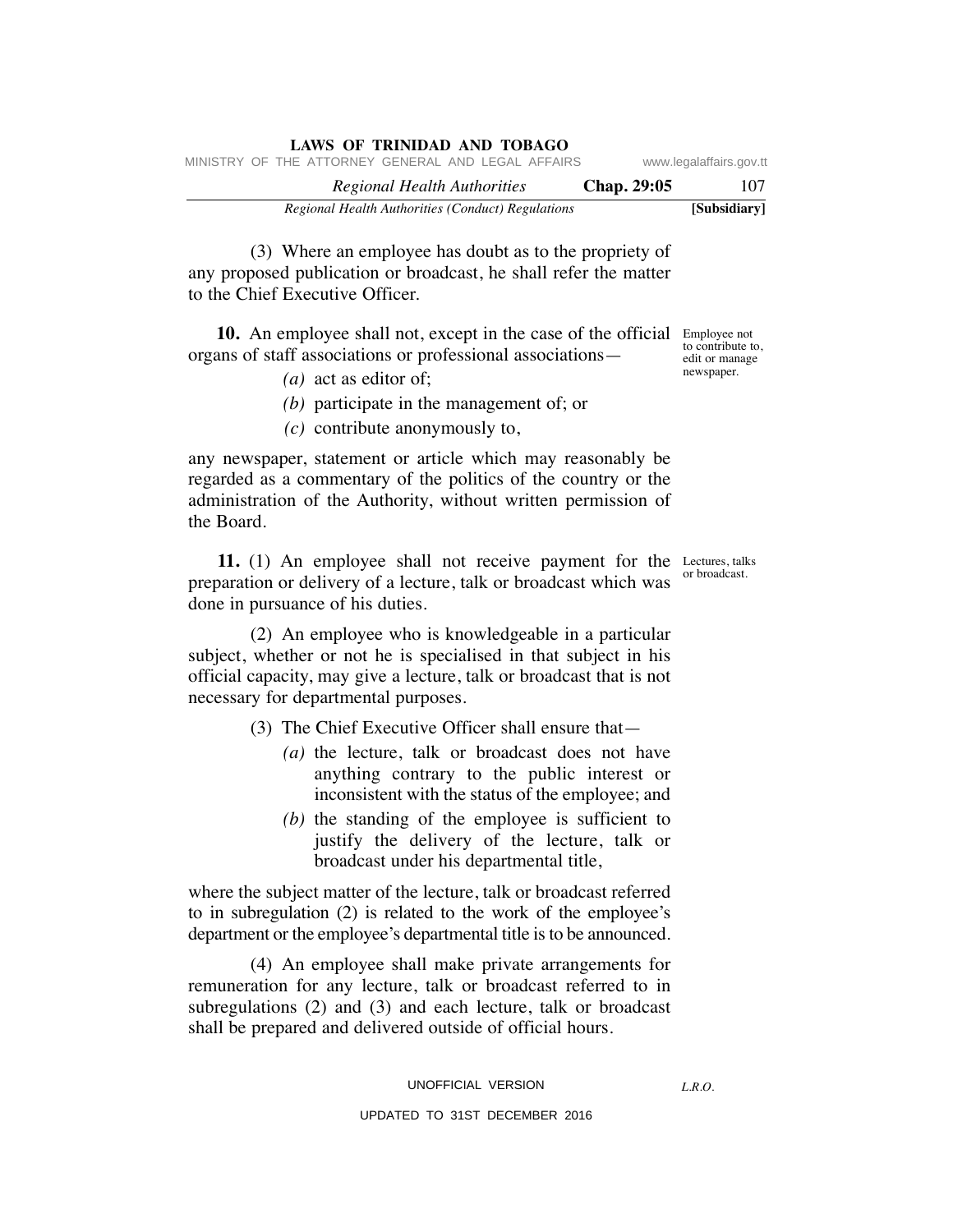(3) Where an employee has doubt as to the propriety of any proposed publication or broadcast, he shall refer the matter to the Chief Executive Officer.

Employee not to contribute to, edit or manage newspaper.

**10.** An employee shall not, except in the case of the official organs of staff associations or professional associations—

*(a)* act as editor of;

*(b)* participate in the management of; or

*(c)* contribute anonymously to,

any newspaper, statement or article which may reasonably be regarded as a commentary of the politics of the country or the administration of the Authority, without written permission of the Board.

Lectures, talks or broadcast.

**11.** (1) An employee shall not receive payment for the preparation or delivery of a lecture, talk or broadcast which was done in pursuance of his duties.

(2) An employee who is knowledgeable in a particular subject, whether or not he is specialised in that subject in his official capacity, may give a lecture, talk or broadcast that is not necessary for departmental purposes.

(3) The Chief Executive Officer shall ensure that—

*(a)* the lecture, talk or broadcast does not have anything contrary to the public interest or inconsistent with the status of the employee; and

*(b)* the standing of the employee is sufficient to justify the delivery of the lecture, talk or broadcast under his departmental title,

where the subject matter of the lecture, talk or broadcast referred to in subregulation (2) is related to the work of the employee's department or the employee's departmental title is to be announced.

(4) An employee shall make private arrangements for remuneration for any lecture, talk or broadcast referred to in subregulations (2) and (3) and each lecture, talk or broadcast shall be prepared and delivered outside of official hours.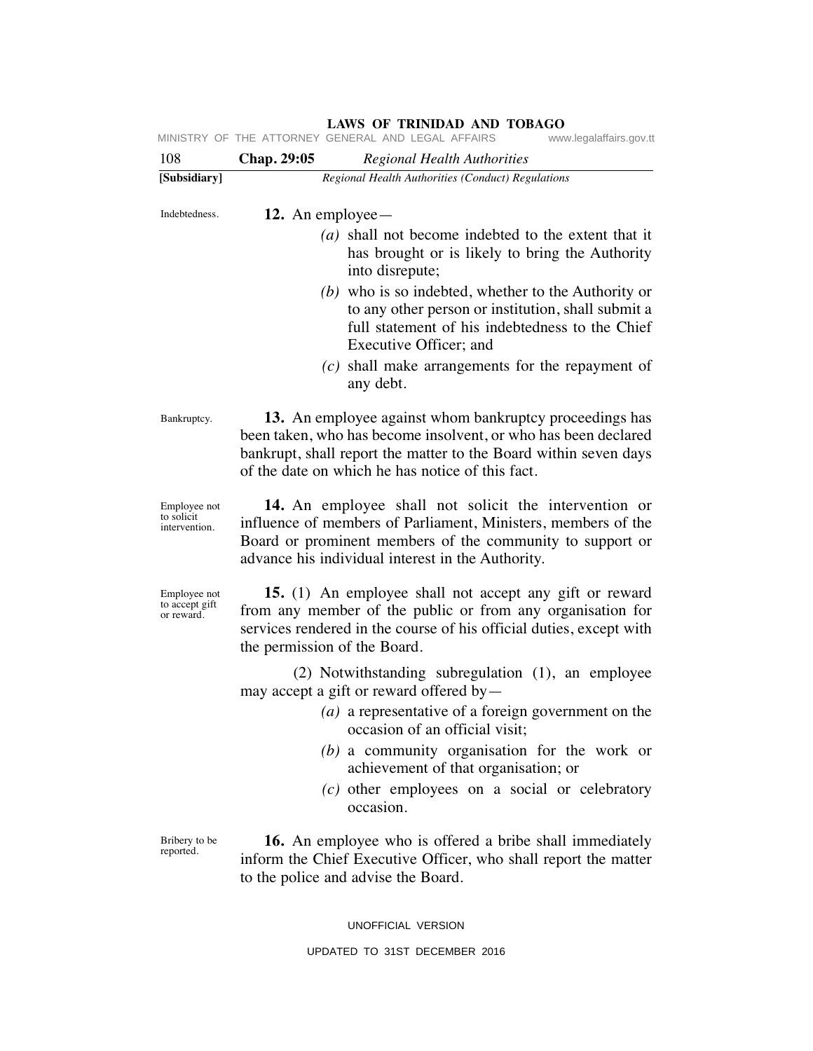Indebtedness.

**12.** An employee—

*(a)* shall not become indebted to the extent that it has brought or is likely to bring the Authority into disrepute;

*(b)* who is so indebted, whether to the Authority or to any other person or institution, shall submit a full statement of his indebtedness to the Chief Executive Officer; and

*(c)* shall make arrangements for the repayment of any debt.

Bankruptcy.

**13.** An employee against whom bankruptcy proceedings has been taken, who has become insolvent, or who has been declared bankrupt, shall report the matter to the Board within seven days of the date on which he has notice of this fact.

Employee not to solicit intervention.

**14.** An employee shall not solicit the intervention or influence of members of Parliament, Ministers, members of the Board or prominent members of the community to support or advance his individual interest in the Authority.

Employee not to accept gift or reward.

**15.** (1) An employee shall not accept any gift or reward from any member of the public or from any organisation for services rendered in the course of his official duties, except with the permission of the Board.

(2) Notwithstanding subregulation (1), an employee may accept a gift or reward offered by—

*(a)* a representative of a foreign government on the occasion of an official visit;

*(b)* a community organisation for the work or achievement of that organisation; or

*(c)* other employees on a social or celebratory occasion.

Bribery to be reported.

**16.** An employee who is offered a bribe shall immediately inform the Chief Executive Officer, who shall report the matter to the police and advise the Board.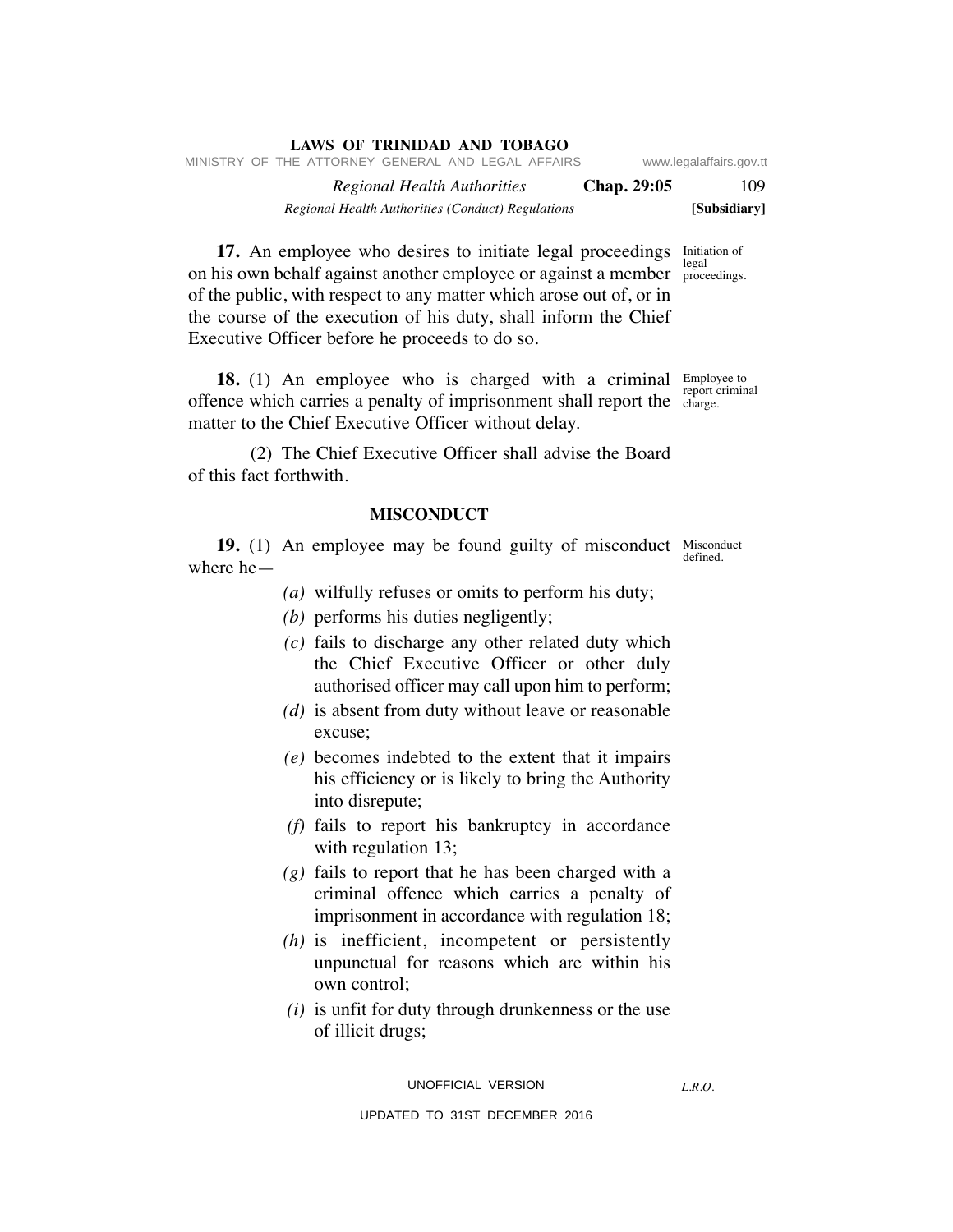**17.** An employee who desires to initiate legal proceedings on his own behalf against another employee or against a member of the public, with respect to any matter which arose out of, or in the course of the execution of his duty, shall inform the Chief Executive Officer before he proceeds to do so.

Initiation of legal proceedings.

**18.** (1) An employee who is charged with a criminal offence which carries a penalty of imprisonment shall report the matter to the Chief Executive Officer without delay.

Employee to report criminal charge.

(2) The Chief Executive Officer shall advise the Board of this fact forthwith.

## MISCONDUCT

**19.** (1) An employee may be found guilty of misconduct where he—

Misconduct defined.

*(a)* wilfully refuses or omits to perform his duty;

*(b)* performs his duties negligently;

*(c)* fails to discharge any other related duty which the Chief Executive Officer or other duly authorised officer may call upon him to perform;

*(d)* is absent from duty without leave or reasonable excuse;

*(e)* becomes indebted to the extent that it impairs his efficiency or is likely to bring the Authority into disrepute;

*(f)* fails to report his bankruptcy in accordance with regulation 13;

*(g)* fails to report that he has been charged with a criminal offence which carries a penalty of imprisonment in accordance with regulation 18;

*(h)* is inefficient, incompetent or persistently unpunctual for reasons which are within his own control;

*(i)* is unfit for duty through drunkenness or the use of illicit drugs;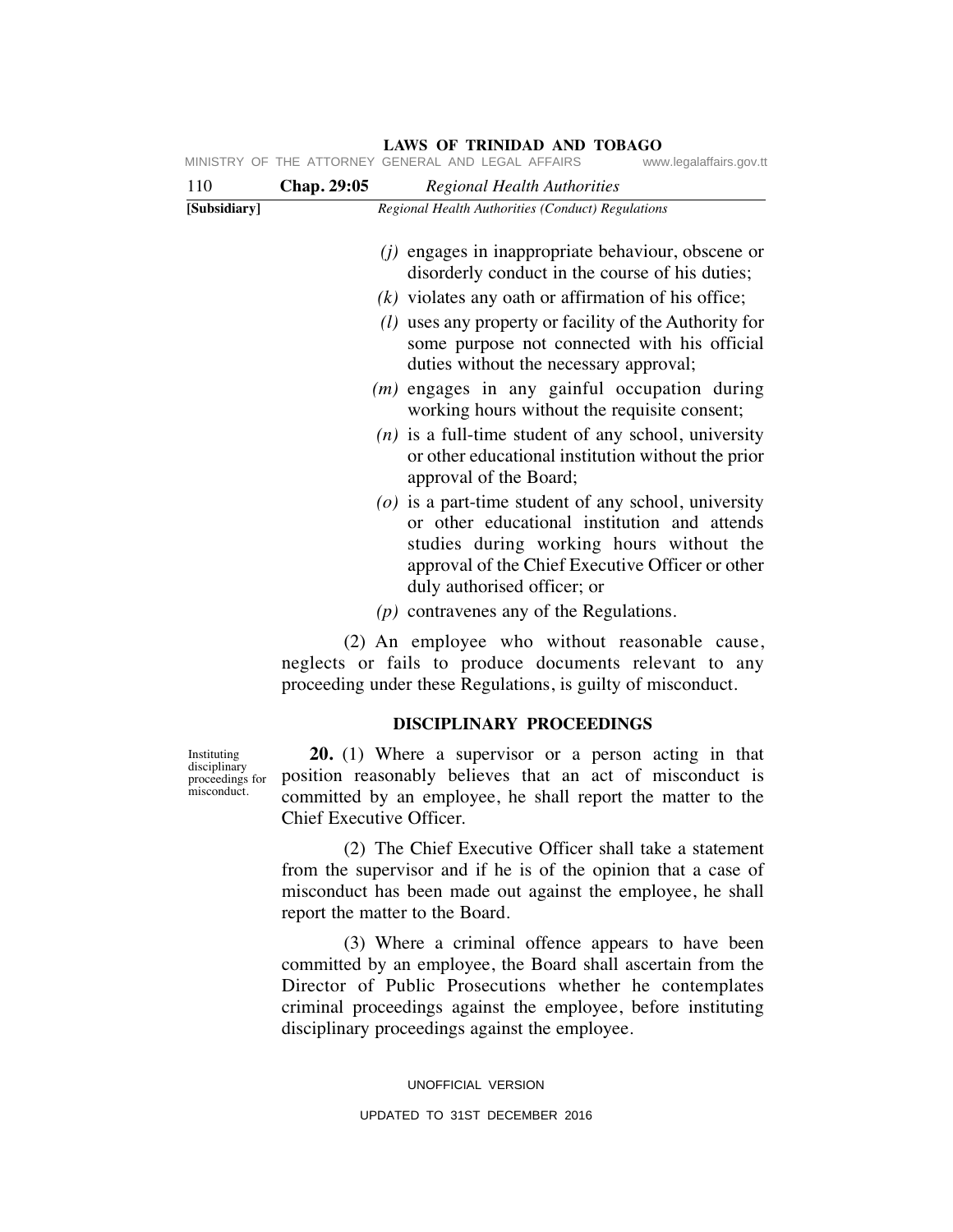*(j)* engages in inappropriate behaviour, obscene or disorderly conduct in the course of his duties;

*(k)* violates any oath or affirmation of his office;

*(l)* uses any property or facility of the Authority for some purpose not connected with his official duties without the necessary approval;

*(m)* engages in any gainful occupation during working hours without the requisite consent;

*(n)* is a full-time student of any school, university or other educational institution without the prior approval of the Board;

*(o)* is a part-time student of any school, university or other educational institution and attends studies during working hours without the approval of the Chief Executive Officer or other duly authorised officer; or

*(p)* contravenes any of the Regulations.

(2) An employee who without reasonable cause, neglects or fails to produce documents relevant to any proceeding under these Regulations, is guilty of misconduct.

## DISCIPLINARY PROCEEDINGS

Instituting disciplinary proceedings for misconduct.

**20.** (1) Where a supervisor or a person acting in that position reasonably believes that an act of misconduct is committed by an employee, he shall report the matter to the Chief Executive Officer.

(2) The Chief Executive Officer shall take a statement from the supervisor and if he is of the opinion that a case of misconduct has been made out against the employee, he shall report the matter to the Board.

(3) Where a criminal offence appears to have been committed by an employee, the Board shall ascertain from the Director of Public Prosecutions whether he contemplates criminal proceedings against the employee, before instituting disciplinary proceedings against the employee.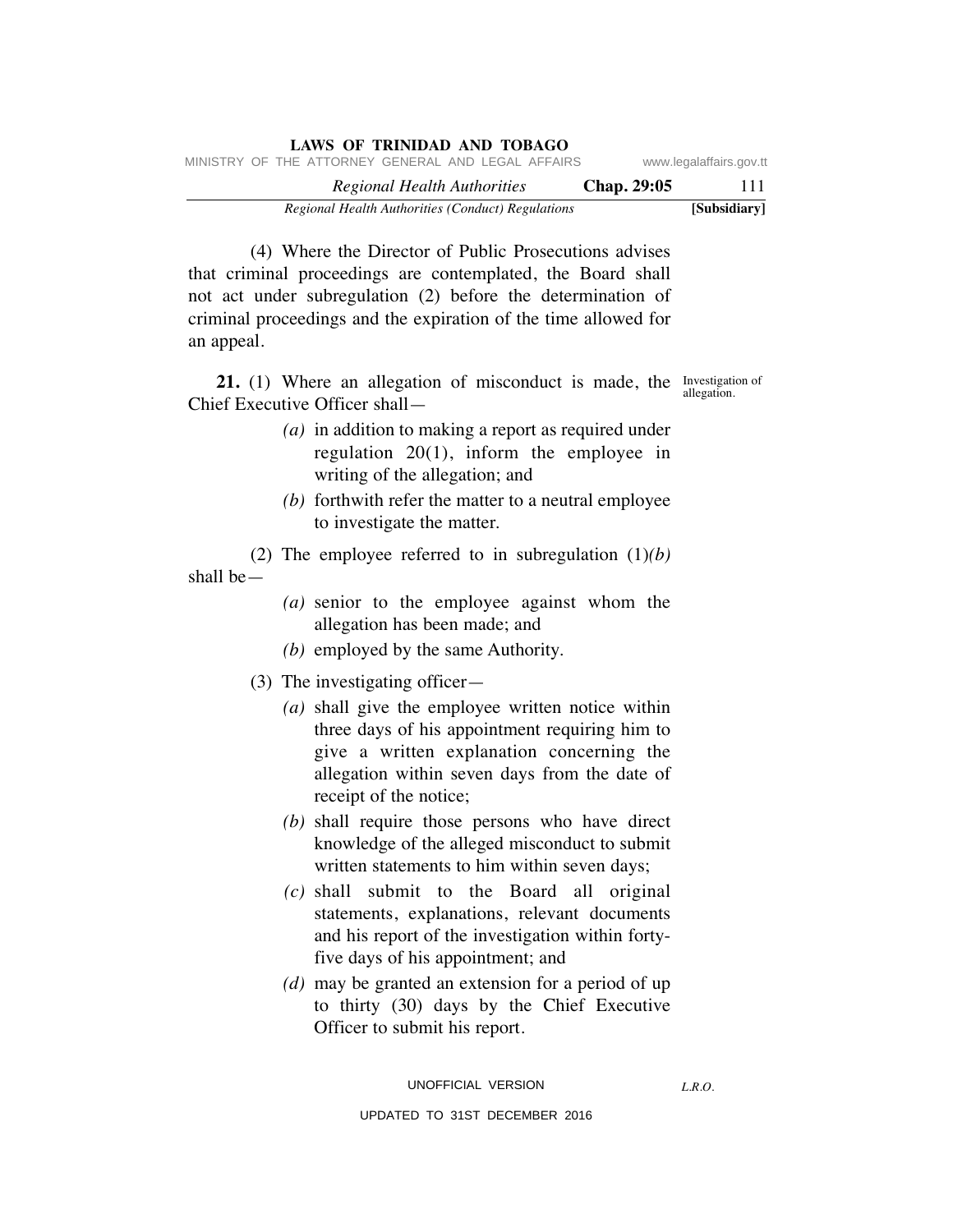(4) Where the Director of Public Prosecutions advises that criminal proceedings are contemplated, the Board shall not act under subregulation (2) before the determination of criminal proceedings and the expiration of the time allowed for an appeal.

Investigation of allegation.

**21.** (1) Where an allegation of misconduct is made, the Chief Executive Officer shall—

*(a)* in addition to making a report as required under regulation 20(1), inform the employee in writing of the allegation; and

*(b)* forthwith refer the matter to a neutral employee to investigate the matter.

(2) The employee referred to in subregulation (1)*(b)* shall be—

*(a)* senior to the employee against whom the allegation has been made; and

*(b)* employed by the same Authority.

(3) The investigating officer—

*(a)* shall give the employee written notice within three days of his appointment requiring him to give a written explanation concerning the allegation within seven days from the date of receipt of the notice;

*(b)* shall require those persons who have direct knowledge of the alleged misconduct to submit written statements to him within seven days;

*(c)* shall submit to the Board all original statements, explanations, relevant documents and his report of the investigation within forty-five days of his appointment; and

*(d)* may be granted an extension for a period of up to thirty (30) days by the Chief Executive Officer to submit his report.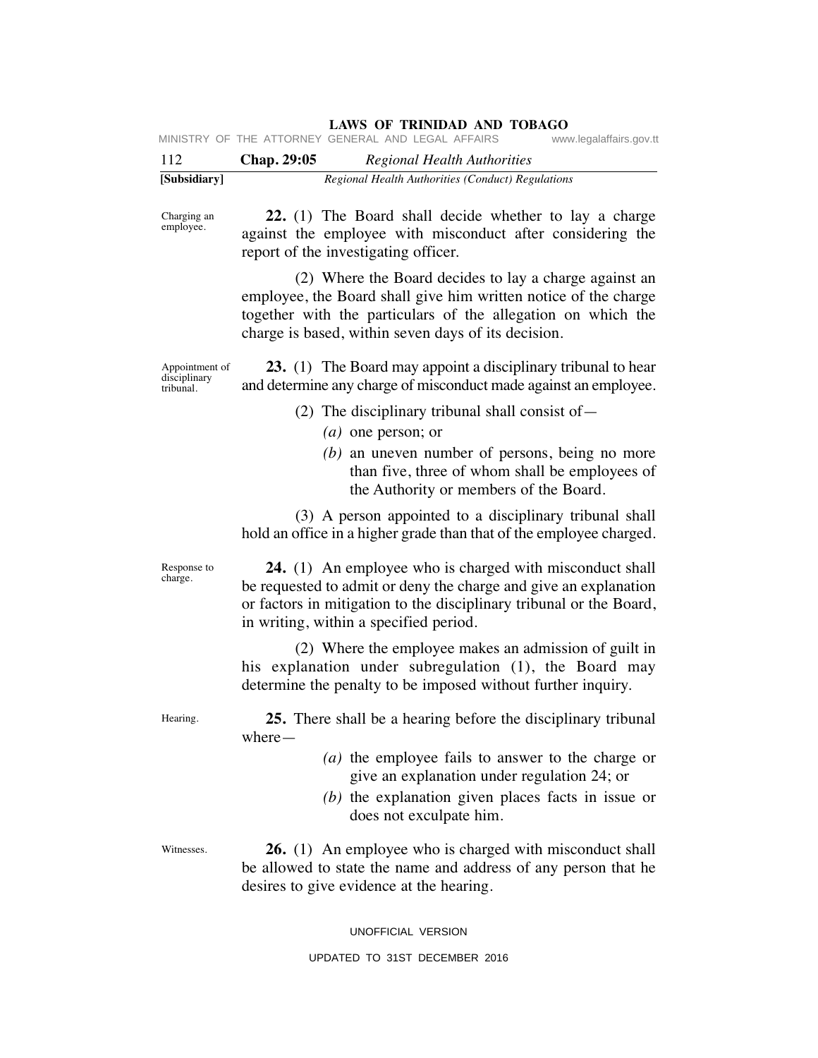Charging an employee.

**22.** (1) The Board shall decide whether to lay a charge against the employee with misconduct after considering the report of the investigating officer.

(2) Where the Board decides to lay a charge against an employee, the Board shall give him written notice of the charge together with the particulars of the allegation on which the charge is based, within seven days of its decision.

Appointment of disciplinary tribunal.

**23.** (1) The Board may appoint a disciplinary tribunal to hear and determine any charge of misconduct made against an employee.

(2) The disciplinary tribunal shall consist of—

*(a)* one person; or

*(b)* an uneven number of persons, being no more than five, three of whom shall be employees of the Authority or members of the Board.

(3) A person appointed to a disciplinary tribunal shall hold an office in a higher grade than that of the employee charged.

Response to charge.

**24.** (1) An employee who is charged with misconduct shall be requested to admit or deny the charge and give an explanation or factors in mitigation to the disciplinary tribunal or the Board, in writing, within a specified period.

(2) Where the employee makes an admission of guilt in his explanation under subregulation (1), the Board may determine the penalty to be imposed without further inquiry.

Hearing.

**25.** There shall be a hearing before the disciplinary tribunal where—

*(a)* the employee fails to answer to the charge or give an explanation under regulation 24; or

*(b)* the explanation given places facts in issue or does not exculpate him.

Witnesses.

**26.** (1) An employee who is charged with misconduct shall be allowed to state the name and address of any person that he desires to give evidence at the hearing.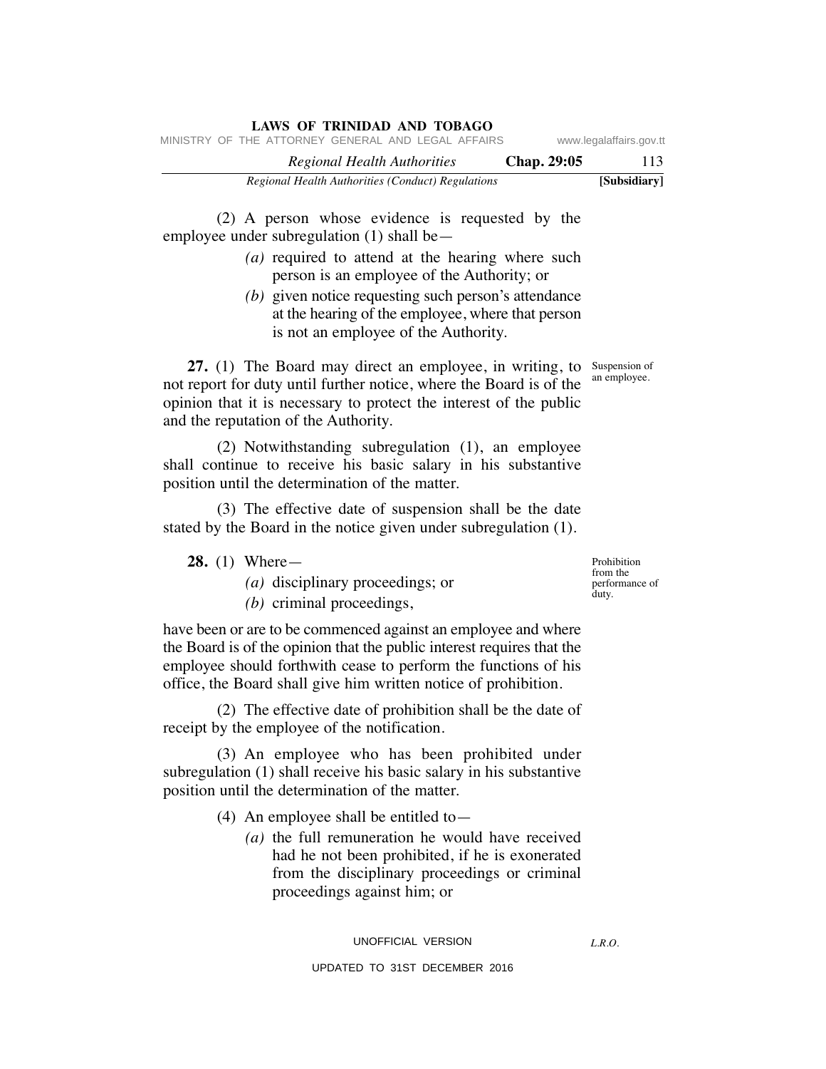(2) A person whose evidence is requested by the employee under subregulation (1) shall be—

*(a)* required to attend at the hearing where such person is an employee of the Authority; or

*(b)* given notice requesting such person's attendance at the hearing of the employee, where that person is not an employee of the Authority.

Suspension of an employee.

**27.** (1) The Board may direct an employee, in writing, to not report for duty until further notice, where the Board is of the opinion that it is necessary to protect the interest of the public and the reputation of the Authority.

(2) Notwithstanding subregulation (1), an employee shall continue to receive his basic salary in his substantive position until the determination of the matter.

(3) The effective date of suspension shall be the date stated by the Board in the notice given under subregulation (1).

Prohibition from the performance of duty.

**28.** (1) Where—

*(a)* disciplinary proceedings; or

*(b)* criminal proceedings,

have been or are to be commenced against an employee and where the Board is of the opinion that the public interest requires that the employee should forthwith cease to perform the functions of his office, the Board shall give him written notice of prohibition.

(2) The effective date of prohibition shall be the date of receipt by the employee of the notification.

(3) An employee who has been prohibited under subregulation (1) shall receive his basic salary in his substantive position until the determination of the matter.

(4) An employee shall be entitled to—

*(a)* the full remuneration he would have received had he not been prohibited, if he is exonerated from the disciplinary proceedings or criminal proceedings against him; or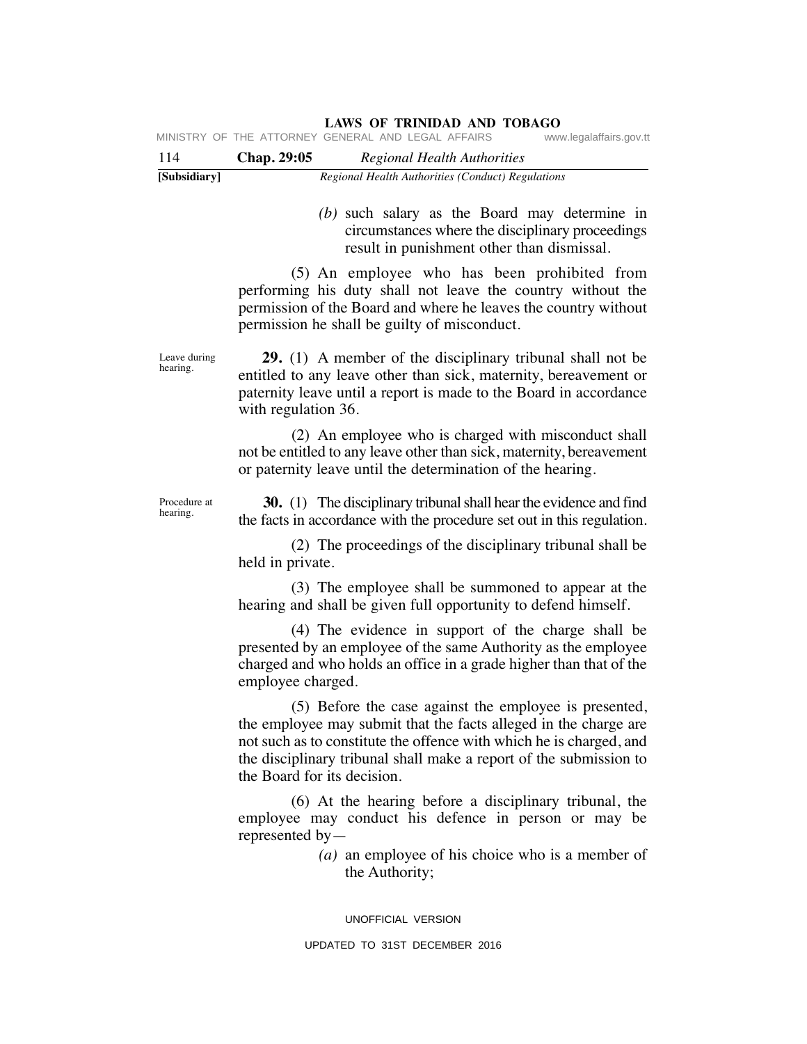*(b)* such salary as the Board may determine in circumstances where the disciplinary proceedings result in punishment other than dismissal.

(5) An employee who has been prohibited from performing his duty shall not leave the country without the permission of the Board and where he leaves the country without permission he shall be guilty of misconduct.

Leave during hearing.

**29.** (1) A member of the disciplinary tribunal shall not be entitled to any leave other than sick, maternity, bereavement or paternity leave until a report is made to the Board in accordance with regulation 36.

(2) An employee who is charged with misconduct shall not be entitled to any leave other than sick, maternity, bereavement or paternity leave until the determination of the hearing.

Procedure at hearing.

**30.** (1) The disciplinary tribunal shall hear the evidence and find the facts in accordance with the procedure set out in this regulation.

(2) The proceedings of the disciplinary tribunal shall be held in private.

(3) The employee shall be summoned to appear at the hearing and shall be given full opportunity to defend himself.

(4) The evidence in support of the charge shall be presented by an employee of the same Authority as the employee charged and who holds an office in a grade higher than that of the employee charged.

(5) Before the case against the employee is presented, the employee may submit that the facts alleged in the charge are not such as to constitute the offence with which he is charged, and the disciplinary tribunal shall make a report of the submission to the Board for its decision.

(6) At the hearing before a disciplinary tribunal, the employee may conduct his defence in person or may be represented by—

*(a)* an employee of his choice who is a member of the Authority;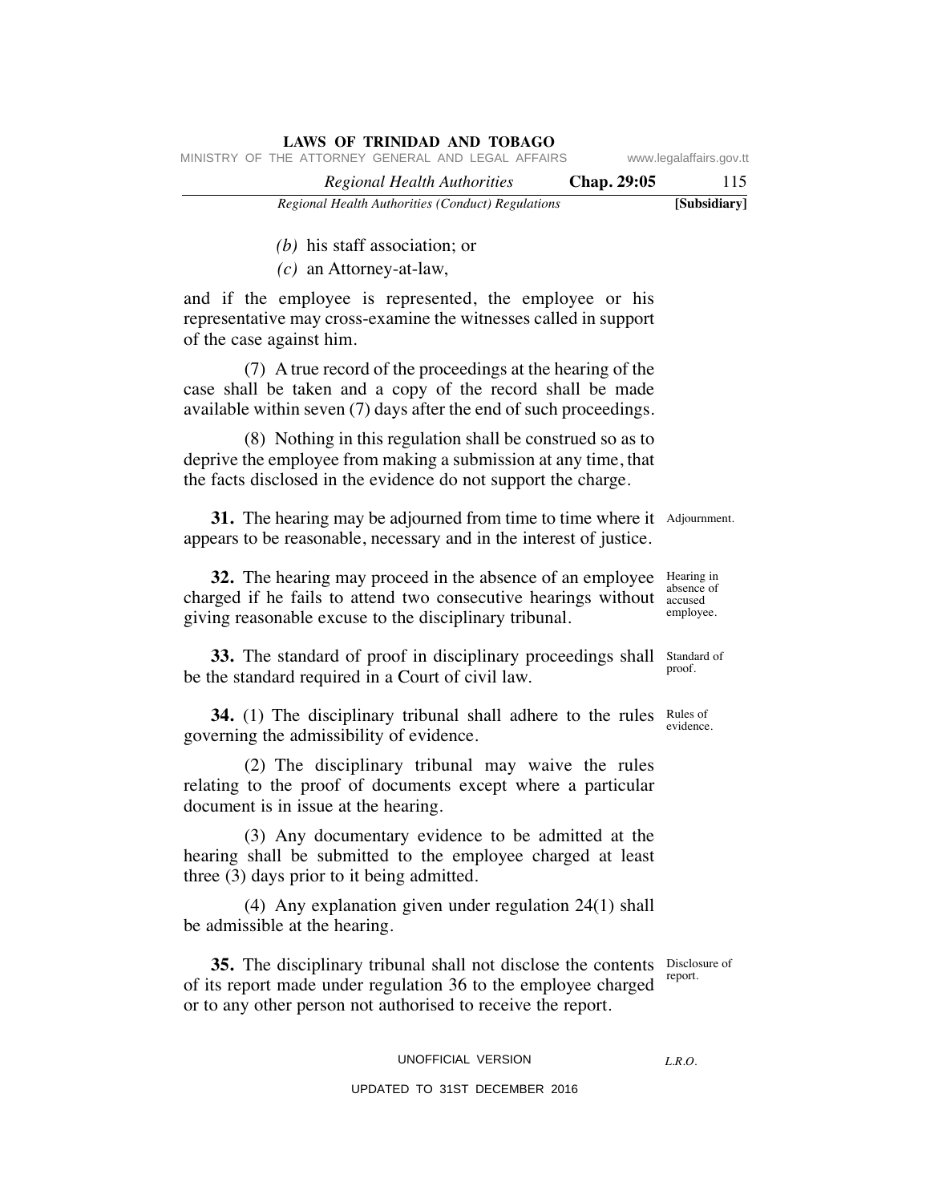(b) his staff association; or

(c) an Attorney-at-law,

and if the employee is represented, the employee or his representative may cross-examine the witnesses called in support of the case against him.

(7) A true record of the proceedings at the hearing of the case shall be taken and a copy of the record shall be made available within seven (7) days after the end of such proceedings.

(8) Nothing in this regulation shall be construed so as to deprive the employee from making a submission at any time, that the facts disclosed in the evidence do not support the charge.

Adjournment.

**31.** The hearing may be adjourned from time to time where it appears to be reasonable, necessary and in the interest of justice.

Hearing in absence of accused employee.

**32.** The hearing may proceed in the absence of an employee charged if he fails to attend two consecutive hearings without giving reasonable excuse to the disciplinary tribunal.

Standard of proof.

**33.** The standard of proof in disciplinary proceedings shall be the standard required in a Court of civil law.

Rules of evidence.

**34.** (1) The disciplinary tribunal shall adhere to the rules governing the admissibility of evidence.

(2) The disciplinary tribunal may waive the rules relating to the proof of documents except where a particular document is in issue at the hearing.

(3) Any documentary evidence to be admitted at the hearing shall be submitted to the employee charged at least three (3) days prior to it being admitted.

(4) Any explanation given under regulation 24(1) shall be admissible at the hearing.

Disclosure of report.

**35.** The disciplinary tribunal shall not disclose the contents of its report made under regulation 36 to the employee charged or to any other person not authorised to receive the report.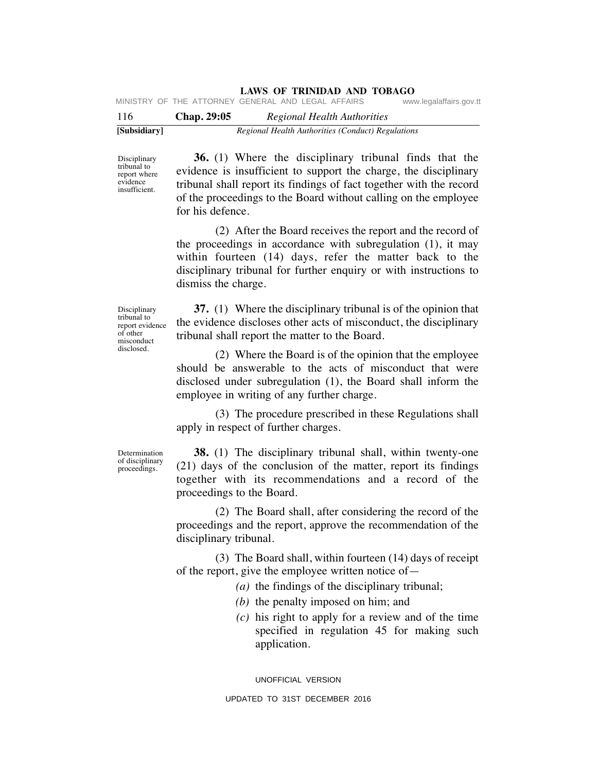**36.** (1) Where the disciplinary tribunal finds that the evidence is insufficient to support the charge, the disciplinary tribunal shall report its findings of fact together with the record of the proceedings to the Board without calling on the employee for his defence.

*Disciplinary tribunal to report where evidence insufficient.*

(2) After the Board receives the report and the record of the proceedings in accordance with subregulation (1), it may within fourteen (14) days, refer the matter back to the disciplinary tribunal for further enquiry or with instructions to dismiss the charge.

**37.** (1) Where the disciplinary tribunal is of the opinion that the evidence discloses other acts of misconduct, the disciplinary tribunal shall report the matter to the Board.

*Disciplinary tribunal to report evidence of other misconduct disclosed.*

(2) Where the Board is of the opinion that the employee should be answerable to the acts of misconduct that were disclosed under subregulation (1), the Board shall inform the employee in writing of any further charge.

(3) The procedure prescribed in these Regulations shall apply in respect of further charges.

**38.** (1) The disciplinary tribunal shall, within twenty-one (21) days of the conclusion of the matter, report its findings together with its recommendations and a record of the proceedings to the Board.

*Determination of disciplinary proceedings.*

(2) The Board shall, after considering the record of the proceedings and the report, approve the recommendation of the disciplinary tribunal.

(3) The Board shall, within fourteen (14) days of receipt of the report, give the employee written notice of—

*(a)* the findings of the disciplinary tribunal;

*(b)* the penalty imposed on him; and

*(c)* his right to apply for a review and of the time specified in regulation 45 for making such application.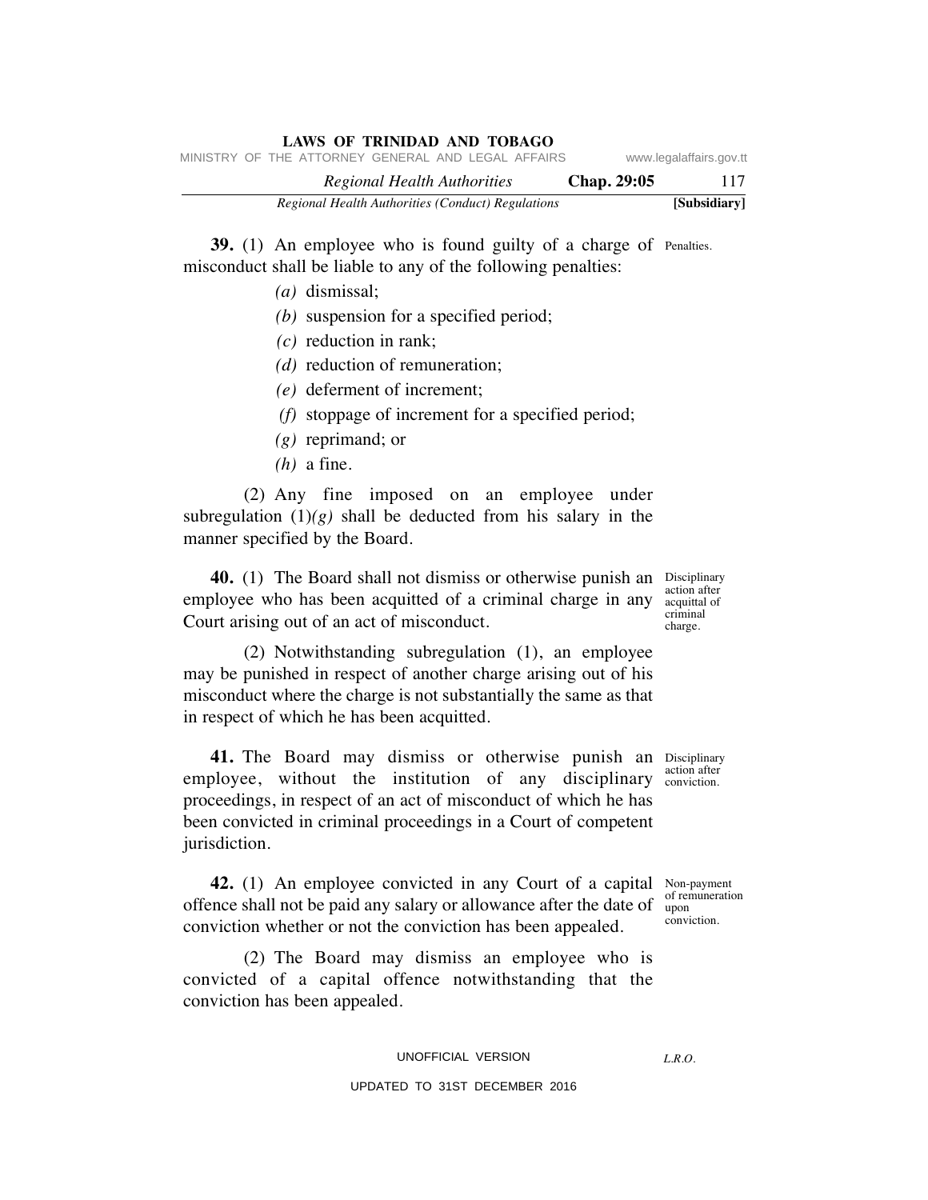**39.** (1) An employee who is found guilty of a charge of misconduct shall be liable to any of the following penalties:

*(a)* dismissal;

*(b)* suspension for a specified period;

*(c)* reduction in rank;

*(d)* reduction of remuneration;

*(e)* deferment of increment;

*(f)* stoppage of increment for a specified period;

*(g)* reprimand; or

*(h)* a fine.

Penalties.

(2) Any fine imposed on an employee under subregulation (1)*(g)* shall be deducted from his salary in the manner specified by the Board.

**40.** (1) The Board shall not dismiss or otherwise punish an employee who has been acquitted of a criminal charge in any Court arising out of an act of misconduct.

Disciplinary action after acquittal of criminal charge.

(2) Notwithstanding subregulation (1), an employee may be punished in respect of another charge arising out of his misconduct where the charge is not substantially the same as that in respect of which he has been acquitted.

**41.** The Board may dismiss or otherwise punish an employee, without the institution of any disciplinary proceedings, in respect of an act of misconduct of which he has been convicted in criminal proceedings in a Court of competent jurisdiction.

Disciplinary action after conviction.

**42.** (1) An employee convicted in any Court of a capital offence shall not be paid any salary or allowance after the date of conviction whether or not the conviction has been appealed.

Non-payment of remuneration upon conviction.

(2) The Board may dismiss an employee who is convicted of a capital offence notwithstanding that the conviction has been appealed.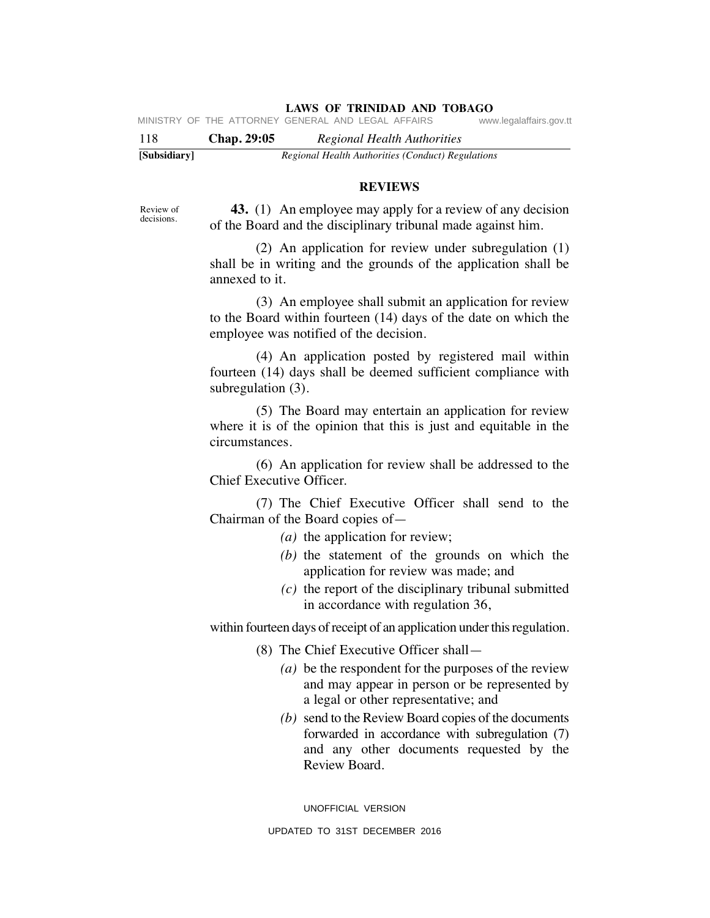## REVIEWS

Review of decisions.

**43.** (1) An employee may apply for a review of any decision of the Board and the disciplinary tribunal made against him.

(2) An application for review under subregulation (1) shall be in writing and the grounds of the application shall be annexed to it.

(3) An employee shall submit an application for review to the Board within fourteen (14) days of the date on which the employee was notified of the decision.

(4) An application posted by registered mail within fourteen (14) days shall be deemed sufficient compliance with subregulation (3).

(5) The Board may entertain an application for review where it is of the opinion that this is just and equitable in the circumstances.

(6) An application for review shall be addressed to the Chief Executive Officer.

(7) The Chief Executive Officer shall send to the Chairman of the Board copies of—

*(a)* the application for review;

*(b)* the statement of the grounds on which the application for review was made; and

*(c)* the report of the disciplinary tribunal submitted in accordance with regulation 36,

within fourteen days of receipt of an application under this regulation.

(8) The Chief Executive Officer shall—

*(a)* be the respondent for the purposes of the review and may appear in person or be represented by a legal or other representative; and

*(b)* send to the Review Board copies of the documents forwarded in accordance with subregulation (7) and any other documents requested by the Review Board.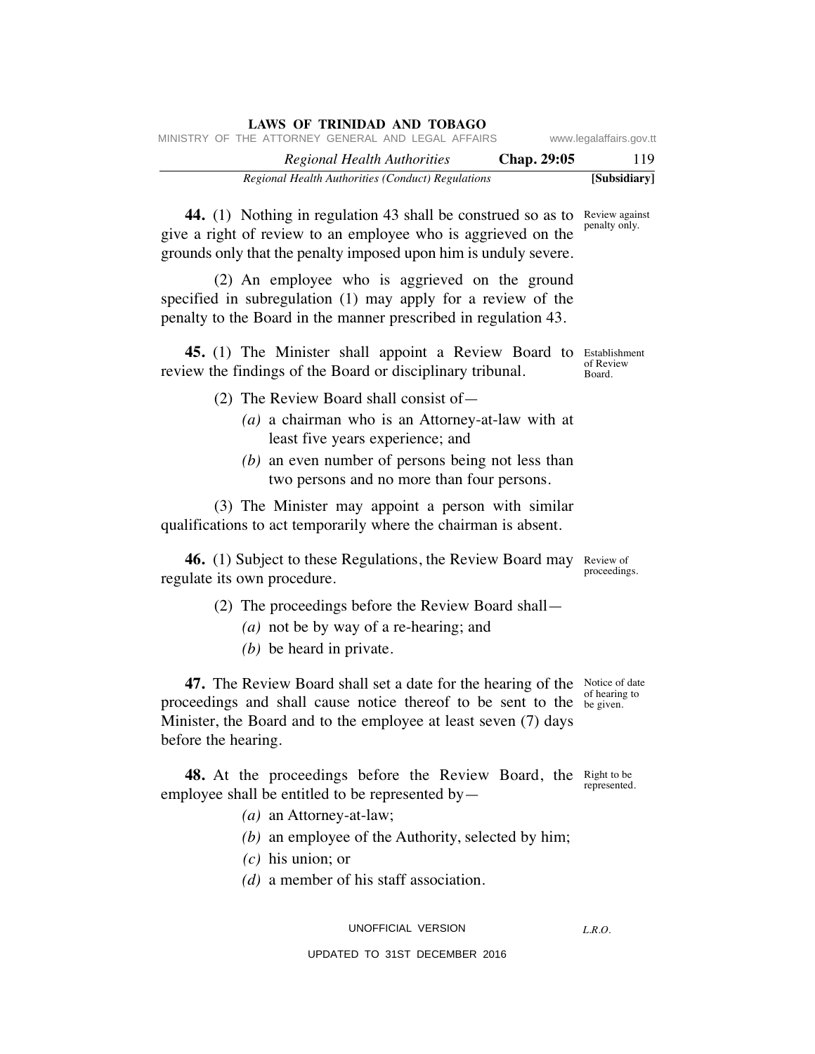**44.** (1) Nothing in regulation 43 shall be construed so as to give a right of review to an employee who is aggrieved on the grounds only that the penalty imposed upon him is unduly severe.

Review against penalty only.

(2) An employee who is aggrieved on the ground specified in subregulation (1) may apply for a review of the penalty to the Board in the manner prescribed in regulation 43.

**45.** (1) The Minister shall appoint a Review Board to review the findings of the Board or disciplinary tribunal.

Establishment of Review Board.

(2) The Review Board shall consist of—

*(a)* a chairman who is an Attorney-at-law with at least five years experience; and

*(b)* an even number of persons being not less than two persons and no more than four persons.

(3) The Minister may appoint a person with similar qualifications to act temporarily where the chairman is absent.

**46.** (1) Subject to these Regulations, the Review Board may regulate its own procedure.

Review of proceedings.

(2) The proceedings before the Review Board shall—

*(a)* not be by way of a re-hearing; and

*(b)* be heard in private.

**47.** The Review Board shall set a date for the hearing of the proceedings and shall cause notice thereof to be sent to the Minister, the Board and to the employee at least seven (7) days before the hearing.

Notice of date of hearing to be given.

**48.** At the proceedings before the Review Board, the employee shall be entitled to be represented by—

Right to be represented.

*(a)* an Attorney-at-law;

*(b)* an employee of the Authority, selected by him;

*(c)* his union; or

*(d)* a member of his staff association.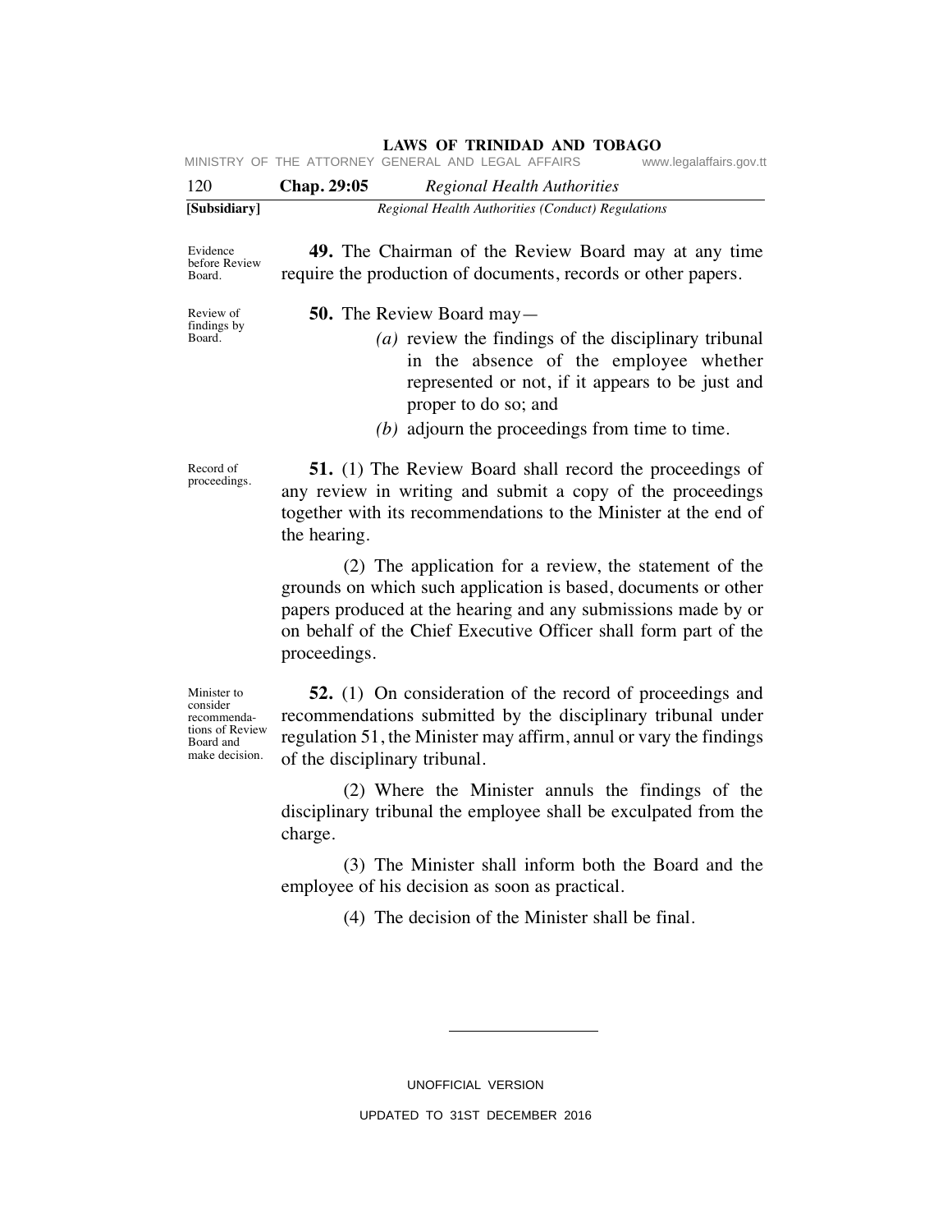**49.** The Chairman of the Review Board may at any time require the production of documents, records or other papers.

Evidence before Review Board.

**50.** The Review Board may—

Review of findings by Board.

*(a)* review the findings of the disciplinary tribunal in the absence of the employee whether represented or not, if it appears to be just and proper to do so; and

*(b)* adjourn the proceedings from time to time.

**51.** (1) The Review Board shall record the proceedings of any review in writing and submit a copy of the proceedings together with its recommendations to the Minister at the end of the hearing.

Record of proceedings.

(2) The application for a review, the statement of the grounds on which such application is based, documents or other papers produced at the hearing and any submissions made by or on behalf of the Chief Executive Officer shall form part of the proceedings.

**52.** (1) On consideration of the record of proceedings and recommendations submitted by the disciplinary tribunal under regulation 51, the Minister may affirm, annul or vary the findings of the disciplinary tribunal.

Minister to consider recommendations of Review Board and make decision.

(2) Where the Minister annuls the findings of the disciplinary tribunal the employee shall be exculpated from the charge.

(3) The Minister shall inform both the Board and the employee of his decision as soon as practical.

(4) The decision of the Minister shall be final.